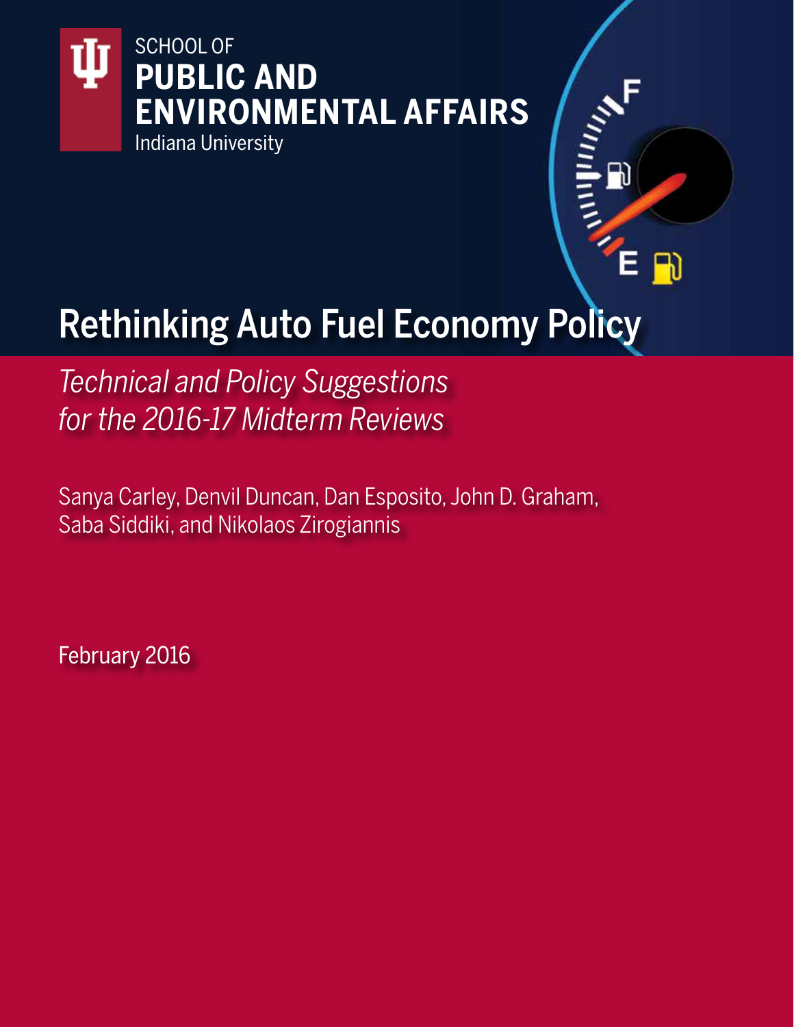SCHOOL OF
**PUBLIC AND ENVIRONMENTAL AFFAIRS**
Indiana University

# Rethinking Auto Fuel Economy Policy

*Technical and Policy Suggestions for the 2016-17 Midterm Reviews*

Sanya Carley, Denvil Duncan, Dan Esposito, John D. Graham, Saba Siddiki, and Nikolaos Zirogiannis

February 2016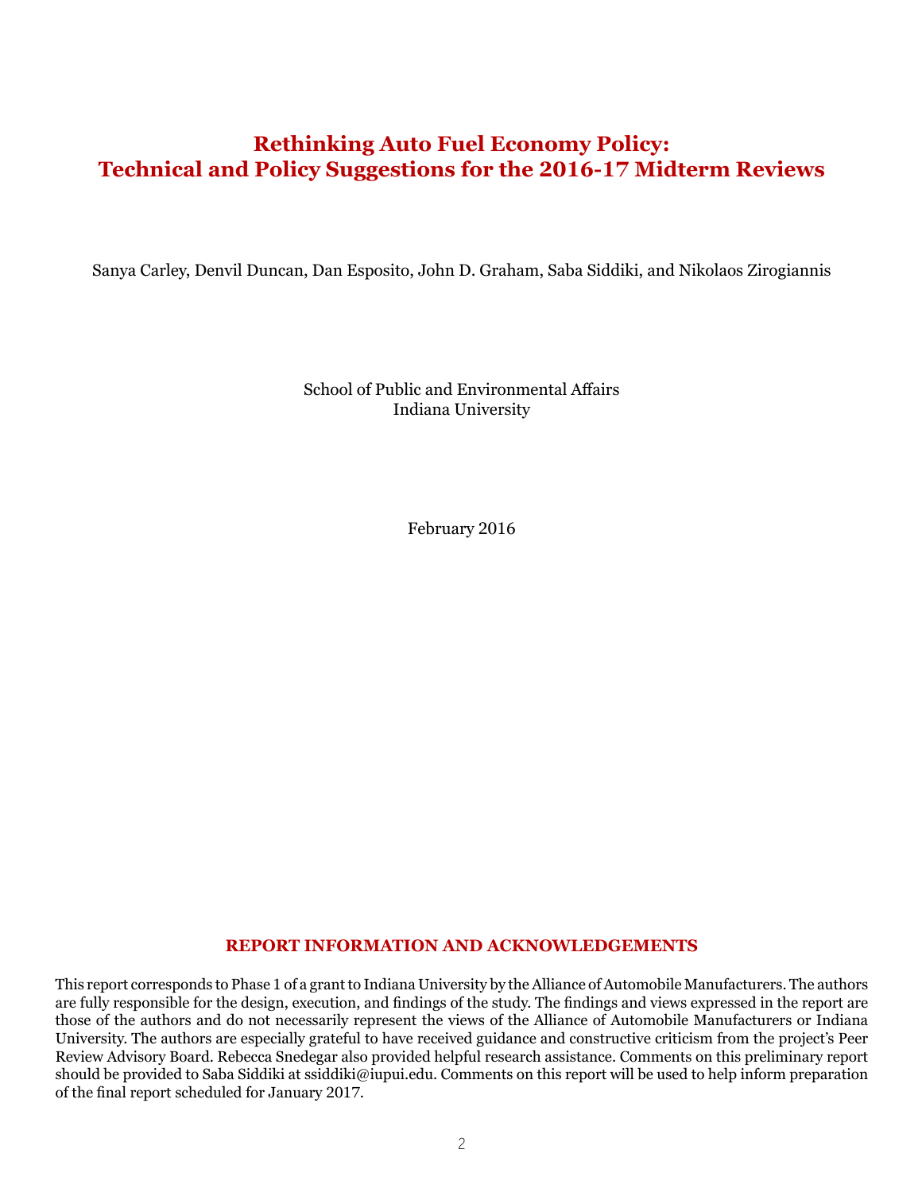# Rethinking Auto Fuel Economy Policy: Technical and Policy Suggestions for the 2016-17 Midterm Reviews

Sanya Carley, Denvil Duncan, Dan Esposito, John D. Graham, Saba Siddiki, and Nikolaos Zirogiannis

School of Public and Environmental Affairs
Indiana University

February 2016

## REPORT INFORMATION AND ACKNOWLEDGEMENTS

This report corresponds to Phase 1 of a grant to Indiana University by the Alliance of Automobile Manufacturers. The authors are fully responsible for the design, execution, and findings of the study. The findings and views expressed in the report are those of the authors and do not necessarily represent the views of the Alliance of Automobile Manufacturers or Indiana University. The authors are especially grateful to have received guidance and constructive criticism from the project's Peer Review Advisory Board. Rebecca Snedegar also provided helpful research assistance. Comments on this preliminary report should be provided to Saba Siddiki at ssiddiki@iupui.edu. Comments on this report will be used to help inform preparation of the final report scheduled for January 2017.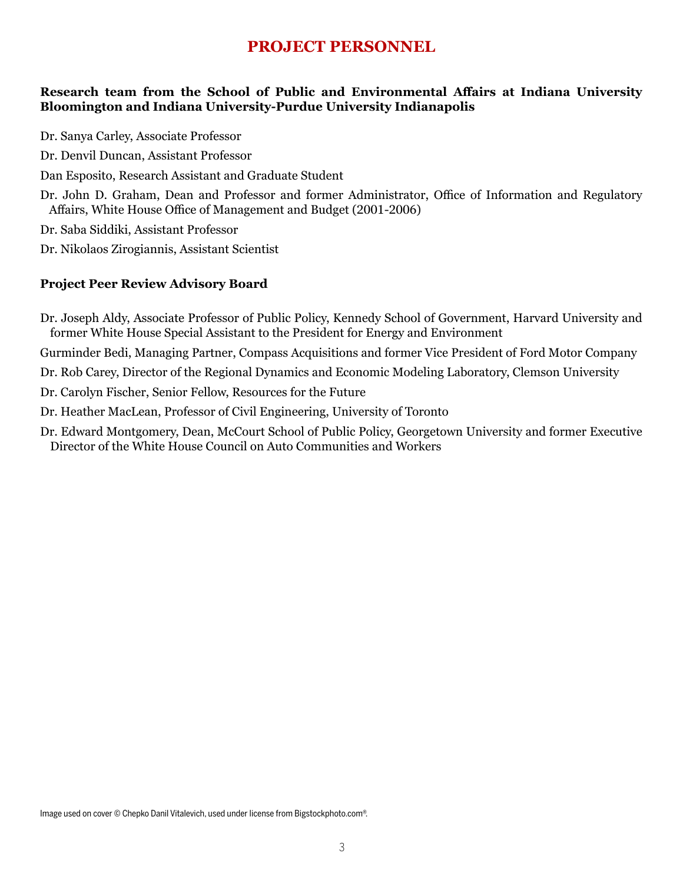# PROJECT PERSONNEL

**Research team from the School of Public and Environmental Affairs at Indiana University Bloomington and Indiana University-Purdue University Indianapolis**

Dr. Sanya Carley, Associate Professor

Dr. Denvil Duncan, Assistant Professor

Dan Esposito, Research Assistant and Graduate Student

Dr. John D. Graham, Dean and Professor and former Administrator, Office of Information and Regulatory Affairs, White House Office of Management and Budget (2001-2006)

Dr. Saba Siddiki, Assistant Professor

Dr. Nikolaos Zirogiannis, Assistant Scientist

**Project Peer Review Advisory Board**

Dr. Joseph Aldy, Associate Professor of Public Policy, Kennedy School of Government, Harvard University and former White House Special Assistant to the President for Energy and Environment

Gurminder Bedi, Managing Partner, Compass Acquisitions and former Vice President of Ford Motor Company

Dr. Rob Carey, Director of the Regional Dynamics and Economic Modeling Laboratory, Clemson University

Dr. Carolyn Fischer, Senior Fellow, Resources for the Future

Dr. Heather MacLean, Professor of Civil Engineering, University of Toronto

Dr. Edward Montgomery, Dean, McCourt School of Public Policy, Georgetown University and former Executive Director of the White House Council on Auto Communities and Workers

Image used on cover © Chepko Danil Vitalevich, used under license from Bigstockphoto.com®.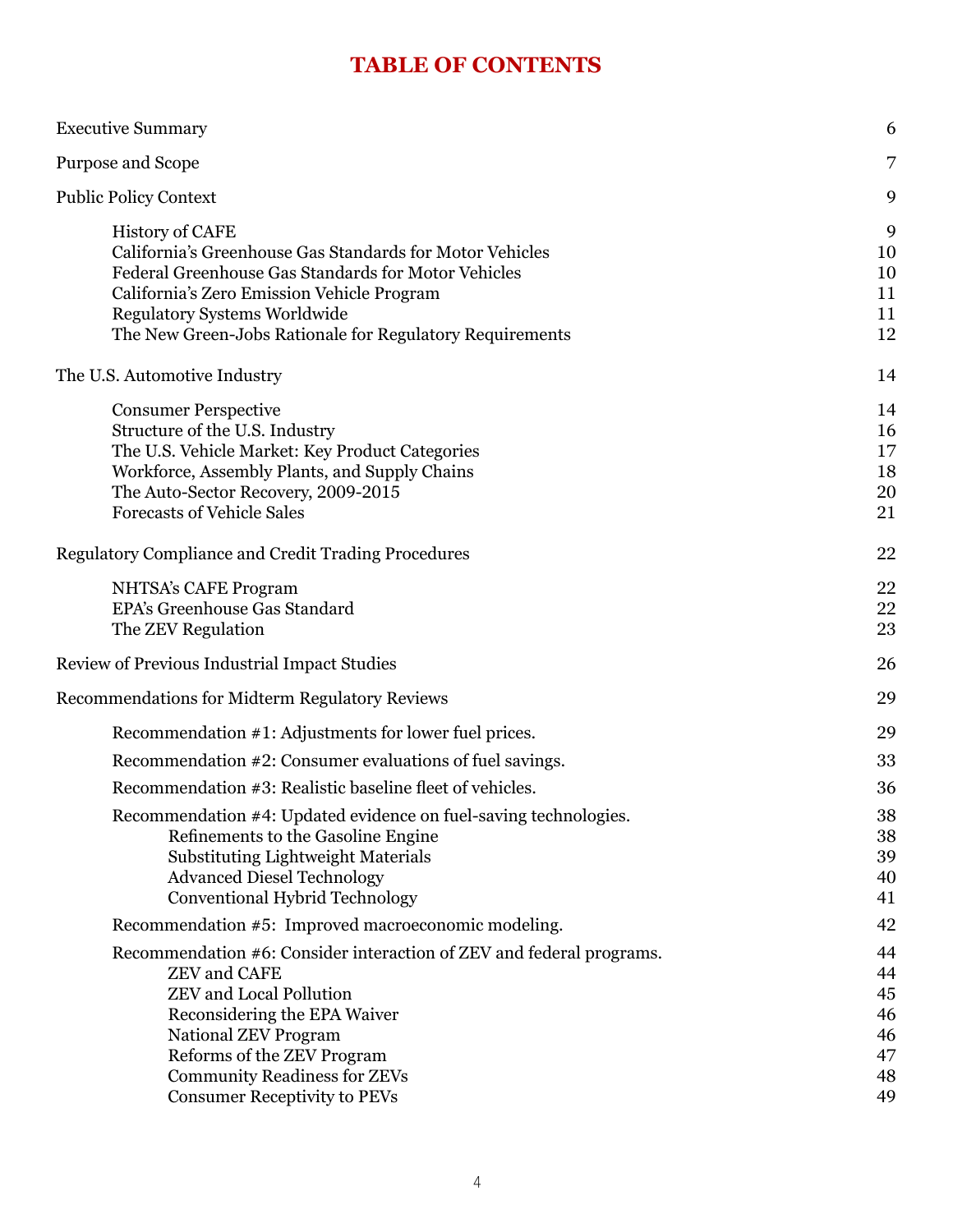# TABLE OF CONTENTS

| | |
|---|---|
| Executive Summary | 6 |
| Purpose and Scope | 7 |
| Public Policy Context | 9 |
| History of CAFE | 9 |
| California's Greenhouse Gas Standards for Motor Vehicles | 10 |
| Federal Greenhouse Gas Standards for Motor Vehicles | 10 |
| California's Zero Emission Vehicle Program | 11 |
| Regulatory Systems Worldwide | 11 |
| The New Green-Jobs Rationale for Regulatory Requirements | 12 |
| The U.S. Automotive Industry | 14 |
| Consumer Perspective | 14 |
| Structure of the U.S. Industry | 16 |
| The U.S. Vehicle Market: Key Product Categories | 17 |
| Workforce, Assembly Plants, and Supply Chains | 18 |
| The Auto-Sector Recovery, 2009-2015 | 20 |
| Forecasts of Vehicle Sales | 21 |
| Regulatory Compliance and Credit Trading Procedures | 22 |
| NHTSA's CAFE Program | 22 |
| EPA's Greenhouse Gas Standard | 22 |
| The ZEV Regulation | 23 |
| Review of Previous Industrial Impact Studies | 26 |
| Recommendations for Midterm Regulatory Reviews | 29 |
| Recommendation #1: Adjustments for lower fuel prices. | 29 |
| Recommendation #2: Consumer evaluations of fuel savings. | 33 |
| Recommendation #3: Realistic baseline fleet of vehicles. | 36 |
| Recommendation #4: Updated evidence on fuel-saving technologies. | 38 |
| Refinements to the Gasoline Engine | 38 |
| Substituting Lightweight Materials | 39 |
| Advanced Diesel Technology | 40 |
| Conventional Hybrid Technology | 41 |
| Recommendation #5: Improved macroeconomic modeling. | 42 |
| Recommendation #6: Consider interaction of ZEV and federal programs. | 44 |
| ZEV and CAFE | 44 |
| ZEV and Local Pollution | 45 |
| Reconsidering the EPA Waiver | 46 |
| National ZEV Program | 46 |
| Reforms of the ZEV Program | 47 |
| Community Readiness for ZEVs | 48 |
| Consumer Receptivity to PEVs | 49 |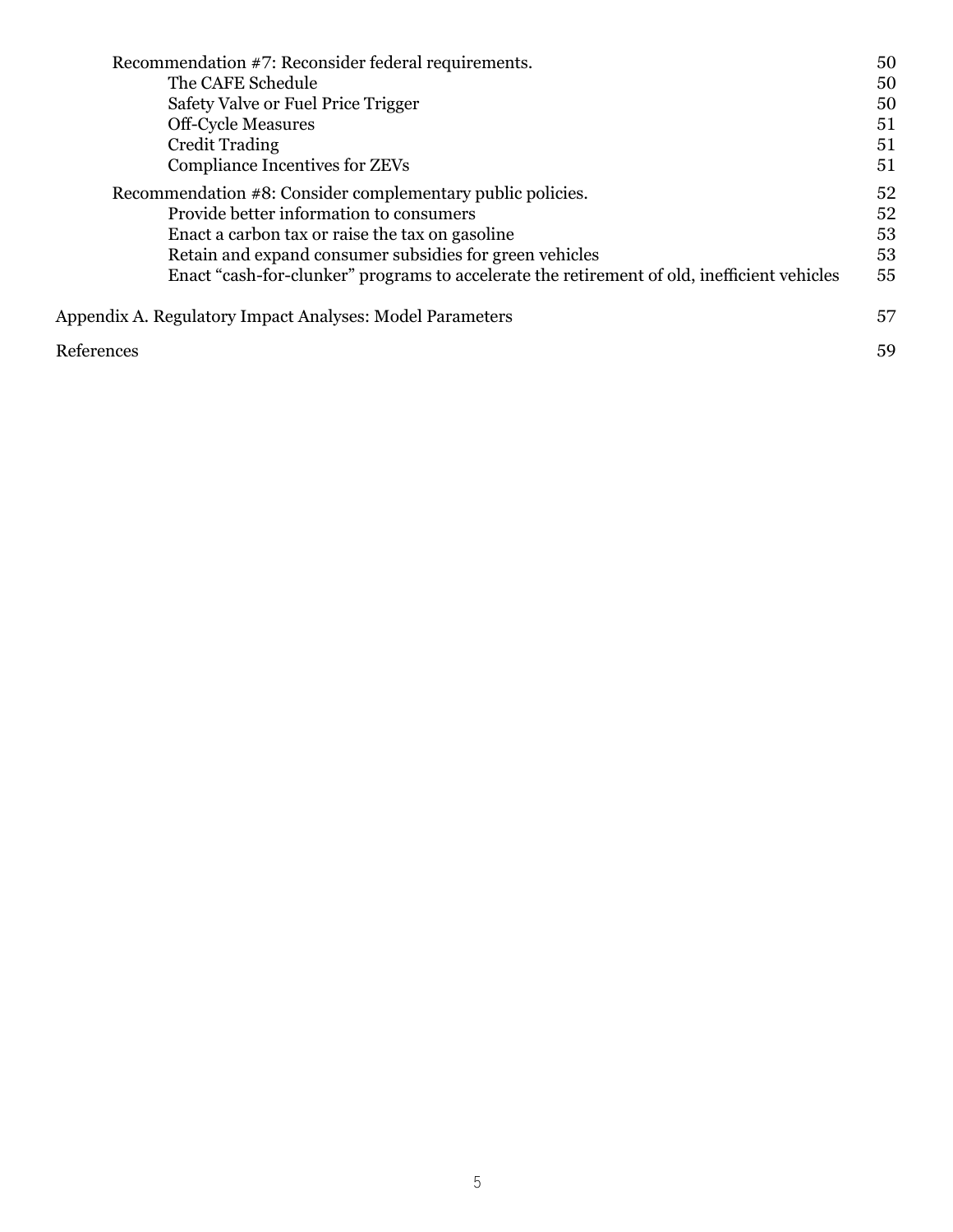Recommendation #7: Reconsider federal requirements. 50

The CAFE Schedule 50

Safety Valve or Fuel Price Trigger 50

Off-Cycle Measures 51

Credit Trading 51

Compliance Incentives for ZEVs 51

Recommendation #8: Consider complementary public policies. 52

Provide better information to consumers 52

Enact a carbon tax or raise the tax on gasoline 53

Retain and expand consumer subsidies for green vehicles 53

Enact "cash-for-clunker" programs to accelerate the retirement of old, inefficient vehicles 55

Appendix A. Regulatory Impact Analyses: Model Parameters 57

References 59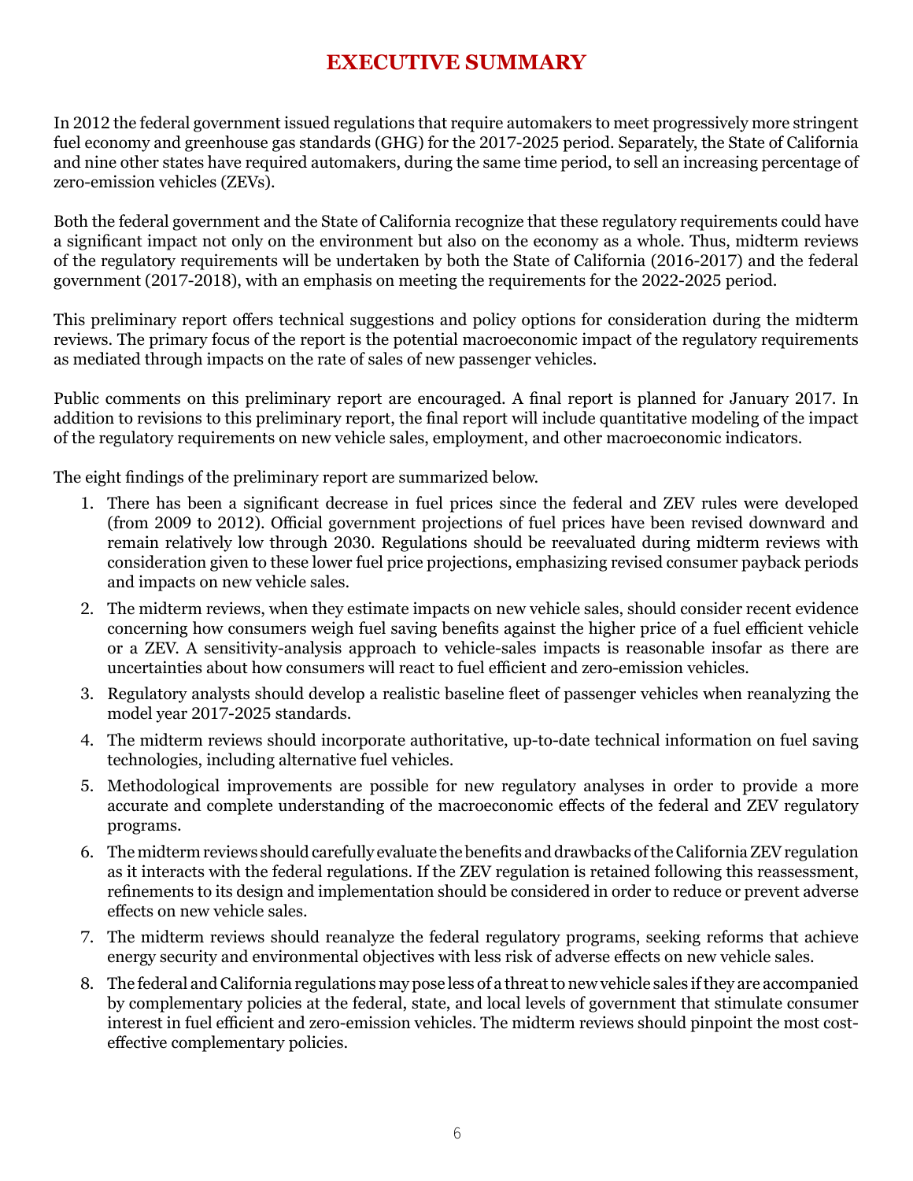# EXECUTIVE SUMMARY

In 2012 the federal government issued regulations that require automakers to meet progressively more stringent fuel economy and greenhouse gas standards (GHG) for the 2017-2025 period. Separately, the State of California and nine other states have required automakers, during the same time period, to sell an increasing percentage of zero-emission vehicles (ZEVs).

Both the federal government and the State of California recognize that these regulatory requirements could have a significant impact not only on the environment but also on the economy as a whole. Thus, midterm reviews of the regulatory requirements will be undertaken by both the State of California (2016-2017) and the federal government (2017-2018), with an emphasis on meeting the requirements for the 2022-2025 period.

This preliminary report offers technical suggestions and policy options for consideration during the midterm reviews. The primary focus of the report is the potential macroeconomic impact of the regulatory requirements as mediated through impacts on the rate of sales of new passenger vehicles.

Public comments on this preliminary report are encouraged. A final report is planned for January 2017. In addition to revisions to this preliminary report, the final report will include quantitative modeling of the impact of the regulatory requirements on new vehicle sales, employment, and other macroeconomic indicators.

The eight findings of the preliminary report are summarized below.

1. There has been a significant decrease in fuel prices since the federal and ZEV rules were developed (from 2009 to 2012). Official government projections of fuel prices have been revised downward and remain relatively low through 2030. Regulations should be reevaluated during midterm reviews with consideration given to these lower fuel price projections, emphasizing revised consumer payback periods and impacts on new vehicle sales.
2. The midterm reviews, when they estimate impacts on new vehicle sales, should consider recent evidence concerning how consumers weigh fuel saving benefits against the higher price of a fuel efficient vehicle or a ZEV. A sensitivity-analysis approach to vehicle-sales impacts is reasonable insofar as there are uncertainties about how consumers will react to fuel efficient and zero-emission vehicles.
3. Regulatory analysts should develop a realistic baseline fleet of passenger vehicles when reanalyzing the model year 2017-2025 standards.
4. The midterm reviews should incorporate authoritative, up-to-date technical information on fuel saving technologies, including alternative fuel vehicles.
5. Methodological improvements are possible for new regulatory analyses in order to provide a more accurate and complete understanding of the macroeconomic effects of the federal and ZEV regulatory programs.
6. The midterm reviews should carefully evaluate the benefits and drawbacks of the California ZEV regulation as it interacts with the federal regulations. If the ZEV regulation is retained following this reassessment, refinements to its design and implementation should be considered in order to reduce or prevent adverse effects on new vehicle sales.
7. The midterm reviews should reanalyze the federal regulatory programs, seeking reforms that achieve energy security and environmental objectives with less risk of adverse effects on new vehicle sales.
8. The federal and California regulations may pose less of a threat to new vehicle sales if they are accompanied by complementary policies at the federal, state, and local levels of government that stimulate consumer interest in fuel efficient and zero-emission vehicles. The midterm reviews should pinpoint the most cost-effective complementary policies.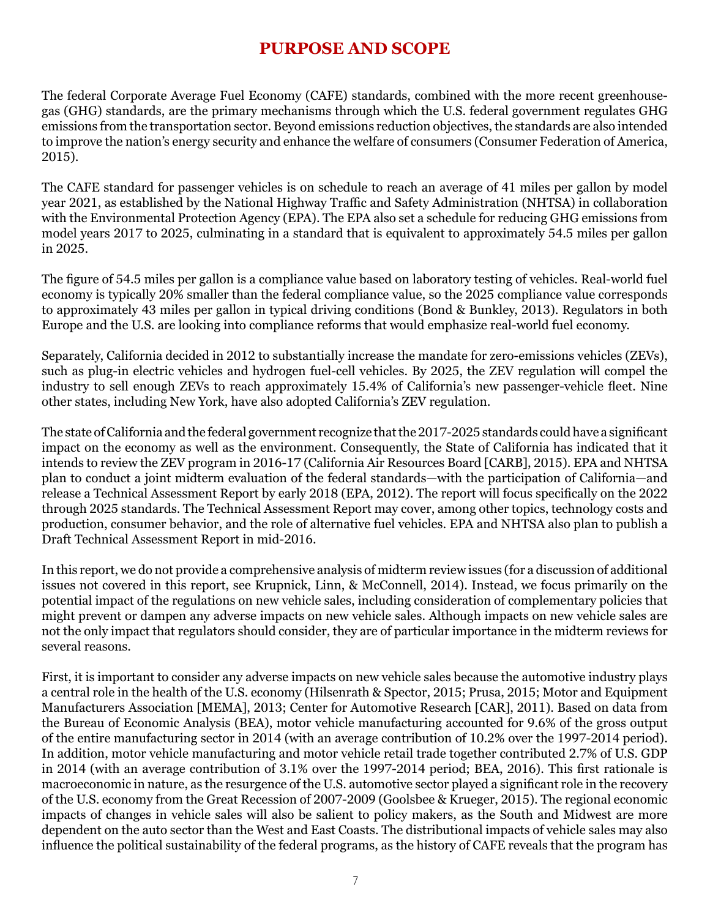# PURPOSE AND SCOPE

The federal Corporate Average Fuel Economy (CAFE) standards, combined with the more recent greenhouse-gas (GHG) standards, are the primary mechanisms through which the U.S. federal government regulates GHG emissions from the transportation sector. Beyond emissions reduction objectives, the standards are also intended to improve the nation's energy security and enhance the welfare of consumers (Consumer Federation of America, 2015).

The CAFE standard for passenger vehicles is on schedule to reach an average of 41 miles per gallon by model year 2021, as established by the National Highway Traffic and Safety Administration (NHTSA) in collaboration with the Environmental Protection Agency (EPA). The EPA also set a schedule for reducing GHG emissions from model years 2017 to 2025, culminating in a standard that is equivalent to approximately 54.5 miles per gallon in 2025.

The figure of 54.5 miles per gallon is a compliance value based on laboratory testing of vehicles. Real-world fuel economy is typically 20% smaller than the federal compliance value, so the 2025 compliance value corresponds to approximately 43 miles per gallon in typical driving conditions (Bond & Bunkley, 2013). Regulators in both Europe and the U.S. are looking into compliance reforms that would emphasize real-world fuel economy.

Separately, California decided in 2012 to substantially increase the mandate for zero-emissions vehicles (ZEVs), such as plug-in electric vehicles and hydrogen fuel-cell vehicles. By 2025, the ZEV regulation will compel the industry to sell enough ZEVs to reach approximately 15.4% of California's new passenger-vehicle fleet. Nine other states, including New York, have also adopted California's ZEV regulation.

The state of California and the federal government recognize that the 2017-2025 standards could have a significant impact on the economy as well as the environment. Consequently, the State of California has indicated that it intends to review the ZEV program in 2016-17 (California Air Resources Board [CARB], 2015). EPA and NHTSA plan to conduct a joint midterm evaluation of the federal standards—with the participation of California—and release a Technical Assessment Report by early 2018 (EPA, 2012). The report will focus specifically on the 2022 through 2025 standards. The Technical Assessment Report may cover, among other topics, technology costs and production, consumer behavior, and the role of alternative fuel vehicles. EPA and NHTSA also plan to publish a Draft Technical Assessment Report in mid-2016.

In this report, we do not provide a comprehensive analysis of midterm review issues (for a discussion of additional issues not covered in this report, see Krupnick, Linn, & McConnell, 2014). Instead, we focus primarily on the potential impact of the regulations on new vehicle sales, including consideration of complementary policies that might prevent or dampen any adverse impacts on new vehicle sales. Although impacts on new vehicle sales are not the only impact that regulators should consider, they are of particular importance in the midterm reviews for several reasons.

First, it is important to consider any adverse impacts on new vehicle sales because the automotive industry plays a central role in the health of the U.S. economy (Hilsenrath & Spector, 2015; Prusa, 2015; Motor and Equipment Manufacturers Association [MEMA], 2013; Center for Automotive Research [CAR], 2011). Based on data from the Bureau of Economic Analysis (BEA), motor vehicle manufacturing accounted for 9.6% of the gross output of the entire manufacturing sector in 2014 (with an average contribution of 10.2% over the 1997-2014 period). In addition, motor vehicle manufacturing and motor vehicle retail trade together contributed 2.7% of U.S. GDP in 2014 (with an average contribution of 3.1% over the 1997-2014 period; BEA, 2016). This first rationale is macroeconomic in nature, as the resurgence of the U.S. automotive sector played a significant role in the recovery of the U.S. economy from the Great Recession of 2007-2009 (Goolsbee & Krueger, 2015). The regional economic impacts of changes in vehicle sales will also be salient to policy makers, as the South and Midwest are more dependent on the auto sector than the West and East Coasts. The distributional impacts of vehicle sales may also influence the political sustainability of the federal programs, as the history of CAFE reveals that the program has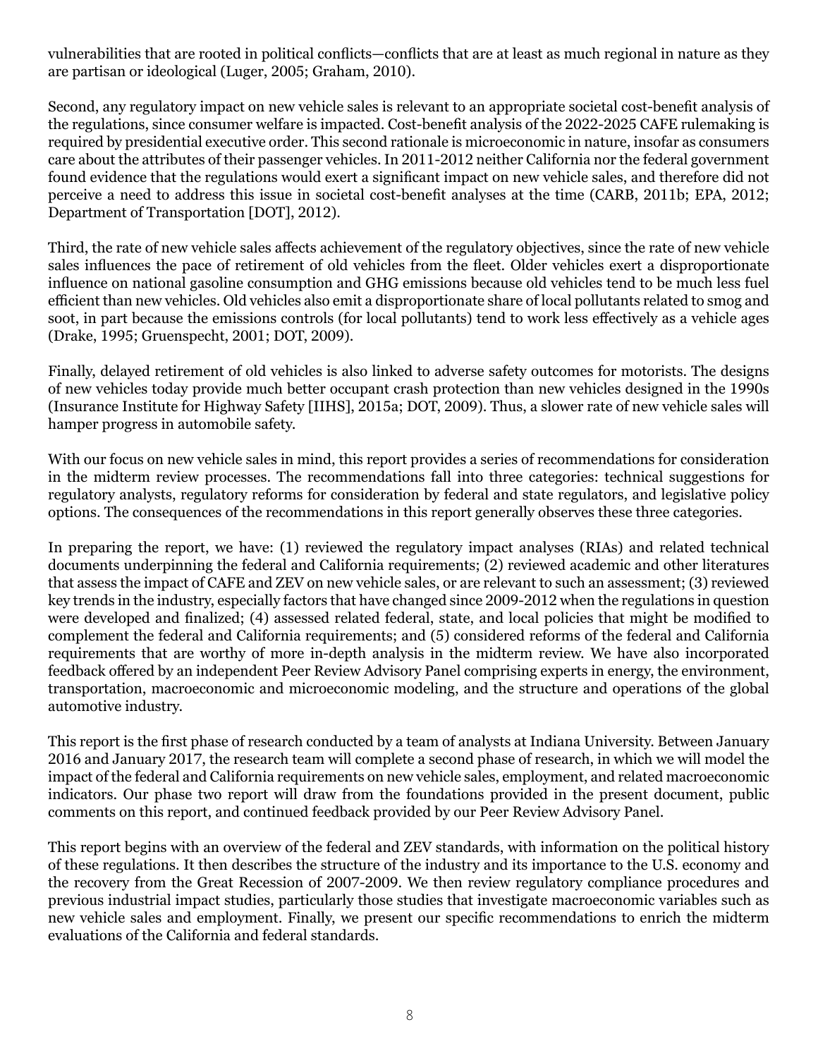vulnerabilities that are rooted in political conflicts—conflicts that are at least as much regional in nature as they are partisan or ideological (Luger, 2005; Graham, 2010).

Second, any regulatory impact on new vehicle sales is relevant to an appropriate societal cost-benefit analysis of the regulations, since consumer welfare is impacted. Cost-benefit analysis of the 2022-2025 CAFE rulemaking is required by presidential executive order. This second rationale is microeconomic in nature, insofar as consumers care about the attributes of their passenger vehicles. In 2011-2012 neither California nor the federal government found evidence that the regulations would exert a significant impact on new vehicle sales, and therefore did not perceive a need to address this issue in societal cost-benefit analyses at the time (CARB, 2011b; EPA, 2012; Department of Transportation [DOT], 2012).

Third, the rate of new vehicle sales affects achievement of the regulatory objectives, since the rate of new vehicle sales influences the pace of retirement of old vehicles from the fleet. Older vehicles exert a disproportionate influence on national gasoline consumption and GHG emissions because old vehicles tend to be much less fuel efficient than new vehicles. Old vehicles also emit a disproportionate share of local pollutants related to smog and soot, in part because the emissions controls (for local pollutants) tend to work less effectively as a vehicle ages (Drake, 1995; Gruenspecht, 2001; DOT, 2009).

Finally, delayed retirement of old vehicles is also linked to adverse safety outcomes for motorists. The designs of new vehicles today provide much better occupant crash protection than new vehicles designed in the 1990s (Insurance Institute for Highway Safety [IIHS], 2015a; DOT, 2009). Thus, a slower rate of new vehicle sales will hamper progress in automobile safety.

With our focus on new vehicle sales in mind, this report provides a series of recommendations for consideration in the midterm review processes. The recommendations fall into three categories: technical suggestions for regulatory analysts, regulatory reforms for consideration by federal and state regulators, and legislative policy options. The consequences of the recommendations in this report generally observes these three categories.

In preparing the report, we have: (1) reviewed the regulatory impact analyses (RIAs) and related technical documents underpinning the federal and California requirements; (2) reviewed academic and other literatures that assess the impact of CAFE and ZEV on new vehicle sales, or are relevant to such an assessment; (3) reviewed key trends in the industry, especially factors that have changed since 2009-2012 when the regulations in question were developed and finalized; (4) assessed related federal, state, and local policies that might be modified to complement the federal and California requirements; and (5) considered reforms of the federal and California requirements that are worthy of more in-depth analysis in the midterm review. We have also incorporated feedback offered by an independent Peer Review Advisory Panel comprising experts in energy, the environment, transportation, macroeconomic and microeconomic modeling, and the structure and operations of the global automotive industry.

This report is the first phase of research conducted by a team of analysts at Indiana University. Between January 2016 and January 2017, the research team will complete a second phase of research, in which we will model the impact of the federal and California requirements on new vehicle sales, employment, and related macroeconomic indicators. Our phase two report will draw from the foundations provided in the present document, public comments on this report, and continued feedback provided by our Peer Review Advisory Panel.

This report begins with an overview of the federal and ZEV standards, with information on the political history of these regulations. It then describes the structure of the industry and its importance to the U.S. economy and the recovery from the Great Recession of 2007-2009. We then review regulatory compliance procedures and previous industrial impact studies, particularly those studies that investigate macroeconomic variables such as new vehicle sales and employment. Finally, we present our specific recommendations to enrich the midterm evaluations of the California and federal standards.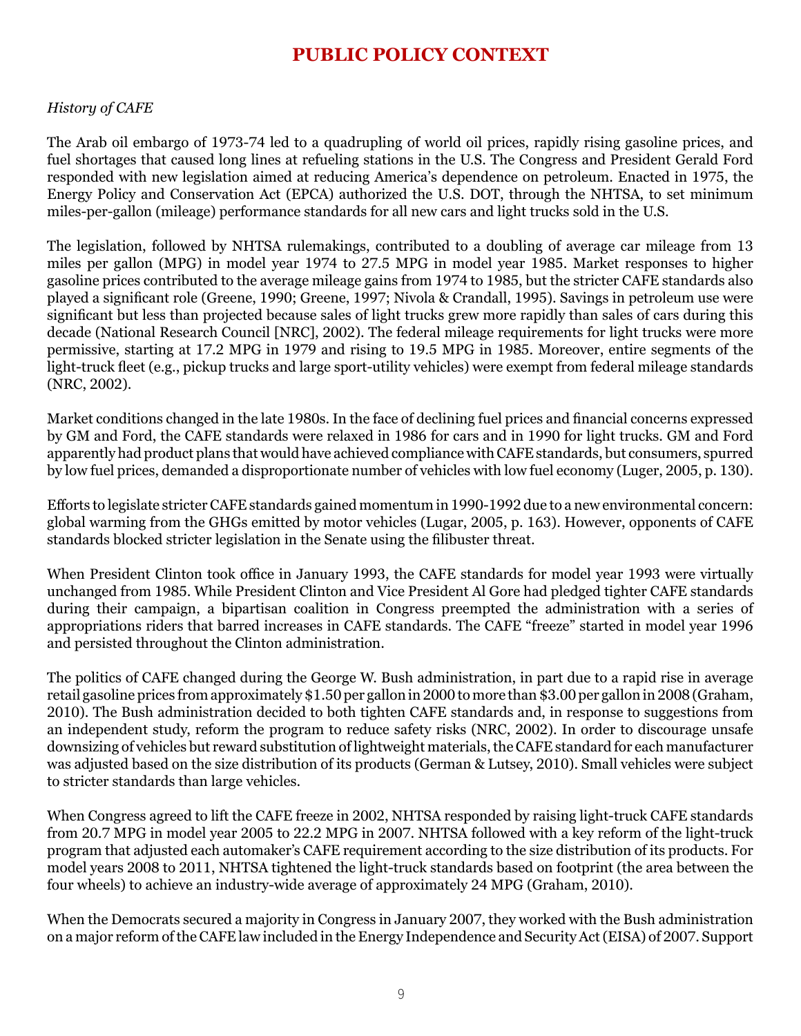# PUBLIC POLICY CONTEXT

*History of CAFE*

The Arab oil embargo of 1973-74 led to a quadrupling of world oil prices, rapidly rising gasoline prices, and fuel shortages that caused long lines at refueling stations in the U.S. The Congress and President Gerald Ford responded with new legislation aimed at reducing America's dependence on petroleum. Enacted in 1975, the Energy Policy and Conservation Act (EPCA) authorized the U.S. DOT, through the NHTSA, to set minimum miles-per-gallon (mileage) performance standards for all new cars and light trucks sold in the U.S.

The legislation, followed by NHTSA rulemakings, contributed to a doubling of average car mileage from 13 miles per gallon (MPG) in model year 1974 to 27.5 MPG in model year 1985. Market responses to higher gasoline prices contributed to the average mileage gains from 1974 to 1985, but the stricter CAFE standards also played a significant role (Greene, 1990; Greene, 1997; Nivola & Crandall, 1995). Savings in petroleum use were significant but less than projected because sales of light trucks grew more rapidly than sales of cars during this decade (National Research Council [NRC], 2002). The federal mileage requirements for light trucks were more permissive, starting at 17.2 MPG in 1979 and rising to 19.5 MPG in 1985. Moreover, entire segments of the light-truck fleet (e.g., pickup trucks and large sport-utility vehicles) were exempt from federal mileage standards (NRC, 2002).

Market conditions changed in the late 1980s. In the face of declining fuel prices and financial concerns expressed by GM and Ford, the CAFE standards were relaxed in 1986 for cars and in 1990 for light trucks. GM and Ford apparently had product plans that would have achieved compliance with CAFE standards, but consumers, spurred by low fuel prices, demanded a disproportionate number of vehicles with low fuel economy (Luger, 2005, p. 130).

Efforts to legislate stricter CAFE standards gained momentum in 1990-1992 due to a new environmental concern: global warming from the GHGs emitted by motor vehicles (Lugar, 2005, p. 163). However, opponents of CAFE standards blocked stricter legislation in the Senate using the filibuster threat.

When President Clinton took office in January 1993, the CAFE standards for model year 1993 were virtually unchanged from 1985. While President Clinton and Vice President Al Gore had pledged tighter CAFE standards during their campaign, a bipartisan coalition in Congress preempted the administration with a series of appropriations riders that barred increases in CAFE standards. The CAFE "freeze" started in model year 1996 and persisted throughout the Clinton administration.

The politics of CAFE changed during the George W. Bush administration, in part due to a rapid rise in average retail gasoline prices from approximately $1.50 per gallon in 2000 to more than $3.00 per gallon in 2008 (Graham, 2010). The Bush administration decided to both tighten CAFE standards and, in response to suggestions from an independent study, reform the program to reduce safety risks (NRC, 2002). In order to discourage unsafe downsizing of vehicles but reward substitution of lightweight materials, the CAFE standard for each manufacturer was adjusted based on the size distribution of its products (German & Lutsey, 2010). Small vehicles were subject to stricter standards than large vehicles.

When Congress agreed to lift the CAFE freeze in 2002, NHTSA responded by raising light-truck CAFE standards from 20.7 MPG in model year 2005 to 22.2 MPG in 2007. NHTSA followed with a key reform of the light-truck program that adjusted each automaker's CAFE requirement according to the size distribution of its products. For model years 2008 to 2011, NHTSA tightened the light-truck standards based on footprint (the area between the four wheels) to achieve an industry-wide average of approximately 24 MPG (Graham, 2010).

When the Democrats secured a majority in Congress in January 2007, they worked with the Bush administration on a major reform of the CAFE law included in the Energy Independence and Security Act (EISA) of 2007. Support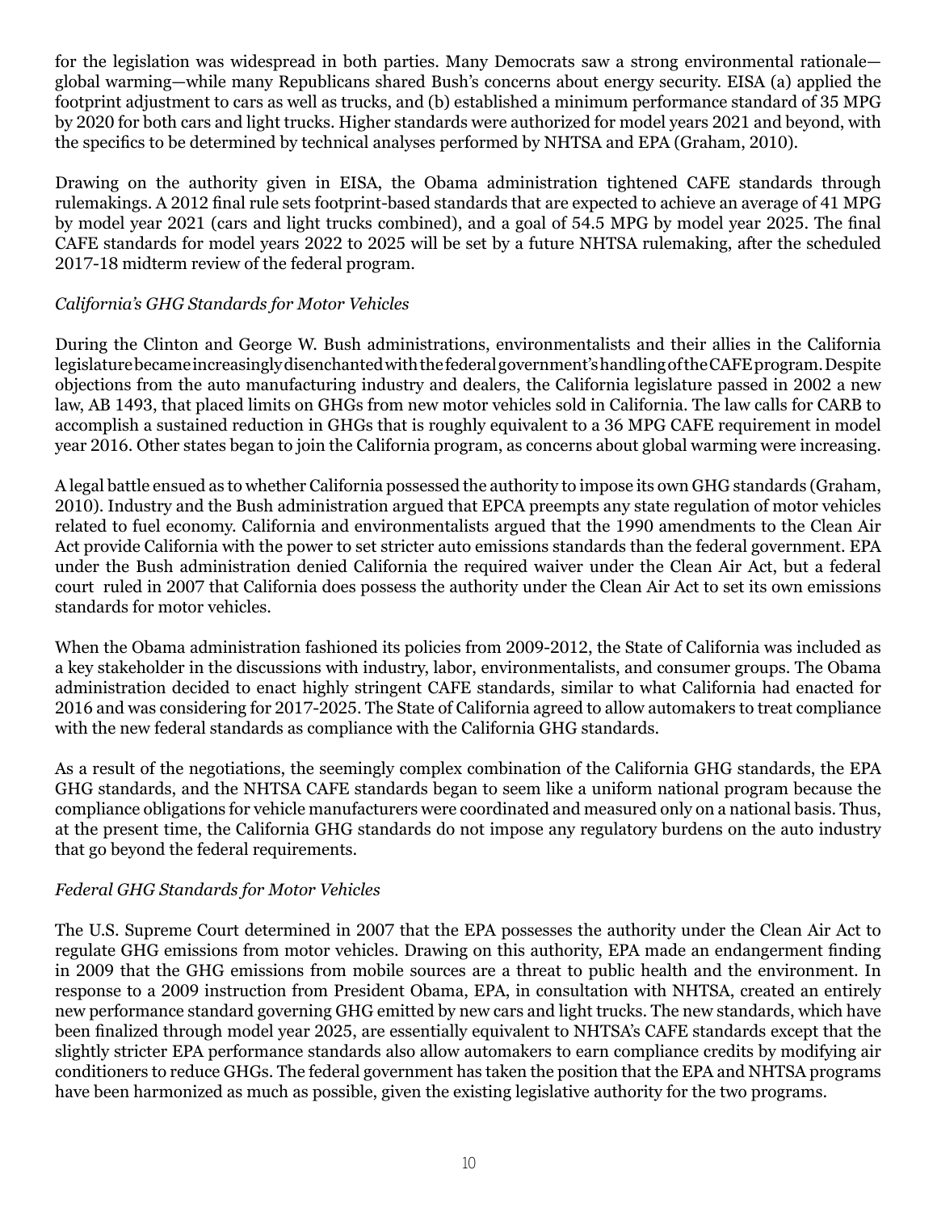for the legislation was widespread in both parties. Many Democrats saw a strong environmental rationale—global warming—while many Republicans shared Bush's concerns about energy security. EISA (a) applied the footprint adjustment to cars as well as trucks, and (b) established a minimum performance standard of 35 MPG by 2020 for both cars and light trucks. Higher standards were authorized for model years 2021 and beyond, with the specifics to be determined by technical analyses performed by NHTSA and EPA (Graham, 2010).

Drawing on the authority given in EISA, the Obama administration tightened CAFE standards through rulemakings. A 2012 final rule sets footprint-based standards that are expected to achieve an average of 41 MPG by model year 2021 (cars and light trucks combined), and a goal of 54.5 MPG by model year 2025. The final CAFE standards for model years 2022 to 2025 will be set by a future NHTSA rulemaking, after the scheduled 2017-18 midterm review of the federal program.

*California's GHG Standards for Motor Vehicles*

During the Clinton and George W. Bush administrations, environmentalists and their allies in the California legislature became increasingly disenchanted with the federal government's handling of the CAFE program. Despite objections from the auto manufacturing industry and dealers, the California legislature passed in 2002 a new law, AB 1493, that placed limits on GHGs from new motor vehicles sold in California. The law calls for CARB to accomplish a sustained reduction in GHGs that is roughly equivalent to a 36 MPG CAFE requirement in model year 2016. Other states began to join the California program, as concerns about global warming were increasing.

A legal battle ensued as to whether California possessed the authority to impose its own GHG standards (Graham, 2010). Industry and the Bush administration argued that EPCA preempts any state regulation of motor vehicles related to fuel economy. California and environmentalists argued that the 1990 amendments to the Clean Air Act provide California with the power to set stricter auto emissions standards than the federal government. EPA under the Bush administration denied California the required waiver under the Clean Air Act, but a federal court ruled in 2007 that California does possess the authority under the Clean Air Act to set its own emissions standards for motor vehicles.

When the Obama administration fashioned its policies from 2009-2012, the State of California was included as a key stakeholder in the discussions with industry, labor, environmentalists, and consumer groups. The Obama administration decided to enact highly stringent CAFE standards, similar to what California had enacted for 2016 and was considering for 2017-2025. The State of California agreed to allow automakers to treat compliance with the new federal standards as compliance with the California GHG standards.

As a result of the negotiations, the seemingly complex combination of the California GHG standards, the EPA GHG standards, and the NHTSA CAFE standards began to seem like a uniform national program because the compliance obligations for vehicle manufacturers were coordinated and measured only on a national basis. Thus, at the present time, the California GHG standards do not impose any regulatory burdens on the auto industry that go beyond the federal requirements.

*Federal GHG Standards for Motor Vehicles*

The U.S. Supreme Court determined in 2007 that the EPA possesses the authority under the Clean Air Act to regulate GHG emissions from motor vehicles. Drawing on this authority, EPA made an endangerment finding in 2009 that the GHG emissions from mobile sources are a threat to public health and the environment. In response to a 2009 instruction from President Obama, EPA, in consultation with NHTSA, created an entirely new performance standard governing GHG emitted by new cars and light trucks. The new standards, which have been finalized through model year 2025, are essentially equivalent to NHTSA's CAFE standards except that the slightly stricter EPA performance standards also allow automakers to earn compliance credits by modifying air conditioners to reduce GHGs. The federal government has taken the position that the EPA and NHTSA programs have been harmonized as much as possible, given the existing legislative authority for the two programs.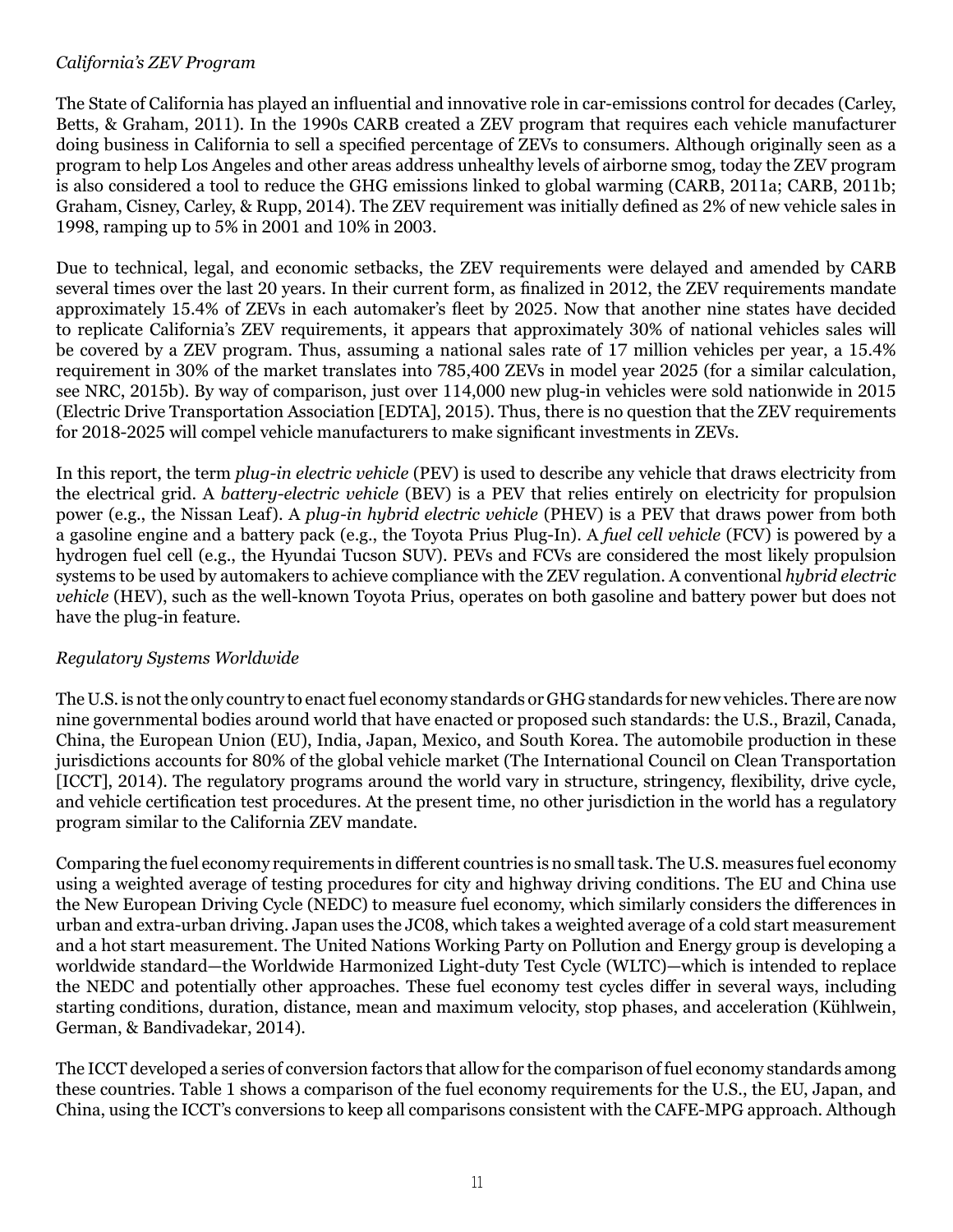*California's ZEV Program*

The State of California has played an influential and innovative role in car-emissions control for decades (Carley, Betts, & Graham, 2011). In the 1990s CARB created a ZEV program that requires each vehicle manufacturer doing business in California to sell a specified percentage of ZEVs to consumers. Although originally seen as a program to help Los Angeles and other areas address unhealthy levels of airborne smog, today the ZEV program is also considered a tool to reduce the GHG emissions linked to global warming (CARB, 2011a; CARB, 2011b; Graham, Cisney, Carley, & Rupp, 2014). The ZEV requirement was initially defined as 2% of new vehicle sales in 1998, ramping up to 5% in 2001 and 10% in 2003.

Due to technical, legal, and economic setbacks, the ZEV requirements were delayed and amended by CARB several times over the last 20 years. In their current form, as finalized in 2012, the ZEV requirements mandate approximately 15.4% of ZEVs in each automaker's fleet by 2025. Now that another nine states have decided to replicate California's ZEV requirements, it appears that approximately 30% of national vehicles sales will be covered by a ZEV program. Thus, assuming a national sales rate of 17 million vehicles per year, a 15.4% requirement in 30% of the market translates into 785,400 ZEVs in model year 2025 (for a similar calculation, see NRC, 2015b). By way of comparison, just over 114,000 new plug-in vehicles were sold nationwide in 2015 (Electric Drive Transportation Association [EDTA], 2015). Thus, there is no question that the ZEV requirements for 2018-2025 will compel vehicle manufacturers to make significant investments in ZEVs.

In this report, the term *plug-in electric vehicle* (PEV) is used to describe any vehicle that draws electricity from the electrical grid. A *battery-electric vehicle* (BEV) is a PEV that relies entirely on electricity for propulsion power (e.g., the Nissan Leaf). A *plug-in hybrid electric vehicle* (PHEV) is a PEV that draws power from both a gasoline engine and a battery pack (e.g., the Toyota Prius Plug-In). A *fuel cell vehicle* (FCV) is powered by a hydrogen fuel cell (e.g., the Hyundai Tucson SUV). PEVs and FCVs are considered the most likely propulsion systems to be used by automakers to achieve compliance with the ZEV regulation. A conventional *hybrid electric vehicle* (HEV), such as the well-known Toyota Prius, operates on both gasoline and battery power but does not have the plug-in feature.

*Regulatory Systems Worldwide*

The U.S. is not the only country to enact fuel economy standards or GHG standards for new vehicles. There are now nine governmental bodies around world that have enacted or proposed such standards: the U.S., Brazil, Canada, China, the European Union (EU), India, Japan, Mexico, and South Korea. The automobile production in these jurisdictions accounts for 80% of the global vehicle market (The International Council on Clean Transportation [ICCT], 2014). The regulatory programs around the world vary in structure, stringency, flexibility, drive cycle, and vehicle certification test procedures. At the present time, no other jurisdiction in the world has a regulatory program similar to the California ZEV mandate.

Comparing the fuel economy requirements in different countries is no small task. The U.S. measures fuel economy using a weighted average of testing procedures for city and highway driving conditions. The EU and China use the New European Driving Cycle (NEDC) to measure fuel economy, which similarly considers the differences in urban and extra-urban driving. Japan uses the JC08, which takes a weighted average of a cold start measurement and a hot start measurement. The United Nations Working Party on Pollution and Energy group is developing a worldwide standard—the Worldwide Harmonized Light-duty Test Cycle (WLTC)—which is intended to replace the NEDC and potentially other approaches. These fuel economy test cycles differ in several ways, including starting conditions, duration, distance, mean and maximum velocity, stop phases, and acceleration (Kühlwein, German, & Bandivadekar, 2014).

The ICCT developed a series of conversion factors that allow for the comparison of fuel economy standards among these countries. Table 1 shows a comparison of the fuel economy requirements for the U.S., the EU, Japan, and China, using the ICCT's conversions to keep all comparisons consistent with the CAFE-MPG approach. Although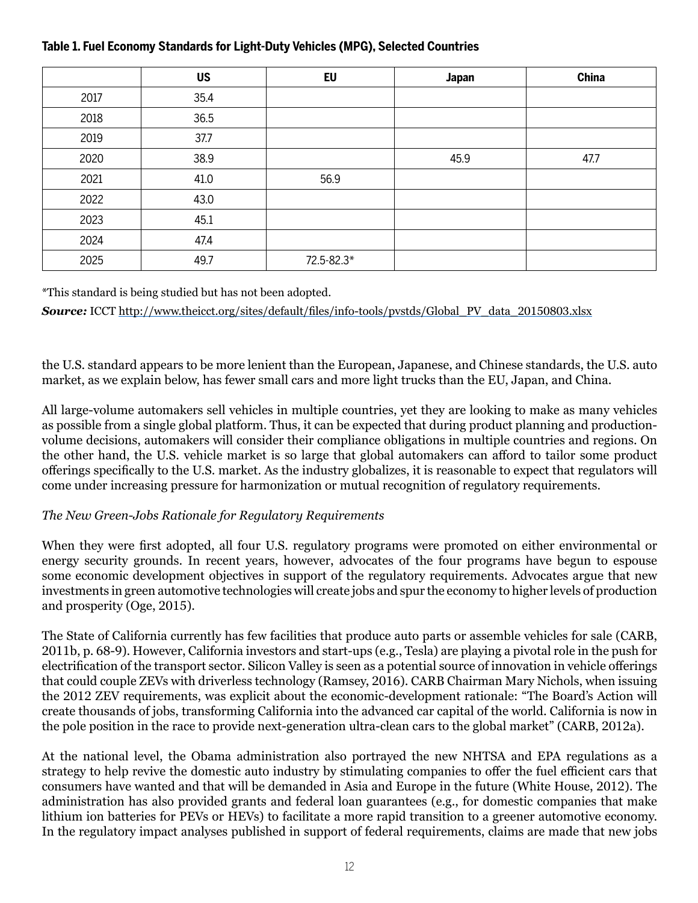**Table 1. Fuel Economy Standards for Light-Duty Vehicles (MPG), Selected Countries**

| | US | EU | Japan | China |
|---|---|---|---|---|
| 2017 | 35.4 | | | |
| 2018 | 36.5 | | | |
| 2019 | 37.7 | | | |
| 2020 | 38.9 | | 45.9 | 47.7 |
| 2021 | 41.0 | 56.9 | | |
| 2022 | 43.0 | | | |
| 2023 | 45.1 | | | |
| 2024 | 47.4 | | | |
| 2025 | 49.7 | 72.5-82.3* | | |

*This standard is being studied but has not been adopted.

***Source:*** ICCT http://www.theicct.org/sites/default/files/info-tools/pvstds/Global_PV_data_20150803.xlsx

the U.S. standard appears to be more lenient than the European, Japanese, and Chinese standards, the U.S. auto market, as we explain below, has fewer small cars and more light trucks than the EU, Japan, and China.

All large-volume automakers sell vehicles in multiple countries, yet they are looking to make as many vehicles as possible from a single global platform. Thus, it can be expected that during product planning and production-volume decisions, automakers will consider their compliance obligations in multiple countries and regions. On the other hand, the U.S. vehicle market is so large that global automakers can afford to tailor some product offerings specifically to the U.S. market. As the industry globalizes, it is reasonable to expect that regulators will come under increasing pressure for harmonization or mutual recognition of regulatory requirements.

*The New Green-Jobs Rationale for Regulatory Requirements*

When they were first adopted, all four U.S. regulatory programs were promoted on either environmental or energy security grounds. In recent years, however, advocates of the four programs have begun to espouse some economic development objectives in support of the regulatory requirements. Advocates argue that new investments in green automotive technologies will create jobs and spur the economy to higher levels of production and prosperity (Oge, 2015).

The State of California currently has few facilities that produce auto parts or assemble vehicles for sale (CARB, 2011b, p. 68-9). However, California investors and start-ups (e.g., Tesla) are playing a pivotal role in the push for electrification of the transport sector. Silicon Valley is seen as a potential source of innovation in vehicle offerings that could couple ZEVs with driverless technology (Ramsey, 2016). CARB Chairman Mary Nichols, when issuing the 2012 ZEV requirements, was explicit about the economic-development rationale: "The Board's Action will create thousands of jobs, transforming California into the advanced car capital of the world. California is now in the pole position in the race to provide next-generation ultra-clean cars to the global market" (CARB, 2012a).

At the national level, the Obama administration also portrayed the new NHTSA and EPA regulations as a strategy to help revive the domestic auto industry by stimulating companies to offer the fuel efficient cars that consumers have wanted and that will be demanded in Asia and Europe in the future (White House, 2012). The administration has also provided grants and federal loan guarantees (e.g., for domestic companies that make lithium ion batteries for PEVs or HEVs) to facilitate a more rapid transition to a greener automotive economy. In the regulatory impact analyses published in support of federal requirements, claims are made that new jobs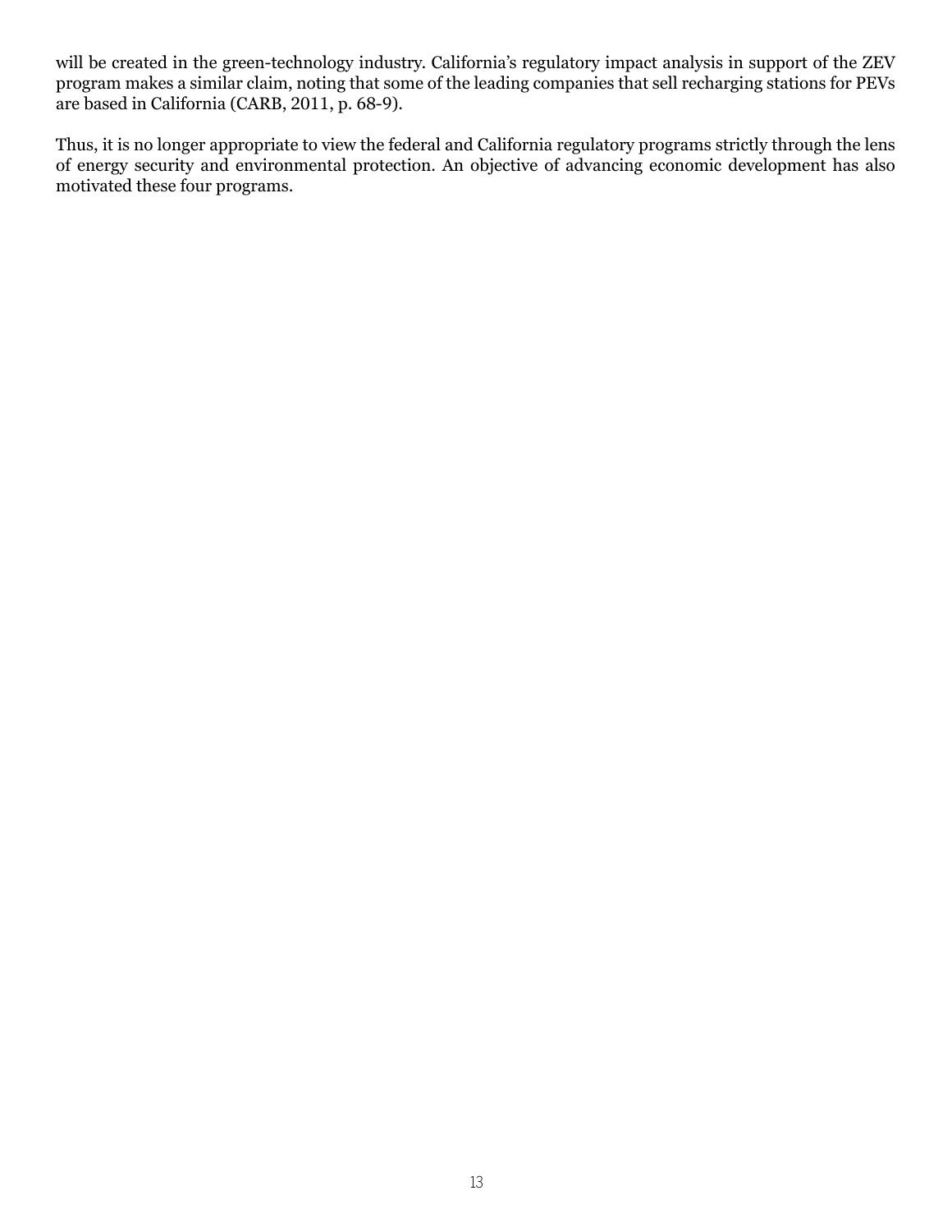will be created in the green-technology industry. California's regulatory impact analysis in support of the ZEV program makes a similar claim, noting that some of the leading companies that sell recharging stations for PEVs are based in California (CARB, 2011, p. 68-9).

Thus, it is no longer appropriate to view the federal and California regulatory programs strictly through the lens of energy security and environmental protection. An objective of advancing economic development has also motivated these four programs.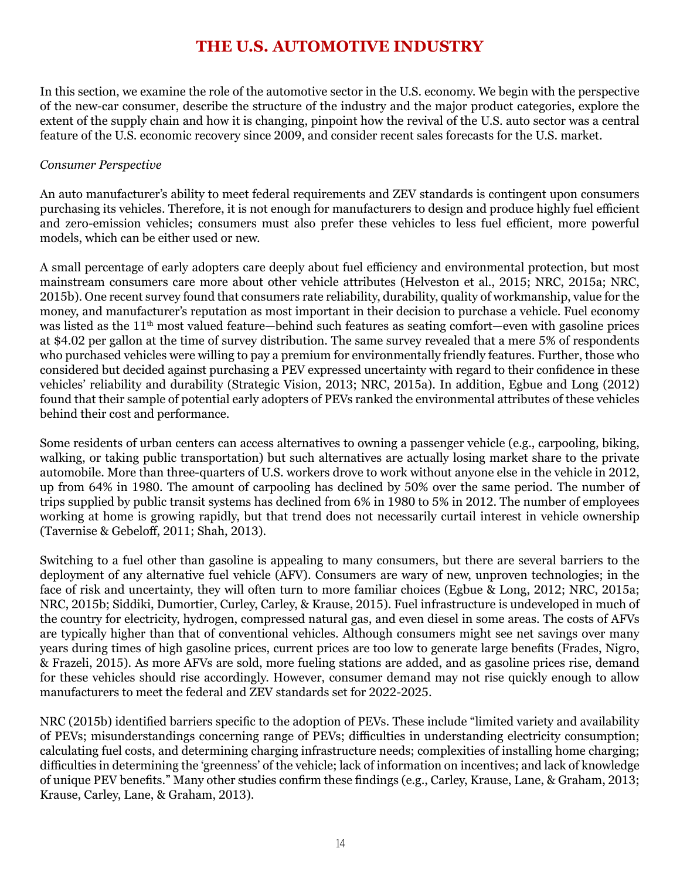# THE U.S. AUTOMOTIVE INDUSTRY

In this section, we examine the role of the automotive sector in the U.S. economy. We begin with the perspective of the new-car consumer, describe the structure of the industry and the major product categories, explore the extent of the supply chain and how it is changing, pinpoint how the revival of the U.S. auto sector was a central feature of the U.S. economic recovery since 2009, and consider recent sales forecasts for the U.S. market.

*Consumer Perspective*

An auto manufacturer's ability to meet federal requirements and ZEV standards is contingent upon consumers purchasing its vehicles. Therefore, it is not enough for manufacturers to design and produce highly fuel efficient and zero-emission vehicles; consumers must also prefer these vehicles to less fuel efficient, more powerful models, which can be either used or new.

A small percentage of early adopters care deeply about fuel efficiency and environmental protection, but most mainstream consumers care more about other vehicle attributes (Helveston et al., 2015; NRC, 2015a; NRC, 2015b). One recent survey found that consumers rate reliability, durability, quality of workmanship, value for the money, and manufacturer's reputation as most important in their decision to purchase a vehicle. Fuel economy was listed as the 11th most valued feature—behind such features as seating comfort—even with gasoline prices at $4.02 per gallon at the time of survey distribution. The same survey revealed that a mere 5% of respondents who purchased vehicles were willing to pay a premium for environmentally friendly features. Further, those who considered but decided against purchasing a PEV expressed uncertainty with regard to their confidence in these vehicles' reliability and durability (Strategic Vision, 2013; NRC, 2015a). In addition, Egbue and Long (2012) found that their sample of potential early adopters of PEVs ranked the environmental attributes of these vehicles behind their cost and performance.

Some residents of urban centers can access alternatives to owning a passenger vehicle (e.g., carpooling, biking, walking, or taking public transportation) but such alternatives are actually losing market share to the private automobile. More than three-quarters of U.S. workers drove to work without anyone else in the vehicle in 2012, up from 64% in 1980. The amount of carpooling has declined by 50% over the same period. The number of trips supplied by public transit systems has declined from 6% in 1980 to 5% in 2012. The number of employees working at home is growing rapidly, but that trend does not necessarily curtail interest in vehicle ownership (Tavernise & Gebeloff, 2011; Shah, 2013).

Switching to a fuel other than gasoline is appealing to many consumers, but there are several barriers to the deployment of any alternative fuel vehicle (AFV). Consumers are wary of new, unproven technologies; in the face of risk and uncertainty, they will often turn to more familiar choices (Egbue & Long, 2012; NRC, 2015a; NRC, 2015b; Siddiki, Dumortier, Curley, Carley, & Krause, 2015). Fuel infrastructure is undeveloped in much of the country for electricity, hydrogen, compressed natural gas, and even diesel in some areas. The costs of AFVs are typically higher than that of conventional vehicles. Although consumers might see net savings over many years during times of high gasoline prices, current prices are too low to generate large benefits (Frades, Nigro, & Frazeli, 2015). As more AFVs are sold, more fueling stations are added, and as gasoline prices rise, demand for these vehicles should rise accordingly. However, consumer demand may not rise quickly enough to allow manufacturers to meet the federal and ZEV standards set for 2022-2025.

NRC (2015b) identified barriers specific to the adoption of PEVs. These include "limited variety and availability of PEVs; misunderstandings concerning range of PEVs; difficulties in understanding electricity consumption; calculating fuel costs, and determining charging infrastructure needs; complexities of installing home charging; difficulties in determining the 'greenness' of the vehicle; lack of information on incentives; and lack of knowledge of unique PEV benefits." Many other studies confirm these findings (e.g., Carley, Krause, Lane, & Graham, 2013; Krause, Carley, Lane, & Graham, 2013).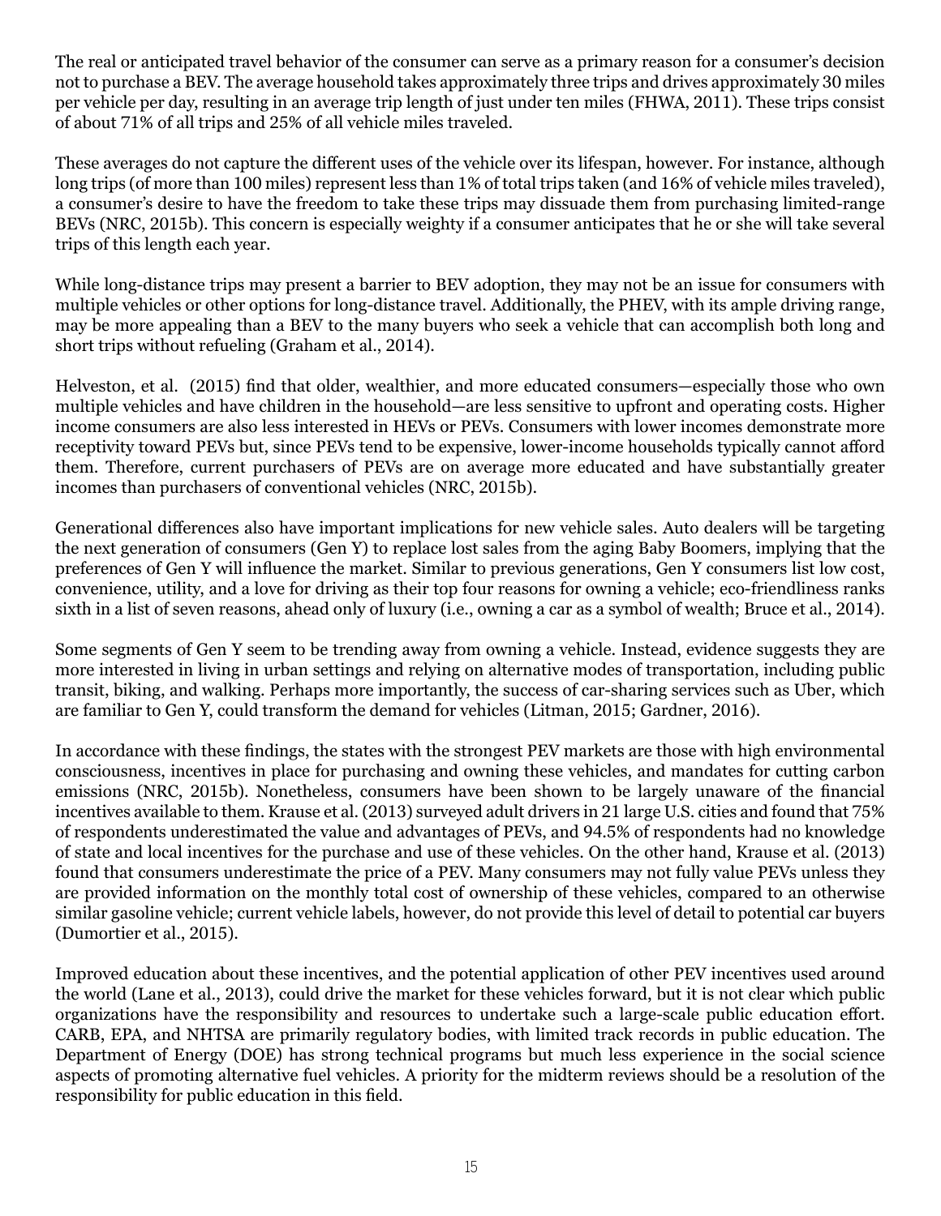The real or anticipated travel behavior of the consumer can serve as a primary reason for a consumer's decision not to purchase a BEV. The average household takes approximately three trips and drives approximately 30 miles per vehicle per day, resulting in an average trip length of just under ten miles (FHWA, 2011). These trips consist of about 71% of all trips and 25% of all vehicle miles traveled.

These averages do not capture the different uses of the vehicle over its lifespan, however. For instance, although long trips (of more than 100 miles) represent less than 1% of total trips taken (and 16% of vehicle miles traveled), a consumer's desire to have the freedom to take these trips may dissuade them from purchasing limited-range BEVs (NRC, 2015b). This concern is especially weighty if a consumer anticipates that he or she will take several trips of this length each year.

While long-distance trips may present a barrier to BEV adoption, they may not be an issue for consumers with multiple vehicles or other options for long-distance travel. Additionally, the PHEV, with its ample driving range, may be more appealing than a BEV to the many buyers who seek a vehicle that can accomplish both long and short trips without refueling (Graham et al., 2014).

Helveston, et al. (2015) find that older, wealthier, and more educated consumers—especially those who own multiple vehicles and have children in the household—are less sensitive to upfront and operating costs. Higher income consumers are also less interested in HEVs or PEVs. Consumers with lower incomes demonstrate more receptivity toward PEVs but, since PEVs tend to be expensive, lower-income households typically cannot afford them. Therefore, current purchasers of PEVs are on average more educated and have substantially greater incomes than purchasers of conventional vehicles (NRC, 2015b).

Generational differences also have important implications for new vehicle sales. Auto dealers will be targeting the next generation of consumers (Gen Y) to replace lost sales from the aging Baby Boomers, implying that the preferences of Gen Y will influence the market. Similar to previous generations, Gen Y consumers list low cost, convenience, utility, and a love for driving as their top four reasons for owning a vehicle; eco-friendliness ranks sixth in a list of seven reasons, ahead only of luxury (i.e., owning a car as a symbol of wealth; Bruce et al., 2014).

Some segments of Gen Y seem to be trending away from owning a vehicle. Instead, evidence suggests they are more interested in living in urban settings and relying on alternative modes of transportation, including public transit, biking, and walking. Perhaps more importantly, the success of car-sharing services such as Uber, which are familiar to Gen Y, could transform the demand for vehicles (Litman, 2015; Gardner, 2016).

In accordance with these findings, the states with the strongest PEV markets are those with high environmental consciousness, incentives in place for purchasing and owning these vehicles, and mandates for cutting carbon emissions (NRC, 2015b). Nonetheless, consumers have been shown to be largely unaware of the financial incentives available to them. Krause et al. (2013) surveyed adult drivers in 21 large U.S. cities and found that 75% of respondents underestimated the value and advantages of PEVs, and 94.5% of respondents had no knowledge of state and local incentives for the purchase and use of these vehicles. On the other hand, Krause et al. (2013) found that consumers underestimate the price of a PEV. Many consumers may not fully value PEVs unless they are provided information on the monthly total cost of ownership of these vehicles, compared to an otherwise similar gasoline vehicle; current vehicle labels, however, do not provide this level of detail to potential car buyers (Dumortier et al., 2015).

Improved education about these incentives, and the potential application of other PEV incentives used around the world (Lane et al., 2013), could drive the market for these vehicles forward, but it is not clear which public organizations have the responsibility and resources to undertake such a large-scale public education effort. CARB, EPA, and NHTSA are primarily regulatory bodies, with limited track records in public education. The Department of Energy (DOE) has strong technical programs but much less experience in the social science aspects of promoting alternative fuel vehicles. A priority for the midterm reviews should be a resolution of the responsibility for public education in this field.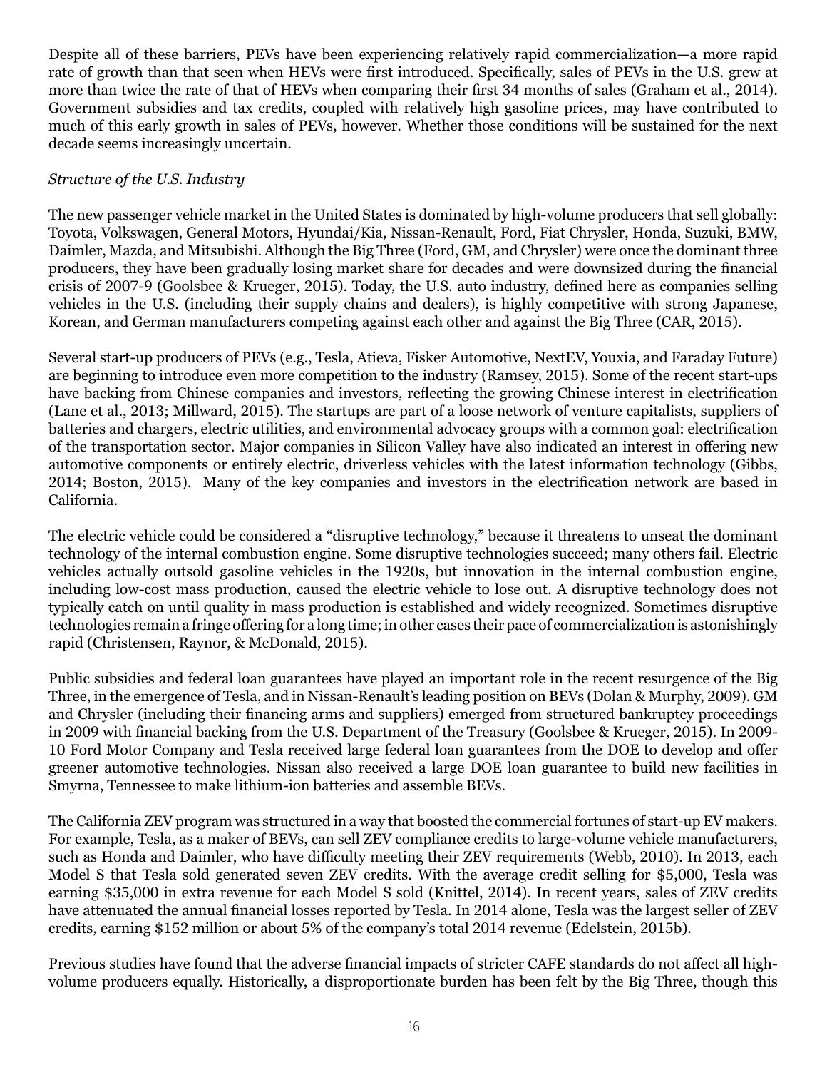Despite all of these barriers, PEVs have been experiencing relatively rapid commercialization—a more rapid rate of growth than that seen when HEVs were first introduced. Specifically, sales of PEVs in the U.S. grew at more than twice the rate of that of HEVs when comparing their first 34 months of sales (Graham et al., 2014). Government subsidies and tax credits, coupled with relatively high gasoline prices, may have contributed to much of this early growth in sales of PEVs, however. Whether those conditions will be sustained for the next decade seems increasingly uncertain.

*Structure of the U.S. Industry*

The new passenger vehicle market in the United States is dominated by high-volume producers that sell globally: Toyota, Volkswagen, General Motors, Hyundai/Kia, Nissan-Renault, Ford, Fiat Chrysler, Honda, Suzuki, BMW, Daimler, Mazda, and Mitsubishi. Although the Big Three (Ford, GM, and Chrysler) were once the dominant three producers, they have been gradually losing market share for decades and were downsized during the financial crisis of 2007-9 (Goolsbee & Krueger, 2015). Today, the U.S. auto industry, defined here as companies selling vehicles in the U.S. (including their supply chains and dealers), is highly competitive with strong Japanese, Korean, and German manufacturers competing against each other and against the Big Three (CAR, 2015).

Several start-up producers of PEVs (e.g., Tesla, Atieva, Fisker Automotive, NextEV, Youxia, and Faraday Future) are beginning to introduce even more competition to the industry (Ramsey, 2015). Some of the recent start-ups have backing from Chinese companies and investors, reflecting the growing Chinese interest in electrification (Lane et al., 2013; Millward, 2015). The startups are part of a loose network of venture capitalists, suppliers of batteries and chargers, electric utilities, and environmental advocacy groups with a common goal: electrification of the transportation sector. Major companies in Silicon Valley have also indicated an interest in offering new automotive components or entirely electric, driverless vehicles with the latest information technology (Gibbs, 2014; Boston, 2015). Many of the key companies and investors in the electrification network are based in California.

The electric vehicle could be considered a "disruptive technology," because it threatens to unseat the dominant technology of the internal combustion engine. Some disruptive technologies succeed; many others fail. Electric vehicles actually outsold gasoline vehicles in the 1920s, but innovation in the internal combustion engine, including low-cost mass production, caused the electric vehicle to lose out. A disruptive technology does not typically catch on until quality in mass production is established and widely recognized. Sometimes disruptive technologies remain a fringe offering for a long time; in other cases their pace of commercialization is astonishingly rapid (Christensen, Raynor, & McDonald, 2015).

Public subsidies and federal loan guarantees have played an important role in the recent resurgence of the Big Three, in the emergence of Tesla, and in Nissan-Renault's leading position on BEVs (Dolan & Murphy, 2009). GM and Chrysler (including their financing arms and suppliers) emerged from structured bankruptcy proceedings in 2009 with financial backing from the U.S. Department of the Treasury (Goolsbee & Krueger, 2015). In 2009-10 Ford Motor Company and Tesla received large federal loan guarantees from the DOE to develop and offer greener automotive technologies. Nissan also received a large DOE loan guarantee to build new facilities in Smyrna, Tennessee to make lithium-ion batteries and assemble BEVs.

The California ZEV program was structured in a way that boosted the commercial fortunes of start-up EV makers. For example, Tesla, as a maker of BEVs, can sell ZEV compliance credits to large-volume vehicle manufacturers, such as Honda and Daimler, who have difficulty meeting their ZEV requirements (Webb, 2010). In 2013, each Model S that Tesla sold generated seven ZEV credits. With the average credit selling for $5,000, Tesla was earning $35,000 in extra revenue for each Model S sold (Knittel, 2014). In recent years, sales of ZEV credits have attenuated the annual financial losses reported by Tesla. In 2014 alone, Tesla was the largest seller of ZEV credits, earning $152 million or about 5% of the company's total 2014 revenue (Edelstein, 2015b).

Previous studies have found that the adverse financial impacts of stricter CAFE standards do not affect all high-volume producers equally. Historically, a disproportionate burden has been felt by the Big Three, though this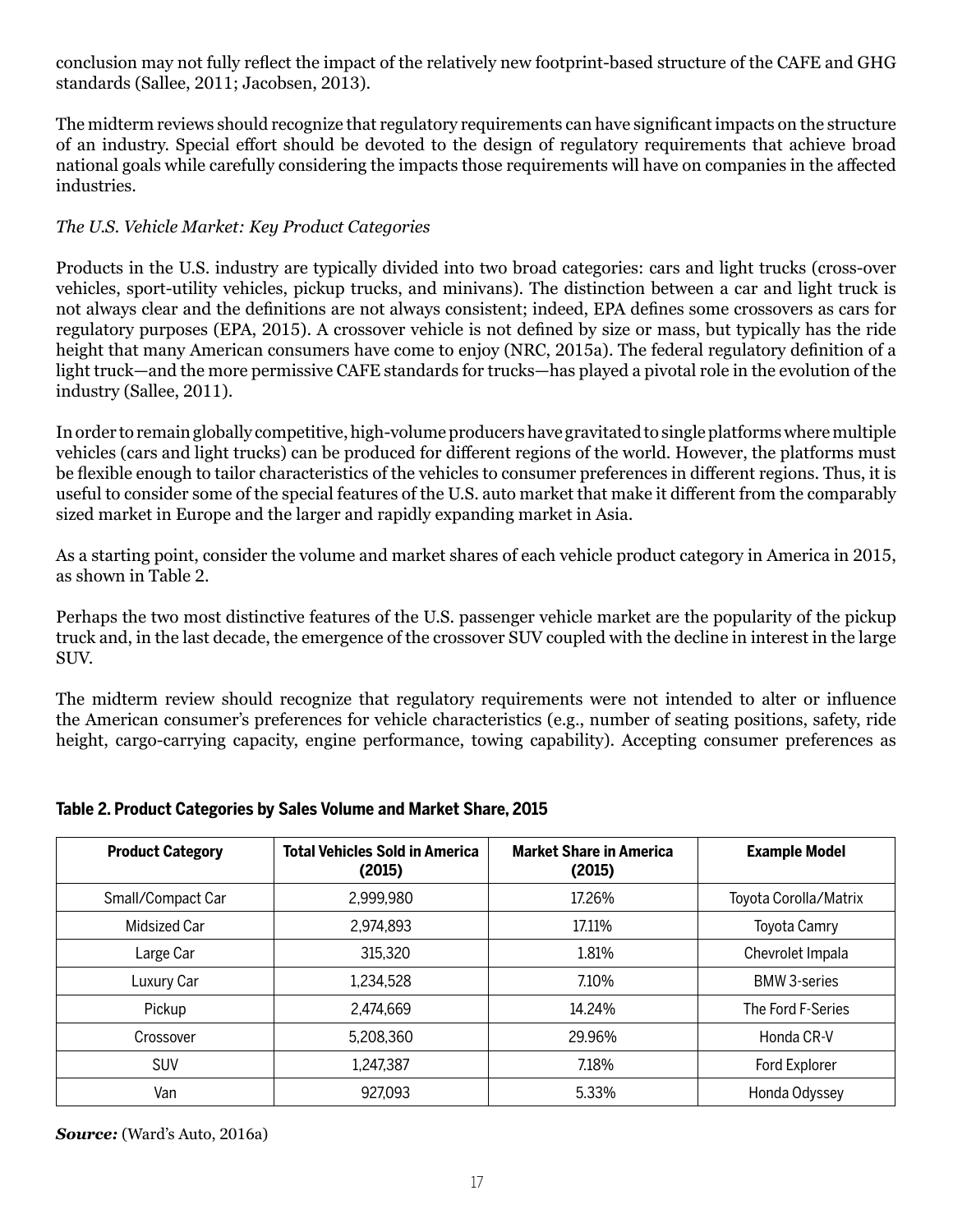conclusion may not fully reflect the impact of the relatively new footprint-based structure of the CAFE and GHG standards (Sallee, 2011; Jacobsen, 2013).

The midterm reviews should recognize that regulatory requirements can have significant impacts on the structure of an industry. Special effort should be devoted to the design of regulatory requirements that achieve broad national goals while carefully considering the impacts those requirements will have on companies in the affected industries.

*The U.S. Vehicle Market: Key Product Categories*

Products in the U.S. industry are typically divided into two broad categories: cars and light trucks (cross-over vehicles, sport-utility vehicles, pickup trucks, and minivans). The distinction between a car and light truck is not always clear and the definitions are not always consistent; indeed, EPA defines some crossovers as cars for regulatory purposes (EPA, 2015). A crossover vehicle is not defined by size or mass, but typically has the ride height that many American consumers have come to enjoy (NRC, 2015a). The federal regulatory definition of a light truck—and the more permissive CAFE standards for trucks—has played a pivotal role in the evolution of the industry (Sallee, 2011).

In order to remain globally competitive, high-volume producers have gravitated to single platforms where multiple vehicles (cars and light trucks) can be produced for different regions of the world. However, the platforms must be flexible enough to tailor characteristics of the vehicles to consumer preferences in different regions. Thus, it is useful to consider some of the special features of the U.S. auto market that make it different from the comparably sized market in Europe and the larger and rapidly expanding market in Asia.

As a starting point, consider the volume and market shares of each vehicle product category in America in 2015, as shown in Table 2.

Perhaps the two most distinctive features of the U.S. passenger vehicle market are the popularity of the pickup truck and, in the last decade, the emergence of the crossover SUV coupled with the decline in interest in the large SUV.

The midterm review should recognize that regulatory requirements were not intended to alter or influence the American consumer's preferences for vehicle characteristics (e.g., number of seating positions, safety, ride height, cargo-carrying capacity, engine performance, towing capability). Accepting consumer preferences as

**Table 2. Product Categories by Sales Volume and Market Share, 2015**

| Product Category | Total Vehicles Sold in America (2015) | Market Share in America (2015) | Example Model |
|---|---|---|---|
| Small/Compact Car | 2,999,980 | 17.26% | Toyota Corolla/Matrix |
| Midsized Car | 2,974,893 | 17.11% | Toyota Camry |
| Large Car | 315,320 | 1.81% | Chevrolet Impala |
| Luxury Car | 1,234,528 | 7.10% | BMW 3-series |
| Pickup | 2,474,669 | 14.24% | The Ford F-Series |
| Crossover | 5,208,360 | 29.96% | Honda CR-V |
| SUV | 1,247,387 | 7.18% | Ford Explorer |
| Van | 927,093 | 5.33% | Honda Odyssey |

***Source:*** (Ward's Auto, 2016a)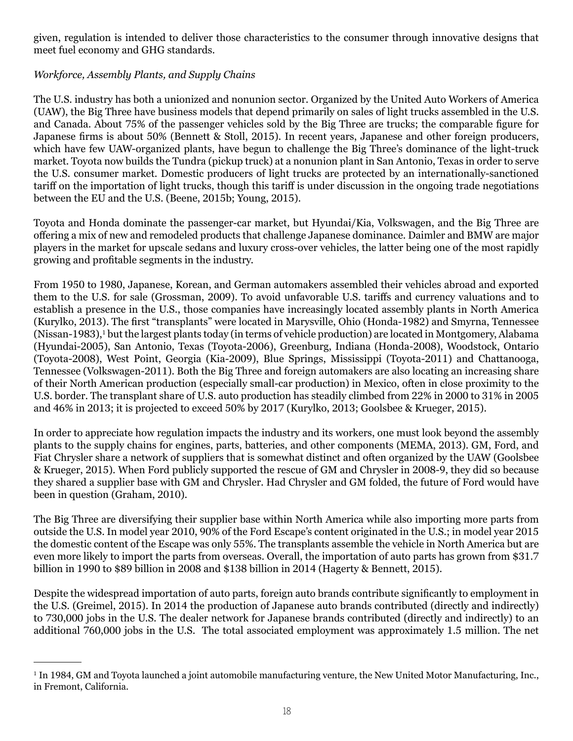given, regulation is intended to deliver those characteristics to the consumer through innovative designs that meet fuel economy and GHG standards.

*Workforce, Assembly Plants, and Supply Chains*

The U.S. industry has both a unionized and nonunion sector. Organized by the United Auto Workers of America (UAW), the Big Three have business models that depend primarily on sales of light trucks assembled in the U.S. and Canada. About 75% of the passenger vehicles sold by the Big Three are trucks; the comparable figure for Japanese firms is about 50% (Bennett & Stoll, 2015). In recent years, Japanese and other foreign producers, which have few UAW-organized plants, have begun to challenge the Big Three's dominance of the light-truck market. Toyota now builds the Tundra (pickup truck) at a nonunion plant in San Antonio, Texas in order to serve the U.S. consumer market. Domestic producers of light trucks are protected by an internationally-sanctioned tariff on the importation of light trucks, though this tariff is under discussion in the ongoing trade negotiations between the EU and the U.S. (Beene, 2015b; Young, 2015).

Toyota and Honda dominate the passenger-car market, but Hyundai/Kia, Volkswagen, and the Big Three are offering a mix of new and remodeled products that challenge Japanese dominance. Daimler and BMW are major players in the market for upscale sedans and luxury cross-over vehicles, the latter being one of the most rapidly growing and profitable segments in the industry.

From 1950 to 1980, Japanese, Korean, and German automakers assembled their vehicles abroad and exported them to the U.S. for sale (Grossman, 2009). To avoid unfavorable U.S. tariffs and currency valuations and to establish a presence in the U.S., those companies have increasingly located assembly plants in North America (Kurylko, 2013). The first "transplants" were located in Marysville, Ohio (Honda-1982) and Smyrna, Tennessee (Nissan-1983),[1] but the largest plants today (in terms of vehicle production) are located in Montgomery, Alabama (Hyundai-2005), San Antonio, Texas (Toyota-2006), Greenburg, Indiana (Honda-2008), Woodstock, Ontario (Toyota-2008), West Point, Georgia (Kia-2009), Blue Springs, Mississippi (Toyota-2011) and Chattanooga, Tennessee (Volkswagen-2011). Both the Big Three and foreign automakers are also locating an increasing share of their North American production (especially small-car production) in Mexico, often in close proximity to the U.S. border. The transplant share of U.S. auto production has steadily climbed from 22% in 2000 to 31% in 2005 and 46% in 2013; it is projected to exceed 50% by 2017 (Kurylko, 2013; Goolsbee & Krueger, 2015).

In order to appreciate how regulation impacts the industry and its workers, one must look beyond the assembly plants to the supply chains for engines, parts, batteries, and other components (MEMA, 2013). GM, Ford, and Fiat Chrysler share a network of suppliers that is somewhat distinct and often organized by the UAW (Goolsbee & Krueger, 2015). When Ford publicly supported the rescue of GM and Chrysler in 2008-9, they did so because they shared a supplier base with GM and Chrysler. Had Chrysler and GM folded, the future of Ford would have been in question (Graham, 2010).

The Big Three are diversifying their supplier base within North America while also importing more parts from outside the U.S. In model year 2010, 90% of the Ford Escape's content originated in the U.S.; in model year 2015 the domestic content of the Escape was only 55%. The transplants assemble the vehicle in North America but are even more likely to import the parts from overseas. Overall, the importation of auto parts has grown from $31.7 billion in 1990 to $89 billion in 2008 and $138 billion in 2014 (Hagerty & Bennett, 2015).

Despite the widespread importation of auto parts, foreign auto brands contribute significantly to employment in the U.S. (Greimel, 2015). In 2014 the production of Japanese auto brands contributed (directly and indirectly) to 730,000 jobs in the U.S. The dealer network for Japanese brands contributed (directly and indirectly) to an additional 760,000 jobs in the U.S. The total associated employment was approximately 1.5 million. The net

---

[1] In 1984, GM and Toyota launched a joint automobile manufacturing venture, the New United Motor Manufacturing, Inc., in Fremont, California.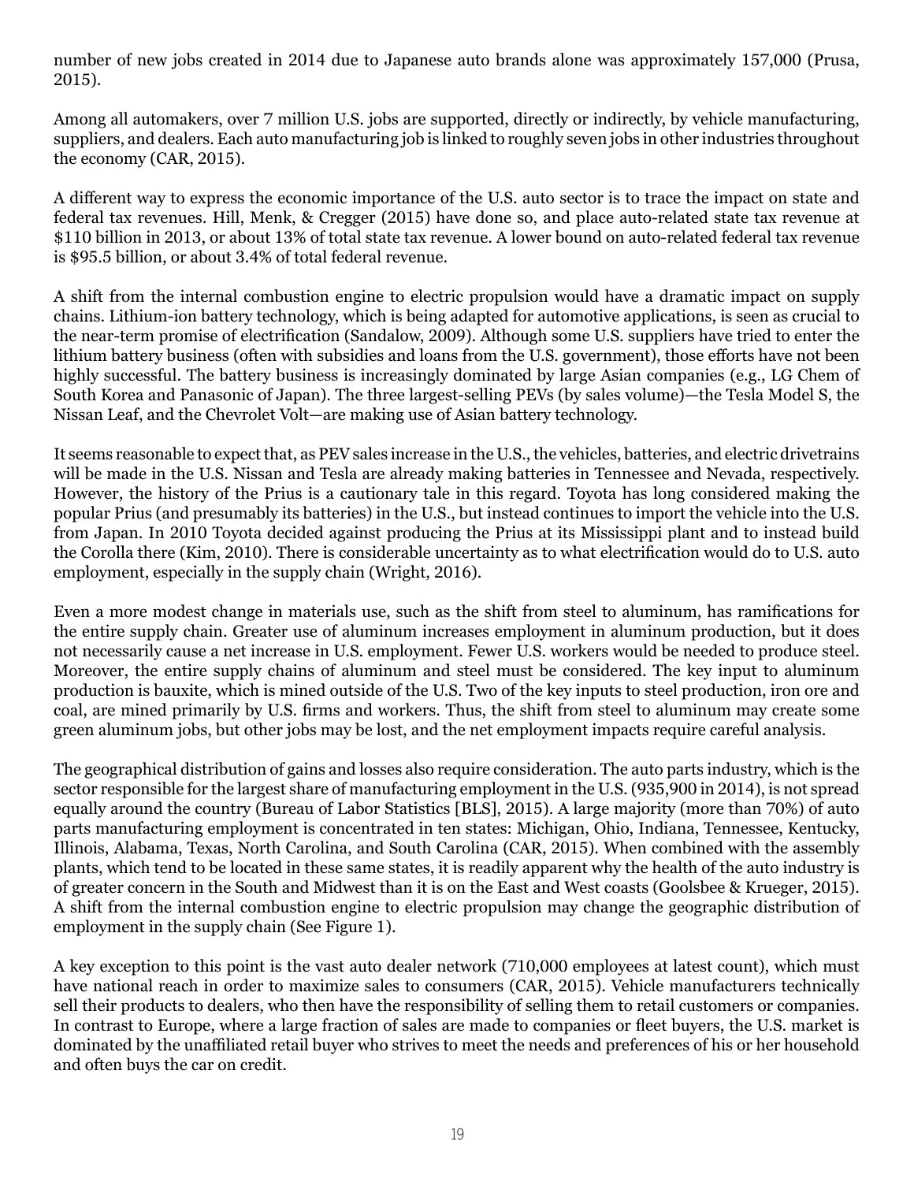number of new jobs created in 2014 due to Japanese auto brands alone was approximately 157,000 (Prusa, 2015).

Among all automakers, over 7 million U.S. jobs are supported, directly or indirectly, by vehicle manufacturing, suppliers, and dealers. Each auto manufacturing job is linked to roughly seven jobs in other industries throughout the economy (CAR, 2015).

A different way to express the economic importance of the U.S. auto sector is to trace the impact on state and federal tax revenues. Hill, Menk, & Cregger (2015) have done so, and place auto-related state tax revenue at $110 billion in 2013, or about 13% of total state tax revenue. A lower bound on auto-related federal tax revenue is $95.5 billion, or about 3.4% of total federal revenue.

A shift from the internal combustion engine to electric propulsion would have a dramatic impact on supply chains. Lithium-ion battery technology, which is being adapted for automotive applications, is seen as crucial to the near-term promise of electrification (Sandalow, 2009). Although some U.S. suppliers have tried to enter the lithium battery business (often with subsidies and loans from the U.S. government), those efforts have not been highly successful. The battery business is increasingly dominated by large Asian companies (e.g., LG Chem of South Korea and Panasonic of Japan). The three largest-selling PEVs (by sales volume)—the Tesla Model S, the Nissan Leaf, and the Chevrolet Volt—are making use of Asian battery technology.

It seems reasonable to expect that, as PEV sales increase in the U.S., the vehicles, batteries, and electric drivetrains will be made in the U.S. Nissan and Tesla are already making batteries in Tennessee and Nevada, respectively. However, the history of the Prius is a cautionary tale in this regard. Toyota has long considered making the popular Prius (and presumably its batteries) in the U.S., but instead continues to import the vehicle into the U.S. from Japan. In 2010 Toyota decided against producing the Prius at its Mississippi plant and to instead build the Corolla there (Kim, 2010). There is considerable uncertainty as to what electrification would do to U.S. auto employment, especially in the supply chain (Wright, 2016).

Even a more modest change in materials use, such as the shift from steel to aluminum, has ramifications for the entire supply chain. Greater use of aluminum increases employment in aluminum production, but it does not necessarily cause a net increase in U.S. employment. Fewer U.S. workers would be needed to produce steel. Moreover, the entire supply chains of aluminum and steel must be considered. The key input to aluminum production is bauxite, which is mined outside of the U.S. Two of the key inputs to steel production, iron ore and coal, are mined primarily by U.S. firms and workers. Thus, the shift from steel to aluminum may create some green aluminum jobs, but other jobs may be lost, and the net employment impacts require careful analysis.

The geographical distribution of gains and losses also require consideration. The auto parts industry, which is the sector responsible for the largest share of manufacturing employment in the U.S. (935,900 in 2014), is not spread equally around the country (Bureau of Labor Statistics [BLS], 2015). A large majority (more than 70%) of auto parts manufacturing employment is concentrated in ten states: Michigan, Ohio, Indiana, Tennessee, Kentucky, Illinois, Alabama, Texas, North Carolina, and South Carolina (CAR, 2015). When combined with the assembly plants, which tend to be located in these same states, it is readily apparent why the health of the auto industry is of greater concern in the South and Midwest than it is on the East and West coasts (Goolsbee & Krueger, 2015). A shift from the internal combustion engine to electric propulsion may change the geographic distribution of employment in the supply chain (See Figure 1).

A key exception to this point is the vast auto dealer network (710,000 employees at latest count), which must have national reach in order to maximize sales to consumers (CAR, 2015). Vehicle manufacturers technically sell their products to dealers, who then have the responsibility of selling them to retail customers or companies. In contrast to Europe, where a large fraction of sales are made to companies or fleet buyers, the U.S. market is dominated by the unaffiliated retail buyer who strives to meet the needs and preferences of his or her household and often buys the car on credit.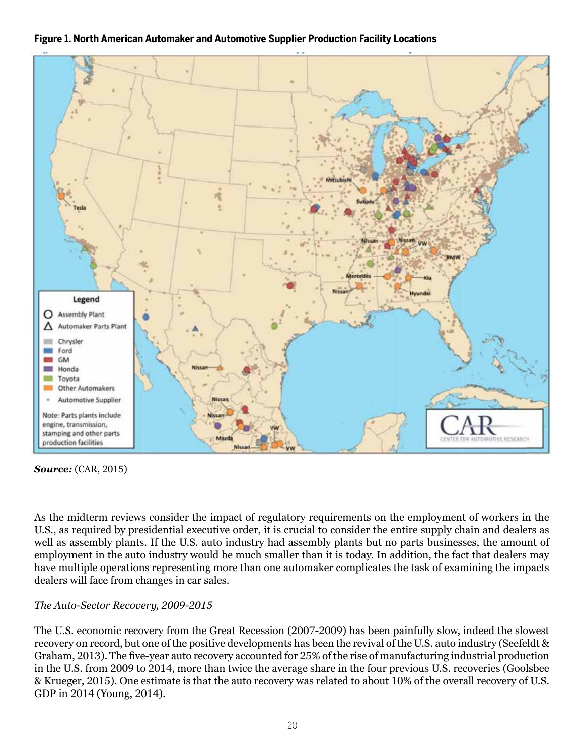**Figure 1. North American Automaker and Automotive Supplier Production Facility Locations**

***Source:*** (CAR, 2015)

As the midterm reviews consider the impact of regulatory requirements on the employment of workers in the U.S., as required by presidential executive order, it is crucial to consider the entire supply chain and dealers as well as assembly plants. If the U.S. auto industry had assembly plants but no parts businesses, the amount of employment in the auto industry would be much smaller than it is today. In addition, the fact that dealers may have multiple operations representing more than one automaker complicates the task of examining the impacts dealers will face from changes in car sales.

*The Auto-Sector Recovery, 2009-2015*

The U.S. economic recovery from the Great Recession (2007-2009) has been painfully slow, indeed the slowest recovery on record, but one of the positive developments has been the revival of the U.S. auto industry (Seefeldt & Graham, 2013). The five-year auto recovery accounted for 25% of the rise of manufacturing industrial production in the U.S. from 2009 to 2014, more than twice the average share in the four previous U.S. recoveries (Goolsbee & Krueger, 2015). One estimate is that the auto recovery was related to about 10% of the overall recovery of U.S. GDP in 2014 (Young, 2014).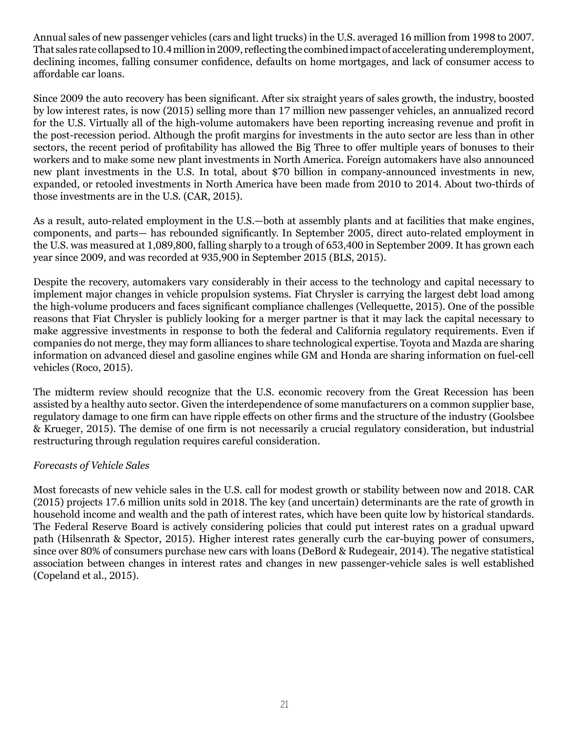Annual sales of new passenger vehicles (cars and light trucks) in the U.S. averaged 16 million from 1998 to 2007. That sales rate collapsed to 10.4 million in 2009, reflecting the combined impact of accelerating underemployment, declining incomes, falling consumer confidence, defaults on home mortgages, and lack of consumer access to affordable car loans.

Since 2009 the auto recovery has been significant. After six straight years of sales growth, the industry, boosted by low interest rates, is now (2015) selling more than 17 million new passenger vehicles, an annualized record for the U.S. Virtually all of the high-volume automakers have been reporting increasing revenue and profit in the post-recession period. Although the profit margins for investments in the auto sector are less than in other sectors, the recent period of profitability has allowed the Big Three to offer multiple years of bonuses to their workers and to make some new plant investments in North America. Foreign automakers have also announced new plant investments in the U.S. In total, about $70 billion in company-announced investments in new, expanded, or retooled investments in North America have been made from 2010 to 2014. About two-thirds of those investments are in the U.S. (CAR, 2015).

As a result, auto-related employment in the U.S.—both at assembly plants and at facilities that make engines, components, and parts— has rebounded significantly. In September 2005, direct auto-related employment in the U.S. was measured at 1,089,800, falling sharply to a trough of 653,400 in September 2009. It has grown each year since 2009, and was recorded at 935,900 in September 2015 (BLS, 2015).

Despite the recovery, automakers vary considerably in their access to the technology and capital necessary to implement major changes in vehicle propulsion systems. Fiat Chrysler is carrying the largest debt load among the high-volume producers and faces significant compliance challenges (Vellequette, 2015). One of the possible reasons that Fiat Chrysler is publicly looking for a merger partner is that it may lack the capital necessary to make aggressive investments in response to both the federal and California regulatory requirements. Even if companies do not merge, they may form alliances to share technological expertise. Toyota and Mazda are sharing information on advanced diesel and gasoline engines while GM and Honda are sharing information on fuel-cell vehicles (Roco, 2015).

The midterm review should recognize that the U.S. economic recovery from the Great Recession has been assisted by a healthy auto sector. Given the interdependence of some manufacturers on a common supplier base, regulatory damage to one firm can have ripple effects on other firms and the structure of the industry (Goolsbee & Krueger, 2015). The demise of one firm is not necessarily a crucial regulatory consideration, but industrial restructuring through regulation requires careful consideration.

*Forecasts of Vehicle Sales*

Most forecasts of new vehicle sales in the U.S. call for modest growth or stability between now and 2018. CAR (2015) projects 17.6 million units sold in 2018. The key (and uncertain) determinants are the rate of growth in household income and wealth and the path of interest rates, which have been quite low by historical standards. The Federal Reserve Board is actively considering policies that could put interest rates on a gradual upward path (Hilsenrath & Spector, 2015). Higher interest rates generally curb the car-buying power of consumers, since over 80% of consumers purchase new cars with loans (DeBord & Rudegeair, 2014). The negative statistical association between changes in interest rates and changes in new passenger-vehicle sales is well established (Copeland et al., 2015).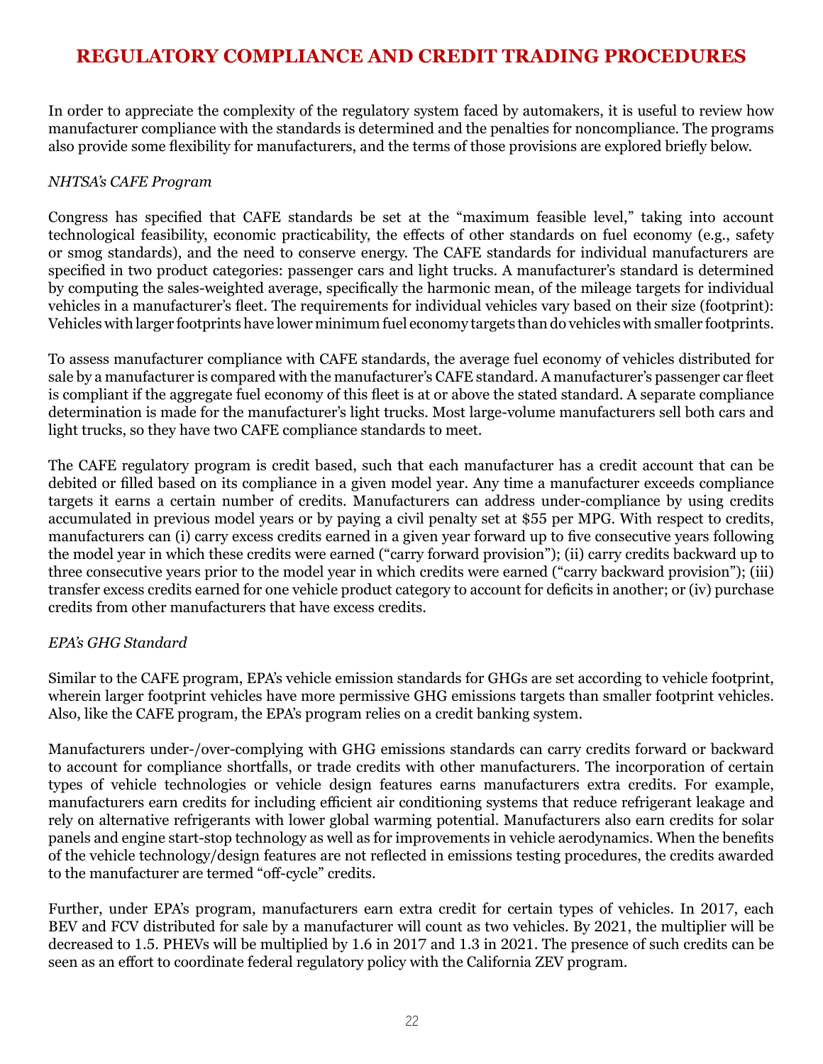## REGULATORY COMPLIANCE AND CREDIT TRADING PROCEDURES

In order to appreciate the complexity of the regulatory system faced by automakers, it is useful to review how manufacturer compliance with the standards is determined and the penalties for noncompliance. The programs also provide some flexibility for manufacturers, and the terms of those provisions are explored briefly below.

*NHTSA's CAFE Program*

Congress has specified that CAFE standards be set at the "maximum feasible level," taking into account technological feasibility, economic practicability, the effects of other standards on fuel economy (e.g., safety or smog standards), and the need to conserve energy. The CAFE standards for individual manufacturers are specified in two product categories: passenger cars and light trucks. A manufacturer's standard is determined by computing the sales-weighted average, specifically the harmonic mean, of the mileage targets for individual vehicles in a manufacturer's fleet. The requirements for individual vehicles vary based on their size (footprint): Vehicles with larger footprints have lower minimum fuel economy targets than do vehicles with smaller footprints.

To assess manufacturer compliance with CAFE standards, the average fuel economy of vehicles distributed for sale by a manufacturer is compared with the manufacturer's CAFE standard. A manufacturer's passenger car fleet is compliant if the aggregate fuel economy of this fleet is at or above the stated standard. A separate compliance determination is made for the manufacturer's light trucks. Most large-volume manufacturers sell both cars and light trucks, so they have two CAFE compliance standards to meet.

The CAFE regulatory program is credit based, such that each manufacturer has a credit account that can be debited or filled based on its compliance in a given model year. Any time a manufacturer exceeds compliance targets it earns a certain number of credits. Manufacturers can address under-compliance by using credits accumulated in previous model years or by paying a civil penalty set at $55 per MPG. With respect to credits, manufacturers can (i) carry excess credits earned in a given year forward up to five consecutive years following the model year in which these credits were earned ("carry forward provision"); (ii) carry credits backward up to three consecutive years prior to the model year in which credits were earned ("carry backward provision"); (iii) transfer excess credits earned for one vehicle product category to account for deficits in another; or (iv) purchase credits from other manufacturers that have excess credits.

*EPA's GHG Standard*

Similar to the CAFE program, EPA's vehicle emission standards for GHGs are set according to vehicle footprint, wherein larger footprint vehicles have more permissive GHG emissions targets than smaller footprint vehicles. Also, like the CAFE program, the EPA's program relies on a credit banking system.

Manufacturers under-/over-complying with GHG emissions standards can carry credits forward or backward to account for compliance shortfalls, or trade credits with other manufacturers. The incorporation of certain types of vehicle technologies or vehicle design features earns manufacturers extra credits. For example, manufacturers earn credits for including efficient air conditioning systems that reduce refrigerant leakage and rely on alternative refrigerants with lower global warming potential. Manufacturers also earn credits for solar panels and engine start-stop technology as well as for improvements in vehicle aerodynamics. When the benefits of the vehicle technology/design features are not reflected in emissions testing procedures, the credits awarded to the manufacturer are termed "off-cycle" credits.

Further, under EPA's program, manufacturers earn extra credit for certain types of vehicles. In 2017, each BEV and FCV distributed for sale by a manufacturer will count as two vehicles. By 2021, the multiplier will be decreased to 1.5. PHEVs will be multiplied by 1.6 in 2017 and 1.3 in 2021. The presence of such credits can be seen as an effort to coordinate federal regulatory policy with the California ZEV program.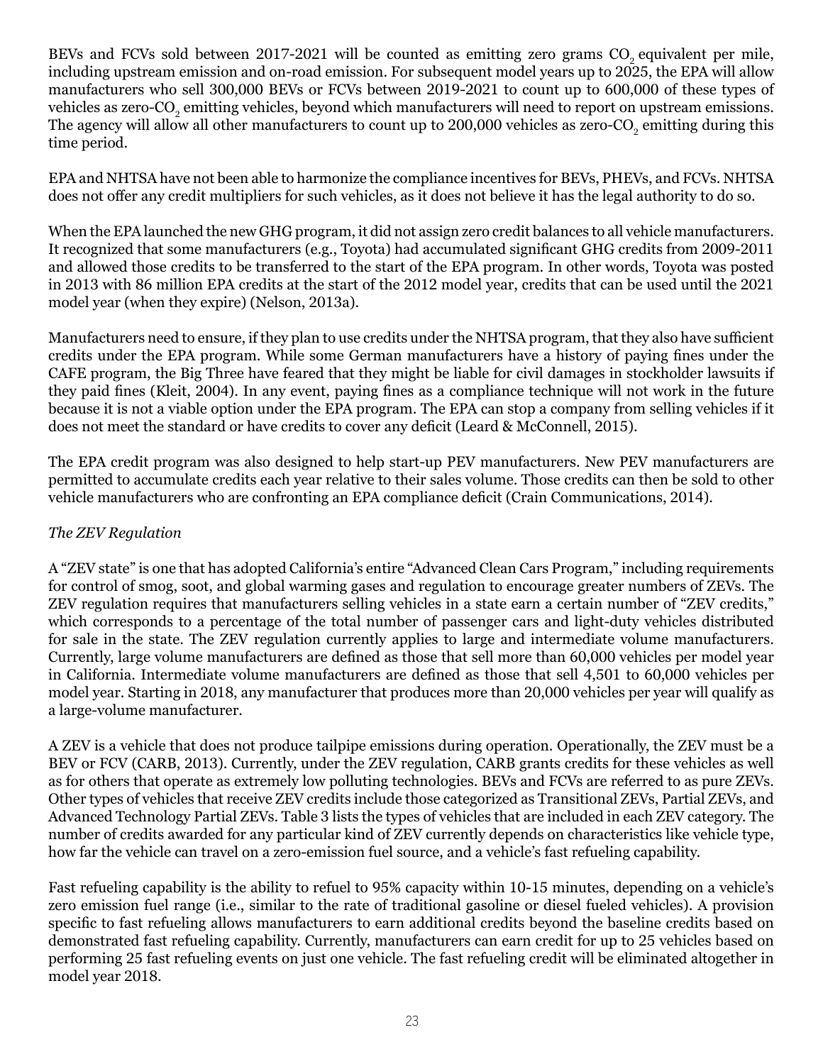BEVs and FCVs sold between 2017-2021 will be counted as emitting zero grams $CO_2$ equivalent per mile, including upstream emission and on-road emission. For subsequent model years up to 2025, the EPA will allow manufacturers who sell 300,000 BEVs or FCVs between 2019-2021 to count up to 600,000 of these types of vehicles as zero-$CO_2$ emitting vehicles, beyond which manufacturers will need to report on upstream emissions. The agency will allow all other manufacturers to count up to 200,000 vehicles as zero-$CO_2$ emitting during this time period.

EPA and NHTSA have not been able to harmonize the compliance incentives for BEVs, PHEVs, and FCVs. NHTSA does not offer any credit multipliers for such vehicles, as it does not believe it has the legal authority to do so.

When the EPA launched the new GHG program, it did not assign zero credit balances to all vehicle manufacturers. It recognized that some manufacturers (e.g., Toyota) had accumulated significant GHG credits from 2009-2011 and allowed those credits to be transferred to the start of the EPA program. In other words, Toyota was posted in 2013 with 86 million EPA credits at the start of the 2012 model year, credits that can be used until the 2021 model year (when they expire) (Nelson, 2013a).

Manufacturers need to ensure, if they plan to use credits under the NHTSA program, that they also have sufficient credits under the EPA program. While some German manufacturers have a history of paying fines under the CAFE program, the Big Three have feared that they might be liable for civil damages in stockholder lawsuits if they paid fines (Kleit, 2004). In any event, paying fines as a compliance technique will not work in the future because it is not a viable option under the EPA program. The EPA can stop a company from selling vehicles if it does not meet the standard or have credits to cover any deficit (Leard & McConnell, 2015).

The EPA credit program was also designed to help start-up PEV manufacturers. New PEV manufacturers are permitted to accumulate credits each year relative to their sales volume. Those credits can then be sold to other vehicle manufacturers who are confronting an EPA compliance deficit (Crain Communications, 2014).

*The ZEV Regulation*

A "ZEV state" is one that has adopted California's entire "Advanced Clean Cars Program," including requirements for control of smog, soot, and global warming gases and regulation to encourage greater numbers of ZEVs. The ZEV regulation requires that manufacturers selling vehicles in a state earn a certain number of "ZEV credits," which corresponds to a percentage of the total number of passenger cars and light-duty vehicles distributed for sale in the state. The ZEV regulation currently applies to large and intermediate volume manufacturers. Currently, large volume manufacturers are defined as those that sell more than 60,000 vehicles per model year in California. Intermediate volume manufacturers are defined as those that sell 4,501 to 60,000 vehicles per model year. Starting in 2018, any manufacturer that produces more than 20,000 vehicles per year will qualify as a large-volume manufacturer.

A ZEV is a vehicle that does not produce tailpipe emissions during operation. Operationally, the ZEV must be a BEV or FCV (CARB, 2013). Currently, under the ZEV regulation, CARB grants credits for these vehicles as well as for others that operate as extremely low polluting technologies. BEVs and FCVs are referred to as pure ZEVs. Other types of vehicles that receive ZEV credits include those categorized as Transitional ZEVs, Partial ZEVs, and Advanced Technology Partial ZEVs. Table 3 lists the types of vehicles that are included in each ZEV category. The number of credits awarded for any particular kind of ZEV currently depends on characteristics like vehicle type, how far the vehicle can travel on a zero-emission fuel source, and a vehicle's fast refueling capability.

Fast refueling capability is the ability to refuel to 95% capacity within 10-15 minutes, depending on a vehicle's zero emission fuel range (i.e., similar to the rate of traditional gasoline or diesel fueled vehicles). A provision specific to fast refueling allows manufacturers to earn additional credits beyond the baseline credits based on demonstrated fast refueling capability. Currently, manufacturers can earn credit for up to 25 vehicles based on performing 25 fast refueling events on just one vehicle. The fast refueling credit will be eliminated altogether in model year 2018.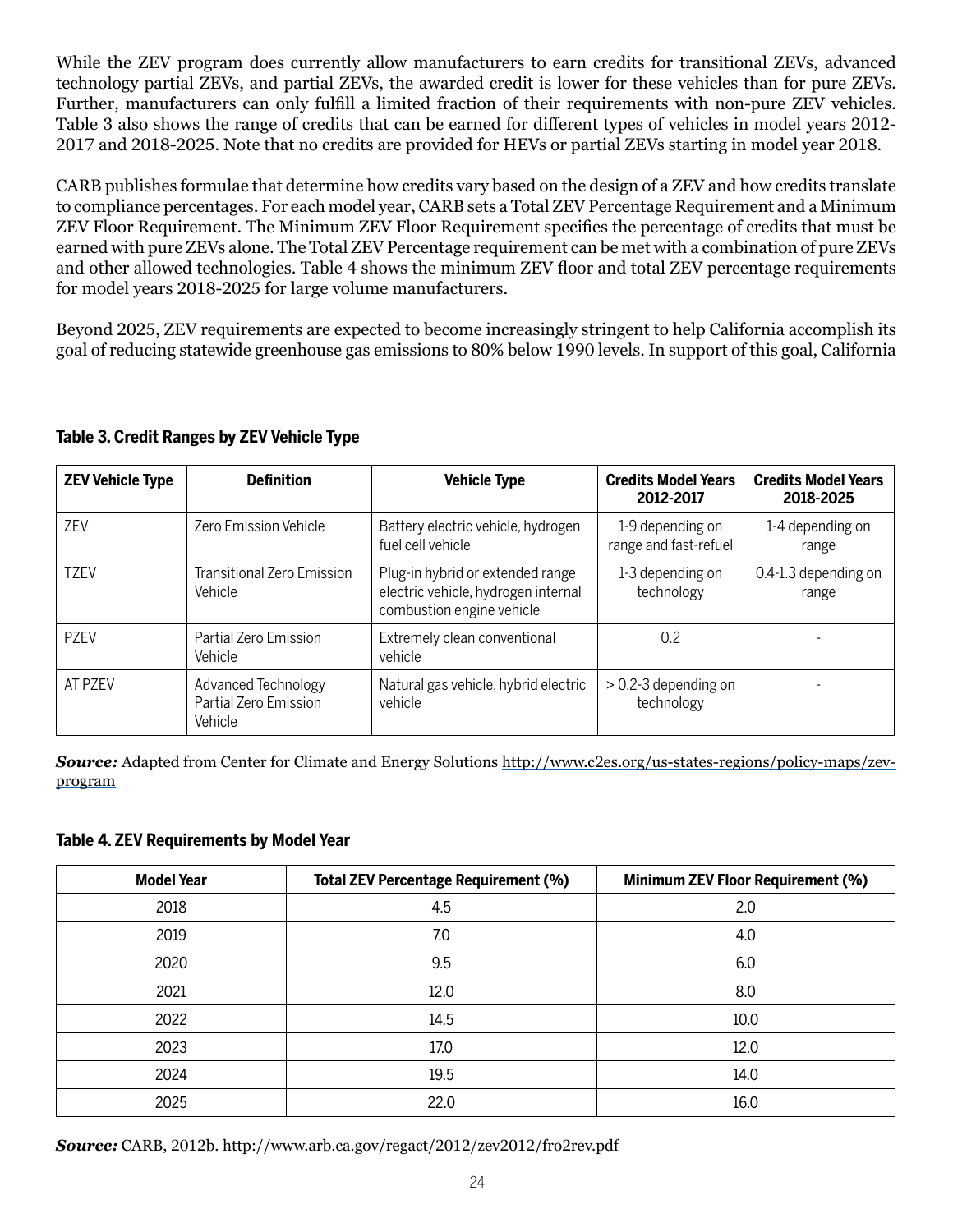While the ZEV program does currently allow manufacturers to earn credits for transitional ZEVs, advanced technology partial ZEVs, and partial ZEVs, the awarded credit is lower for these vehicles than for pure ZEVs. Further, manufacturers can only fulfill a limited fraction of their requirements with non-pure ZEV vehicles. Table 3 also shows the range of credits that can be earned for different types of vehicles in model years 2012-2017 and 2018-2025. Note that no credits are provided for HEVs or partial ZEVs starting in model year 2018.

CARB publishes formulae that determine how credits vary based on the design of a ZEV and how credits translate to compliance percentages. For each model year, CARB sets a Total ZEV Percentage Requirement and a Minimum ZEV Floor Requirement. The Minimum ZEV Floor Requirement specifies the percentage of credits that must be earned with pure ZEVs alone. The Total ZEV Percentage requirement can be met with a combination of pure ZEVs and other allowed technologies. Table 4 shows the minimum ZEV floor and total ZEV percentage requirements for model years 2018-2025 for large volume manufacturers.

Beyond 2025, ZEV requirements are expected to become increasingly stringent to help California accomplish its goal of reducing statewide greenhouse gas emissions to 80% below 1990 levels. In support of this goal, California

**Table 3. Credit Ranges by ZEV Vehicle Type**

| ZEV Vehicle Type | Definition | Vehicle Type | Credits Model Years 2012-2017 | Credits Model Years 2018-2025 |
|---|---|---|---|---|
| ZEV | Zero Emission Vehicle | Battery electric vehicle, hydrogen fuel cell vehicle | 1-9 depending on range and fast-refuel | 1-4 depending on range |
| TZEV | Transitional Zero Emission Vehicle | Plug-in hybrid or extended range electric vehicle, hydrogen internal combustion engine vehicle | 1-3 depending on technology | 0.4-1.3 depending on range |
| PZEV | Partial Zero Emission Vehicle | Extremely clean conventional vehicle | 0.2 | - |
| AT PZEV | Advanced Technology Partial Zero Emission Vehicle | Natural gas vehicle, hybrid electric vehicle | > 0.2-3 depending on technology | - |

***Source:*** Adapted from Center for Climate and Energy Solutions http://www.c2es.org/us-states-regions/policy-maps/zev-program

**Table 4. ZEV Requirements by Model Year**

| Model Year | Total ZEV Percentage Requirement (%) | Minimum ZEV Floor Requirement (%) |
|---|---|---|
| 2018 | 4.5 | 2.0 |
| 2019 | 7.0 | 4.0 |
| 2020 | 9.5 | 6.0 |
| 2021 | 12.0 | 8.0 |
| 2022 | 14.5 | 10.0 |
| 2023 | 17.0 | 12.0 |
| 2024 | 19.5 | 14.0 |
| 2025 | 22.0 | 16.0 |

***Source:*** CARB, 2012b. http://www.arb.ca.gov/regact/2012/zev2012/fro2rev.pdf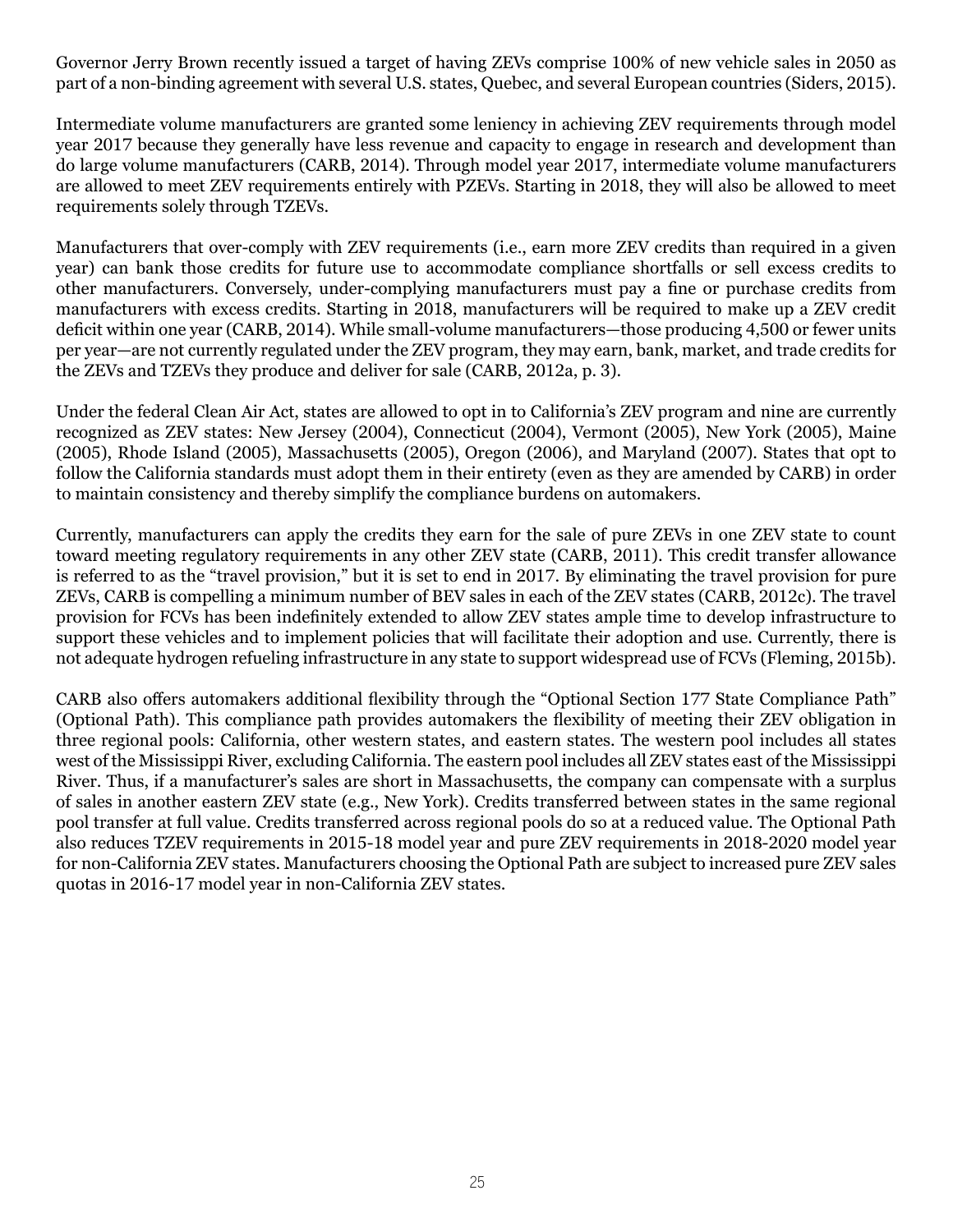Governor Jerry Brown recently issued a target of having ZEVs comprise 100% of new vehicle sales in 2050 as part of a non-binding agreement with several U.S. states, Quebec, and several European countries (Siders, 2015).

Intermediate volume manufacturers are granted some leniency in achieving ZEV requirements through model year 2017 because they generally have less revenue and capacity to engage in research and development than do large volume manufacturers (CARB, 2014). Through model year 2017, intermediate volume manufacturers are allowed to meet ZEV requirements entirely with PZEVs. Starting in 2018, they will also be allowed to meet requirements solely through TZEVs.

Manufacturers that over-comply with ZEV requirements (i.e., earn more ZEV credits than required in a given year) can bank those credits for future use to accommodate compliance shortfalls or sell excess credits to other manufacturers. Conversely, under-complying manufacturers must pay a fine or purchase credits from manufacturers with excess credits. Starting in 2018, manufacturers will be required to make up a ZEV credit deficit within one year (CARB, 2014). While small-volume manufacturers—those producing 4,500 or fewer units per year—are not currently regulated under the ZEV program, they may earn, bank, market, and trade credits for the ZEVs and TZEVs they produce and deliver for sale (CARB, 2012a, p. 3).

Under the federal Clean Air Act, states are allowed to opt in to California's ZEV program and nine are currently recognized as ZEV states: New Jersey (2004), Connecticut (2004), Vermont (2005), New York (2005), Maine (2005), Rhode Island (2005), Massachusetts (2005), Oregon (2006), and Maryland (2007). States that opt to follow the California standards must adopt them in their entirety (even as they are amended by CARB) in order to maintain consistency and thereby simplify the compliance burdens on automakers.

Currently, manufacturers can apply the credits they earn for the sale of pure ZEVs in one ZEV state to count toward meeting regulatory requirements in any other ZEV state (CARB, 2011). This credit transfer allowance is referred to as the "travel provision," but it is set to end in 2017. By eliminating the travel provision for pure ZEVs, CARB is compelling a minimum number of BEV sales in each of the ZEV states (CARB, 2012c). The travel provision for FCVs has been indefinitely extended to allow ZEV states ample time to develop infrastructure to support these vehicles and to implement policies that will facilitate their adoption and use. Currently, there is not adequate hydrogen refueling infrastructure in any state to support widespread use of FCVs (Fleming, 2015b).

CARB also offers automakers additional flexibility through the "Optional Section 177 State Compliance Path" (Optional Path). This compliance path provides automakers the flexibility of meeting their ZEV obligation in three regional pools: California, other western states, and eastern states. The western pool includes all states west of the Mississippi River, excluding California. The eastern pool includes all ZEV states east of the Mississippi River. Thus, if a manufacturer's sales are short in Massachusetts, the company can compensate with a surplus of sales in another eastern ZEV state (e.g., New York). Credits transferred between states in the same regional pool transfer at full value. Credits transferred across regional pools do so at a reduced value. The Optional Path also reduces TZEV requirements in 2015-18 model year and pure ZEV requirements in 2018-2020 model year for non-California ZEV states. Manufacturers choosing the Optional Path are subject to increased pure ZEV sales quotas in 2016-17 model year in non-California ZEV states.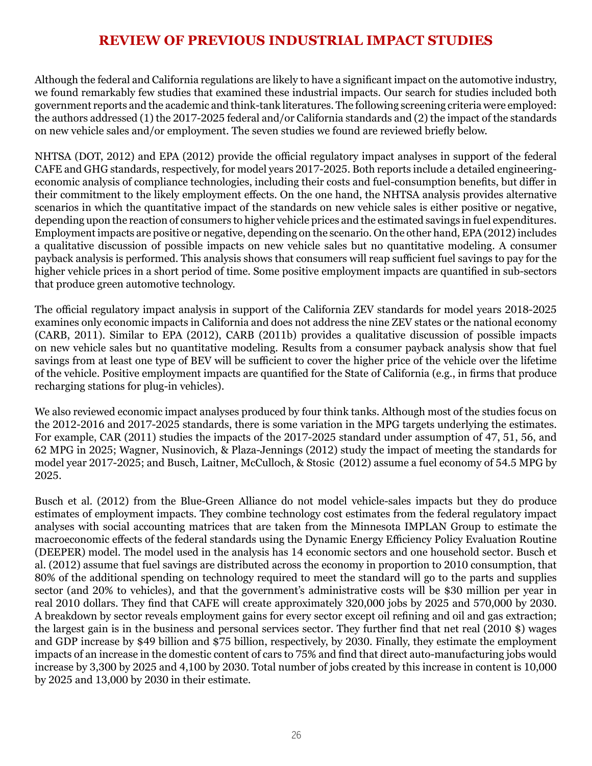# REVIEW OF PREVIOUS INDUSTRIAL IMPACT STUDIES

Although the federal and California regulations are likely to have a significant impact on the automotive industry, we found remarkably few studies that examined these industrial impacts. Our search for studies included both government reports and the academic and think-tank literatures. The following screening criteria were employed: the authors addressed (1) the 2017-2025 federal and/or California standards and (2) the impact of the standards on new vehicle sales and/or employment. The seven studies we found are reviewed briefly below.

NHTSA (DOT, 2012) and EPA (2012) provide the official regulatory impact analyses in support of the federal CAFE and GHG standards, respectively, for model years 2017-2025. Both reports include a detailed engineering-economic analysis of compliance technologies, including their costs and fuel-consumption benefits, but differ in their commitment to the likely employment effects. On the one hand, the NHTSA analysis provides alternative scenarios in which the quantitative impact of the standards on new vehicle sales is either positive or negative, depending upon the reaction of consumers to higher vehicle prices and the estimated savings in fuel expenditures. Employment impacts are positive or negative, depending on the scenario. On the other hand, EPA (2012) includes a qualitative discussion of possible impacts on new vehicle sales but no quantitative modeling. A consumer payback analysis is performed. This analysis shows that consumers will reap sufficient fuel savings to pay for the higher vehicle prices in a short period of time. Some positive employment impacts are quantified in sub-sectors that produce green automotive technology.

The official regulatory impact analysis in support of the California ZEV standards for model years 2018-2025 examines only economic impacts in California and does not address the nine ZEV states or the national economy (CARB, 2011). Similar to EPA (2012), CARB (2011b) provides a qualitative discussion of possible impacts on new vehicle sales but no quantitative modeling. Results from a consumer payback analysis show that fuel savings from at least one type of BEV will be sufficient to cover the higher price of the vehicle over the lifetime of the vehicle. Positive employment impacts are quantified for the State of California (e.g., in firms that produce recharging stations for plug-in vehicles).

We also reviewed economic impact analyses produced by four think tanks. Although most of the studies focus on the 2012-2016 and 2017-2025 standards, there is some variation in the MPG targets underlying the estimates. For example, CAR (2011) studies the impacts of the 2017-2025 standard under assumption of 47, 51, 56, and 62 MPG in 2025; Wagner, Nusinovich, & Plaza-Jennings (2012) study the impact of meeting the standards for model year 2017-2025; and Busch, Laitner, McCulloch, & Stosic (2012) assume a fuel economy of 54.5 MPG by 2025.

Busch et al. (2012) from the Blue-Green Alliance do not model vehicle-sales impacts but they do produce estimates of employment impacts. They combine technology cost estimates from the federal regulatory impact analyses with social accounting matrices that are taken from the Minnesota IMPLAN Group to estimate the macroeconomic effects of the federal standards using the Dynamic Energy Efficiency Policy Evaluation Routine (DEEPER) model. The model used in the analysis has 14 economic sectors and one household sector. Busch et al. (2012) assume that fuel savings are distributed across the economy in proportion to 2010 consumption, that 80% of the additional spending on technology required to meet the standard will go to the parts and supplies sector (and 20% to vehicles), and that the government's administrative costs will be $30 million per year in real 2010 dollars. They find that CAFE will create approximately 320,000 jobs by 2025 and 570,000 by 2030. A breakdown by sector reveals employment gains for every sector except oil refining and oil and gas extraction; the largest gain is in the business and personal services sector. They further find that net real (2010 $) wages and GDP increase by $49 billion and $75 billion, respectively, by 2030. Finally, they estimate the employment impacts of an increase in the domestic content of cars to 75% and find that direct auto-manufacturing jobs would increase by 3,300 by 2025 and 4,100 by 2030. Total number of jobs created by this increase in content is 10,000 by 2025 and 13,000 by 2030 in their estimate.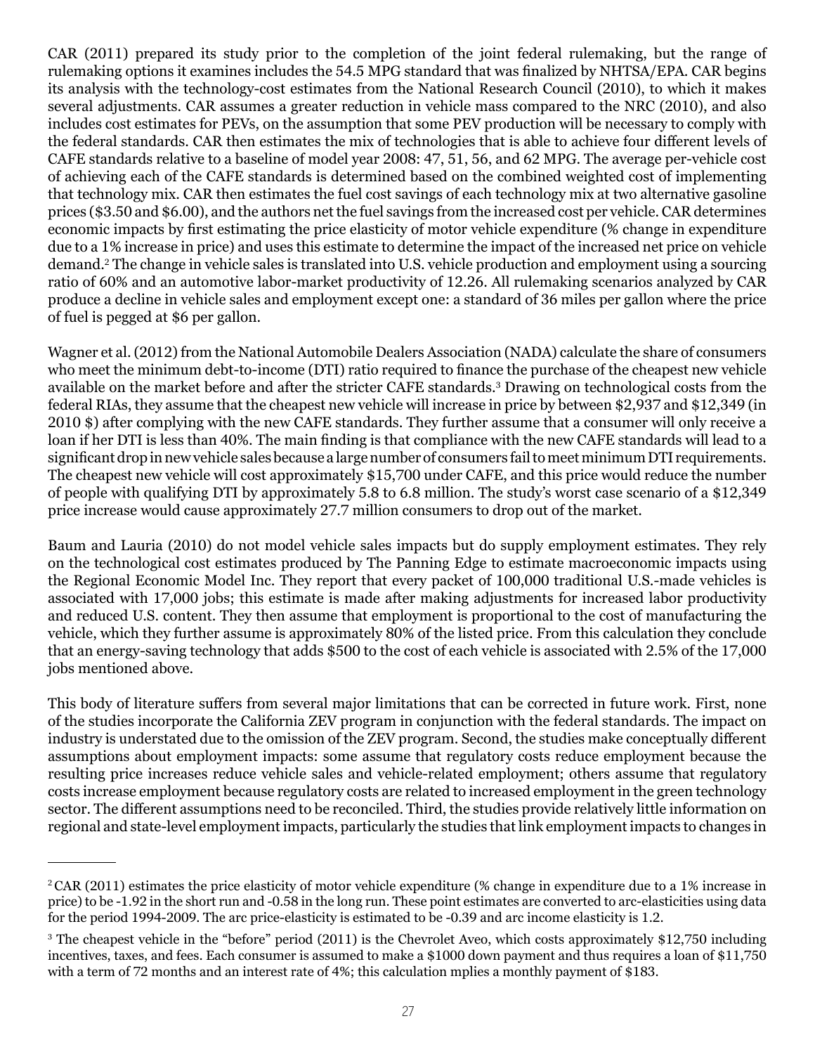CAR (2011) prepared its study prior to the completion of the joint federal rulemaking, but the range of rulemaking options it examines includes the 54.5 MPG standard that was finalized by NHTSA/EPA. CAR begins its analysis with the technology-cost estimates from the National Research Council (2010), to which it makes several adjustments. CAR assumes a greater reduction in vehicle mass compared to the NRC (2010), and also includes cost estimates for PEVs, on the assumption that some PEV production will be necessary to comply with the federal standards. CAR then estimates the mix of technologies that is able to achieve four different levels of CAFE standards relative to a baseline of model year 2008: 47, 51, 56, and 62 MPG. The average per-vehicle cost of achieving each of the CAFE standards is determined based on the combined weighted cost of implementing that technology mix. CAR then estimates the fuel cost savings of each technology mix at two alternative gasoline prices ($3.50 and $6.00), and the authors net the fuel savings from the increased cost per vehicle. CAR determines economic impacts by first estimating the price elasticity of motor vehicle expenditure (% change in expenditure due to a 1% increase in price) and uses this estimate to determine the impact of the increased net price on vehicle demand.[2] The change in vehicle sales is translated into U.S. vehicle production and employment using a sourcing ratio of 60% and an automotive labor-market productivity of 12.26. All rulemaking scenarios analyzed by CAR produce a decline in vehicle sales and employment except one: a standard of 36 miles per gallon where the price of fuel is pegged at $6 per gallon.

Wagner et al. (2012) from the National Automobile Dealers Association (NADA) calculate the share of consumers who meet the minimum debt-to-income (DTI) ratio required to finance the purchase of the cheapest new vehicle available on the market before and after the stricter CAFE standards.[3] Drawing on technological costs from the federal RIAs, they assume that the cheapest new vehicle will increase in price by between $2,937 and $12,349 (in 2010 $) after complying with the new CAFE standards. They further assume that a consumer will only receive a loan if her DTI is less than 40%. The main finding is that compliance with the new CAFE standards will lead to a significant drop in new vehicle sales because a large number of consumers fail to meet minimum DTI requirements. The cheapest new vehicle will cost approximately $15,700 under CAFE, and this price would reduce the number of people with qualifying DTI by approximately 5.8 to 6.8 million. The study's worst case scenario of a $12,349 price increase would cause approximately 27.7 million consumers to drop out of the market.

Baum and Lauria (2010) do not model vehicle sales impacts but do supply employment estimates. They rely on the technological cost estimates produced by The Panning Edge to estimate macroeconomic impacts using the Regional Economic Model Inc. They report that every packet of 100,000 traditional U.S.-made vehicles is associated with 17,000 jobs; this estimate is made after making adjustments for increased labor productivity and reduced U.S. content. They then assume that employment is proportional to the cost of manufacturing the vehicle, which they further assume is approximately 80% of the listed price. From this calculation they conclude that an energy-saving technology that adds $500 to the cost of each vehicle is associated with 2.5% of the 17,000 jobs mentioned above.

This body of literature suffers from several major limitations that can be corrected in future work. First, none of the studies incorporate the California ZEV program in conjunction with the federal standards. The impact on industry is understated due to the omission of the ZEV program. Second, the studies make conceptually different assumptions about employment impacts: some assume that regulatory costs reduce employment because the resulting price increases reduce vehicle sales and vehicle-related employment; others assume that regulatory costs increase employment because regulatory costs are related to increased employment in the green technology sector. The different assumptions need to be reconciled. Third, the studies provide relatively little information on regional and state-level employment impacts, particularly the studies that link employment impacts to changes in

---

[2] CAR (2011) estimates the price elasticity of motor vehicle expenditure (% change in expenditure due to a 1% increase in price) to be -1.92 in the short run and -0.58 in the long run. These point estimates are converted to arc-elasticities using data for the period 1994-2009. The arc price-elasticity is estimated to be -0.39 and arc income elasticity is 1.2.

[3] The cheapest vehicle in the "before" period (2011) is the Chevrolet Aveo, which costs approximately $12,750 including incentives, taxes, and fees. Each consumer is assumed to make a $1000 down payment and thus requires a loan of $11,750 with a term of 72 months and an interest rate of 4%; this calculation mplies a monthly payment of $183.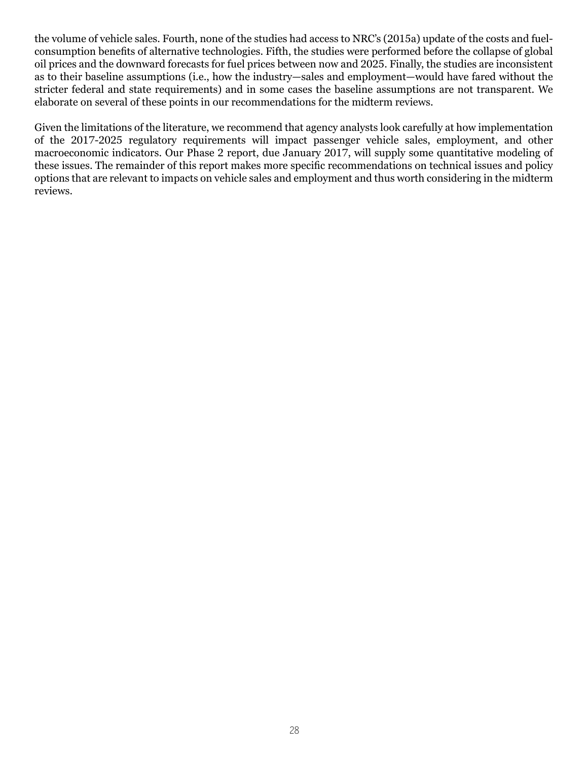the volume of vehicle sales. Fourth, none of the studies had access to NRC's (2015a) update of the costs and fuel-consumption benefits of alternative technologies. Fifth, the studies were performed before the collapse of global oil prices and the downward forecasts for fuel prices between now and 2025. Finally, the studies are inconsistent as to their baseline assumptions (i.e., how the industry—sales and employment—would have fared without the stricter federal and state requirements) and in some cases the baseline assumptions are not transparent. We elaborate on several of these points in our recommendations for the midterm reviews.

Given the limitations of the literature, we recommend that agency analysts look carefully at how implementation of the 2017-2025 regulatory requirements will impact passenger vehicle sales, employment, and other macroeconomic indicators. Our Phase 2 report, due January 2017, will supply some quantitative modeling of these issues. The remainder of this report makes more specific recommendations on technical issues and policy options that are relevant to impacts on vehicle sales and employment and thus worth considering in the midterm reviews.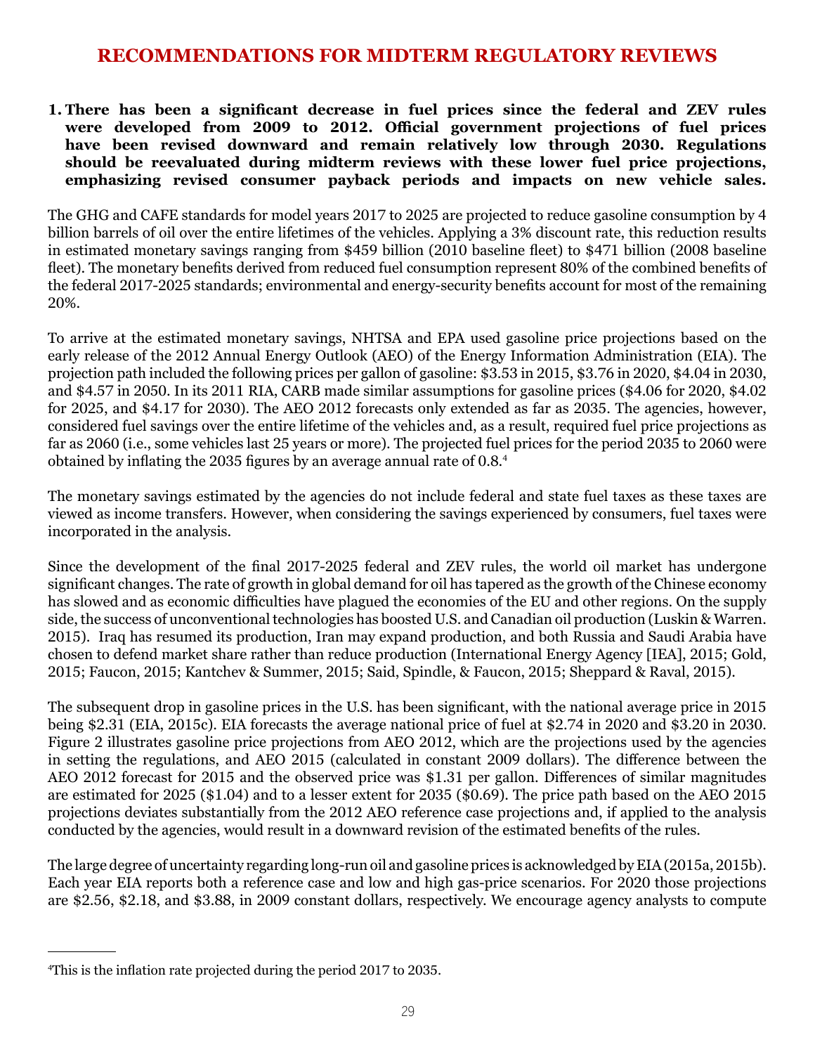## RECOMMENDATIONS FOR MIDTERM REGULATORY REVIEWS

1. **There has been a significant decrease in fuel prices since the federal and ZEV rules were developed from 2009 to 2012. Official government projections of fuel prices have been revised downward and remain relatively low through 2030. Regulations should be reevaluated during midterm reviews with these lower fuel price projections, emphasizing revised consumer payback periods and impacts on new vehicle sales.**

The GHG and CAFE standards for model years 2017 to 2025 are projected to reduce gasoline consumption by 4 billion barrels of oil over the entire lifetimes of the vehicles. Applying a 3% discount rate, this reduction results in estimated monetary savings ranging from $459 billion (2010 baseline fleet) to $471 billion (2008 baseline fleet). The monetary benefits derived from reduced fuel consumption represent 80% of the combined benefits of the federal 2017-2025 standards; environmental and energy-security benefits account for most of the remaining 20%.

To arrive at the estimated monetary savings, NHTSA and EPA used gasoline price projections based on the early release of the 2012 Annual Energy Outlook (AEO) of the Energy Information Administration (EIA). The projection path included the following prices per gallon of gasoline: $3.53 in 2015, $3.76 in 2020, $4.04 in 2030, and $4.57 in 2050. In its 2011 RIA, CARB made similar assumptions for gasoline prices ($4.06 for 2020, $4.02 for 2025, and $4.17 for 2030). The AEO 2012 forecasts only extended as far as 2035. The agencies, however, considered fuel savings over the entire lifetime of the vehicles and, as a result, required fuel price projections as far as 2060 (i.e., some vehicles last 25 years or more). The projected fuel prices for the period 2035 to 2060 were obtained by inflating the 2035 figures by an average annual rate of 0.8.[4]

The monetary savings estimated by the agencies do not include federal and state fuel taxes as these taxes are viewed as income transfers. However, when considering the savings experienced by consumers, fuel taxes were incorporated in the analysis.

Since the development of the final 2017-2025 federal and ZEV rules, the world oil market has undergone significant changes. The rate of growth in global demand for oil has tapered as the growth of the Chinese economy has slowed and as economic difficulties have plagued the economies of the EU and other regions. On the supply side, the success of unconventional technologies has boosted U.S. and Canadian oil production (Luskin & Warren. 2015). Iraq has resumed its production, Iran may expand production, and both Russia and Saudi Arabia have chosen to defend market share rather than reduce production (International Energy Agency [IEA], 2015; Gold, 2015; Faucon, 2015; Kantchev & Summer, 2015; Said, Spindle, & Faucon, 2015; Sheppard & Raval, 2015).

The subsequent drop in gasoline prices in the U.S. has been significant, with the national average price in 2015 being $2.31 (EIA, 2015c). EIA forecasts the average national price of fuel at $2.74 in 2020 and $3.20 in 2030. Figure 2 illustrates gasoline price projections from AEO 2012, which are the projections used by the agencies in setting the regulations, and AEO 2015 (calculated in constant 2009 dollars). The difference between the AEO 2012 forecast for 2015 and the observed price was $1.31 per gallon. Differences of similar magnitudes are estimated for 2025 ($1.04) and to a lesser extent for 2035 ($0.69). The price path based on the AEO 2015 projections deviates substantially from the 2012 AEO reference case projections and, if applied to the analysis conducted by the agencies, would result in a downward revision of the estimated benefits of the rules.

The large degree of uncertainty regarding long-run oil and gasoline prices is acknowledged by EIA (2015a, 2015b). Each year EIA reports both a reference case and low and high gas-price scenarios. For 2020 those projections are $2.56, $2.18, and $3.88, in 2009 constant dollars, respectively. We encourage agency analysts to compute

---

[4]This is the inflation rate projected during the period 2017 to 2035.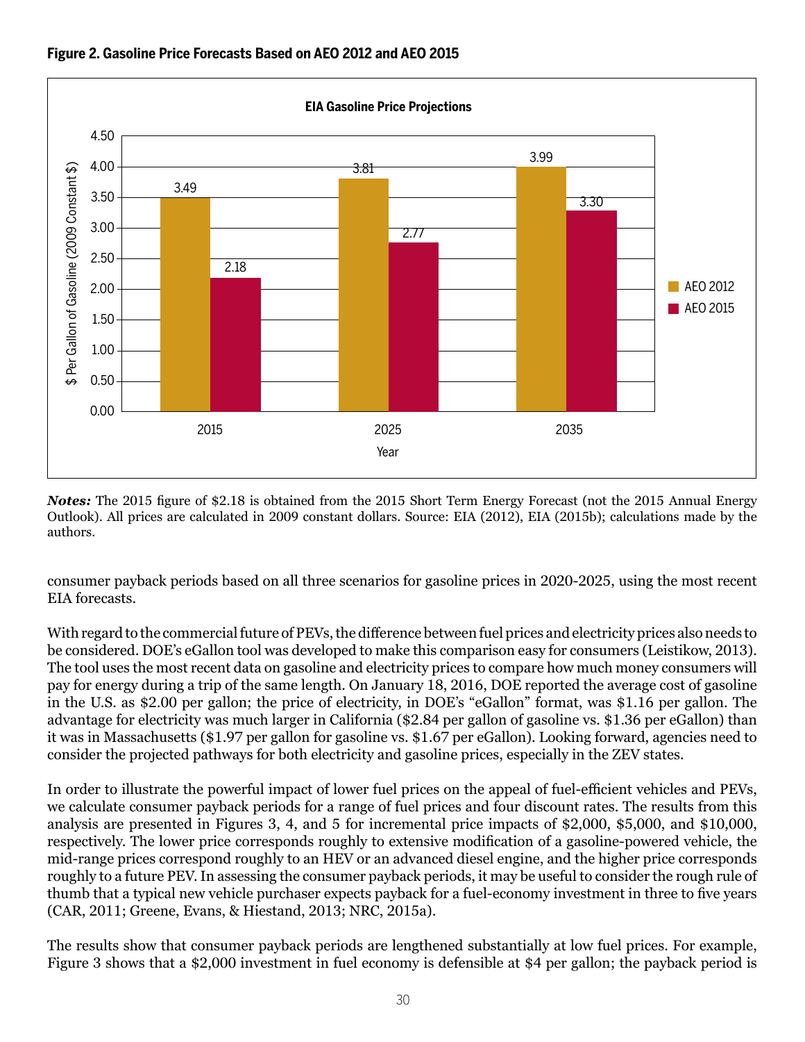**Figure 2. Gasoline Price Forecasts Based on AEO 2012 and AEO 2015**

| Year | AEO 2012 | AEO 2015 |
|---|---|---|
| 2015 | 3.49 | 2.18 |
| 2025 | 3.81 | 2.77 |
| 2035 | 3.99 | 3.30 |

*EIA Gasoline Price Projections; $ Per Gallon of Gasoline (2009 Constant $)*

***Notes:*** The 2015 figure of $2.18 is obtained from the 2015 Short Term Energy Forecast (not the 2015 Annual Energy Outlook). All prices are calculated in 2009 constant dollars. Source: EIA (2012), EIA (2015b); calculations made by the authors.

consumer payback periods based on all three scenarios for gasoline prices in 2020-2025, using the most recent EIA forecasts.

With regard to the commercial future of PEVs, the difference between fuel prices and electricity prices also needs to be considered. DOE's eGallon tool was developed to make this comparison easy for consumers (Leistikow, 2013). The tool uses the most recent data on gasoline and electricity prices to compare how much money consumers will pay for energy during a trip of the same length. On January 18, 2016, DOE reported the average cost of gasoline in the U.S. as $2.00 per gallon; the price of electricity, in DOE's "eGallon" format, was $1.16 per gallon. The advantage for electricity was much larger in California ($2.84 per gallon of gasoline vs. $1.36 per eGallon) than it was in Massachusetts ($1.97 per gallon for gasoline vs. $1.67 per eGallon). Looking forward, agencies need to consider the projected pathways for both electricity and gasoline prices, especially in the ZEV states.

In order to illustrate the powerful impact of lower fuel prices on the appeal of fuel-efficient vehicles and PEVs, we calculate consumer payback periods for a range of fuel prices and four discount rates. The results from this analysis are presented in Figures 3, 4, and 5 for incremental price impacts of $2,000, $5,000, and $10,000, respectively. The lower price corresponds roughly to extensive modification of a gasoline-powered vehicle, the mid-range prices correspond roughly to an HEV or an advanced diesel engine, and the higher price corresponds roughly to a future PEV. In assessing the consumer payback periods, it may be useful to consider the rough rule of thumb that a typical new vehicle purchaser expects payback for a fuel-economy investment in three to five years (CAR, 2011; Greene, Evans, & Hiestand, 2013; NRC, 2015a).

The results show that consumer payback periods are lengthened substantially at low fuel prices. For example, Figure 3 shows that a $2,000 investment in fuel economy is defensible at $4 per gallon; the payback period is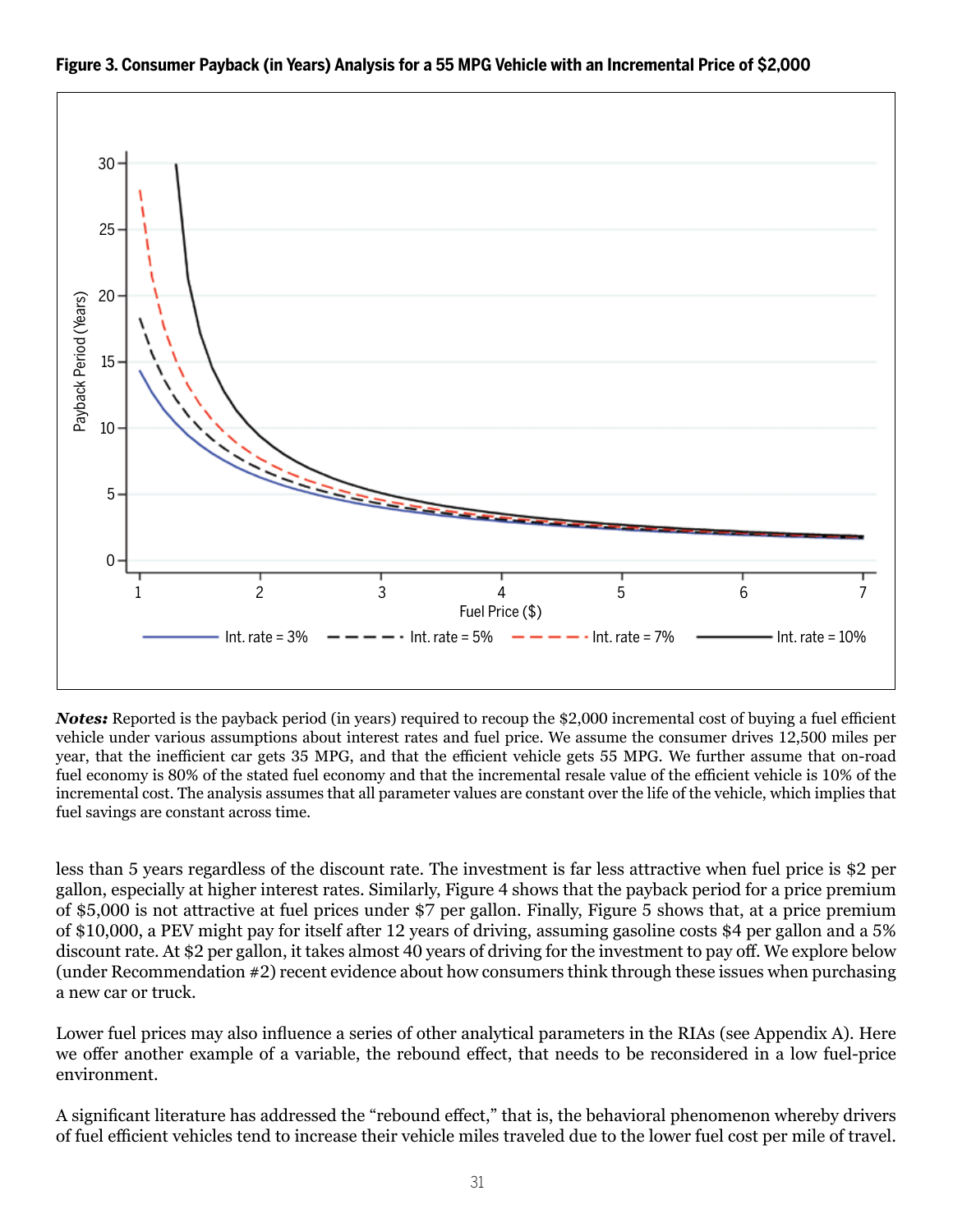**Figure 3. Consumer Payback (in Years) Analysis for a 55 MPG Vehicle with an Incremental Price of $2,000**

***Notes:*** Reported is the payback period (in years) required to recoup the $2,000 incremental cost of buying a fuel efficient vehicle under various assumptions about interest rates and fuel price. We assume the consumer drives 12,500 miles per year, that the inefficient car gets 35 MPG, and that the efficient vehicle gets 55 MPG. We further assume that on-road fuel economy is 80% of the stated fuel economy and that the incremental resale value of the efficient vehicle is 10% of the incremental cost. The analysis assumes that all parameter values are constant over the life of the vehicle, which implies that fuel savings are constant across time.

less than 5 years regardless of the discount rate. The investment is far less attractive when fuel price is $2 per gallon, especially at higher interest rates. Similarly, Figure 4 shows that the payback period for a price premium of $5,000 is not attractive at fuel prices under $7 per gallon. Finally, Figure 5 shows that, at a price premium of $10,000, a PEV might pay for itself after 12 years of driving, assuming gasoline costs $4 per gallon and a 5% discount rate. At $2 per gallon, it takes almost 40 years of driving for the investment to pay off. We explore below (under Recommendation #2) recent evidence about how consumers think through these issues when purchasing a new car or truck.

Lower fuel prices may also influence a series of other analytical parameters in the RIAs (see Appendix A). Here we offer another example of a variable, the rebound effect, that needs to be reconsidered in a low fuel-price environment.

A significant literature has addressed the "rebound effect," that is, the behavioral phenomenon whereby drivers of fuel efficient vehicles tend to increase their vehicle miles traveled due to the lower fuel cost per mile of travel.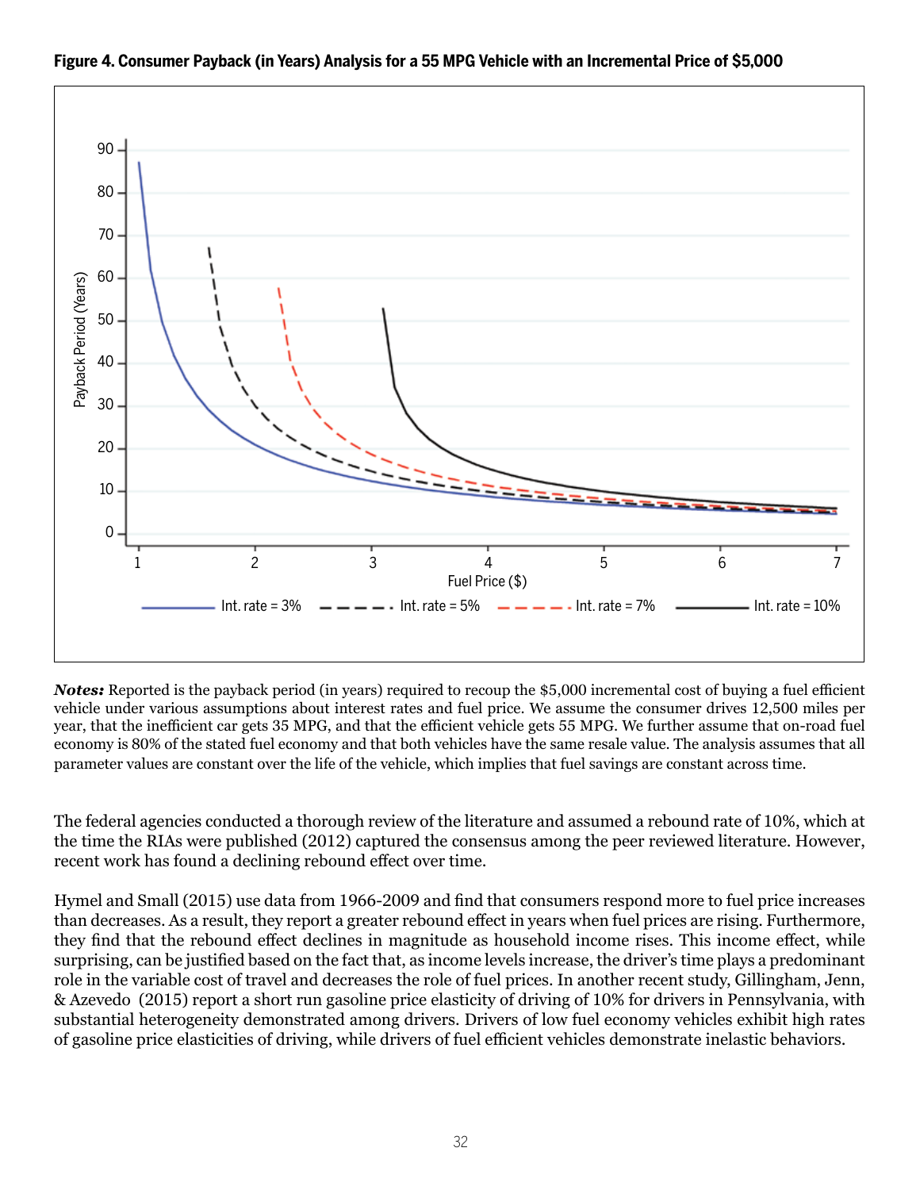**Figure 4. Consumer Payback (in Years) Analysis for a 55 MPG Vehicle with an Incremental Price of $5,000**

***Notes:*** Reported is the payback period (in years) required to recoup the $5,000 incremental cost of buying a fuel efficient vehicle under various assumptions about interest rates and fuel price. We assume the consumer drives 12,500 miles per year, that the inefficient car gets 35 MPG, and that the efficient vehicle gets 55 MPG. We further assume that on-road fuel economy is 80% of the stated fuel economy and that both vehicles have the same resale value. The analysis assumes that all parameter values are constant over the life of the vehicle, which implies that fuel savings are constant across time.

The federal agencies conducted a thorough review of the literature and assumed a rebound rate of 10%, which at the time the RIAs were published (2012) captured the consensus among the peer reviewed literature. However, recent work has found a declining rebound effect over time.

Hymel and Small (2015) use data from 1966-2009 and find that consumers respond more to fuel price increases than decreases. As a result, they report a greater rebound effect in years when fuel prices are rising. Furthermore, they find that the rebound effect declines in magnitude as household income rises. This income effect, while surprising, can be justified based on the fact that, as income levels increase, the driver's time plays a predominant role in the variable cost of travel and decreases the role of fuel prices. In another recent study, Gillingham, Jenn, & Azevedo (2015) report a short run gasoline price elasticity of driving of 10% for drivers in Pennsylvania, with substantial heterogeneity demonstrated among drivers. Drivers of low fuel economy vehicles exhibit high rates of gasoline price elasticities of driving, while drivers of fuel efficient vehicles demonstrate inelastic behaviors.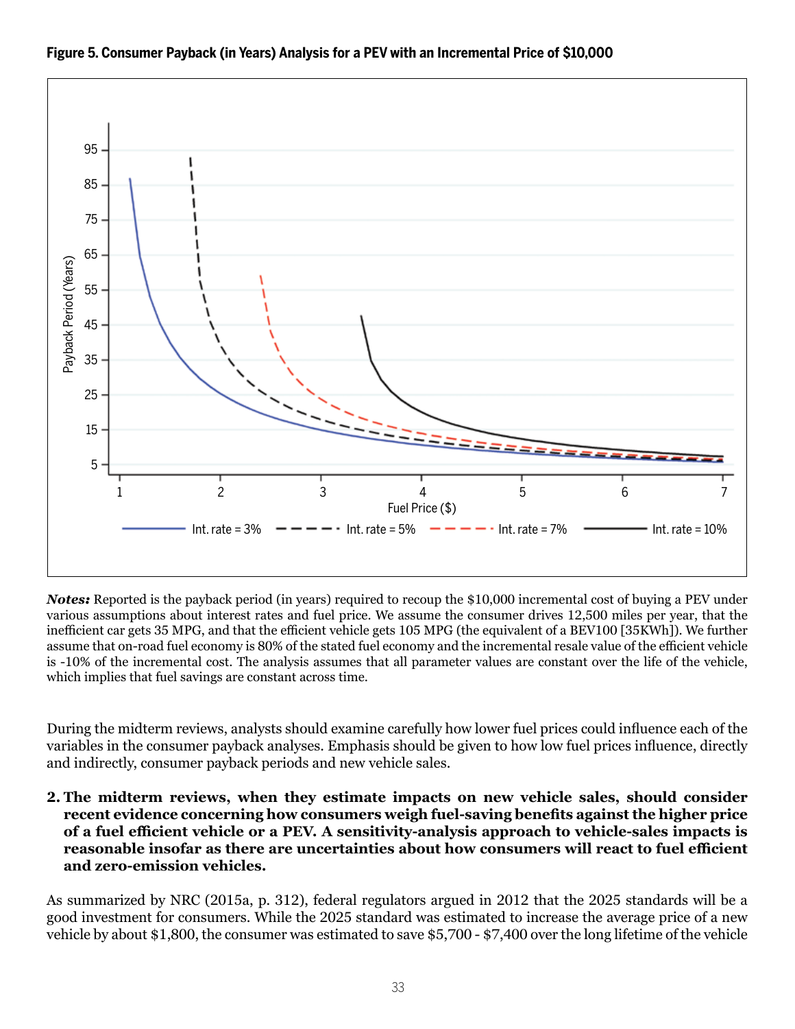**Figure 5. Consumer Payback (in Years) Analysis for a PEV with an Incremental Price of $10,000**

***Notes:*** Reported is the payback period (in years) required to recoup the $10,000 incremental cost of buying a PEV under various assumptions about interest rates and fuel price. We assume the consumer drives 12,500 miles per year, that the inefficient car gets 35 MPG, and that the efficient vehicle gets 105 MPG (the equivalent of a BEV100 [35KWh]). We further assume that on-road fuel economy is 80% of the stated fuel economy and the incremental resale value of the efficient vehicle is -10% of the incremental cost. The analysis assumes that all parameter values are constant over the life of the vehicle, which implies that fuel savings are constant across time.

During the midterm reviews, analysts should examine carefully how lower fuel prices could influence each of the variables in the consumer payback analyses. Emphasis should be given to how low fuel prices influence, directly and indirectly, consumer payback periods and new vehicle sales.

2. **The midterm reviews, when they estimate impacts on new vehicle sales, should consider recent evidence concerning how consumers weigh fuel-saving benefits against the higher price of a fuel efficient vehicle or a PEV. A sensitivity-analysis approach to vehicle-sales impacts is reasonable insofar as there are uncertainties about how consumers will react to fuel efficient and zero-emission vehicles.**

As summarized by NRC (2015a, p. 312), federal regulators argued in 2012 that the 2025 standards will be a good investment for consumers. While the 2025 standard was estimated to increase the average price of a new vehicle by about $1,800, the consumer was estimated to save $5,700 - $7,400 over the long lifetime of the vehicle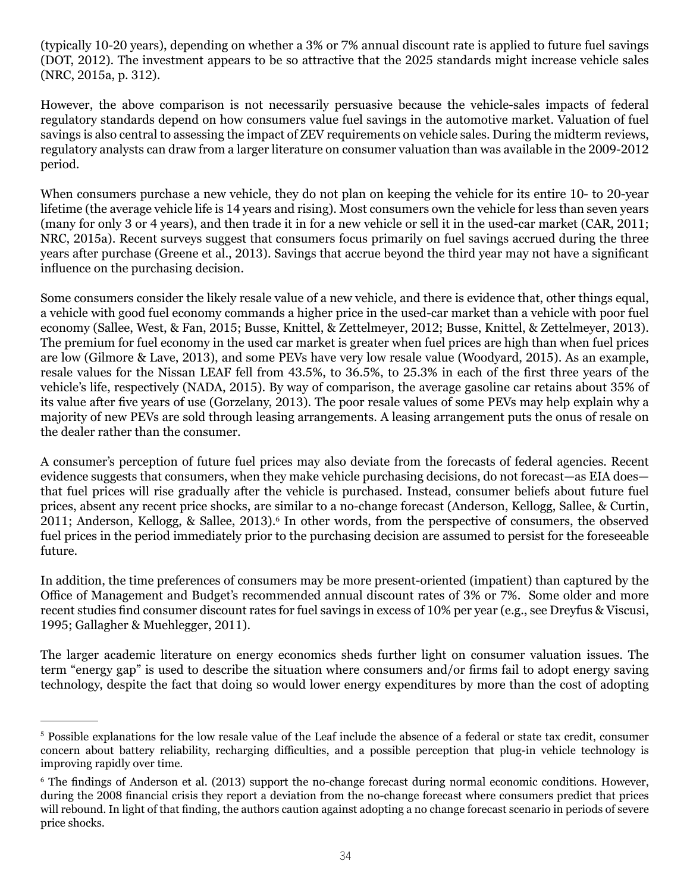(typically 10-20 years), depending on whether a 3% or 7% annual discount rate is applied to future fuel savings (DOT, 2012). The investment appears to be so attractive that the 2025 standards might increase vehicle sales (NRC, 2015a, p. 312).

However, the above comparison is not necessarily persuasive because the vehicle-sales impacts of federal regulatory standards depend on how consumers value fuel savings in the automotive market. Valuation of fuel savings is also central to assessing the impact of ZEV requirements on vehicle sales. During the midterm reviews, regulatory analysts can draw from a larger literature on consumer valuation than was available in the 2009-2012 period.

When consumers purchase a new vehicle, they do not plan on keeping the vehicle for its entire 10- to 20-year lifetime (the average vehicle life is 14 years and rising). Most consumers own the vehicle for less than seven years (many for only 3 or 4 years), and then trade it in for a new vehicle or sell it in the used-car market (CAR, 2011; NRC, 2015a). Recent surveys suggest that consumers focus primarily on fuel savings accrued during the three years after purchase (Greene et al., 2013). Savings that accrue beyond the third year may not have a significant influence on the purchasing decision.

Some consumers consider the likely resale value of a new vehicle, and there is evidence that, other things equal, a vehicle with good fuel economy commands a higher price in the used-car market than a vehicle with poor fuel economy (Sallee, West, & Fan, 2015; Busse, Knittel, & Zettelmeyer, 2012; Busse, Knittel, & Zettelmeyer, 2013). The premium for fuel economy in the used car market is greater when fuel prices are high than when fuel prices are low (Gilmore & Lave, 2013), and some PEVs have very low resale value (Woodyard, 2015). As an example, resale values for the Nissan LEAF fell from 43.5%, to 36.5%, to 25.3% in each of the first three years of the vehicle's life, respectively (NADA, 2015). By way of comparison, the average gasoline car retains about 35% of its value after five years of use (Gorzelany, 2013). The poor resale values of some PEVs may help explain why a majority of new PEVs are sold through leasing arrangements. A leasing arrangement puts the onus of resale on the dealer rather than the consumer.

A consumer's perception of future fuel prices may also deviate from the forecasts of federal agencies. Recent evidence suggests that consumers, when they make vehicle purchasing decisions, do not forecast—as EIA does—that fuel prices will rise gradually after the vehicle is purchased. Instead, consumer beliefs about future fuel prices, absent any recent price shocks, are similar to a no-change forecast (Anderson, Kellogg, Sallee, & Curtin, 2011; Anderson, Kellogg, & Sallee, 2013).[6] In other words, from the perspective of consumers, the observed fuel prices in the period immediately prior to the purchasing decision are assumed to persist for the foreseeable future.

In addition, the time preferences of consumers may be more present-oriented (impatient) than captured by the Office of Management and Budget's recommended annual discount rates of 3% or 7%. Some older and more recent studies find consumer discount rates for fuel savings in excess of 10% per year (e.g., see Dreyfus & Viscusi, 1995; Gallagher & Muehlegger, 2011).

The larger academic literature on energy economics sheds further light on consumer valuation issues. The term "energy gap" is used to describe the situation where consumers and/or firms fail to adopt energy saving technology, despite the fact that doing so would lower energy expenditures by more than the cost of adopting

---

[5] Possible explanations for the low resale value of the Leaf include the absence of a federal or state tax credit, consumer concern about battery reliability, recharging difficulties, and a possible perception that plug-in vehicle technology is improving rapidly over time.

[6] The findings of Anderson et al. (2013) support the no-change forecast during normal economic conditions. However, during the 2008 financial crisis they report a deviation from the no-change forecast where consumers predict that prices will rebound. In light of that finding, the authors caution against adopting a no change forecast scenario in periods of severe price shocks.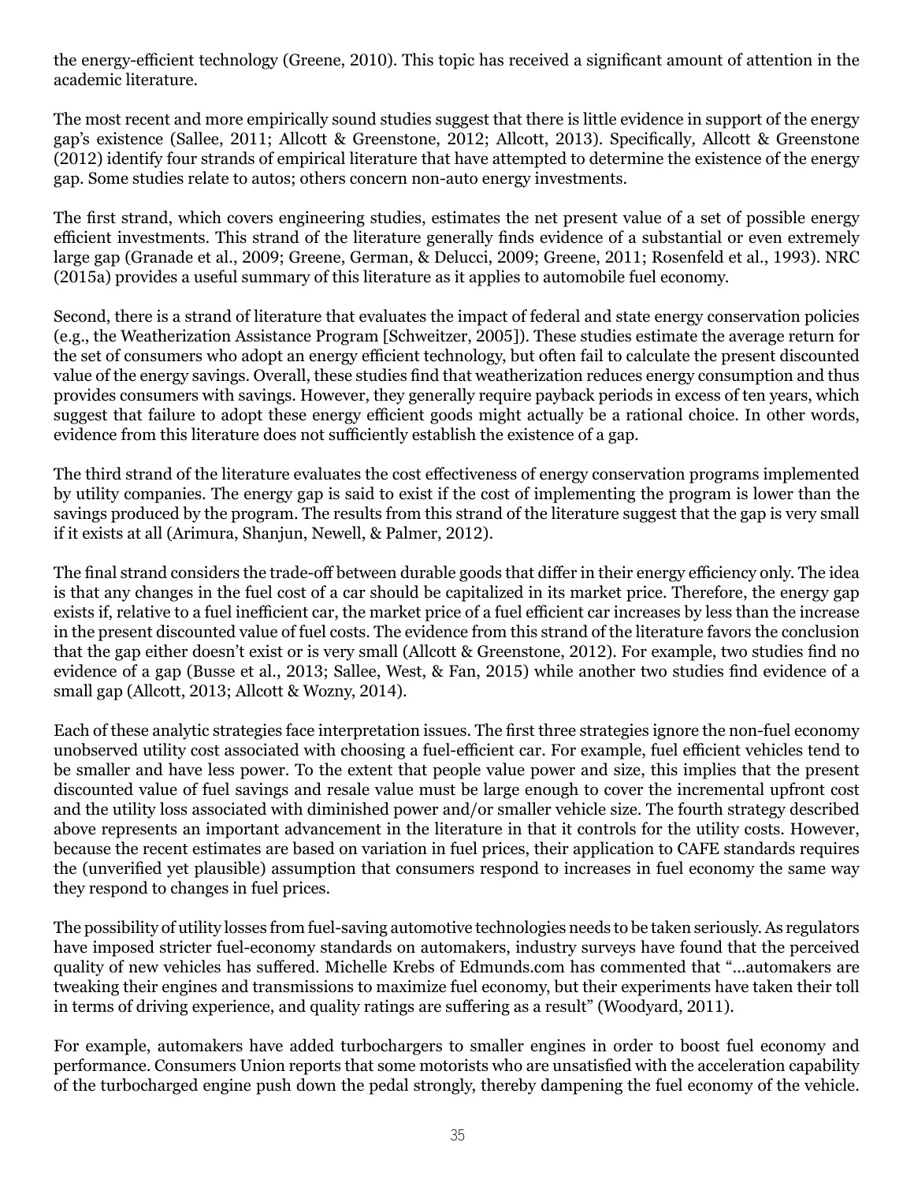the energy-efficient technology (Greene, 2010). This topic has received a significant amount of attention in the academic literature.

The most recent and more empirically sound studies suggest that there is little evidence in support of the energy gap's existence (Sallee, 2011; Allcott & Greenstone, 2012; Allcott, 2013). Specifically, Allcott & Greenstone (2012) identify four strands of empirical literature that have attempted to determine the existence of the energy gap. Some studies relate to autos; others concern non-auto energy investments.

The first strand, which covers engineering studies, estimates the net present value of a set of possible energy efficient investments. This strand of the literature generally finds evidence of a substantial or even extremely large gap (Granade et al., 2009; Greene, German, & Delucci, 2009; Greene, 2011; Rosenfeld et al., 1993). NRC (2015a) provides a useful summary of this literature as it applies to automobile fuel economy.

Second, there is a strand of literature that evaluates the impact of federal and state energy conservation policies (e.g., the Weatherization Assistance Program [Schweitzer, 2005]). These studies estimate the average return for the set of consumers who adopt an energy efficient technology, but often fail to calculate the present discounted value of the energy savings. Overall, these studies find that weatherization reduces energy consumption and thus provides consumers with savings. However, they generally require payback periods in excess of ten years, which suggest that failure to adopt these energy efficient goods might actually be a rational choice. In other words, evidence from this literature does not sufficiently establish the existence of a gap.

The third strand of the literature evaluates the cost effectiveness of energy conservation programs implemented by utility companies. The energy gap is said to exist if the cost of implementing the program is lower than the savings produced by the program. The results from this strand of the literature suggest that the gap is very small if it exists at all (Arimura, Shanjun, Newell, & Palmer, 2012).

The final strand considers the trade-off between durable goods that differ in their energy efficiency only. The idea is that any changes in the fuel cost of a car should be capitalized in its market price. Therefore, the energy gap exists if, relative to a fuel inefficient car, the market price of a fuel efficient car increases by less than the increase in the present discounted value of fuel costs. The evidence from this strand of the literature favors the conclusion that the gap either doesn't exist or is very small (Allcott & Greenstone, 2012). For example, two studies find no evidence of a gap (Busse et al., 2013; Sallee, West, & Fan, 2015) while another two studies find evidence of a small gap (Allcott, 2013; Allcott & Wozny, 2014).

Each of these analytic strategies face interpretation issues. The first three strategies ignore the non-fuel economy unobserved utility cost associated with choosing a fuel-efficient car. For example, fuel efficient vehicles tend to be smaller and have less power. To the extent that people value power and size, this implies that the present discounted value of fuel savings and resale value must be large enough to cover the incremental upfront cost and the utility loss associated with diminished power and/or smaller vehicle size. The fourth strategy described above represents an important advancement in the literature in that it controls for the utility costs. However, because the recent estimates are based on variation in fuel prices, their application to CAFE standards requires the (unverified yet plausible) assumption that consumers respond to increases in fuel economy the same way they respond to changes in fuel prices.

The possibility of utility losses from fuel-saving automotive technologies needs to be taken seriously. As regulators have imposed stricter fuel-economy standards on automakers, industry surveys have found that the perceived quality of new vehicles has suffered. Michelle Krebs of Edmunds.com has commented that "…automakers are tweaking their engines and transmissions to maximize fuel economy, but their experiments have taken their toll in terms of driving experience, and quality ratings are suffering as a result" (Woodyard, 2011).

For example, automakers have added turbochargers to smaller engines in order to boost fuel economy and performance. Consumers Union reports that some motorists who are unsatisfied with the acceleration capability of the turbocharged engine push down the pedal strongly, thereby dampening the fuel economy of the vehicle.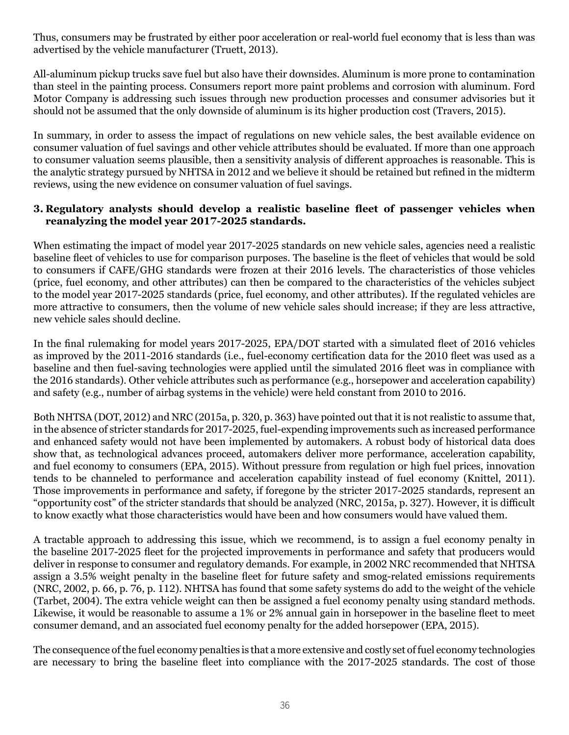Thus, consumers may be frustrated by either poor acceleration or real-world fuel economy that is less than was advertised by the vehicle manufacturer (Truett, 2013).

All-aluminum pickup trucks save fuel but also have their downsides. Aluminum is more prone to contamination than steel in the painting process. Consumers report more paint problems and corrosion with aluminum. Ford Motor Company is addressing such issues through new production processes and consumer advisories but it should not be assumed that the only downside of aluminum is its higher production cost (Travers, 2015).

In summary, in order to assess the impact of regulations on new vehicle sales, the best available evidence on consumer valuation of fuel savings and other vehicle attributes should be evaluated. If more than one approach to consumer valuation seems plausible, then a sensitivity analysis of different approaches is reasonable. This is the analytic strategy pursued by NHTSA in 2012 and we believe it should be retained but refined in the midterm reviews, using the new evidence on consumer valuation of fuel savings.

**3. Regulatory analysts should develop a realistic baseline fleet of passenger vehicles when reanalyzing the model year 2017-2025 standards.**

When estimating the impact of model year 2017-2025 standards on new vehicle sales, agencies need a realistic baseline fleet of vehicles to use for comparison purposes. The baseline is the fleet of vehicles that would be sold to consumers if CAFE/GHG standards were frozen at their 2016 levels. The characteristics of those vehicles (price, fuel economy, and other attributes) can then be compared to the characteristics of the vehicles subject to the model year 2017-2025 standards (price, fuel economy, and other attributes). If the regulated vehicles are more attractive to consumers, then the volume of new vehicle sales should increase; if they are less attractive, new vehicle sales should decline.

In the final rulemaking for model years 2017-2025, EPA/DOT started with a simulated fleet of 2016 vehicles as improved by the 2011-2016 standards (i.e., fuel-economy certification data for the 2010 fleet was used as a baseline and then fuel-saving technologies were applied until the simulated 2016 fleet was in compliance with the 2016 standards). Other vehicle attributes such as performance (e.g., horsepower and acceleration capability) and safety (e.g., number of airbag systems in the vehicle) were held constant from 2010 to 2016.

Both NHTSA (DOT, 2012) and NRC (2015a, p. 320, p. 363) have pointed out that it is not realistic to assume that, in the absence of stricter standards for 2017-2025, fuel-expending improvements such as increased performance and enhanced safety would not have been implemented by automakers. A robust body of historical data does show that, as technological advances proceed, automakers deliver more performance, acceleration capability, and fuel economy to consumers (EPA, 2015). Without pressure from regulation or high fuel prices, innovation tends to be channeled to performance and acceleration capability instead of fuel economy (Knittel, 2011). Those improvements in performance and safety, if foregone by the stricter 2017-2025 standards, represent an "opportunity cost" of the stricter standards that should be analyzed (NRC, 2015a, p. 327). However, it is difficult to know exactly what those characteristics would have been and how consumers would have valued them.

A tractable approach to addressing this issue, which we recommend, is to assign a fuel economy penalty in the baseline 2017-2025 fleet for the projected improvements in performance and safety that producers would deliver in response to consumer and regulatory demands. For example, in 2002 NRC recommended that NHTSA assign a 3.5% weight penalty in the baseline fleet for future safety and smog-related emissions requirements (NRC, 2002, p. 66, p. 76, p. 112). NHTSA has found that some safety systems do add to the weight of the vehicle (Tarbet, 2004). The extra vehicle weight can then be assigned a fuel economy penalty using standard methods. Likewise, it would be reasonable to assume a 1% or 2% annual gain in horsepower in the baseline fleet to meet consumer demand, and an associated fuel economy penalty for the added horsepower (EPA, 2015).

The consequence of the fuel economy penalties is that a more extensive and costly set of fuel economy technologies are necessary to bring the baseline fleet into compliance with the 2017-2025 standards. The cost of those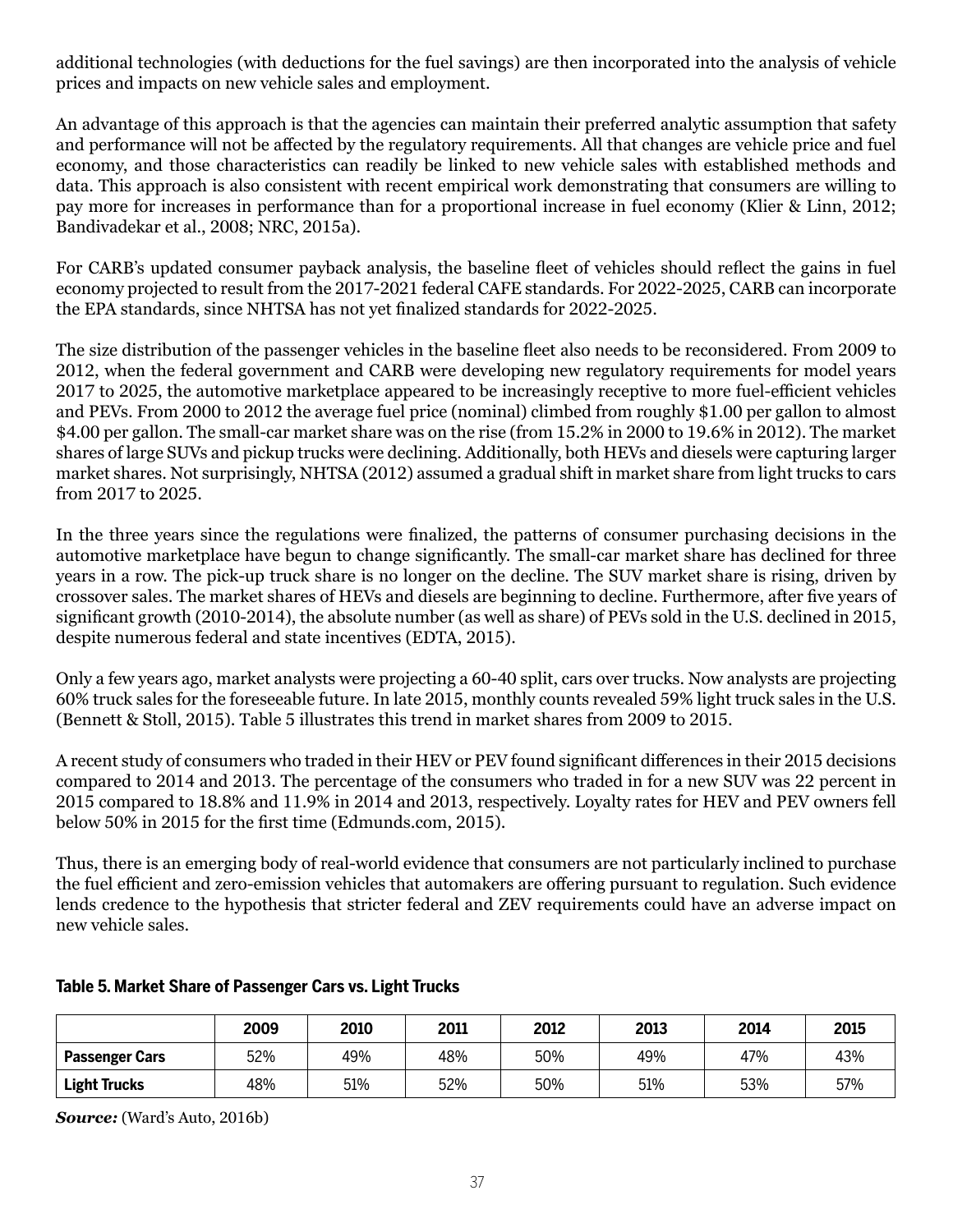additional technologies (with deductions for the fuel savings) are then incorporated into the analysis of vehicle prices and impacts on new vehicle sales and employment.

An advantage of this approach is that the agencies can maintain their preferred analytic assumption that safety and performance will not be affected by the regulatory requirements. All that changes are vehicle price and fuel economy, and those characteristics can readily be linked to new vehicle sales with established methods and data. This approach is also consistent with recent empirical work demonstrating that consumers are willing to pay more for increases in performance than for a proportional increase in fuel economy (Klier & Linn, 2012; Bandivadekar et al., 2008; NRC, 2015a).

For CARB's updated consumer payback analysis, the baseline fleet of vehicles should reflect the gains in fuel economy projected to result from the 2017-2021 federal CAFE standards. For 2022-2025, CARB can incorporate the EPA standards, since NHTSA has not yet finalized standards for 2022-2025.

The size distribution of the passenger vehicles in the baseline fleet also needs to be reconsidered. From 2009 to 2012, when the federal government and CARB were developing new regulatory requirements for model years 2017 to 2025, the automotive marketplace appeared to be increasingly receptive to more fuel-efficient vehicles and PEVs. From 2000 to 2012 the average fuel price (nominal) climbed from roughly $1.00 per gallon to almost $4.00 per gallon. The small-car market share was on the rise (from 15.2% in 2000 to 19.6% in 2012). The market shares of large SUVs and pickup trucks were declining. Additionally, both HEVs and diesels were capturing larger market shares. Not surprisingly, NHTSA (2012) assumed a gradual shift in market share from light trucks to cars from 2017 to 2025.

In the three years since the regulations were finalized, the patterns of consumer purchasing decisions in the automotive marketplace have begun to change significantly. The small-car market share has declined for three years in a row. The pick-up truck share is no longer on the decline. The SUV market share is rising, driven by crossover sales. The market shares of HEVs and diesels are beginning to decline. Furthermore, after five years of significant growth (2010-2014), the absolute number (as well as share) of PEVs sold in the U.S. declined in 2015, despite numerous federal and state incentives (EDTA, 2015).

Only a few years ago, market analysts were projecting a 60-40 split, cars over trucks. Now analysts are projecting 60% truck sales for the foreseeable future. In late 2015, monthly counts revealed 59% light truck sales in the U.S. (Bennett & Stoll, 2015). Table 5 illustrates this trend in market shares from 2009 to 2015.

A recent study of consumers who traded in their HEV or PEV found significant differences in their 2015 decisions compared to 2014 and 2013. The percentage of the consumers who traded in for a new SUV was 22 percent in 2015 compared to 18.8% and 11.9% in 2014 and 2013, respectively. Loyalty rates for HEV and PEV owners fell below 50% in 2015 for the first time (Edmunds.com, 2015).

Thus, there is an emerging body of real-world evidence that consumers are not particularly inclined to purchase the fuel efficient and zero-emission vehicles that automakers are offering pursuant to regulation. Such evidence lends credence to the hypothesis that stricter federal and ZEV requirements could have an adverse impact on new vehicle sales.

**Table 5. Market Share of Passenger Cars vs. Light Trucks**

| | 2009 | 2010 | 2011 | 2012 | 2013 | 2014 | 2015 |
|---|---|---|---|---|---|---|---|
| **Passenger Cars** | 52% | 49% | 48% | 50% | 49% | 47% | 43% |
| **Light Trucks** | 48% | 51% | 52% | 50% | 51% | 53% | 57% |

***Source:*** (Ward's Auto, 2016b)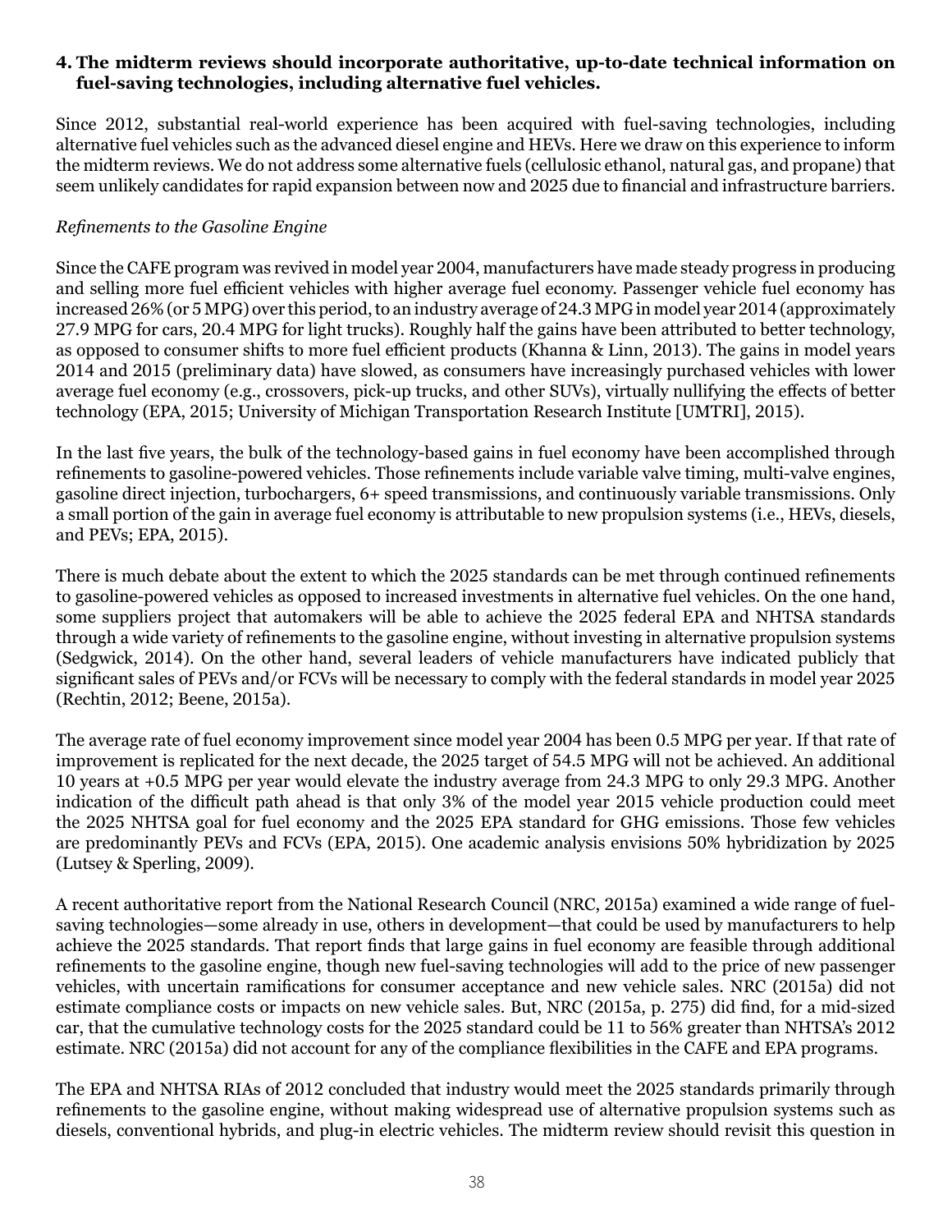**4. The midterm reviews should incorporate authoritative, up-to-date technical information on fuel-saving technologies, including alternative fuel vehicles.**

Since 2012, substantial real-world experience has been acquired with fuel-saving technologies, including alternative fuel vehicles such as the advanced diesel engine and HEVs. Here we draw on this experience to inform the midterm reviews. We do not address some alternative fuels (cellulosic ethanol, natural gas, and propane) that seem unlikely candidates for rapid expansion between now and 2025 due to financial and infrastructure barriers.

*Refinements to the Gasoline Engine*

Since the CAFE program was revived in model year 2004, manufacturers have made steady progress in producing and selling more fuel efficient vehicles with higher average fuel economy. Passenger vehicle fuel economy has increased 26% (or 5 MPG) over this period, to an industry average of 24.3 MPG in model year 2014 (approximately 27.9 MPG for cars, 20.4 MPG for light trucks). Roughly half the gains have been attributed to better technology, as opposed to consumer shifts to more fuel efficient products (Khanna & Linn, 2013). The gains in model years 2014 and 2015 (preliminary data) have slowed, as consumers have increasingly purchased vehicles with lower average fuel economy (e.g., crossovers, pick-up trucks, and other SUVs), virtually nullifying the effects of better technology (EPA, 2015; University of Michigan Transportation Research Institute [UMTRI], 2015).

In the last five years, the bulk of the technology-based gains in fuel economy have been accomplished through refinements to gasoline-powered vehicles. Those refinements include variable valve timing, multi-valve engines, gasoline direct injection, turbochargers, 6+ speed transmissions, and continuously variable transmissions. Only a small portion of the gain in average fuel economy is attributable to new propulsion systems (i.e., HEVs, diesels, and PEVs; EPA, 2015).

There is much debate about the extent to which the 2025 standards can be met through continued refinements to gasoline-powered vehicles as opposed to increased investments in alternative fuel vehicles. On the one hand, some suppliers project that automakers will be able to achieve the 2025 federal EPA and NHTSA standards through a wide variety of refinements to the gasoline engine, without investing in alternative propulsion systems (Sedgwick, 2014). On the other hand, several leaders of vehicle manufacturers have indicated publicly that significant sales of PEVs and/or FCVs will be necessary to comply with the federal standards in model year 2025 (Rechtin, 2012; Beene, 2015a).

The average rate of fuel economy improvement since model year 2004 has been 0.5 MPG per year. If that rate of improvement is replicated for the next decade, the 2025 target of 54.5 MPG will not be achieved. An additional 10 years at +0.5 MPG per year would elevate the industry average from 24.3 MPG to only 29.3 MPG. Another indication of the difficult path ahead is that only 3% of the model year 2015 vehicle production could meet the 2025 NHTSA goal for fuel economy and the 2025 EPA standard for GHG emissions. Those few vehicles are predominantly PEVs and FCVs (EPA, 2015). One academic analysis envisions 50% hybridization by 2025 (Lutsey & Sperling, 2009).

A recent authoritative report from the National Research Council (NRC, 2015a) examined a wide range of fuel-saving technologies—some already in use, others in development—that could be used by manufacturers to help achieve the 2025 standards. That report finds that large gains in fuel economy are feasible through additional refinements to the gasoline engine, though new fuel-saving technologies will add to the price of new passenger vehicles, with uncertain ramifications for consumer acceptance and new vehicle sales. NRC (2015a) did not estimate compliance costs or impacts on new vehicle sales. But, NRC (2015a, p. 275) did find, for a mid-sized car, that the cumulative technology costs for the 2025 standard could be 11 to 56% greater than NHTSA's 2012 estimate. NRC (2015a) did not account for any of the compliance flexibilities in the CAFE and EPA programs.

The EPA and NHTSA RIAs of 2012 concluded that industry would meet the 2025 standards primarily through refinements to the gasoline engine, without making widespread use of alternative propulsion systems such as diesels, conventional hybrids, and plug-in electric vehicles. The midterm review should revisit this question in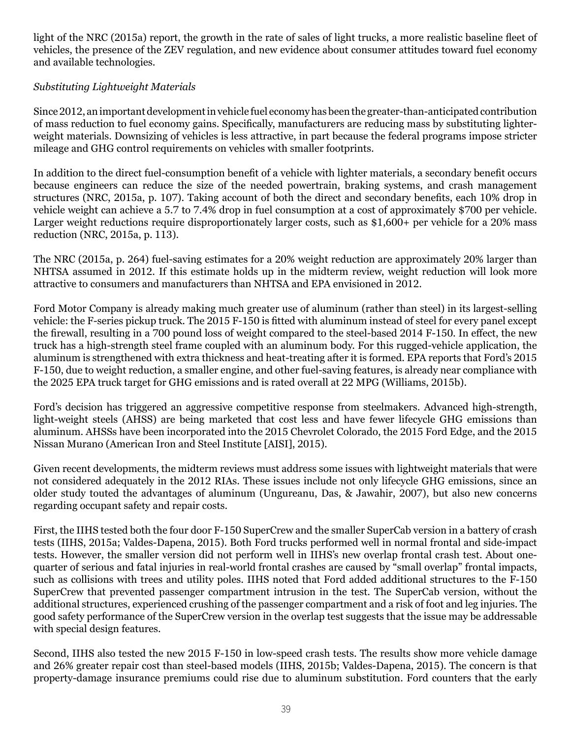light of the NRC (2015a) report, the growth in the rate of sales of light trucks, a more realistic baseline fleet of vehicles, the presence of the ZEV regulation, and new evidence about consumer attitudes toward fuel economy and available technologies.

*Substituting Lightweight Materials*

Since 2012, an important development in vehicle fuel economy has been the greater-than-anticipated contribution of mass reduction to fuel economy gains. Specifically, manufacturers are reducing mass by substituting lighter-weight materials. Downsizing of vehicles is less attractive, in part because the federal programs impose stricter mileage and GHG control requirements on vehicles with smaller footprints.

In addition to the direct fuel-consumption benefit of a vehicle with lighter materials, a secondary benefit occurs because engineers can reduce the size of the needed powertrain, braking systems, and crash management structures (NRC, 2015a, p. 107). Taking account of both the direct and secondary benefits, each 10% drop in vehicle weight can achieve a 5.7 to 7.4% drop in fuel consumption at a cost of approximately $700 per vehicle. Larger weight reductions require disproportionately larger costs, such as $1,600+ per vehicle for a 20% mass reduction (NRC, 2015a, p. 113).

The NRC (2015a, p. 264) fuel-saving estimates for a 20% weight reduction are approximately 20% larger than NHTSA assumed in 2012. If this estimate holds up in the midterm review, weight reduction will look more attractive to consumers and manufacturers than NHTSA and EPA envisioned in 2012.

Ford Motor Company is already making much greater use of aluminum (rather than steel) in its largest-selling vehicle: the F-series pickup truck. The 2015 F-150 is fitted with aluminum instead of steel for every panel except the firewall, resulting in a 700 pound loss of weight compared to the steel-based 2014 F-150. In effect, the new truck has a high-strength steel frame coupled with an aluminum body. For this rugged-vehicle application, the aluminum is strengthened with extra thickness and heat-treating after it is formed. EPA reports that Ford's 2015 F-150, due to weight reduction, a smaller engine, and other fuel-saving features, is already near compliance with the 2025 EPA truck target for GHG emissions and is rated overall at 22 MPG (Williams, 2015b).

Ford's decision has triggered an aggressive competitive response from steelmakers. Advanced high-strength, light-weight steels (AHSS) are being marketed that cost less and have fewer lifecycle GHG emissions than aluminum. AHSSs have been incorporated into the 2015 Chevrolet Colorado, the 2015 Ford Edge, and the 2015 Nissan Murano (American Iron and Steel Institute [AISI], 2015).

Given recent developments, the midterm reviews must address some issues with lightweight materials that were not considered adequately in the 2012 RIAs. These issues include not only lifecycle GHG emissions, since an older study touted the advantages of aluminum (Ungureanu, Das, & Jawahir, 2007), but also new concerns regarding occupant safety and repair costs.

First, the IIHS tested both the four door F-150 SuperCrew and the smaller SuperCab version in a battery of crash tests (IIHS, 2015a; Valdes-Dapena, 2015). Both Ford trucks performed well in normal frontal and side-impact tests. However, the smaller version did not perform well in IIHS's new overlap frontal crash test. About one-quarter of serious and fatal injuries in real-world frontal crashes are caused by "small overlap" frontal impacts, such as collisions with trees and utility poles. IIHS noted that Ford added additional structures to the F-150 SuperCrew that prevented passenger compartment intrusion in the test. The SuperCab version, without the additional structures, experienced crushing of the passenger compartment and a risk of foot and leg injuries. The good safety performance of the SuperCrew version in the overlap test suggests that the issue may be addressable with special design features.

Second, IIHS also tested the new 2015 F-150 in low-speed crash tests. The results show more vehicle damage and 26% greater repair cost than steel-based models (IIHS, 2015b; Valdes-Dapena, 2015). The concern is that property-damage insurance premiums could rise due to aluminum substitution. Ford counters that the early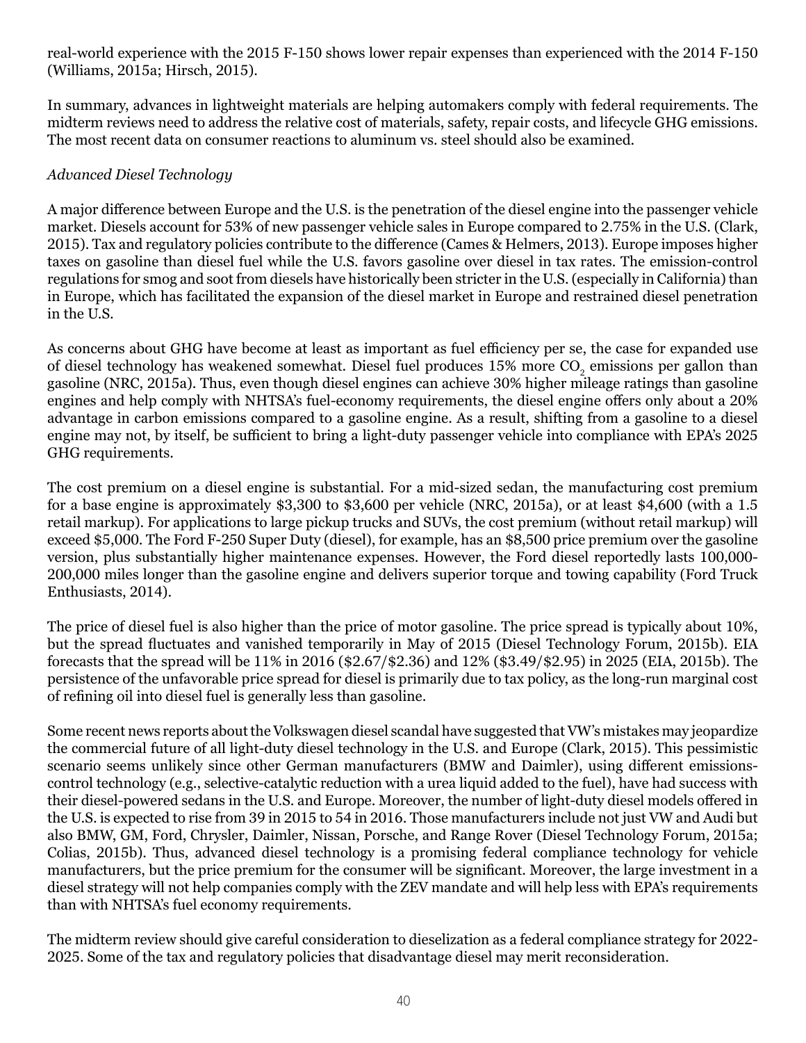real-world experience with the 2015 F-150 shows lower repair expenses than experienced with the 2014 F-150 (Williams, 2015a; Hirsch, 2015).

In summary, advances in lightweight materials are helping automakers comply with federal requirements. The midterm reviews need to address the relative cost of materials, safety, repair costs, and lifecycle GHG emissions. The most recent data on consumer reactions to aluminum vs. steel should also be examined.

*Advanced Diesel Technology*

A major difference between Europe and the U.S. is the penetration of the diesel engine into the passenger vehicle market. Diesels account for 53% of new passenger vehicle sales in Europe compared to 2.75% in the U.S. (Clark, 2015). Tax and regulatory policies contribute to the difference (Cames & Helmers, 2013). Europe imposes higher taxes on gasoline than diesel fuel while the U.S. favors gasoline over diesel in tax rates. The emission-control regulations for smog and soot from diesels have historically been stricter in the U.S. (especially in California) than in Europe, which has facilitated the expansion of the diesel market in Europe and restrained diesel penetration in the U.S.

As concerns about GHG have become at least as important as fuel efficiency per se, the case for expanded use of diesel technology has weakened somewhat. Diesel fuel produces 15% more $CO_2$ emissions per gallon than gasoline (NRC, 2015a). Thus, even though diesel engines can achieve 30% higher mileage ratings than gasoline engines and help comply with NHTSA's fuel-economy requirements, the diesel engine offers only about a 20% advantage in carbon emissions compared to a gasoline engine. As a result, shifting from a gasoline to a diesel engine may not, by itself, be sufficient to bring a light-duty passenger vehicle into compliance with EPA's 2025 GHG requirements.

The cost premium on a diesel engine is substantial. For a mid-sized sedan, the manufacturing cost premium for a base engine is approximately \$3,300 to \$3,600 per vehicle (NRC, 2015a), or at least \$4,600 (with a 1.5 retail markup). For applications to large pickup trucks and SUVs, the cost premium (without retail markup) will exceed \$5,000. The Ford F-250 Super Duty (diesel), for example, has an \$8,500 price premium over the gasoline version, plus substantially higher maintenance expenses. However, the Ford diesel reportedly lasts 100,000-200,000 miles longer than the gasoline engine and delivers superior torque and towing capability (Ford Truck Enthusiasts, 2014).

The price of diesel fuel is also higher than the price of motor gasoline. The price spread is typically about 10%, but the spread fluctuates and vanished temporarily in May of 2015 (Diesel Technology Forum, 2015b). EIA forecasts that the spread will be 11% in 2016 (\$2.67/\$2.36) and 12% (\$3.49/\$2.95) in 2025 (EIA, 2015b). The persistence of the unfavorable price spread for diesel is primarily due to tax policy, as the long-run marginal cost of refining oil into diesel fuel is generally less than gasoline.

Some recent news reports about the Volkswagen diesel scandal have suggested that VW's mistakes may jeopardize the commercial future of all light-duty diesel technology in the U.S. and Europe (Clark, 2015). This pessimistic scenario seems unlikely since other German manufacturers (BMW and Daimler), using different emissions-control technology (e.g., selective-catalytic reduction with a urea liquid added to the fuel), have had success with their diesel-powered sedans in the U.S. and Europe. Moreover, the number of light-duty diesel models offered in the U.S. is expected to rise from 39 in 2015 to 54 in 2016. Those manufacturers include not just VW and Audi but also BMW, GM, Ford, Chrysler, Daimler, Nissan, Porsche, and Range Rover (Diesel Technology Forum, 2015a; Colias, 2015b). Thus, advanced diesel technology is a promising federal compliance technology for vehicle manufacturers, but the price premium for the consumer will be significant. Moreover, the large investment in a diesel strategy will not help companies comply with the ZEV mandate and will help less with EPA's requirements than with NHTSA's fuel economy requirements.

The midterm review should give careful consideration to dieselization as a federal compliance strategy for 2022-2025. Some of the tax and regulatory policies that disadvantage diesel may merit reconsideration.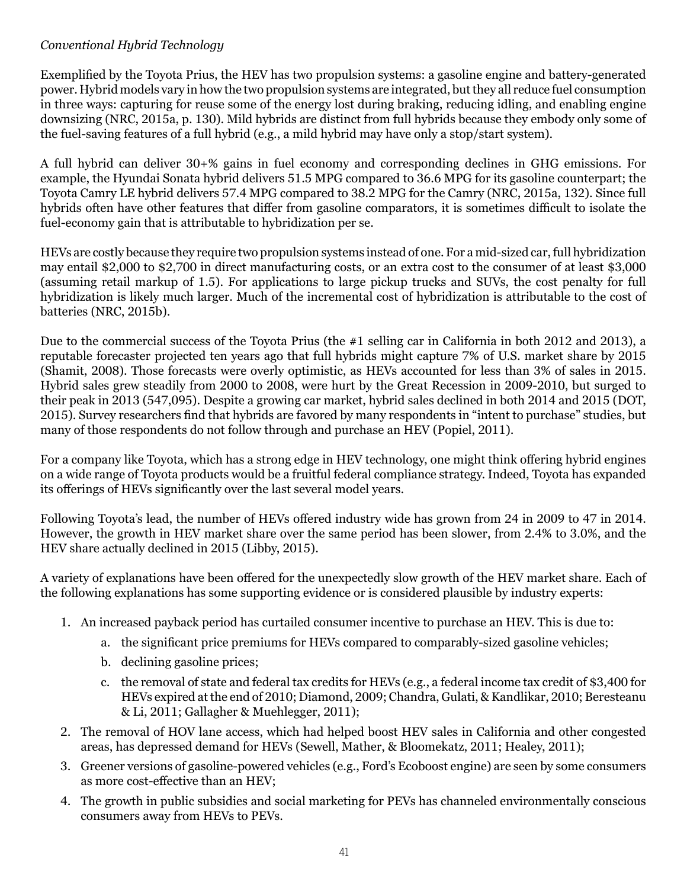*Conventional Hybrid Technology*

Exemplified by the Toyota Prius, the HEV has two propulsion systems: a gasoline engine and battery-generated power. Hybrid models vary in how the two propulsion systems are integrated, but they all reduce fuel consumption in three ways: capturing for reuse some of the energy lost during braking, reducing idling, and enabling engine downsizing (NRC, 2015a, p. 130). Mild hybrids are distinct from full hybrids because they embody only some of the fuel-saving features of a full hybrid (e.g., a mild hybrid may have only a stop/start system).

A full hybrid can deliver 30+% gains in fuel economy and corresponding declines in GHG emissions. For example, the Hyundai Sonata hybrid delivers 51.5 MPG compared to 36.6 MPG for its gasoline counterpart; the Toyota Camry LE hybrid delivers 57.4 MPG compared to 38.2 MPG for the Camry (NRC, 2015a, 132). Since full hybrids often have other features that differ from gasoline comparators, it is sometimes difficult to isolate the fuel-economy gain that is attributable to hybridization per se.

HEVs are costly because they require two propulsion systems instead of one. For a mid-sized car, full hybridization may entail $2,000 to $2,700 in direct manufacturing costs, or an extra cost to the consumer of at least $3,000 (assuming retail markup of 1.5). For applications to large pickup trucks and SUVs, the cost penalty for full hybridization is likely much larger. Much of the incremental cost of hybridization is attributable to the cost of batteries (NRC, 2015b).

Due to the commercial success of the Toyota Prius (the #1 selling car in California in both 2012 and 2013), a reputable forecaster projected ten years ago that full hybrids might capture 7% of U.S. market share by 2015 (Shamit, 2008). Those forecasts were overly optimistic, as HEVs accounted for less than 3% of sales in 2015. Hybrid sales grew steadily from 2000 to 2008, were hurt by the Great Recession in 2009-2010, but surged to their peak in 2013 (547,095). Despite a growing car market, hybrid sales declined in both 2014 and 2015 (DOT, 2015). Survey researchers find that hybrids are favored by many respondents in "intent to purchase" studies, but many of those respondents do not follow through and purchase an HEV (Popiel, 2011).

For a company like Toyota, which has a strong edge in HEV technology, one might think offering hybrid engines on a wide range of Toyota products would be a fruitful federal compliance strategy. Indeed, Toyota has expanded its offerings of HEVs significantly over the last several model years.

Following Toyota's lead, the number of HEVs offered industry wide has grown from 24 in 2009 to 47 in 2014. However, the growth in HEV market share over the same period has been slower, from 2.4% to 3.0%, and the HEV share actually declined in 2015 (Libby, 2015).

A variety of explanations have been offered for the unexpectedly slow growth of the HEV market share. Each of the following explanations has some supporting evidence or is considered plausible by industry experts:

1. An increased payback period has curtailed consumer incentive to purchase an HEV. This is due to:
   a. the significant price premiums for HEVs compared to comparably-sized gasoline vehicles;
   b. declining gasoline prices;
   c. the removal of state and federal tax credits for HEVs (e.g., a federal income tax credit of $3,400 for HEVs expired at the end of 2010; Diamond, 2009; Chandra, Gulati, & Kandlikar, 2010; Beresteanu & Li, 2011; Gallagher & Muehlegger, 2011);
2. The removal of HOV lane access, which had helped boost HEV sales in California and other congested areas, has depressed demand for HEVs (Sewell, Mather, & Bloomekatz, 2011; Healey, 2011);
3. Greener versions of gasoline-powered vehicles (e.g., Ford's Ecoboost engine) are seen by some consumers as more cost-effective than an HEV;
4. The growth in public subsidies and social marketing for PEVs has channeled environmentally conscious consumers away from HEVs to PEVs.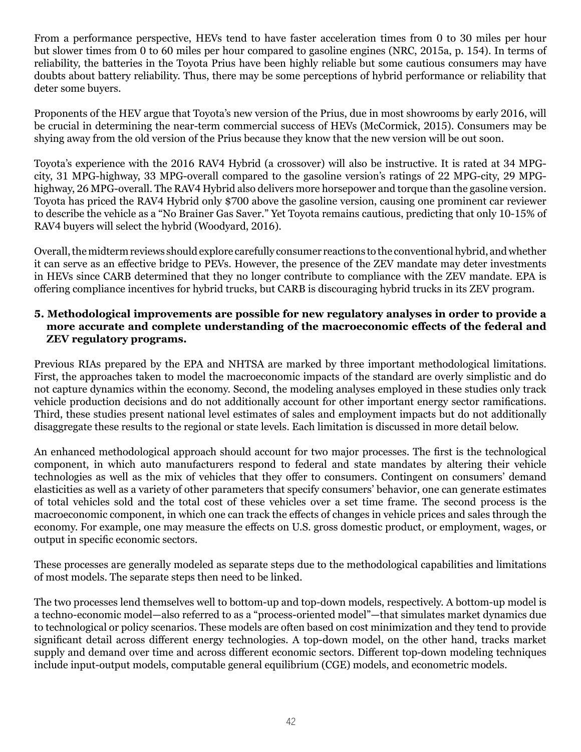From a performance perspective, HEVs tend to have faster acceleration times from 0 to 30 miles per hour but slower times from 0 to 60 miles per hour compared to gasoline engines (NRC, 2015a, p. 154). In terms of reliability, the batteries in the Toyota Prius have been highly reliable but some cautious consumers may have doubts about battery reliability. Thus, there may be some perceptions of hybrid performance or reliability that deter some buyers.

Proponents of the HEV argue that Toyota's new version of the Prius, due in most showrooms by early 2016, will be crucial in determining the near-term commercial success of HEVs (McCormick, 2015). Consumers may be shying away from the old version of the Prius because they know that the new version will be out soon.

Toyota's experience with the 2016 RAV4 Hybrid (a crossover) will also be instructive. It is rated at 34 MPG-city, 31 MPG-highway, 33 MPG-overall compared to the gasoline version's ratings of 22 MPG-city, 29 MPG-highway, 26 MPG-overall. The RAV4 Hybrid also delivers more horsepower and torque than the gasoline version. Toyota has priced the RAV4 Hybrid only $700 above the gasoline version, causing one prominent car reviewer to describe the vehicle as a "No Brainer Gas Saver." Yet Toyota remains cautious, predicting that only 10-15% of RAV4 buyers will select the hybrid (Woodyard, 2016).

Overall, the midterm reviews should explore carefully consumer reactions to the conventional hybrid, and whether it can serve as an effective bridge to PEVs. However, the presence of the ZEV mandate may deter investments in HEVs since CARB determined that they no longer contribute to compliance with the ZEV mandate. EPA is offering compliance incentives for hybrid trucks, but CARB is discouraging hybrid trucks in its ZEV program.

**5. Methodological improvements are possible for new regulatory analyses in order to provide a more accurate and complete understanding of the macroeconomic effects of the federal and ZEV regulatory programs.**

Previous RIAs prepared by the EPA and NHTSA are marked by three important methodological limitations. First, the approaches taken to model the macroeconomic impacts of the standard are overly simplistic and do not capture dynamics within the economy. Second, the modeling analyses employed in these studies only track vehicle production decisions and do not additionally account for other important energy sector ramifications. Third, these studies present national level estimates of sales and employment impacts but do not additionally disaggregate these results to the regional or state levels. Each limitation is discussed in more detail below.

An enhanced methodological approach should account for two major processes. The first is the technological component, in which auto manufacturers respond to federal and state mandates by altering their vehicle technologies as well as the mix of vehicles that they offer to consumers. Contingent on consumers' demand elasticities as well as a variety of other parameters that specify consumers' behavior, one can generate estimates of total vehicles sold and the total cost of these vehicles over a set time frame. The second process is the macroeconomic component, in which one can track the effects of changes in vehicle prices and sales through the economy. For example, one may measure the effects on U.S. gross domestic product, or employment, wages, or output in specific economic sectors.

These processes are generally modeled as separate steps due to the methodological capabilities and limitations of most models. The separate steps then need to be linked.

The two processes lend themselves well to bottom-up and top-down models, respectively. A bottom-up model is a techno-economic model—also referred to as a "process-oriented model"—that simulates market dynamics due to technological or policy scenarios. These models are often based on cost minimization and they tend to provide significant detail across different energy technologies. A top-down model, on the other hand, tracks market supply and demand over time and across different economic sectors. Different top-down modeling techniques include input-output models, computable general equilibrium (CGE) models, and econometric models.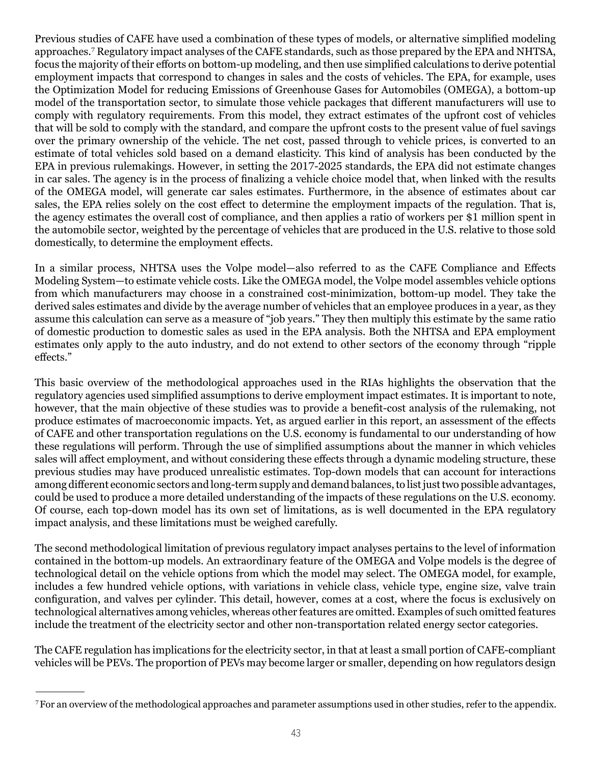Previous studies of CAFE have used a combination of these types of models, or alternative simplified modeling approaches.[7] Regulatory impact analyses of the CAFE standards, such as those prepared by the EPA and NHTSA, focus the majority of their efforts on bottom-up modeling, and then use simplified calculations to derive potential employment impacts that correspond to changes in sales and the costs of vehicles. The EPA, for example, uses the Optimization Model for reducing Emissions of Greenhouse Gases for Automobiles (OMEGA), a bottom-up model of the transportation sector, to simulate those vehicle packages that different manufacturers will use to comply with regulatory requirements. From this model, they extract estimates of the upfront cost of vehicles that will be sold to comply with the standard, and compare the upfront costs to the present value of fuel savings over the primary ownership of the vehicle. The net cost, passed through to vehicle prices, is converted to an estimate of total vehicles sold based on a demand elasticity. This kind of analysis has been conducted by the EPA in previous rulemakings. However, in setting the 2017-2025 standards, the EPA did not estimate changes in car sales. The agency is in the process of finalizing a vehicle choice model that, when linked with the results of the OMEGA model, will generate car sales estimates. Furthermore, in the absence of estimates about car sales, the EPA relies solely on the cost effect to determine the employment impacts of the regulation. That is, the agency estimates the overall cost of compliance, and then applies a ratio of workers per $1 million spent in the automobile sector, weighted by the percentage of vehicles that are produced in the U.S. relative to those sold domestically, to determine the employment effects.

In a similar process, NHTSA uses the Volpe model—also referred to as the CAFE Compliance and Effects Modeling System—to estimate vehicle costs. Like the OMEGA model, the Volpe model assembles vehicle options from which manufacturers may choose in a constrained cost-minimization, bottom-up model. They take the derived sales estimates and divide by the average number of vehicles that an employee produces in a year, as they assume this calculation can serve as a measure of "job years." They then multiply this estimate by the same ratio of domestic production to domestic sales as used in the EPA analysis. Both the NHTSA and EPA employment estimates only apply to the auto industry, and do not extend to other sectors of the economy through "ripple effects."

This basic overview of the methodological approaches used in the RIAs highlights the observation that the regulatory agencies used simplified assumptions to derive employment impact estimates. It is important to note, however, that the main objective of these studies was to provide a benefit-cost analysis of the rulemaking, not produce estimates of macroeconomic impacts. Yet, as argued earlier in this report, an assessment of the effects of CAFE and other transportation regulations on the U.S. economy is fundamental to our understanding of how these regulations will perform. Through the use of simplified assumptions about the manner in which vehicles sales will affect employment, and without considering these effects through a dynamic modeling structure, these previous studies may have produced unrealistic estimates. Top-down models that can account for interactions among different economic sectors and long-term supply and demand balances, to list just two possible advantages, could be used to produce a more detailed understanding of the impacts of these regulations on the U.S. economy. Of course, each top-down model has its own set of limitations, as is well documented in the EPA regulatory impact analysis, and these limitations must be weighed carefully.

The second methodological limitation of previous regulatory impact analyses pertains to the level of information contained in the bottom-up models. An extraordinary feature of the OMEGA and Volpe models is the degree of technological detail on the vehicle options from which the model may select. The OMEGA model, for example, includes a few hundred vehicle options, with variations in vehicle class, vehicle type, engine size, valve train configuration, and valves per cylinder. This detail, however, comes at a cost, where the focus is exclusively on technological alternatives among vehicles, whereas other features are omitted. Examples of such omitted features include the treatment of the electricity sector and other non-transportation related energy sector categories.

The CAFE regulation has implications for the electricity sector, in that at least a small portion of CAFE-compliant vehicles will be PEVs. The proportion of PEVs may become larger or smaller, depending on how regulators design

[7] For an overview of the methodological approaches and parameter assumptions used in other studies, refer to the appendix.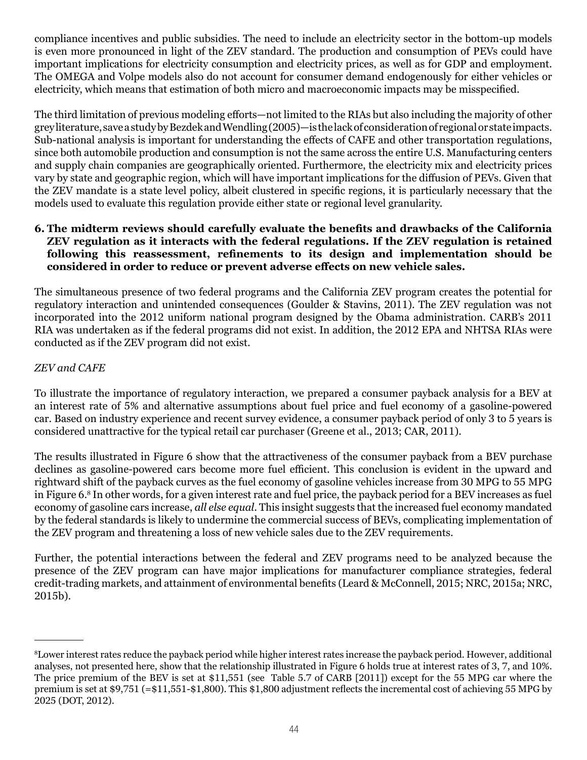compliance incentives and public subsidies. The need to include an electricity sector in the bottom-up models is even more pronounced in light of the ZEV standard. The production and consumption of PEVs could have important implications for electricity consumption and electricity prices, as well as for GDP and employment. The OMEGA and Volpe models also do not account for consumer demand endogenously for either vehicles or electricity, which means that estimation of both micro and macroeconomic impacts may be misspecified.

The third limitation of previous modeling efforts—not limited to the RIAs but also including the majority of other grey literature, save a study by Bezdek and Wendling (2005)—is the lack of consideration of regional or state impacts. Sub-national analysis is important for understanding the effects of CAFE and other transportation regulations, since both automobile production and consumption is not the same across the entire U.S. Manufacturing centers and supply chain companies are geographically oriented. Furthermore, the electricity mix and electricity prices vary by state and geographic region, which will have important implications for the diffusion of PEVs. Given that the ZEV mandate is a state level policy, albeit clustered in specific regions, it is particularly necessary that the models used to evaluate this regulation provide either state or regional level granularity.

6. **The midterm reviews should carefully evaluate the benefits and drawbacks of the California ZEV regulation as it interacts with the federal regulations. If the ZEV regulation is retained following this reassessment, refinements to its design and implementation should be considered in order to reduce or prevent adverse effects on new vehicle sales.**

The simultaneous presence of two federal programs and the California ZEV program creates the potential for regulatory interaction and unintended consequences (Goulder & Stavins, 2011). The ZEV regulation was not incorporated into the 2012 uniform national program designed by the Obama administration. CARB's 2011 RIA was undertaken as if the federal programs did not exist. In addition, the 2012 EPA and NHTSA RIAs were conducted as if the ZEV program did not exist.

*ZEV and CAFE*

To illustrate the importance of regulatory interaction, we prepared a consumer payback analysis for a BEV at an interest rate of 5% and alternative assumptions about fuel price and fuel economy of a gasoline-powered car. Based on industry experience and recent survey evidence, a consumer payback period of only 3 to 5 years is considered unattractive for the typical retail car purchaser (Greene et al., 2013; CAR, 2011).

The results illustrated in Figure 6 show that the attractiveness of the consumer payback from a BEV purchase declines as gasoline-powered cars become more fuel efficient. This conclusion is evident in the upward and rightward shift of the payback curves as the fuel economy of gasoline vehicles increase from 30 MPG to 55 MPG in Figure 6.[8] In other words, for a given interest rate and fuel price, the payback period for a BEV increases as fuel economy of gasoline cars increase, *all else equal*. This insight suggests that the increased fuel economy mandated by the federal standards is likely to undermine the commercial success of BEVs, complicating implementation of the ZEV program and threatening a loss of new vehicle sales due to the ZEV requirements.

Further, the potential interactions between the federal and ZEV programs need to be analyzed because the presence of the ZEV program can have major implications for manufacturer compliance strategies, federal credit-trading markets, and attainment of environmental benefits (Leard & McConnell, 2015; NRC, 2015a; NRC, 2015b).

---

[8]Lower interest rates reduce the payback period while higher interest rates increase the payback period. However, additional analyses, not presented here, show that the relationship illustrated in Figure 6 holds true at interest rates of 3, 7, and 10%. The price premium of the BEV is set at $11,551 (see Table 5.7 of CARB [2011]) except for the 55 MPG car where the premium is set at $9,751 (=$11,551-$1,800). This $1,800 adjustment reflects the incremental cost of achieving 55 MPG by 2025 (DOT, 2012).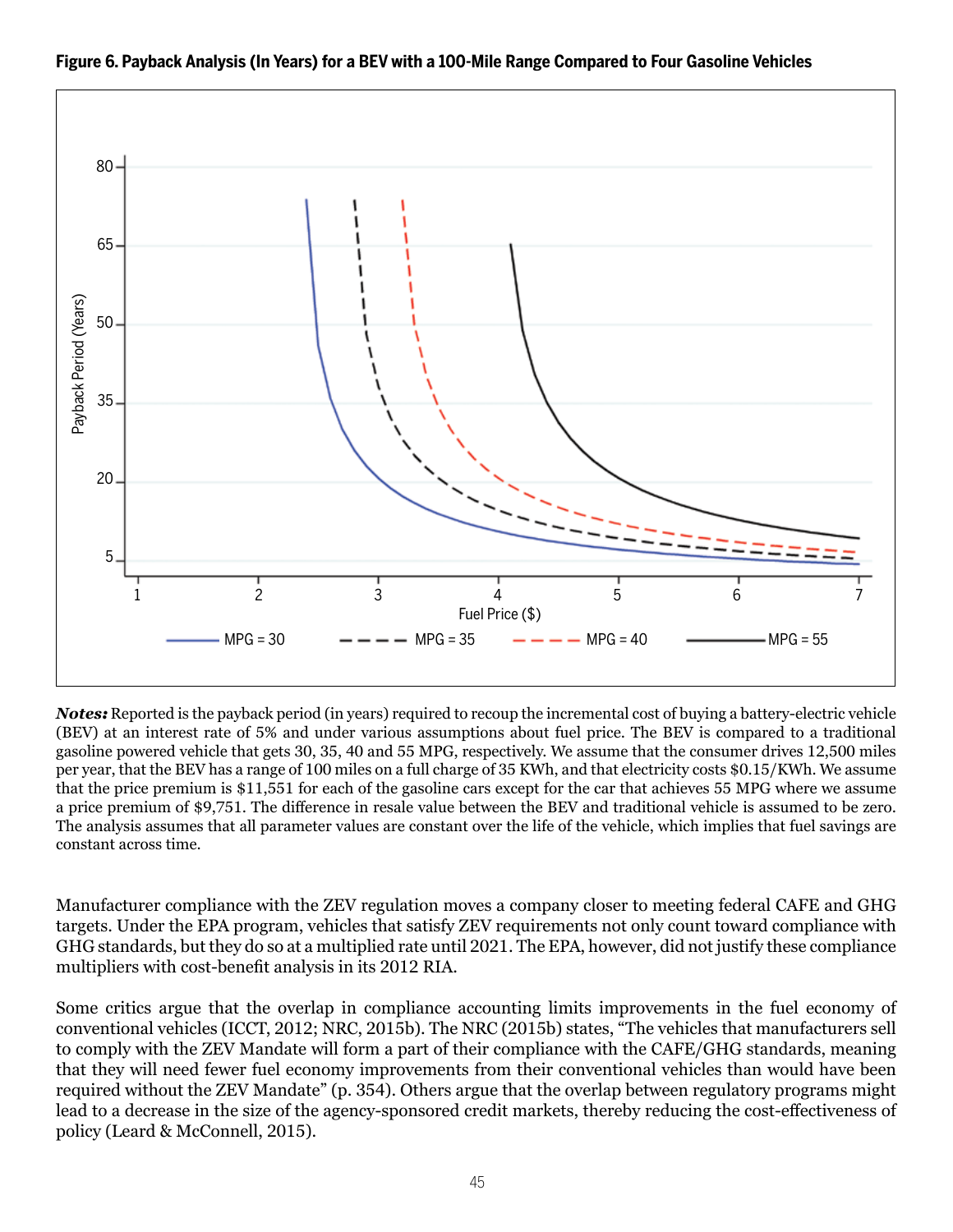**Figure 6. Payback Analysis (In Years) for a BEV with a 100-Mile Range Compared to Four Gasoline Vehicles**

***Notes:*** Reported is the payback period (in years) required to recoup the incremental cost of buying a battery-electric vehicle (BEV) at an interest rate of 5% and under various assumptions about fuel price. The BEV is compared to a traditional gasoline powered vehicle that gets 30, 35, 40 and 55 MPG, respectively. We assume that the consumer drives 12,500 miles per year, that the BEV has a range of 100 miles on a full charge of 35 KWh, and that electricity costs $0.15/KWh. We assume that the price premium is $11,551 for each of the gasoline cars except for the car that achieves 55 MPG where we assume a price premium of $9,751. The difference in resale value between the BEV and traditional vehicle is assumed to be zero. The analysis assumes that all parameter values are constant over the life of the vehicle, which implies that fuel savings are constant across time.

Manufacturer compliance with the ZEV regulation moves a company closer to meeting federal CAFE and GHG targets. Under the EPA program, vehicles that satisfy ZEV requirements not only count toward compliance with GHG standards, but they do so at a multiplied rate until 2021. The EPA, however, did not justify these compliance multipliers with cost-benefit analysis in its 2012 RIA.

Some critics argue that the overlap in compliance accounting limits improvements in the fuel economy of conventional vehicles (ICCT, 2012; NRC, 2015b). The NRC (2015b) states, "The vehicles that manufacturers sell to comply with the ZEV Mandate will form a part of their compliance with the CAFE/GHG standards, meaning that they will need fewer fuel economy improvements from their conventional vehicles than would have been required without the ZEV Mandate" (p. 354). Others argue that the overlap between regulatory programs might lead to a decrease in the size of the agency-sponsored credit markets, thereby reducing the cost-effectiveness of policy (Leard & McConnell, 2015).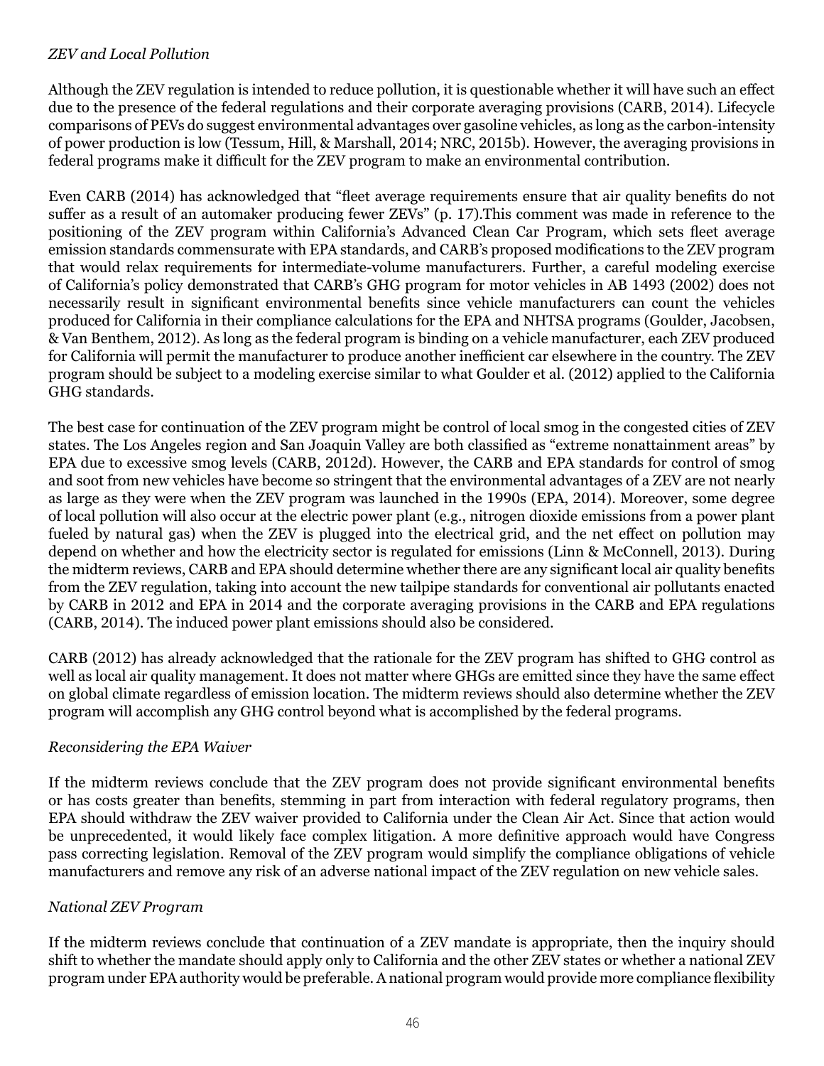*ZEV and Local Pollution*

Although the ZEV regulation is intended to reduce pollution, it is questionable whether it will have such an effect due to the presence of the federal regulations and their corporate averaging provisions (CARB, 2014). Lifecycle comparisons of PEVs do suggest environmental advantages over gasoline vehicles, as long as the carbon-intensity of power production is low (Tessum, Hill, & Marshall, 2014; NRC, 2015b). However, the averaging provisions in federal programs make it difficult for the ZEV program to make an environmental contribution.

Even CARB (2014) has acknowledged that "fleet average requirements ensure that air quality benefits do not suffer as a result of an automaker producing fewer ZEVs" (p. 17).This comment was made in reference to the positioning of the ZEV program within California's Advanced Clean Car Program, which sets fleet average emission standards commensurate with EPA standards, and CARB's proposed modifications to the ZEV program that would relax requirements for intermediate-volume manufacturers. Further, a careful modeling exercise of California's policy demonstrated that CARB's GHG program for motor vehicles in AB 1493 (2002) does not necessarily result in significant environmental benefits since vehicle manufacturers can count the vehicles produced for California in their compliance calculations for the EPA and NHTSA programs (Goulder, Jacobsen, & Van Benthem, 2012). As long as the federal program is binding on a vehicle manufacturer, each ZEV produced for California will permit the manufacturer to produce another inefficient car elsewhere in the country. The ZEV program should be subject to a modeling exercise similar to what Goulder et al. (2012) applied to the California GHG standards.

The best case for continuation of the ZEV program might be control of local smog in the congested cities of ZEV states. The Los Angeles region and San Joaquin Valley are both classified as "extreme nonattainment areas" by EPA due to excessive smog levels (CARB, 2012d). However, the CARB and EPA standards for control of smog and soot from new vehicles have become so stringent that the environmental advantages of a ZEV are not nearly as large as they were when the ZEV program was launched in the 1990s (EPA, 2014). Moreover, some degree of local pollution will also occur at the electric power plant (e.g., nitrogen dioxide emissions from a power plant fueled by natural gas) when the ZEV is plugged into the electrical grid, and the net effect on pollution may depend on whether and how the electricity sector is regulated for emissions (Linn & McConnell, 2013). During the midterm reviews, CARB and EPA should determine whether there are any significant local air quality benefits from the ZEV regulation, taking into account the new tailpipe standards for conventional air pollutants enacted by CARB in 2012 and EPA in 2014 and the corporate averaging provisions in the CARB and EPA regulations (CARB, 2014). The induced power plant emissions should also be considered.

CARB (2012) has already acknowledged that the rationale for the ZEV program has shifted to GHG control as well as local air quality management. It does not matter where GHGs are emitted since they have the same effect on global climate regardless of emission location. The midterm reviews should also determine whether the ZEV program will accomplish any GHG control beyond what is accomplished by the federal programs.

*Reconsidering the EPA Waiver*

If the midterm reviews conclude that the ZEV program does not provide significant environmental benefits or has costs greater than benefits, stemming in part from interaction with federal regulatory programs, then EPA should withdraw the ZEV waiver provided to California under the Clean Air Act. Since that action would be unprecedented, it would likely face complex litigation. A more definitive approach would have Congress pass correcting legislation. Removal of the ZEV program would simplify the compliance obligations of vehicle manufacturers and remove any risk of an adverse national impact of the ZEV regulation on new vehicle sales.

*National ZEV Program*

If the midterm reviews conclude that continuation of a ZEV mandate is appropriate, then the inquiry should shift to whether the mandate should apply only to California and the other ZEV states or whether a national ZEV program under EPA authority would be preferable. A national program would provide more compliance flexibility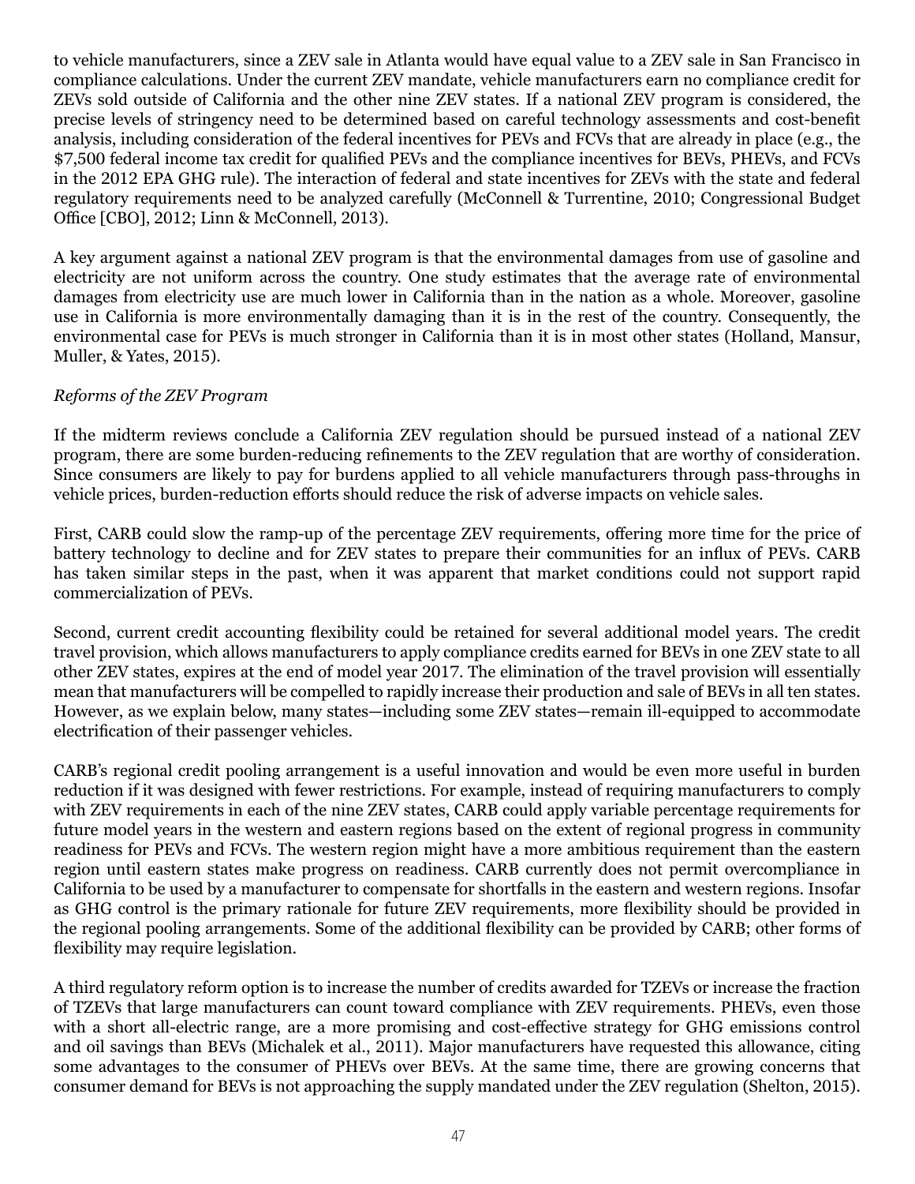to vehicle manufacturers, since a ZEV sale in Atlanta would have equal value to a ZEV sale in San Francisco in compliance calculations. Under the current ZEV mandate, vehicle manufacturers earn no compliance credit for ZEVs sold outside of California and the other nine ZEV states. If a national ZEV program is considered, the precise levels of stringency need to be determined based on careful technology assessments and cost-benefit analysis, including consideration of the federal incentives for PEVs and FCVs that are already in place (e.g., the $7,500 federal income tax credit for qualified PEVs and the compliance incentives for BEVs, PHEVs, and FCVs in the 2012 EPA GHG rule). The interaction of federal and state incentives for ZEVs with the state and federal regulatory requirements need to be analyzed carefully (McConnell & Turrentine, 2010; Congressional Budget Office [CBO], 2012; Linn & McConnell, 2013).

A key argument against a national ZEV program is that the environmental damages from use of gasoline and electricity are not uniform across the country. One study estimates that the average rate of environmental damages from electricity use are much lower in California than in the nation as a whole. Moreover, gasoline use in California is more environmentally damaging than it is in the rest of the country. Consequently, the environmental case for PEVs is much stronger in California than it is in most other states (Holland, Mansur, Muller, & Yates, 2015).

*Reforms of the ZEV Program*

If the midterm reviews conclude a California ZEV regulation should be pursued instead of a national ZEV program, there are some burden-reducing refinements to the ZEV regulation that are worthy of consideration. Since consumers are likely to pay for burdens applied to all vehicle manufacturers through pass-throughs in vehicle prices, burden-reduction efforts should reduce the risk of adverse impacts on vehicle sales.

First, CARB could slow the ramp-up of the percentage ZEV requirements, offering more time for the price of battery technology to decline and for ZEV states to prepare their communities for an influx of PEVs. CARB has taken similar steps in the past, when it was apparent that market conditions could not support rapid commercialization of PEVs.

Second, current credit accounting flexibility could be retained for several additional model years. The credit travel provision, which allows manufacturers to apply compliance credits earned for BEVs in one ZEV state to all other ZEV states, expires at the end of model year 2017. The elimination of the travel provision will essentially mean that manufacturers will be compelled to rapidly increase their production and sale of BEVs in all ten states. However, as we explain below, many states—including some ZEV states—remain ill-equipped to accommodate electrification of their passenger vehicles.

CARB's regional credit pooling arrangement is a useful innovation and would be even more useful in burden reduction if it was designed with fewer restrictions. For example, instead of requiring manufacturers to comply with ZEV requirements in each of the nine ZEV states, CARB could apply variable percentage requirements for future model years in the western and eastern regions based on the extent of regional progress in community readiness for PEVs and FCVs. The western region might have a more ambitious requirement than the eastern region until eastern states make progress on readiness. CARB currently does not permit overcompliance in California to be used by a manufacturer to compensate for shortfalls in the eastern and western regions. Insofar as GHG control is the primary rationale for future ZEV requirements, more flexibility should be provided in the regional pooling arrangements. Some of the additional flexibility can be provided by CARB; other forms of flexibility may require legislation.

A third regulatory reform option is to increase the number of credits awarded for TZEVs or increase the fraction of TZEVs that large manufacturers can count toward compliance with ZEV requirements. PHEVs, even those with a short all-electric range, are a more promising and cost-effective strategy for GHG emissions control and oil savings than BEVs (Michalek et al., 2011). Major manufacturers have requested this allowance, citing some advantages to the consumer of PHEVs over BEVs. At the same time, there are growing concerns that consumer demand for BEVs is not approaching the supply mandated under the ZEV regulation (Shelton, 2015).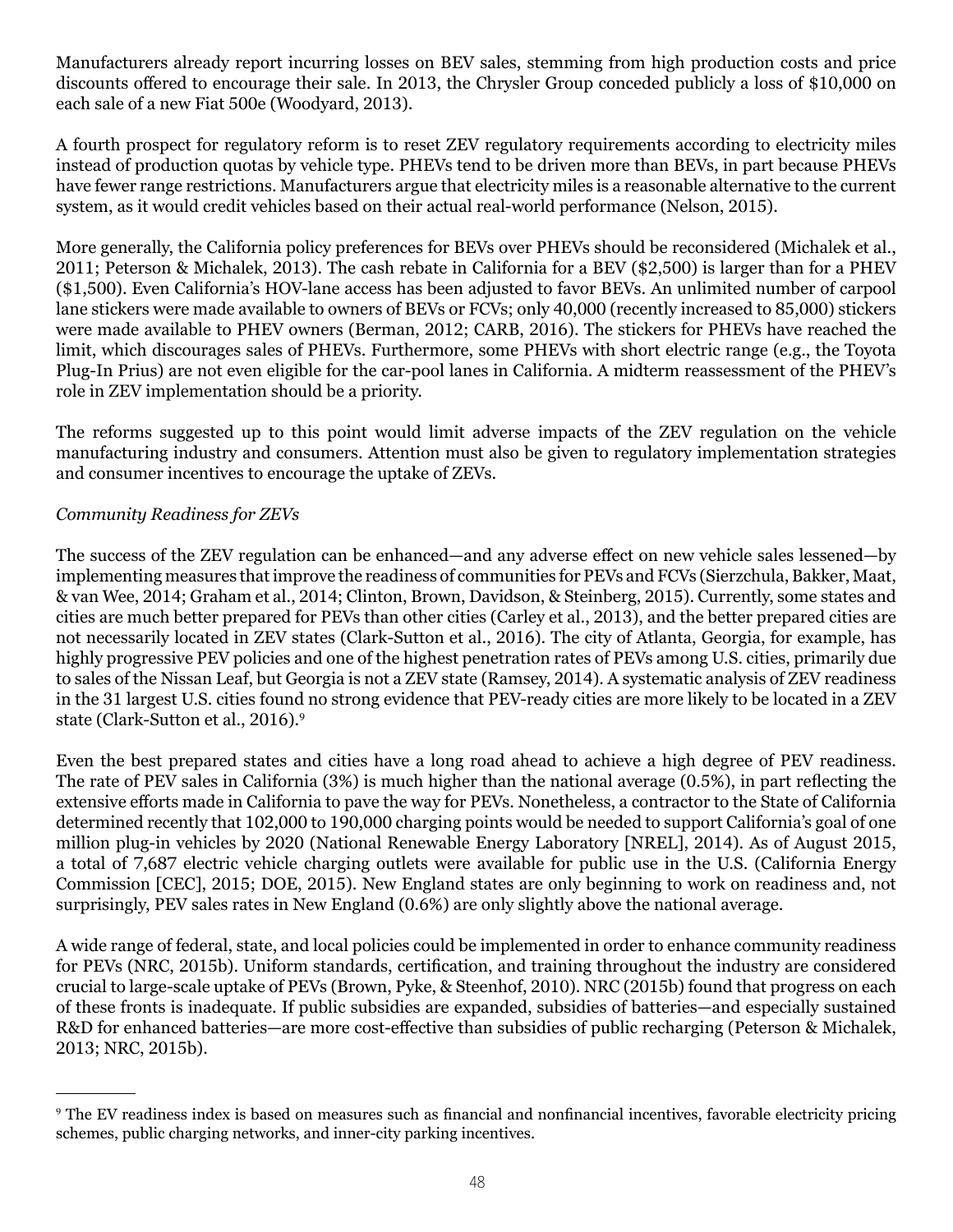Manufacturers already report incurring losses on BEV sales, stemming from high production costs and price discounts offered to encourage their sale. In 2013, the Chrysler Group conceded publicly a loss of $10,000 on each sale of a new Fiat 500e (Woodyard, 2013).

A fourth prospect for regulatory reform is to reset ZEV regulatory requirements according to electricity miles instead of production quotas by vehicle type. PHEVs tend to be driven more than BEVs, in part because PHEVs have fewer range restrictions. Manufacturers argue that electricity miles is a reasonable alternative to the current system, as it would credit vehicles based on their actual real-world performance (Nelson, 2015).

More generally, the California policy preferences for BEVs over PHEVs should be reconsidered (Michalek et al., 2011; Peterson & Michalek, 2013). The cash rebate in California for a BEV ($2,500) is larger than for a PHEV ($1,500). Even California's HOV-lane access has been adjusted to favor BEVs. An unlimited number of carpool lane stickers were made available to owners of BEVs or FCVs; only 40,000 (recently increased to 85,000) stickers were made available to PHEV owners (Berman, 2012; CARB, 2016). The stickers for PHEVs have reached the limit, which discourages sales of PHEVs. Furthermore, some PHEVs with short electric range (e.g., the Toyota Plug-In Prius) are not even eligible for the car-pool lanes in California. A midterm reassessment of the PHEV's role in ZEV implementation should be a priority.

The reforms suggested up to this point would limit adverse impacts of the ZEV regulation on the vehicle manufacturing industry and consumers. Attention must also be given to regulatory implementation strategies and consumer incentives to encourage the uptake of ZEVs.

*Community Readiness for ZEVs*

The success of the ZEV regulation can be enhanced—and any adverse effect on new vehicle sales lessened—by implementing measures that improve the readiness of communities for PEVs and FCVs (Sierzchula, Bakker, Maat, & van Wee, 2014; Graham et al., 2014; Clinton, Brown, Davidson, & Steinberg, 2015). Currently, some states and cities are much better prepared for PEVs than other cities (Carley et al., 2013), and the better prepared cities are not necessarily located in ZEV states (Clark-Sutton et al., 2016). The city of Atlanta, Georgia, for example, has highly progressive PEV policies and one of the highest penetration rates of PEVs among U.S. cities, primarily due to sales of the Nissan Leaf, but Georgia is not a ZEV state (Ramsey, 2014). A systematic analysis of ZEV readiness in the 31 largest U.S. cities found no strong evidence that PEV-ready cities are more likely to be located in a ZEV state (Clark-Sutton et al., 2016).[9]

Even the best prepared states and cities have a long road ahead to achieve a high degree of PEV readiness. The rate of PEV sales in California (3%) is much higher than the national average (0.5%), in part reflecting the extensive efforts made in California to pave the way for PEVs. Nonetheless, a contractor to the State of California determined recently that 102,000 to 190,000 charging points would be needed to support California's goal of one million plug-in vehicles by 2020 (National Renewable Energy Laboratory [NREL], 2014). As of August 2015, a total of 7,687 electric vehicle charging outlets were available for public use in the U.S. (California Energy Commission [CEC], 2015; DOE, 2015). New England states are only beginning to work on readiness and, not surprisingly, PEV sales rates in New England (0.6%) are only slightly above the national average.

A wide range of federal, state, and local policies could be implemented in order to enhance community readiness for PEVs (NRC, 2015b). Uniform standards, certification, and training throughout the industry are considered crucial to large-scale uptake of PEVs (Brown, Pyke, & Steenhof, 2010). NRC (2015b) found that progress on each of these fronts is inadequate. If public subsidies are expanded, subsidies of batteries—and especially sustained R&D for enhanced batteries—are more cost-effective than subsidies of public recharging (Peterson & Michalek, 2013; NRC, 2015b).

---

[9] The EV readiness index is based on measures such as financial and nonfinancial incentives, favorable electricity pricing schemes, public charging networks, and inner-city parking incentives.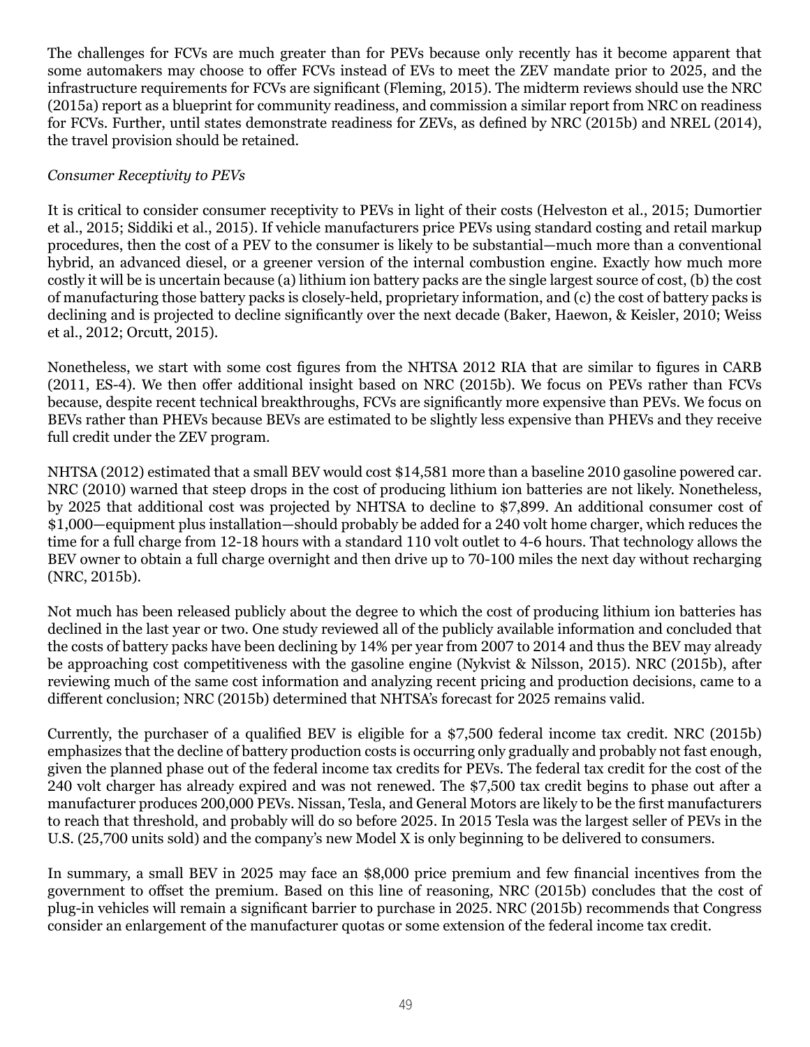The challenges for FCVs are much greater than for PEVs because only recently has it become apparent that some automakers may choose to offer FCVs instead of EVs to meet the ZEV mandate prior to 2025, and the infrastructure requirements for FCVs are significant (Fleming, 2015). The midterm reviews should use the NRC (2015a) report as a blueprint for community readiness, and commission a similar report from NRC on readiness for FCVs. Further, until states demonstrate readiness for ZEVs, as defined by NRC (2015b) and NREL (2014), the travel provision should be retained.

*Consumer Receptivity to PEVs*

It is critical to consider consumer receptivity to PEVs in light of their costs (Helveston et al., 2015; Dumortier et al., 2015; Siddiki et al., 2015). If vehicle manufacturers price PEVs using standard costing and retail markup procedures, then the cost of a PEV to the consumer is likely to be substantial—much more than a conventional hybrid, an advanced diesel, or a greener version of the internal combustion engine. Exactly how much more costly it will be is uncertain because (a) lithium ion battery packs are the single largest source of cost, (b) the cost of manufacturing those battery packs is closely-held, proprietary information, and (c) the cost of battery packs is declining and is projected to decline significantly over the next decade (Baker, Haewon, & Keisler, 2010; Weiss et al., 2012; Orcutt, 2015).

Nonetheless, we start with some cost figures from the NHTSA 2012 RIA that are similar to figures in CARB (2011, ES-4). We then offer additional insight based on NRC (2015b). We focus on PEVs rather than FCVs because, despite recent technical breakthroughs, FCVs are significantly more expensive than PEVs. We focus on BEVs rather than PHEVs because BEVs are estimated to be slightly less expensive than PHEVs and they receive full credit under the ZEV program.

NHTSA (2012) estimated that a small BEV would cost $14,581 more than a baseline 2010 gasoline powered car. NRC (2010) warned that steep drops in the cost of producing lithium ion batteries are not likely. Nonetheless, by 2025 that additional cost was projected by NHTSA to decline to $7,899. An additional consumer cost of $1,000—equipment plus installation—should probably be added for a 240 volt home charger, which reduces the time for a full charge from 12-18 hours with a standard 110 volt outlet to 4-6 hours. That technology allows the BEV owner to obtain a full charge overnight and then drive up to 70-100 miles the next day without recharging (NRC, 2015b).

Not much has been released publicly about the degree to which the cost of producing lithium ion batteries has declined in the last year or two. One study reviewed all of the publicly available information and concluded that the costs of battery packs have been declining by 14% per year from 2007 to 2014 and thus the BEV may already be approaching cost competitiveness with the gasoline engine (Nykvist & Nilsson, 2015). NRC (2015b), after reviewing much of the same cost information and analyzing recent pricing and production decisions, came to a different conclusion; NRC (2015b) determined that NHTSA's forecast for 2025 remains valid.

Currently, the purchaser of a qualified BEV is eligible for a $7,500 federal income tax credit. NRC (2015b) emphasizes that the decline of battery production costs is occurring only gradually and probably not fast enough, given the planned phase out of the federal income tax credits for PEVs. The federal tax credit for the cost of the 240 volt charger has already expired and was not renewed. The $7,500 tax credit begins to phase out after a manufacturer produces 200,000 PEVs. Nissan, Tesla, and General Motors are likely to be the first manufacturers to reach that threshold, and probably will do so before 2025. In 2015 Tesla was the largest seller of PEVs in the U.S. (25,700 units sold) and the company's new Model X is only beginning to be delivered to consumers.

In summary, a small BEV in 2025 may face an $8,000 price premium and few financial incentives from the government to offset the premium. Based on this line of reasoning, NRC (2015b) concludes that the cost of plug-in vehicles will remain a significant barrier to purchase in 2025. NRC (2015b) recommends that Congress consider an enlargement of the manufacturer quotas or some extension of the federal income tax credit.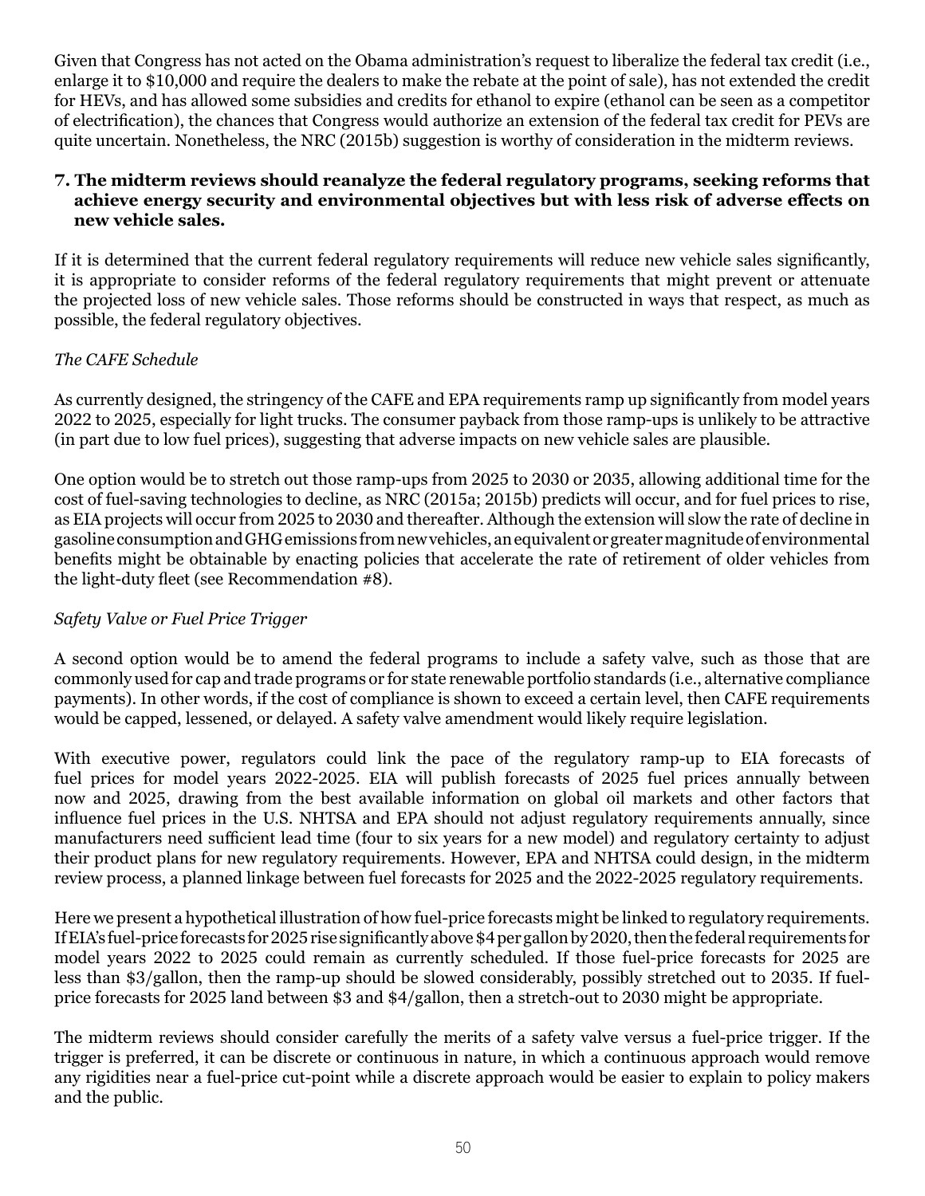Given that Congress has not acted on the Obama administration's request to liberalize the federal tax credit (i.e., enlarge it to $10,000 and require the dealers to make the rebate at the point of sale), has not extended the credit for HEVs, and has allowed some subsidies and credits for ethanol to expire (ethanol can be seen as a competitor of electrification), the chances that Congress would authorize an extension of the federal tax credit for PEVs are quite uncertain. Nonetheless, the NRC (2015b) suggestion is worthy of consideration in the midterm reviews.

**7. The midterm reviews should reanalyze the federal regulatory programs, seeking reforms that achieve energy security and environmental objectives but with less risk of adverse effects on new vehicle sales.**

If it is determined that the current federal regulatory requirements will reduce new vehicle sales significantly, it is appropriate to consider reforms of the federal regulatory requirements that might prevent or attenuate the projected loss of new vehicle sales. Those reforms should be constructed in ways that respect, as much as possible, the federal regulatory objectives.

*The CAFE Schedule*

As currently designed, the stringency of the CAFE and EPA requirements ramp up significantly from model years 2022 to 2025, especially for light trucks. The consumer payback from those ramp-ups is unlikely to be attractive (in part due to low fuel prices), suggesting that adverse impacts on new vehicle sales are plausible.

One option would be to stretch out those ramp-ups from 2025 to 2030 or 2035, allowing additional time for the cost of fuel-saving technologies to decline, as NRC (2015a; 2015b) predicts will occur, and for fuel prices to rise, as EIA projects will occur from 2025 to 2030 and thereafter. Although the extension will slow the rate of decline in gasoline consumption and GHG emissions from new vehicles, an equivalent or greater magnitude of environmental benefits might be obtainable by enacting policies that accelerate the rate of retirement of older vehicles from the light-duty fleet (see Recommendation #8).

*Safety Valve or Fuel Price Trigger*

A second option would be to amend the federal programs to include a safety valve, such as those that are commonly used for cap and trade programs or for state renewable portfolio standards (i.e., alternative compliance payments). In other words, if the cost of compliance is shown to exceed a certain level, then CAFE requirements would be capped, lessened, or delayed. A safety valve amendment would likely require legislation.

With executive power, regulators could link the pace of the regulatory ramp-up to EIA forecasts of fuel prices for model years 2022-2025. EIA will publish forecasts of 2025 fuel prices annually between now and 2025, drawing from the best available information on global oil markets and other factors that influence fuel prices in the U.S. NHTSA and EPA should not adjust regulatory requirements annually, since manufacturers need sufficient lead time (four to six years for a new model) and regulatory certainty to adjust their product plans for new regulatory requirements. However, EPA and NHTSA could design, in the midterm review process, a planned linkage between fuel forecasts for 2025 and the 2022-2025 regulatory requirements.

Here we present a hypothetical illustration of how fuel-price forecasts might be linked to regulatory requirements. If EIA's fuel-price forecasts for 2025 rise significantly above $4 per gallon by 2020, then the federal requirements for model years 2022 to 2025 could remain as currently scheduled. If those fuel-price forecasts for 2025 are less than $3/gallon, then the ramp-up should be slowed considerably, possibly stretched out to 2035. If fuel-price forecasts for 2025 land between $3 and $4/gallon, then a stretch-out to 2030 might be appropriate.

The midterm reviews should consider carefully the merits of a safety valve versus a fuel-price trigger. If the trigger is preferred, it can be discrete or continuous in nature, in which a continuous approach would remove any rigidities near a fuel-price cut-point while a discrete approach would be easier to explain to policy makers and the public.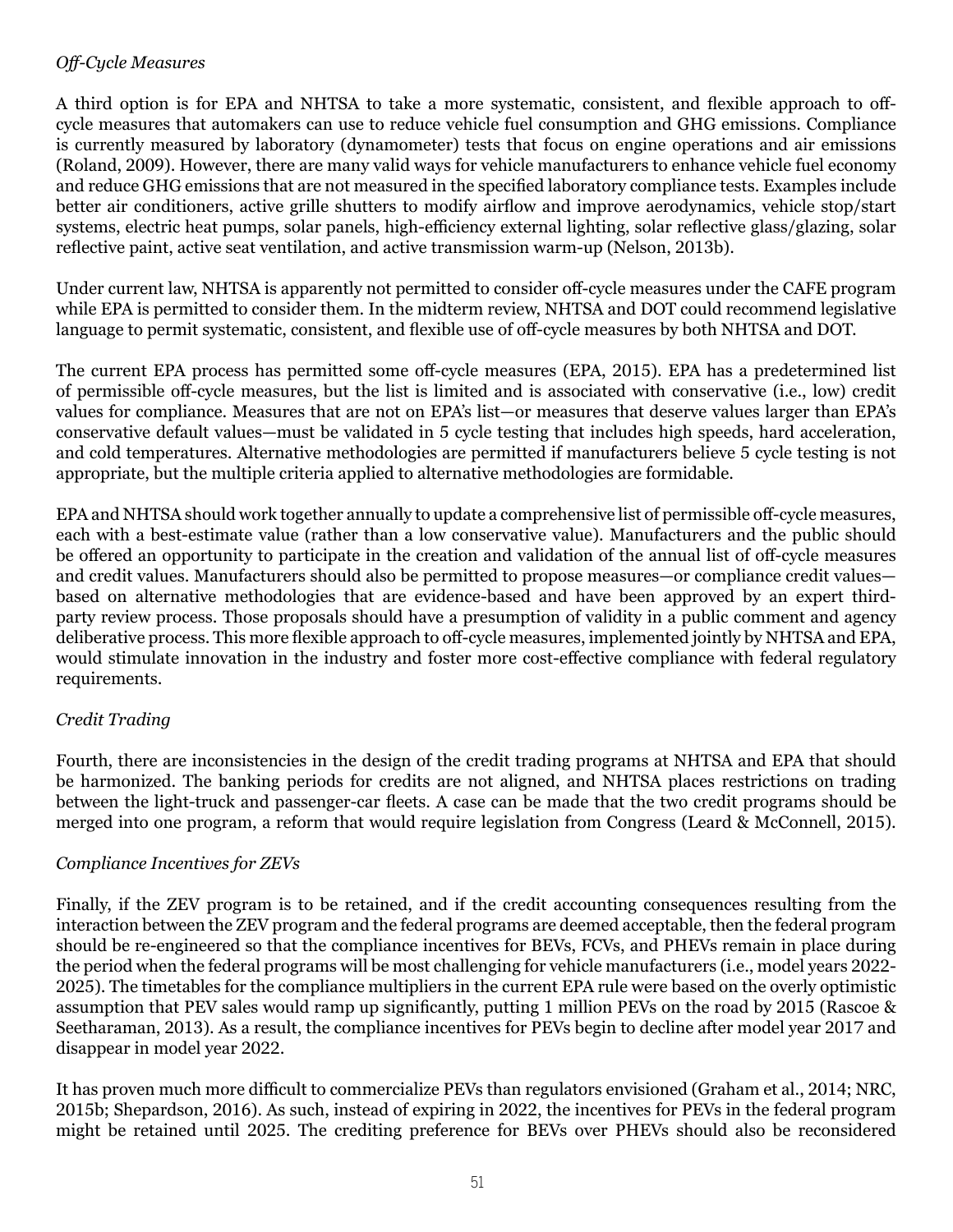*Off-Cycle Measures*

A third option is for EPA and NHTSA to take a more systematic, consistent, and flexible approach to off-cycle measures that automakers can use to reduce vehicle fuel consumption and GHG emissions. Compliance is currently measured by laboratory (dynamometer) tests that focus on engine operations and air emissions (Roland, 2009). However, there are many valid ways for vehicle manufacturers to enhance vehicle fuel economy and reduce GHG emissions that are not measured in the specified laboratory compliance tests. Examples include better air conditioners, active grille shutters to modify airflow and improve aerodynamics, vehicle stop/start systems, electric heat pumps, solar panels, high-efficiency external lighting, solar reflective glass/glazing, solar reflective paint, active seat ventilation, and active transmission warm-up (Nelson, 2013b).

Under current law, NHTSA is apparently not permitted to consider off-cycle measures under the CAFE program while EPA is permitted to consider them. In the midterm review, NHTSA and DOT could recommend legislative language to permit systematic, consistent, and flexible use of off-cycle measures by both NHTSA and DOT.

The current EPA process has permitted some off-cycle measures (EPA, 2015). EPA has a predetermined list of permissible off-cycle measures, but the list is limited and is associated with conservative (i.e., low) credit values for compliance. Measures that are not on EPA's list—or measures that deserve values larger than EPA's conservative default values—must be validated in 5 cycle testing that includes high speeds, hard acceleration, and cold temperatures. Alternative methodologies are permitted if manufacturers believe 5 cycle testing is not appropriate, but the multiple criteria applied to alternative methodologies are formidable.

EPA and NHTSA should work together annually to update a comprehensive list of permissible off-cycle measures, each with a best-estimate value (rather than a low conservative value). Manufacturers and the public should be offered an opportunity to participate in the creation and validation of the annual list of off-cycle measures and credit values. Manufacturers should also be permitted to propose measures—or compliance credit values—based on alternative methodologies that are evidence-based and have been approved by an expert third-party review process. Those proposals should have a presumption of validity in a public comment and agency deliberative process. This more flexible approach to off-cycle measures, implemented jointly by NHTSA and EPA, would stimulate innovation in the industry and foster more cost-effective compliance with federal regulatory requirements.

*Credit Trading*

Fourth, there are inconsistencies in the design of the credit trading programs at NHTSA and EPA that should be harmonized. The banking periods for credits are not aligned, and NHTSA places restrictions on trading between the light-truck and passenger-car fleets. A case can be made that the two credit programs should be merged into one program, a reform that would require legislation from Congress (Leard & McConnell, 2015).

*Compliance Incentives for ZEVs*

Finally, if the ZEV program is to be retained, and if the credit accounting consequences resulting from the interaction between the ZEV program and the federal programs are deemed acceptable, then the federal program should be re-engineered so that the compliance incentives for BEVs, FCVs, and PHEVs remain in place during the period when the federal programs will be most challenging for vehicle manufacturers (i.e., model years 2022-2025). The timetables for the compliance multipliers in the current EPA rule were based on the overly optimistic assumption that PEV sales would ramp up significantly, putting 1 million PEVs on the road by 2015 (Rascoe & Seetharaman, 2013). As a result, the compliance incentives for PEVs begin to decline after model year 2017 and disappear in model year 2022.

It has proven much more difficult to commercialize PEVs than regulators envisioned (Graham et al., 2014; NRC, 2015b; Shepardson, 2016). As such, instead of expiring in 2022, the incentives for PEVs in the federal program might be retained until 2025. The crediting preference for BEVs over PHEVs should also be reconsidered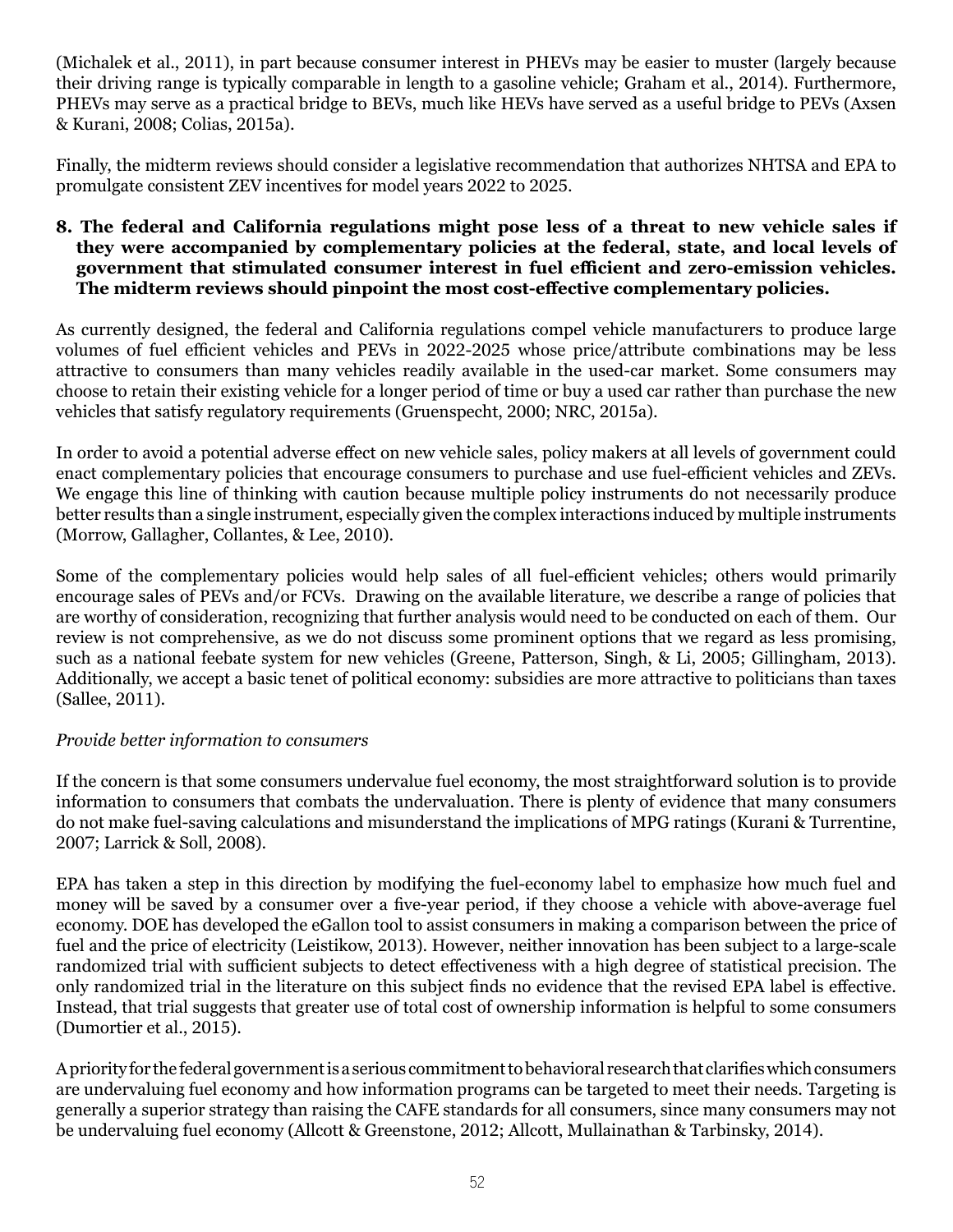(Michalek et al., 2011), in part because consumer interest in PHEVs may be easier to muster (largely because their driving range is typically comparable in length to a gasoline vehicle; Graham et al., 2014). Furthermore, PHEVs may serve as a practical bridge to BEVs, much like HEVs have served as a useful bridge to PEVs (Axsen & Kurani, 2008; Colias, 2015a).

Finally, the midterm reviews should consider a legislative recommendation that authorizes NHTSA and EPA to promulgate consistent ZEV incentives for model years 2022 to 2025.

**8. The federal and California regulations might pose less of a threat to new vehicle sales if they were accompanied by complementary policies at the federal, state, and local levels of government that stimulated consumer interest in fuel efficient and zero-emission vehicles. The midterm reviews should pinpoint the most cost-effective complementary policies.**

As currently designed, the federal and California regulations compel vehicle manufacturers to produce large volumes of fuel efficient vehicles and PEVs in 2022-2025 whose price/attribute combinations may be less attractive to consumers than many vehicles readily available in the used-car market. Some consumers may choose to retain their existing vehicle for a longer period of time or buy a used car rather than purchase the new vehicles that satisfy regulatory requirements (Gruenspecht, 2000; NRC, 2015a).

In order to avoid a potential adverse effect on new vehicle sales, policy makers at all levels of government could enact complementary policies that encourage consumers to purchase and use fuel-efficient vehicles and ZEVs. We engage this line of thinking with caution because multiple policy instruments do not necessarily produce better results than a single instrument, especially given the complex interactions induced by multiple instruments (Morrow, Gallagher, Collantes, & Lee, 2010).

Some of the complementary policies would help sales of all fuel-efficient vehicles; others would primarily encourage sales of PEVs and/or FCVs. Drawing on the available literature, we describe a range of policies that are worthy of consideration, recognizing that further analysis would need to be conducted on each of them. Our review is not comprehensive, as we do not discuss some prominent options that we regard as less promising, such as a national feebate system for new vehicles (Greene, Patterson, Singh, & Li, 2005; Gillingham, 2013). Additionally, we accept a basic tenet of political economy: subsidies are more attractive to politicians than taxes (Sallee, 2011).

*Provide better information to consumers*

If the concern is that some consumers undervalue fuel economy, the most straightforward solution is to provide information to consumers that combats the undervaluation. There is plenty of evidence that many consumers do not make fuel-saving calculations and misunderstand the implications of MPG ratings (Kurani & Turrentine, 2007; Larrick & Soll, 2008).

EPA has taken a step in this direction by modifying the fuel-economy label to emphasize how much fuel and money will be saved by a consumer over a five-year period, if they choose a vehicle with above-average fuel economy. DOE has developed the eGallon tool to assist consumers in making a comparison between the price of fuel and the price of electricity (Leistikow, 2013). However, neither innovation has been subject to a large-scale randomized trial with sufficient subjects to detect effectiveness with a high degree of statistical precision. The only randomized trial in the literature on this subject finds no evidence that the revised EPA label is effective. Instead, that trial suggests that greater use of total cost of ownership information is helpful to some consumers (Dumortier et al., 2015).

A priority for the federal government is a serious commitment to behavioral research that clarifies which consumers are undervaluing fuel economy and how information programs can be targeted to meet their needs. Targeting is generally a superior strategy than raising the CAFE standards for all consumers, since many consumers may not be undervaluing fuel economy (Allcott & Greenstone, 2012; Allcott, Mullainathan & Tarbinsky, 2014).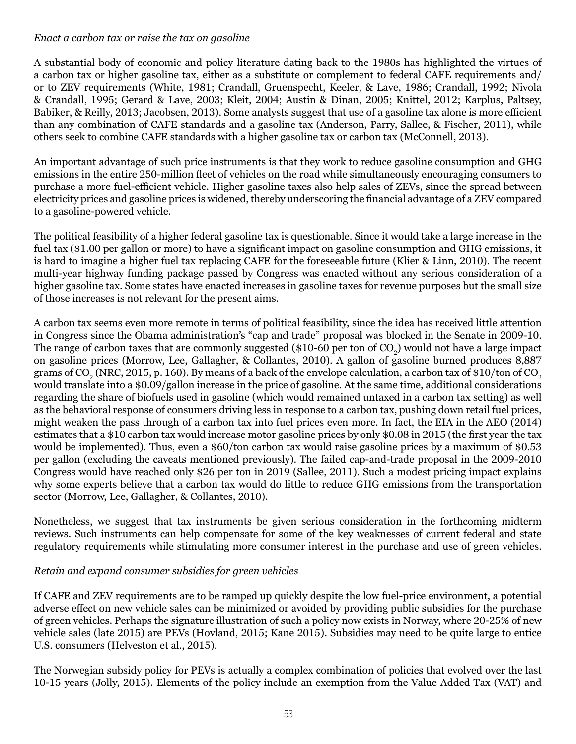*Enact a carbon tax or raise the tax on gasoline*

A substantial body of economic and policy literature dating back to the 1980s has highlighted the virtues of a carbon tax or higher gasoline tax, either as a substitute or complement to federal CAFE requirements and/ or to ZEV requirements (White, 1981; Crandall, Gruenspecht, Keeler, & Lave, 1986; Crandall, 1992; Nivola & Crandall, 1995; Gerard & Lave, 2003; Kleit, 2004; Austin & Dinan, 2005; Knittel, 2012; Karplus, Paltsey, Babiker, & Reilly, 2013; Jacobsen, 2013). Some analysts suggest that use of a gasoline tax alone is more efficient than any combination of CAFE standards and a gasoline tax (Anderson, Parry, Sallee, & Fischer, 2011), while others seek to combine CAFE standards with a higher gasoline tax or carbon tax (McConnell, 2013).

An important advantage of such price instruments is that they work to reduce gasoline consumption and GHG emissions in the entire 250-million fleet of vehicles on the road while simultaneously encouraging consumers to purchase a more fuel-efficient vehicle. Higher gasoline taxes also help sales of ZEVs, since the spread between electricity prices and gasoline prices is widened, thereby underscoring the financial advantage of a ZEV compared to a gasoline-powered vehicle.

The political feasibility of a higher federal gasoline tax is questionable. Since it would take a large increase in the fuel tax ($1.00 per gallon or more) to have a significant impact on gasoline consumption and GHG emissions, it is hard to imagine a higher fuel tax replacing CAFE for the foreseeable future (Klier & Linn, 2010). The recent multi-year highway funding package passed by Congress was enacted without any serious consideration of a higher gasoline tax. Some states have enacted increases in gasoline taxes for revenue purposes but the small size of those increases is not relevant for the present aims.

A carbon tax seems even more remote in terms of political feasibility, since the idea has received little attention in Congress since the Obama administration's "cap and trade" proposal was blocked in the Senate in 2009-10. The range of carbon taxes that are commonly suggested ($10-60 per ton of $CO_2$) would not have a large impact on gasoline prices (Morrow, Lee, Gallagher, & Collantes, 2010). A gallon of gasoline burned produces 8,887 grams of $CO_2$ (NRC, 2015, p. 160). By means of a back of the envelope calculation, a carbon tax of $10/ton of $CO_2$ would translate into a $0.09/gallon increase in the price of gasoline. At the same time, additional considerations regarding the share of biofuels used in gasoline (which would remained untaxed in a carbon tax setting) as well as the behavioral response of consumers driving less in response to a carbon tax, pushing down retail fuel prices, might weaken the pass through of a carbon tax into fuel prices even more. In fact, the EIA in the AEO (2014) estimates that a $10 carbon tax would increase motor gasoline prices by only $0.08 in 2015 (the first year the tax would be implemented). Thus, even a $60/ton carbon tax would raise gasoline prices by a maximum of $0.53 per gallon (excluding the caveats mentioned previously). The failed cap-and-trade proposal in the 2009-2010 Congress would have reached only $26 per ton in 2019 (Sallee, 2011). Such a modest pricing impact explains why some experts believe that a carbon tax would do little to reduce GHG emissions from the transportation sector (Morrow, Lee, Gallagher, & Collantes, 2010).

Nonetheless, we suggest that tax instruments be given serious consideration in the forthcoming midterm reviews. Such instruments can help compensate for some of the key weaknesses of current federal and state regulatory requirements while stimulating more consumer interest in the purchase and use of green vehicles.

*Retain and expand consumer subsidies for green vehicles*

If CAFE and ZEV requirements are to be ramped up quickly despite the low fuel-price environment, a potential adverse effect on new vehicle sales can be minimized or avoided by providing public subsidies for the purchase of green vehicles. Perhaps the signature illustration of such a policy now exists in Norway, where 20-25% of new vehicle sales (late 2015) are PEVs (Hovland, 2015; Kane 2015). Subsidies may need to be quite large to entice U.S. consumers (Helveston et al., 2015).

The Norwegian subsidy policy for PEVs is actually a complex combination of policies that evolved over the last 10-15 years (Jolly, 2015). Elements of the policy include an exemption from the Value Added Tax (VAT) and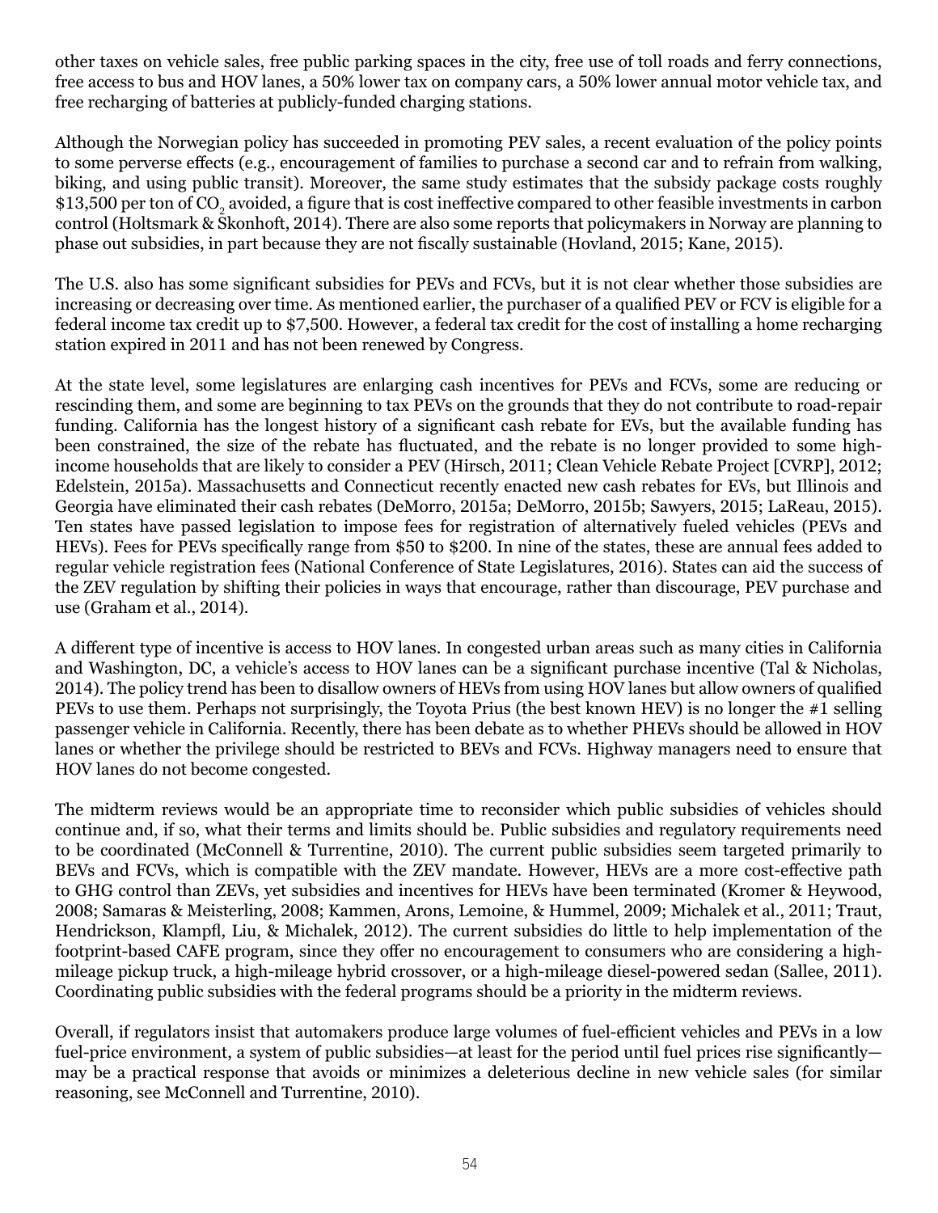other taxes on vehicle sales, free public parking spaces in the city, free use of toll roads and ferry connections, free access to bus and HOV lanes, a 50% lower tax on company cars, a 50% lower annual motor vehicle tax, and free recharging of batteries at publicly-funded charging stations.

Although the Norwegian policy has succeeded in promoting PEV sales, a recent evaluation of the policy points to some perverse effects (e.g., encouragement of families to purchase a second car and to refrain from walking, biking, and using public transit). Moreover, the same study estimates that the subsidy package costs roughly \$13,500 per ton of $CO_2$ avoided, a figure that is cost ineffective compared to other feasible investments in carbon control (Holtsmark & Skonhoft, 2014). There are also some reports that policymakers in Norway are planning to phase out subsidies, in part because they are not fiscally sustainable (Hovland, 2015; Kane, 2015).

The U.S. also has some significant subsidies for PEVs and FCVs, but it is not clear whether those subsidies are increasing or decreasing over time. As mentioned earlier, the purchaser of a qualified PEV or FCV is eligible for a federal income tax credit up to \$7,500. However, a federal tax credit for the cost of installing a home recharging station expired in 2011 and has not been renewed by Congress.

At the state level, some legislatures are enlarging cash incentives for PEVs and FCVs, some are reducing or rescinding them, and some are beginning to tax PEVs on the grounds that they do not contribute to road-repair funding. California has the longest history of a significant cash rebate for EVs, but the available funding has been constrained, the size of the rebate has fluctuated, and the rebate is no longer provided to some high-income households that are likely to consider a PEV (Hirsch, 2011; Clean Vehicle Rebate Project [CVRP], 2012; Edelstein, 2015a). Massachusetts and Connecticut recently enacted new cash rebates for EVs, but Illinois and Georgia have eliminated their cash rebates (DeMorro, 2015a; DeMorro, 2015b; Sawyers, 2015; LaReau, 2015). Ten states have passed legislation to impose fees for registration of alternatively fueled vehicles (PEVs and HEVs). Fees for PEVs specifically range from \$50 to \$200. In nine of the states, these are annual fees added to regular vehicle registration fees (National Conference of State Legislatures, 2016). States can aid the success of the ZEV regulation by shifting their policies in ways that encourage, rather than discourage, PEV purchase and use (Graham et al., 2014).

A different type of incentive is access to HOV lanes. In congested urban areas such as many cities in California and Washington, DC, a vehicle's access to HOV lanes can be a significant purchase incentive (Tal & Nicholas, 2014). The policy trend has been to disallow owners of HEVs from using HOV lanes but allow owners of qualified PEVs to use them. Perhaps not surprisingly, the Toyota Prius (the best known HEV) is no longer the #1 selling passenger vehicle in California. Recently, there has been debate as to whether PHEVs should be allowed in HOV lanes or whether the privilege should be restricted to BEVs and FCVs. Highway managers need to ensure that HOV lanes do not become congested.

The midterm reviews would be an appropriate time to reconsider which public subsidies of vehicles should continue and, if so, what their terms and limits should be. Public subsidies and regulatory requirements need to be coordinated (McConnell & Turrentine, 2010). The current public subsidies seem targeted primarily to BEVs and FCVs, which is compatible with the ZEV mandate. However, HEVs are a more cost-effective path to GHG control than ZEVs, yet subsidies and incentives for HEVs have been terminated (Kromer & Heywood, 2008; Samaras & Meisterling, 2008; Kammen, Arons, Lemoine, & Hummel, 2009; Michalek et al., 2011; Traut, Hendrickson, Klampfl, Liu, & Michalek, 2012). The current subsidies do little to help implementation of the footprint-based CAFE program, since they offer no encouragement to consumers who are considering a high-mileage pickup truck, a high-mileage hybrid crossover, or a high-mileage diesel-powered sedan (Sallee, 2011). Coordinating public subsidies with the federal programs should be a priority in the midterm reviews.

Overall, if regulators insist that automakers produce large volumes of fuel-efficient vehicles and PEVs in a low fuel-price environment, a system of public subsidies—at least for the period until fuel prices rise significantly—may be a practical response that avoids or minimizes a deleterious decline in new vehicle sales (for similar reasoning, see McConnell and Turrentine, 2010).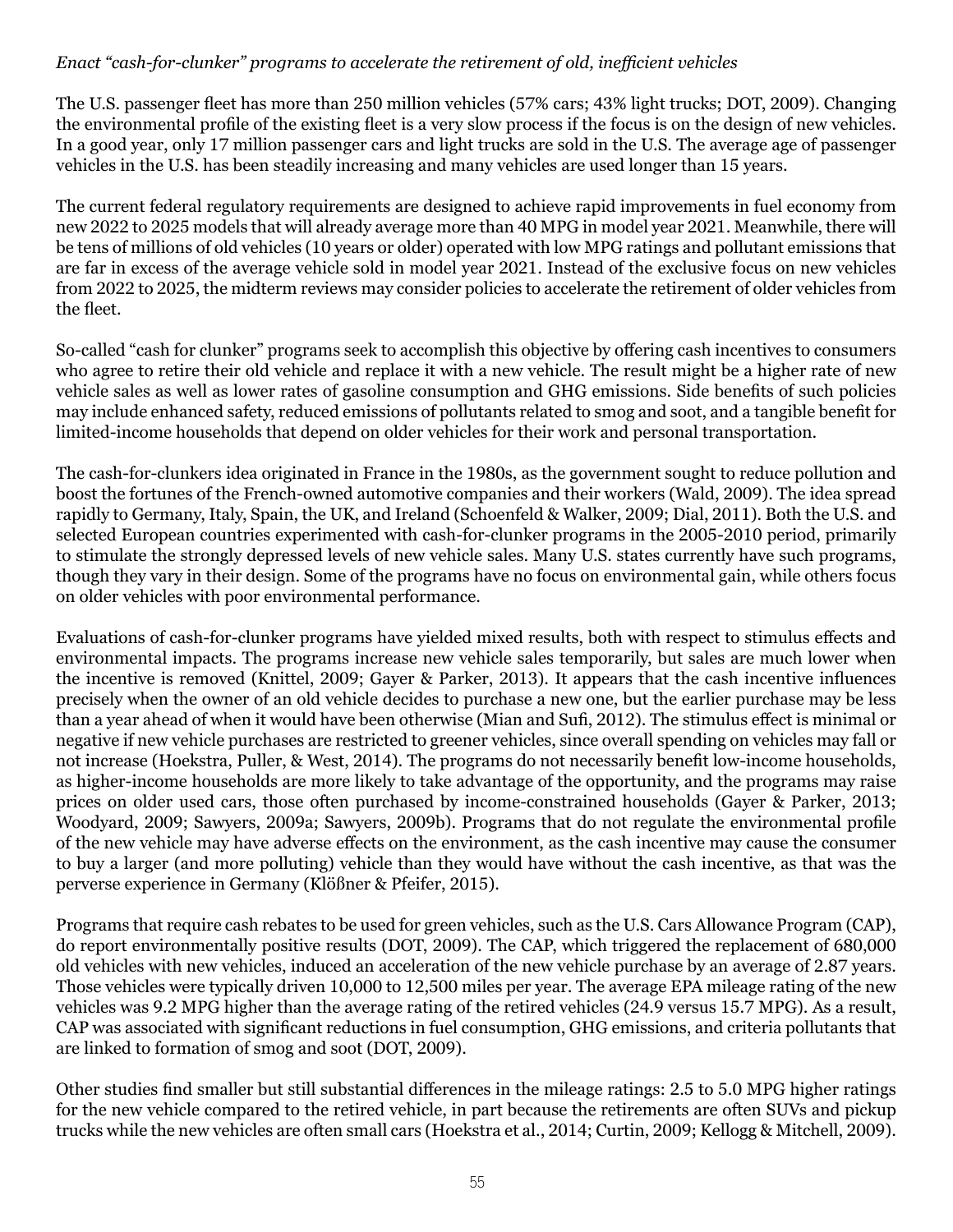*Enact "cash-for-clunker" programs to accelerate the retirement of old, inefficient vehicles*

The U.S. passenger fleet has more than 250 million vehicles (57% cars; 43% light trucks; DOT, 2009). Changing the environmental profile of the existing fleet is a very slow process if the focus is on the design of new vehicles. In a good year, only 17 million passenger cars and light trucks are sold in the U.S. The average age of passenger vehicles in the U.S. has been steadily increasing and many vehicles are used longer than 15 years.

The current federal regulatory requirements are designed to achieve rapid improvements in fuel economy from new 2022 to 2025 models that will already average more than 40 MPG in model year 2021. Meanwhile, there will be tens of millions of old vehicles (10 years or older) operated with low MPG ratings and pollutant emissions that are far in excess of the average vehicle sold in model year 2021. Instead of the exclusive focus on new vehicles from 2022 to 2025, the midterm reviews may consider policies to accelerate the retirement of older vehicles from the fleet.

So-called "cash for clunker" programs seek to accomplish this objective by offering cash incentives to consumers who agree to retire their old vehicle and replace it with a new vehicle. The result might be a higher rate of new vehicle sales as well as lower rates of gasoline consumption and GHG emissions. Side benefits of such policies may include enhanced safety, reduced emissions of pollutants related to smog and soot, and a tangible benefit for limited-income households that depend on older vehicles for their work and personal transportation.

The cash-for-clunkers idea originated in France in the 1980s, as the government sought to reduce pollution and boost the fortunes of the French-owned automotive companies and their workers (Wald, 2009). The idea spread rapidly to Germany, Italy, Spain, the UK, and Ireland (Schoenfeld & Walker, 2009; Dial, 2011). Both the U.S. and selected European countries experimented with cash-for-clunker programs in the 2005-2010 period, primarily to stimulate the strongly depressed levels of new vehicle sales. Many U.S. states currently have such programs, though they vary in their design. Some of the programs have no focus on environmental gain, while others focus on older vehicles with poor environmental performance.

Evaluations of cash-for-clunker programs have yielded mixed results, both with respect to stimulus effects and environmental impacts. The programs increase new vehicle sales temporarily, but sales are much lower when the incentive is removed (Knittel, 2009; Gayer & Parker, 2013). It appears that the cash incentive influences precisely when the owner of an old vehicle decides to purchase a new one, but the earlier purchase may be less than a year ahead of when it would have been otherwise (Mian and Sufi, 2012). The stimulus effect is minimal or negative if new vehicle purchases are restricted to greener vehicles, since overall spending on vehicles may fall or not increase (Hoekstra, Puller, & West, 2014). The programs do not necessarily benefit low-income households, as higher-income households are more likely to take advantage of the opportunity, and the programs may raise prices on older used cars, those often purchased by income-constrained households (Gayer & Parker, 2013; Woodyard, 2009; Sawyers, 2009a; Sawyers, 2009b). Programs that do not regulate the environmental profile of the new vehicle may have adverse effects on the environment, as the cash incentive may cause the consumer to buy a larger (and more polluting) vehicle than they would have without the cash incentive, as that was the perverse experience in Germany (Klößner & Pfeifer, 2015).

Programs that require cash rebates to be used for green vehicles, such as the U.S. Cars Allowance Program (CAP), do report environmentally positive results (DOT, 2009). The CAP, which triggered the replacement of 680,000 old vehicles with new vehicles, induced an acceleration of the new vehicle purchase by an average of 2.87 years. Those vehicles were typically driven 10,000 to 12,500 miles per year. The average EPA mileage rating of the new vehicles was 9.2 MPG higher than the average rating of the retired vehicles (24.9 versus 15.7 MPG). As a result, CAP was associated with significant reductions in fuel consumption, GHG emissions, and criteria pollutants that are linked to formation of smog and soot (DOT, 2009).

Other studies find smaller but still substantial differences in the mileage ratings: 2.5 to 5.0 MPG higher ratings for the new vehicle compared to the retired vehicle, in part because the retirements are often SUVs and pickup trucks while the new vehicles are often small cars (Hoekstra et al., 2014; Curtin, 2009; Kellogg & Mitchell, 2009).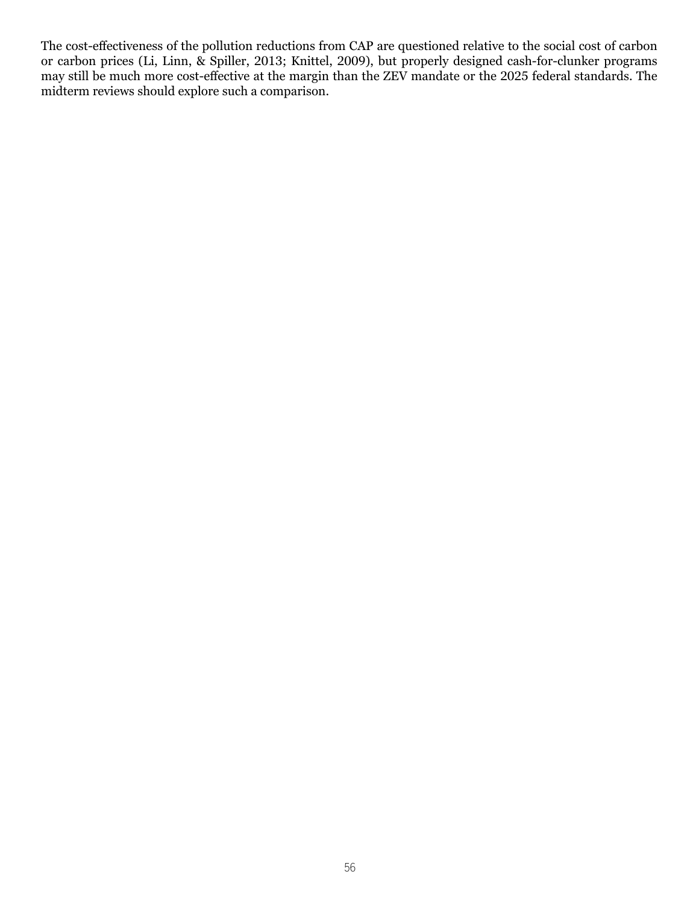The cost-effectiveness of the pollution reductions from CAP are questioned relative to the social cost of carbon or carbon prices (Li, Linn, & Spiller, 2013; Knittel, 2009), but properly designed cash-for-clunker programs may still be much more cost-effective at the margin than the ZEV mandate or the 2025 federal standards. The midterm reviews should explore such a comparison.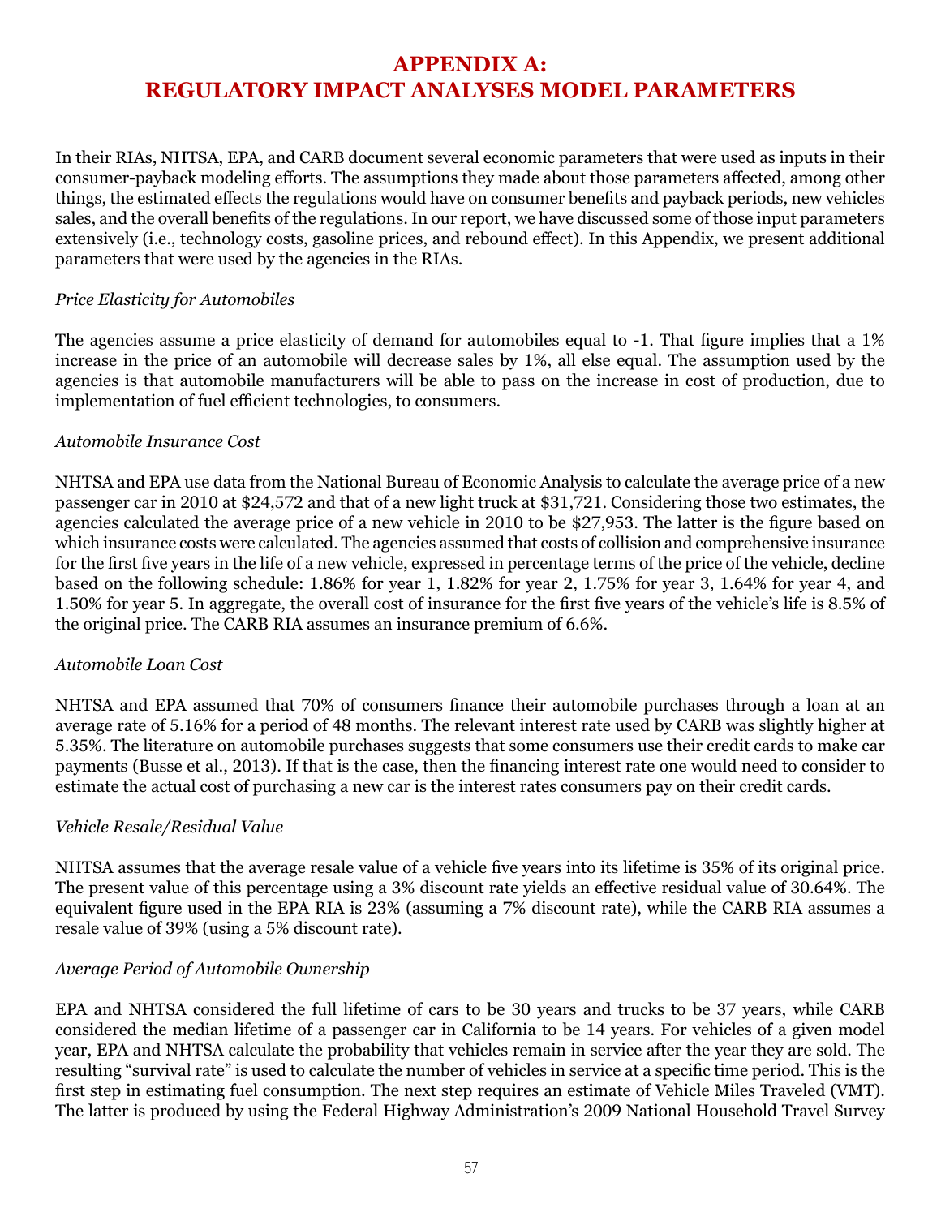# APPENDIX A: REGULATORY IMPACT ANALYSES MODEL PARAMETERS

In their RIAs, NHTSA, EPA, and CARB document several economic parameters that were used as inputs in their consumer-payback modeling efforts. The assumptions they made about those parameters affected, among other things, the estimated effects the regulations would have on consumer benefits and payback periods, new vehicles sales, and the overall benefits of the regulations. In our report, we have discussed some of those input parameters extensively (i.e., technology costs, gasoline prices, and rebound effect). In this Appendix, we present additional parameters that were used by the agencies in the RIAs.

*Price Elasticity for Automobiles*

The agencies assume a price elasticity of demand for automobiles equal to -1. That figure implies that a 1% increase in the price of an automobile will decrease sales by 1%, all else equal. The assumption used by the agencies is that automobile manufacturers will be able to pass on the increase in cost of production, due to implementation of fuel efficient technologies, to consumers.

*Automobile Insurance Cost*

NHTSA and EPA use data from the National Bureau of Economic Analysis to calculate the average price of a new passenger car in 2010 at $24,572 and that of a new light truck at $31,721. Considering those two estimates, the agencies calculated the average price of a new vehicle in 2010 to be $27,953. The latter is the figure based on which insurance costs were calculated. The agencies assumed that costs of collision and comprehensive insurance for the first five years in the life of a new vehicle, expressed in percentage terms of the price of the vehicle, decline based on the following schedule: 1.86% for year 1, 1.82% for year 2, 1.75% for year 3, 1.64% for year 4, and 1.50% for year 5. In aggregate, the overall cost of insurance for the first five years of the vehicle's life is 8.5% of the original price. The CARB RIA assumes an insurance premium of 6.6%.

*Automobile Loan Cost*

NHTSA and EPA assumed that 70% of consumers finance their automobile purchases through a loan at an average rate of 5.16% for a period of 48 months. The relevant interest rate used by CARB was slightly higher at 5.35%. The literature on automobile purchases suggests that some consumers use their credit cards to make car payments (Busse et al., 2013). If that is the case, then the financing interest rate one would need to consider to estimate the actual cost of purchasing a new car is the interest rates consumers pay on their credit cards.

*Vehicle Resale/Residual Value*

NHTSA assumes that the average resale value of a vehicle five years into its lifetime is 35% of its original price. The present value of this percentage using a 3% discount rate yields an effective residual value of 30.64%. The equivalent figure used in the EPA RIA is 23% (assuming a 7% discount rate), while the CARB RIA assumes a resale value of 39% (using a 5% discount rate).

*Average Period of Automobile Ownership*

EPA and NHTSA considered the full lifetime of cars to be 30 years and trucks to be 37 years, while CARB considered the median lifetime of a passenger car in California to be 14 years. For vehicles of a given model year, EPA and NHTSA calculate the probability that vehicles remain in service after the year they are sold. The resulting "survival rate" is used to calculate the number of vehicles in service at a specific time period. This is the first step in estimating fuel consumption. The next step requires an estimate of Vehicle Miles Traveled (VMT). The latter is produced by using the Federal Highway Administration's 2009 National Household Travel Survey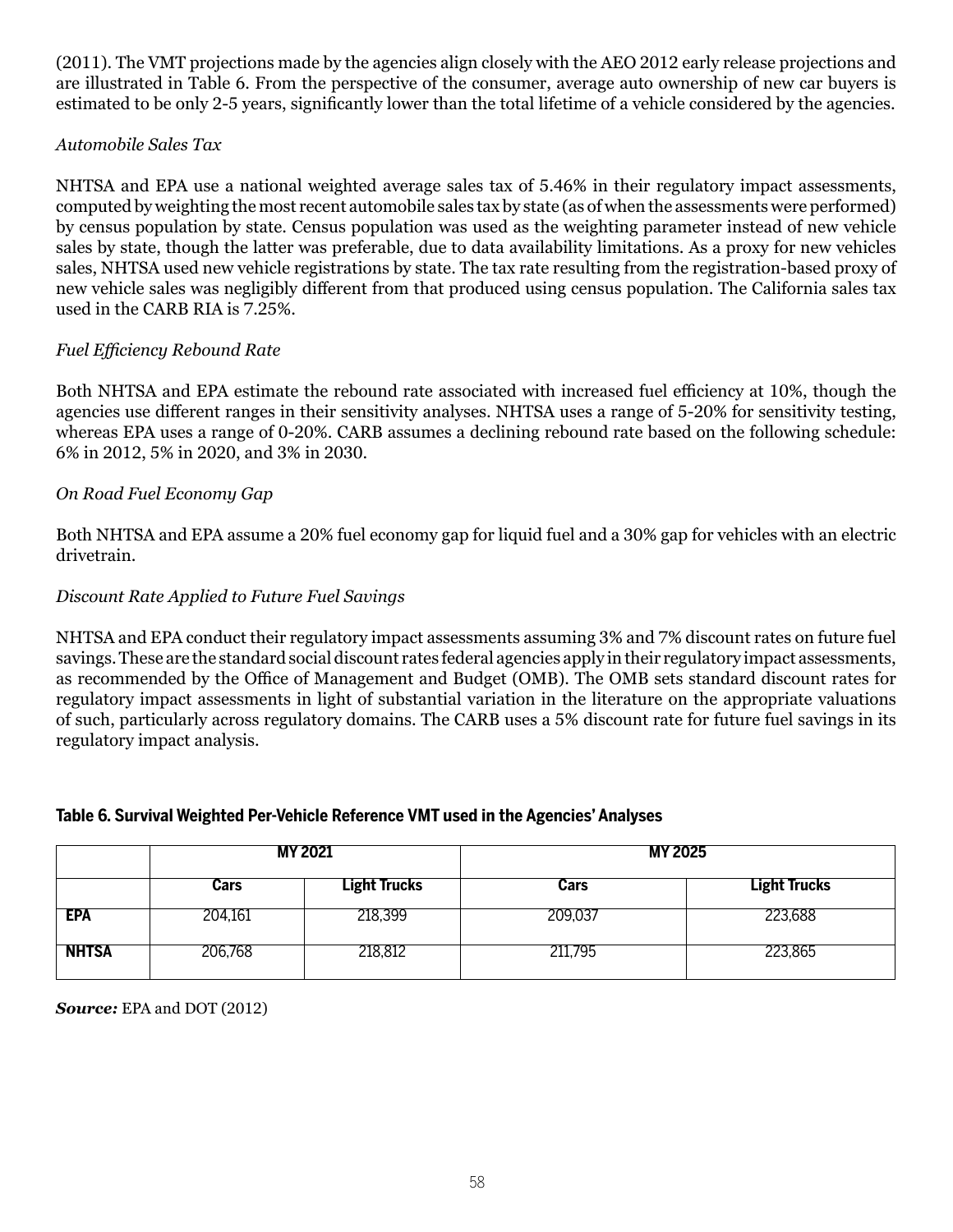(2011). The VMT projections made by the agencies align closely with the AEO 2012 early release projections and are illustrated in Table 6. From the perspective of the consumer, average auto ownership of new car buyers is estimated to be only 2-5 years, significantly lower than the total lifetime of a vehicle considered by the agencies.

*Automobile Sales Tax*

NHTSA and EPA use a national weighted average sales tax of 5.46% in their regulatory impact assessments, computed by weighting the most recent automobile sales tax by state (as of when the assessments were performed) by census population by state. Census population was used as the weighting parameter instead of new vehicle sales by state, though the latter was preferable, due to data availability limitations. As a proxy for new vehicles sales, NHTSA used new vehicle registrations by state. The tax rate resulting from the registration-based proxy of new vehicle sales was negligibly different from that produced using census population. The California sales tax used in the CARB RIA is 7.25%.

*Fuel Efficiency Rebound Rate*

Both NHTSA and EPA estimate the rebound rate associated with increased fuel efficiency at 10%, though the agencies use different ranges in their sensitivity analyses. NHTSA uses a range of 5-20% for sensitivity testing, whereas EPA uses a range of 0-20%. CARB assumes a declining rebound rate based on the following schedule: 6% in 2012, 5% in 2020, and 3% in 2030.

*On Road Fuel Economy Gap*

Both NHTSA and EPA assume a 20% fuel economy gap for liquid fuel and a 30% gap for vehicles with an electric drivetrain.

*Discount Rate Applied to Future Fuel Savings*

NHTSA and EPA conduct their regulatory impact assessments assuming 3% and 7% discount rates on future fuel savings. These are the standard social discount rates federal agencies apply in their regulatory impact assessments, as recommended by the Office of Management and Budget (OMB). The OMB sets standard discount rates for regulatory impact assessments in light of substantial variation in the literature on the appropriate valuations of such, particularly across regulatory domains. The CARB uses a 5% discount rate for future fuel savings in its regulatory impact analysis.

**Table 6. Survival Weighted Per-Vehicle Reference VMT used in the Agencies' Analyses**

| | MY 2021 | | MY 2025 | |
|---|---|---|---|---|
| | Cars | Light Trucks | Cars | Light Trucks |
| **EPA** | 204,161 | 218,399 | 209,037 | 223,688 |
| **NHTSA** | 206,768 | 218,812 | 211,795 | 223,865 |

***Source:*** EPA and DOT (2012)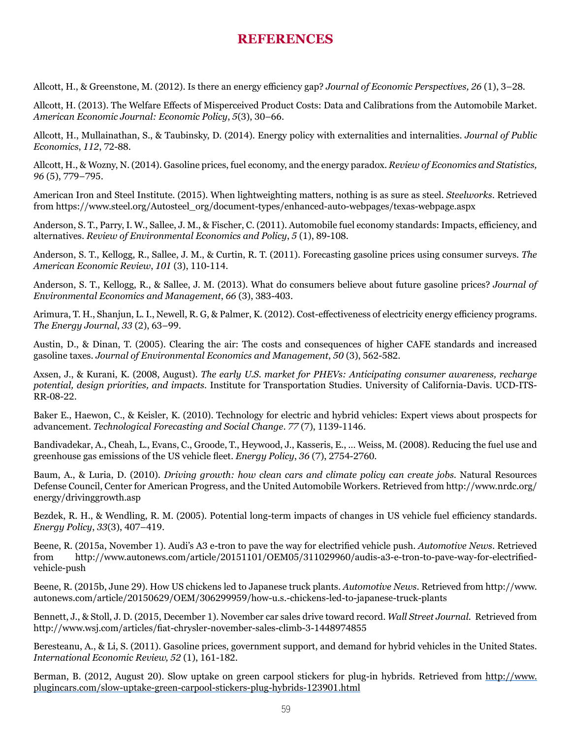# REFERENCES

Allcott, H., & Greenstone, M. (2012). Is there an energy efficiency gap? *Journal of Economic Perspectives, 26* (1), 3–28.

Allcott, H. (2013). The Welfare Effects of Misperceived Product Costs: Data and Calibrations from the Automobile Market. *American Economic Journal: Economic Policy*, *5*(3), 30–66.

Allcott, H., Mullainathan, S., & Taubinsky, D. (2014). Energy policy with externalities and internalities. *Journal of Public Economics*, *112*, 72-88.

Allcott, H., & Wozny, N. (2014). Gasoline prices, fuel economy, and the energy paradox. *Review of Economics and Statistics, 96* (5), 779–795.

American Iron and Steel Institute. (2015). When lightweighting matters, nothing is as sure as steel. *Steelworks*. Retrieved from https://www.steel.org/Autosteel_org/document-types/enhanced-auto-webpages/texas-webpage.aspx

Anderson, S. T., Parry, I. W., Sallee, J. M., & Fischer, C. (2011). Automobile fuel economy standards: Impacts, efficiency, and alternatives. *Review of Environmental Economics and Policy*, *5* (1), 89-108.

Anderson, S. T., Kellogg, R., Sallee, J. M., & Curtin, R. T. (2011). Forecasting gasoline prices using consumer surveys. *The American Economic Review*, *101* (3), 110-114.

Anderson, S. T., Kellogg, R., & Sallee, J. M. (2013). What do consumers believe about future gasoline prices? *Journal of Environmental Economics and Management*, *66* (3), 383-403.

Arimura, T. H., Shanjun, L. I., Newell, R. G, & Palmer, K. (2012). Cost-effectiveness of electricity energy efficiency programs. *The Energy Journal*, *33* (2), 63–99.

Austin, D., & Dinan, T. (2005). Clearing the air: The costs and consequences of higher CAFE standards and increased gasoline taxes. *Journal of Environmental Economics and Management*, *50* (3), 562-582.

Axsen, J., & Kurani, K. (2008, August). *The early U.S. market for PHEVs: Anticipating consumer awareness, recharge potential, design priorities, and impacts*. Institute for Transportation Studies. University of California-Davis. UCD-ITS-RR-08-22.

Baker E., Haewon, C., & Keisler, K. (2010). Technology for electric and hybrid vehicles: Expert views about prospects for advancement. *Technological Forecasting and Social Change*. *77* (7), 1139-1146.

Bandivadekar, A., Cheah, L., Evans, C., Groode, T., Heywood, J., Kasseris, E., ... Weiss, M. (2008). Reducing the fuel use and greenhouse gas emissions of the US vehicle fleet. *Energy Policy*, *36* (7), 2754-2760.

Baum, A., & Luria, D. (2010). *Driving growth: how clean cars and climate policy can create jobs*. Natural Resources Defense Council, Center for American Progress, and the United Automobile Workers. Retrieved from http://www.nrdc.org/energy/drivinggrowth.asp

Bezdek, R. H., & Wendling, R. M. (2005). Potential long-term impacts of changes in US vehicle fuel efficiency standards. *Energy Policy*, *33*(3), 407–419.

Beene, R. (2015a, November 1). Audi's A3 e-tron to pave the way for electrified vehicle push. *Automotive News*. Retrieved from http://www.autonews.com/article/20151101/OEM05/311029960/audis-a3-e-tron-to-pave-way-for-electrified-vehicle-push

Beene, R. (2015b, June 29). How US chickens led to Japanese truck plants. *Automotive News*. Retrieved from http://www.autonews.com/article/20150629/OEM/306299959/how-u.s.-chickens-led-to-japanese-truck-plants

Bennett, J., & Stoll, J. D. (2015, December 1). November car sales drive toward record. *Wall Street Journal.* Retrieved from http://www.wsj.com/articles/fiat-chrysler-november-sales-climb-3-1448974855

Beresteanu, A., & Li, S. (2011). Gasoline prices, government support, and demand for hybrid vehicles in the United States. *International Economic Review, 52* (1), 161-182.

Berman, B. (2012, August 20). Slow uptake on green carpool stickers for plug-in hybrids. Retrieved from http://www.plugincars.com/slow-uptake-green-carpool-stickers-plug-hybrids-123901.html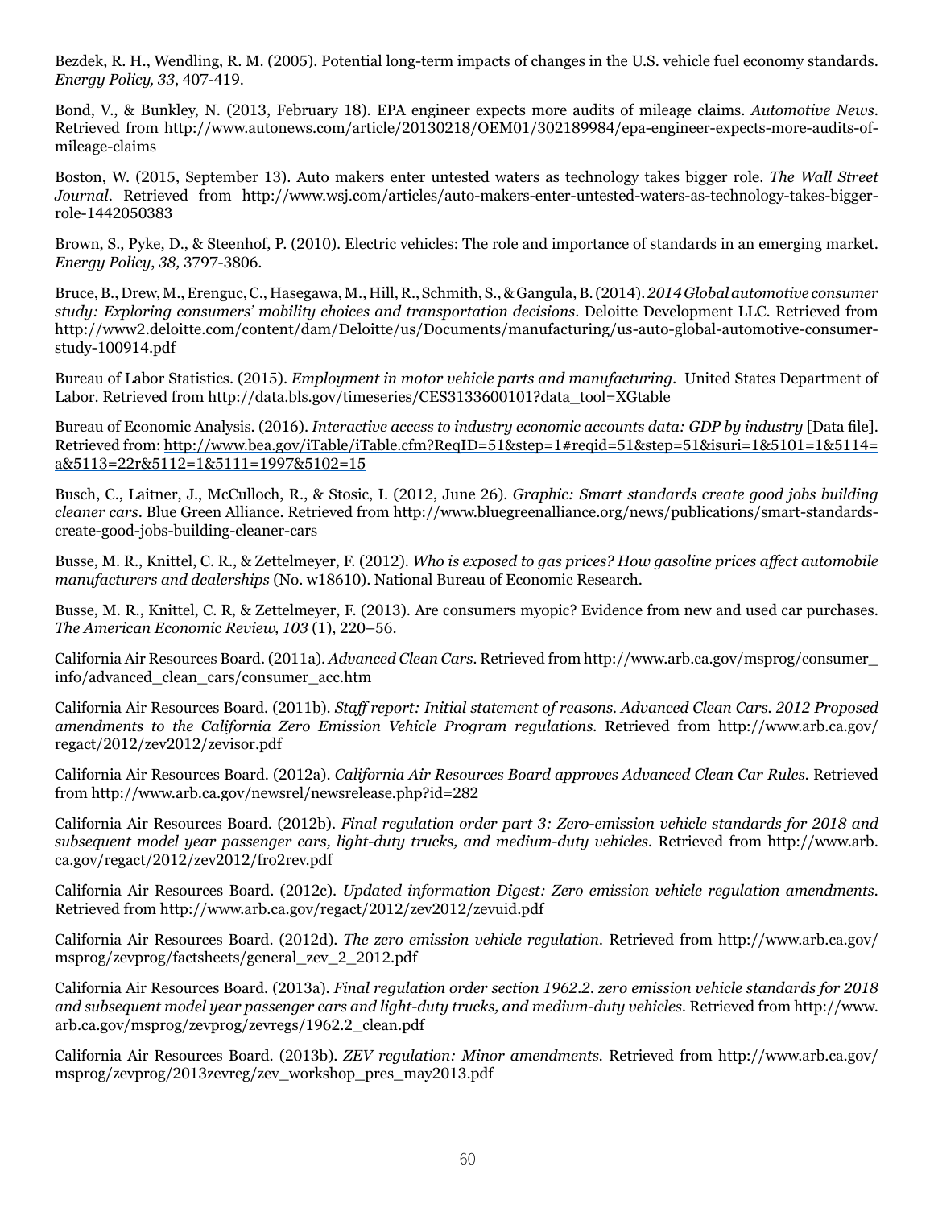Bezdek, R. H., Wendling, R. M. (2005). Potential long-term impacts of changes in the U.S. vehicle fuel economy standards. *Energy Policy, 33*, 407-419.

Bond, V., & Bunkley, N. (2013, February 18). EPA engineer expects more audits of mileage claims. *Automotive News*. Retrieved from http://www.autonews.com/article/20130218/OEM01/302189984/epa-engineer-expects-more-audits-of-mileage-claims

Boston, W. (2015, September 13). Auto makers enter untested waters as technology takes bigger role. *The Wall Street Journal*. Retrieved from http://www.wsj.com/articles/auto-makers-enter-untested-waters-as-technology-takes-bigger-role-1442050383

Brown, S., Pyke, D., & Steenhof, P. (2010). Electric vehicles: The role and importance of standards in an emerging market. *Energy Policy*, *38,* 3797-3806.

Bruce, B., Drew, M., Erenguc, C., Hasegawa, M., Hill, R., Schmith, S., & Gangula, B. (2014). *2014 Global automotive consumer study: Exploring consumers' mobility choices and transportation decisions*. Deloitte Development LLC. Retrieved from http://www2.deloitte.com/content/dam/Deloitte/us/Documents/manufacturing/us-auto-global-automotive-consumer-study-100914.pdf

Bureau of Labor Statistics. (2015). *Employment in motor vehicle parts and manufacturing*. United States Department of Labor. Retrieved from http://data.bls.gov/timeseries/CES3133600101?data_tool=XGtable

Bureau of Economic Analysis. (2016). *Interactive access to industry economic accounts data: GDP by industry* [Data file]. Retrieved from: http://www.bea.gov/iTable/iTable.cfm?ReqID=51&step=1#reqid=51&step=51&isuri=1&5101=1&5114=a&5113=22r&5112=1&5111=1997&5102=15

Busch, C., Laitner, J., McCulloch, R., & Stosic, I. (2012, June 26). *Graphic: Smart standards create good jobs building cleaner cars*. Blue Green Alliance. Retrieved from http://www.bluegreenalliance.org/news/publications/smart-standards-create-good-jobs-building-cleaner-cars

Busse, M. R., Knittel, C. R., & Zettelmeyer, F. (2012). *Who is exposed to gas prices? How gasoline prices affect automobile manufacturers and dealerships* (No. w18610). National Bureau of Economic Research.

Busse, M. R., Knittel, C. R, & Zettelmeyer, F. (2013). Are consumers myopic? Evidence from new and used car purchases. *The American Economic Review, 103* (1), 220–56.

California Air Resources Board. (2011a). *Advanced Clean Cars*. Retrieved from http://www.arb.ca.gov/msprog/consumer_info/advanced_clean_cars/consumer_acc.htm

California Air Resources Board. (2011b). *Staff report: Initial statement of reasons. Advanced Clean Cars. 2012 Proposed amendments to the California Zero Emission Vehicle Program regulations.* Retrieved from http://www.arb.ca.gov/regact/2012/zev2012/zevisor.pdf

California Air Resources Board. (2012a). *California Air Resources Board approves Advanced Clean Car Rules*. Retrieved from http://www.arb.ca.gov/newsrel/newsrelease.php?id=282

California Air Resources Board. (2012b). *Final regulation order part 3: Zero-emission vehicle standards for 2018 and subsequent model year passenger cars, light-duty trucks, and medium-duty vehicles*. Retrieved from http://www.arb.ca.gov/regact/2012/zev2012/fro2rev.pdf

California Air Resources Board. (2012c). *Updated information Digest: Zero emission vehicle regulation amendments*. Retrieved from http://www.arb.ca.gov/regact/2012/zev2012/zevuid.pdf

California Air Resources Board. (2012d). *The zero emission vehicle regulation*. Retrieved from http://www.arb.ca.gov/msprog/zevprog/factsheets/general_zev_2_2012.pdf

California Air Resources Board. (2013a). *Final regulation order section 1962.2. zero emission vehicle standards for 2018 and subsequent model year passenger cars and light-duty trucks, and medium-duty vehicles*. Retrieved from http://www.arb.ca.gov/msprog/zevprog/zevregs/1962.2_clean.pdf

California Air Resources Board. (2013b). *ZEV regulation: Minor amendments*. Retrieved from http://www.arb.ca.gov/msprog/zevprog/2013zevreg/zev_workshop_pres_may2013.pdf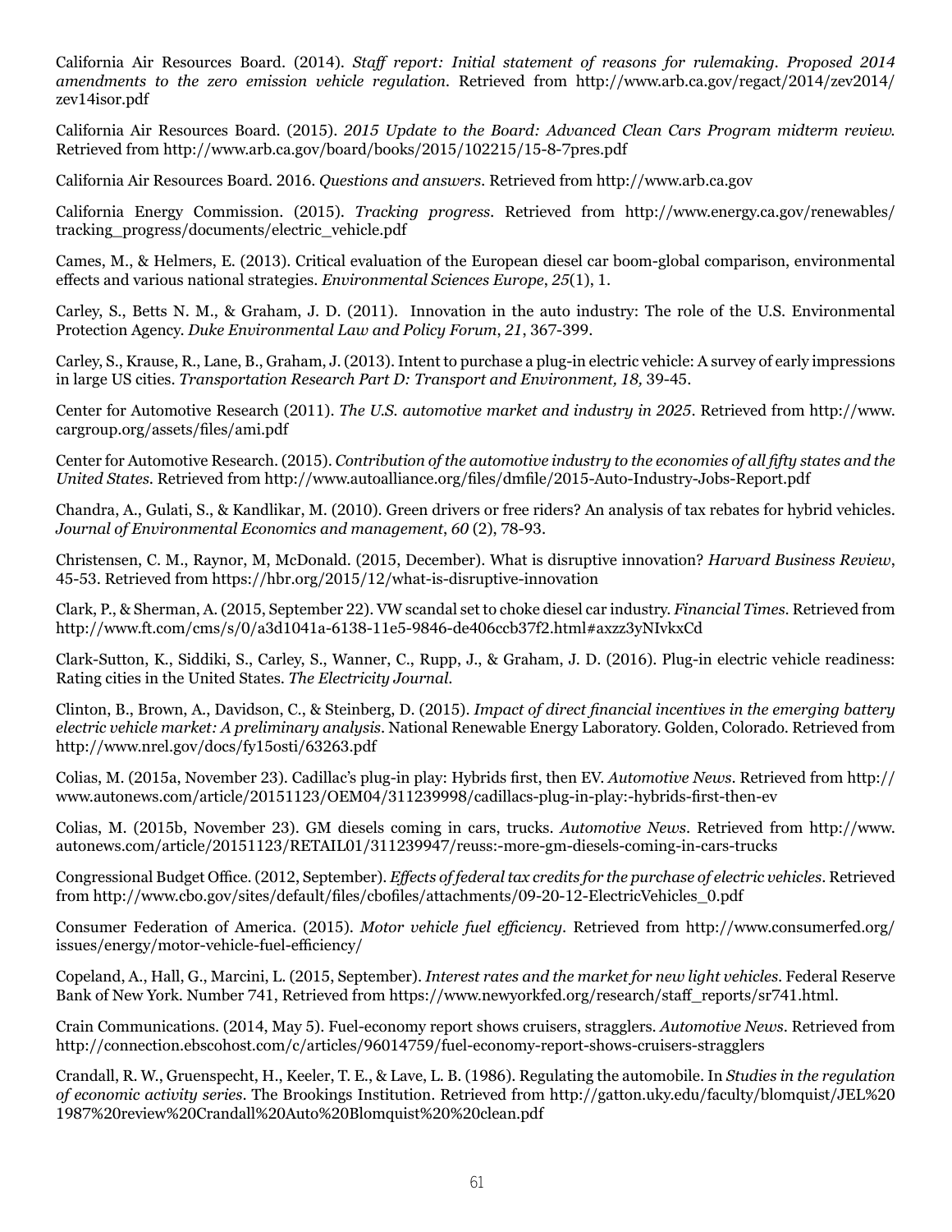California Air Resources Board. (2014). *Staff report: Initial statement of reasons for rulemaking. Proposed 2014 amendments to the zero emission vehicle regulation.* Retrieved from http://www.arb.ca.gov/regact/2014/zev2014/zev14isor.pdf

California Air Resources Board. (2015). *2015 Update to the Board: Advanced Clean Cars Program midterm review.* Retrieved from http://www.arb.ca.gov/board/books/2015/102215/15-8-7pres.pdf

California Air Resources Board. 2016. *Questions and answers.* Retrieved from http://www.arb.ca.gov

California Energy Commission. (2015). *Tracking progress.* Retrieved from http://www.energy.ca.gov/renewables/tracking_progress/documents/electric_vehicle.pdf

Cames, M., & Helmers, E. (2013). Critical evaluation of the European diesel car boom-global comparison, environmental effects and various national strategies. *Environmental Sciences Europe*, *25*(1), 1.

Carley, S., Betts N. M., & Graham, J. D. (2011). Innovation in the auto industry: The role of the U.S. Environmental Protection Agency. *Duke Environmental Law and Policy Forum*, *21*, 367-399.

Carley, S., Krause, R., Lane, B., Graham, J. (2013). Intent to purchase a plug-in electric vehicle: A survey of early impressions in large US cities. *Transportation Research Part D: Transport and Environment, 18,* 39-45.

Center for Automotive Research (2011). *The U.S. automotive market and industry in 2025.* Retrieved from http://www.cargroup.org/assets/files/ami.pdf

Center for Automotive Research. (2015). *Contribution of the automotive industry to the economies of all fifty states and the United States.* Retrieved from http://www.autoalliance.org/files/dmfile/2015-Auto-Industry-Jobs-Report.pdf

Chandra, A., Gulati, S., & Kandlikar, M. (2010). Green drivers or free riders? An analysis of tax rebates for hybrid vehicles. *Journal of Environmental Economics and management*, *60* (2), 78-93.

Christensen, C. M., Raynor, M, McDonald. (2015, December). What is disruptive innovation? *Harvard Business Review*, 45-53. Retrieved from https://hbr.org/2015/12/what-is-disruptive-innovation

Clark, P., & Sherman, A. (2015, September 22). VW scandal set to choke diesel car industry. *Financial Times*. Retrieved from http://www.ft.com/cms/s/0/a3d1041a-6138-11e5-9846-de406ccb37f2.html#axzz3yNIvkxCd

Clark-Sutton, K., Siddiki, S., Carley, S., Wanner, C., Rupp, J., & Graham, J. D. (2016). Plug-in electric vehicle readiness: Rating cities in the United States. *The Electricity Journal*.

Clinton, B., Brown, A., Davidson, C., & Steinberg, D. (2015). *Impact of direct financial incentives in the emerging battery electric vehicle market: A preliminary analysis*. National Renewable Energy Laboratory. Golden, Colorado. Retrieved from http://www.nrel.gov/docs/fy15osti/63263.pdf

Colias, M. (2015a, November 23). Cadillac's plug-in play: Hybrids first, then EV. *Automotive News*. Retrieved from http://www.autonews.com/article/20151123/OEM04/311239998/cadillacs-plug-in-play:-hybrids-first-then-ev

Colias, M. (2015b, November 23). GM diesels coming in cars, trucks. *Automotive News*. Retrieved from http://www.autonews.com/article/20151123/RETAIL01/311239947/reuss:-more-gm-diesels-coming-in-cars-trucks

Congressional Budget Office. (2012, September). *Effects of federal tax credits for the purchase of electric vehicles*. Retrieved from http://www.cbo.gov/sites/default/files/cbofiles/attachments/09-20-12-ElectricVehicles_0.pdf

Consumer Federation of America. (2015). *Motor vehicle fuel efficiency*. Retrieved from http://www.consumerfed.org/issues/energy/motor-vehicle-fuel-efficiency/

Copeland, A., Hall, G., Marcini, L. (2015, September). *Interest rates and the market for new light vehicles*. Federal Reserve Bank of New York. Number 741, Retrieved from https://www.newyorkfed.org/research/staff_reports/sr741.html.

Crain Communications. (2014, May 5). Fuel-economy report shows cruisers, stragglers. *Automotive News*. Retrieved from http://connection.ebscohost.com/c/articles/96014759/fuel-economy-report-shows-cruisers-stragglers

Crandall, R. W., Gruenspecht, H., Keeler, T. E., & Lave, L. B. (1986). Regulating the automobile. In *Studies in the regulation of economic activity series*. The Brookings Institution. Retrieved from http://gatton.uky.edu/faculty/blomquist/JEL%201987%20review%20Crandall%20Auto%20Blomquist%20%20clean.pdf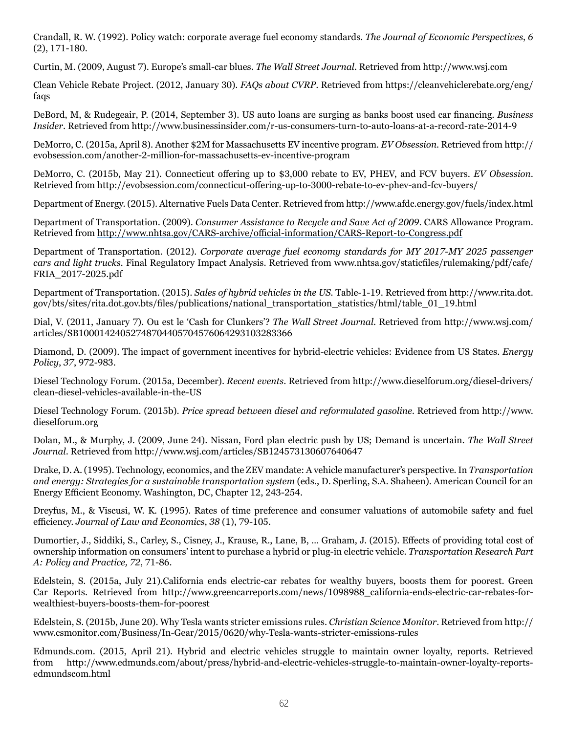Crandall, R. W. (1992). Policy watch: corporate average fuel economy standards. *The Journal of Economic Perspectives*, *6* (2), 171-180.

Curtin, M. (2009, August 7). Europe's small-car blues. *The Wall Street Journal*. Retrieved from http://www.wsj.com

Clean Vehicle Rebate Project. (2012, January 30). *FAQs about CVRP*. Retrieved from https://cleanvehiclerebate.org/eng/faqs

DeBord, M, & Rudegeair, P. (2014, September 3). US auto loans are surging as banks boost used car financing. *Business Insider*. Retrieved from http://www.businessinsider.com/r-us-consumers-turn-to-auto-loans-at-a-record-rate-2014-9

DeMorro, C. (2015a, April 8). Another $2M for Massachusetts EV incentive program. *EV Obsession*. Retrieved from http://evobsession.com/another-2-million-for-massachusetts-ev-incentive-program

DeMorro, C. (2015b, May 21). Connecticut offering up to $3,000 rebate to EV, PHEV, and FCV buyers. *EV Obsession*. Retrieved from http://evobsession.com/connecticut-offering-up-to-3000-rebate-to-ev-phev-and-fcv-buyers/

Department of Energy. (2015). Alternative Fuels Data Center. Retrieved from http://www.afdc.energy.gov/fuels/index.html

Department of Transportation. (2009). *Consumer Assistance to Recycle and Save Act of 2009*. CARS Allowance Program. Retrieved from http://www.nhtsa.gov/CARS-archive/official-information/CARS-Report-to-Congress.pdf

Department of Transportation. (2012). *Corporate average fuel economy standards for MY 2017-MY 2025 passenger cars and light trucks*. Final Regulatory Impact Analysis. Retrieved from www.nhtsa.gov/staticfiles/rulemaking/pdf/cafe/FRIA_2017-2025.pdf

Department of Transportation. (2015). *Sales of hybrid vehicles in the US*. Table-1-19. Retrieved from http://www.rita.dot.gov/bts/sites/rita.dot.gov.bts/files/publications/national_transportation_statistics/html/table_01_19.html

Dial, V. (2011, January 7). Ou est le 'Cash for Clunkers'? *The Wall Street Journal*. Retrieved from http://www.wsj.com/articles/SB10001424052748704405704576064293103283366

Diamond, D. (2009). The impact of government incentives for hybrid-electric vehicles: Evidence from US States. *Energy Policy*, *37*, 972-983.

Diesel Technology Forum. (2015a, December). *Recent events*. Retrieved from http://www.dieselforum.org/diesel-drivers/clean-diesel-vehicles-available-in-the-US

Diesel Technology Forum. (2015b). *Price spread between diesel and reformulated gasoline*. Retrieved from http://www.dieselforum.org

Dolan, M., & Murphy, J. (2009, June 24). Nissan, Ford plan electric push by US; Demand is uncertain. *The Wall Street Journal*. Retrieved from http://www.wsj.com/articles/SB124573130607640647

Drake, D. A. (1995). Technology, economics, and the ZEV mandate: A vehicle manufacturer's perspective. In *Transportation and energy: Strategies for a sustainable transportation system* (eds., D. Sperling, S.A. Shaheen). American Council for an Energy Efficient Economy. Washington, DC, Chapter 12, 243-254.

Dreyfus, M., & Viscusi, W. K. (1995). Rates of time preference and consumer valuations of automobile safety and fuel efficiency. *Journal of Law and Economics*, *38* (1), 79-105.

Dumortier, J., Siddiki, S., Carley, S., Cisney, J., Krause, R., Lane, B, ... Graham, J. (2015). Effects of providing total cost of ownership information on consumers' intent to purchase a hybrid or plug-in electric vehicle. *Transportation Research Part A: Policy and Practice, 72*, 71-86.

Edelstein, S. (2015a, July 21).California ends electric-car rebates for wealthy buyers, boosts them for poorest. Green Car Reports. Retrieved from http://www.greencarreports.com/news/1098988_california-ends-electric-car-rebates-for-wealthiest-buyers-boosts-them-for-poorest

Edelstein, S. (2015b, June 20). Why Tesla wants stricter emissions rules. *Christian Science Monitor*. Retrieved from http://www.csmonitor.com/Business/In-Gear/2015/0620/why-Tesla-wants-stricter-emissions-rules

Edmunds.com. (2015, April 21). Hybrid and electric vehicles struggle to maintain owner loyalty, reports. Retrieved from http://www.edmunds.com/about/press/hybrid-and-electric-vehicles-struggle-to-maintain-owner-loyalty-reports-edmundscom.html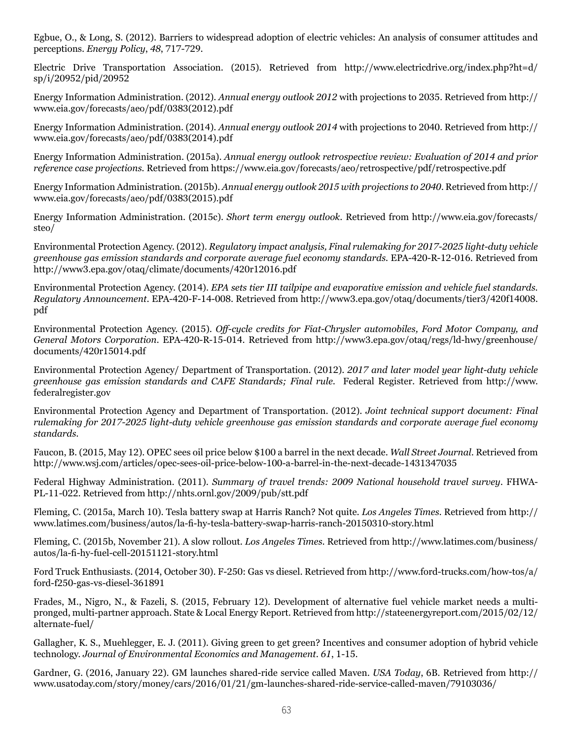Egbue, O., & Long, S. (2012). Barriers to widespread adoption of electric vehicles: An analysis of consumer attitudes and perceptions. *Energy Policy*, *48*, 717-729.

Electric Drive Transportation Association. (2015). Retrieved from http://www.electricdrive.org/index.php?ht=d/sp/i/20952/pid/20952

Energy Information Administration. (2012). *Annual energy outlook 2012* with projections to 2035. Retrieved from http://www.eia.gov/forecasts/aeo/pdf/0383(2012).pdf

Energy Information Administration. (2014). *Annual energy outlook 2014* with projections to 2040. Retrieved from http://www.eia.gov/forecasts/aeo/pdf/0383(2014).pdf

Energy Information Administration. (2015a). *Annual energy outlook retrospective review: Evaluation of 2014 and prior reference case projections*. Retrieved from https://www.eia.gov/forecasts/aeo/retrospective/pdf/retrospective.pdf

Energy Information Administration. (2015b). *Annual energy outlook 2015 with projections to 2040*. Retrieved from http://www.eia.gov/forecasts/aeo/pdf/0383(2015).pdf

Energy Information Administration. (2015c). *Short term energy outlook*. Retrieved from http://www.eia.gov/forecasts/steo/

Environmental Protection Agency. (2012). *Regulatory impact analysis, Final rulemaking for 2017-2025 light-duty vehicle greenhouse gas emission standards and corporate average fuel economy standards*. EPA-420-R-12-016. Retrieved from http://www3.epa.gov/otaq/climate/documents/420r12016.pdf

Environmental Protection Agency. (2014). *EPA sets tier III tailpipe and evaporative emission and vehicle fuel standards. Regulatory Announcement*. EPA-420-F-14-008. Retrieved from http://www3.epa.gov/otaq/documents/tier3/420f14008.pdf

Environmental Protection Agency. (2015). *Off-cycle credits for Fiat-Chrysler automobiles, Ford Motor Company, and General Motors Corporation*. EPA-420-R-15-014. Retrieved from http://www3.epa.gov/otaq/regs/ld-hwy/greenhouse/documents/420r15014.pdf

Environmental Protection Agency/ Department of Transportation. (2012). *2017 and later model year light-duty vehicle greenhouse gas emission standards and CAFE Standards; Final rule*. Federal Register. Retrieved from http://www.federalregister.gov

Environmental Protection Agency and Department of Transportation. (2012). *Joint technical support document: Final rulemaking for 2017-2025 light-duty vehicle greenhouse gas emission standards and corporate average fuel economy standards*.

Faucon, B. (2015, May 12). OPEC sees oil price below $100 a barrel in the next decade. *Wall Street Journal*. Retrieved from http://www.wsj.com/articles/opec-sees-oil-price-below-100-a-barrel-in-the-next-decade-1431347035

Federal Highway Administration. (2011). *Summary of travel trends: 2009 National household travel survey*. FHWA-PL-11-022. Retrieved from http://nhts.ornl.gov/2009/pub/stt.pdf

Fleming, C. (2015a, March 10). Tesla battery swap at Harris Ranch? Not quite. *Los Angeles Times*. Retrieved from http://www.latimes.com/business/autos/la-fi-hy-tesla-battery-swap-harris-ranch-20150310-story.html

Fleming, C. (2015b, November 21). A slow rollout. *Los Angeles Times*. Retrieved from http://www.latimes.com/business/autos/la-fi-hy-fuel-cell-20151121-story.html

Ford Truck Enthusiasts. (2014, October 30). F-250: Gas vs diesel. Retrieved from http://www.ford-trucks.com/how-tos/a/ford-f250-gas-vs-diesel-361891

Frades, M., Nigro, N., & Fazeli, S. (2015, February 12). Development of alternative fuel vehicle market needs a multi-pronged, multi-partner approach. State & Local Energy Report. Retrieved from http://stateenergyreport.com/2015/02/12/alternate-fuel/

Gallagher, K. S., Muehlegger, E. J. (2011). Giving green to get green? Incentives and consumer adoption of hybrid vehicle technology. *Journal of Environmental Economics and Management*. *61*, 1-15.

Gardner, G. (2016, January 22). GM launches shared-ride service called Maven. *USA Today*, 6B. Retrieved from http://www.usatoday.com/story/money/cars/2016/01/21/gm-launches-shared-ride-service-called-maven/79103036/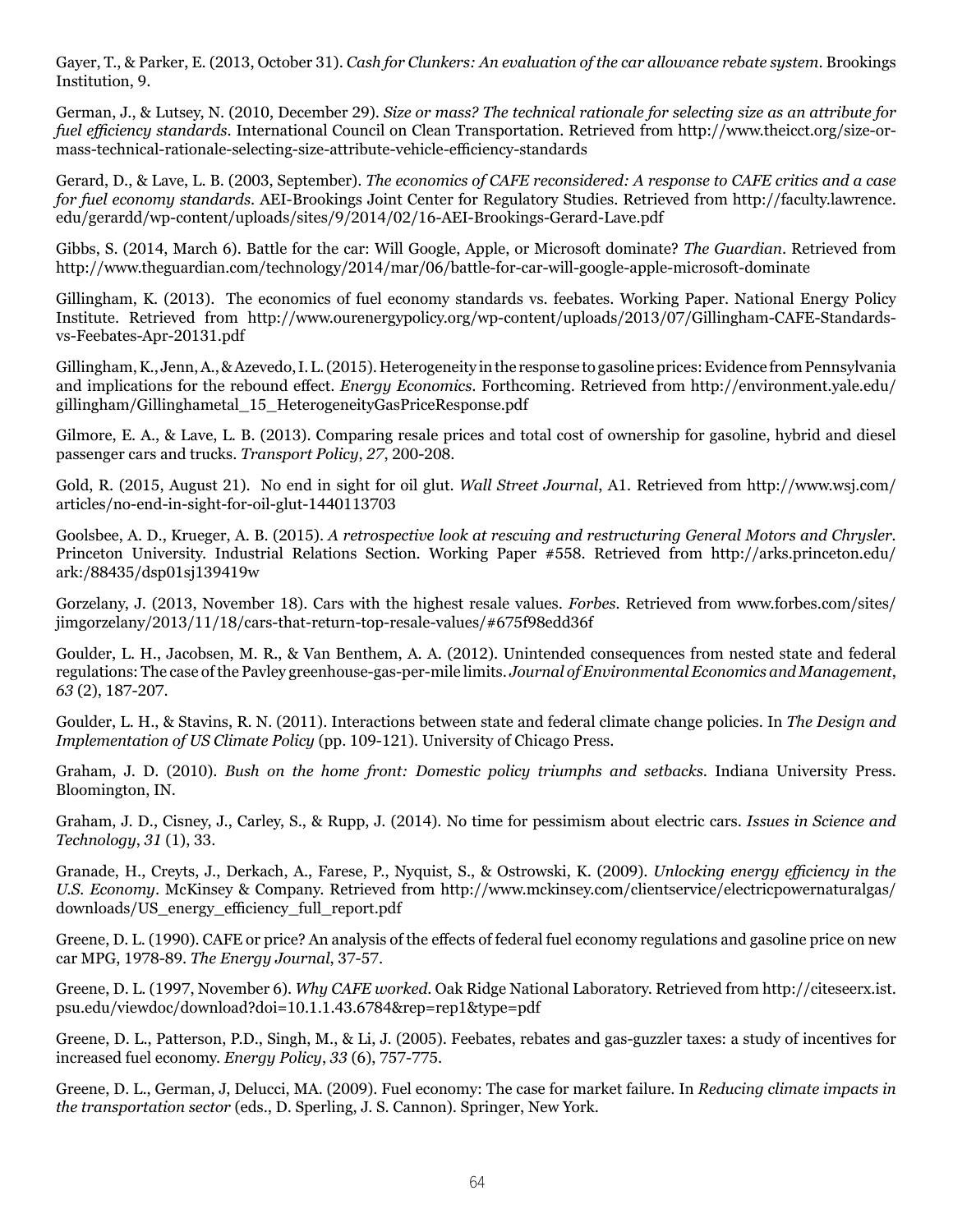Gayer, T., & Parker, E. (2013, October 31). *Cash for Clunkers: An evaluation of the car allowance rebate system*. Brookings Institution, 9.

German, J., & Lutsey, N. (2010, December 29). *Size or mass? The technical rationale for selecting size as an attribute for fuel efficiency standards*. International Council on Clean Transportation. Retrieved from http://www.theicct.org/size-or-mass-technical-rationale-selecting-size-attribute-vehicle-efficiency-standards

Gerard, D., & Lave, L. B. (2003, September). *The economics of CAFE reconsidered: A response to CAFE critics and a case for fuel economy standards*. AEI-Brookings Joint Center for Regulatory Studies. Retrieved from http://faculty.lawrence.edu/gerardd/wp-content/uploads/sites/9/2014/02/16-AEI-Brookings-Gerard-Lave.pdf

Gibbs, S. (2014, March 6). Battle for the car: Will Google, Apple, or Microsoft dominate? *The Guardian*. Retrieved from http://www.theguardian.com/technology/2014/mar/06/battle-for-car-will-google-apple-microsoft-dominate

Gillingham, K. (2013). The economics of fuel economy standards vs. feebates. Working Paper. National Energy Policy Institute. Retrieved from http://www.ourenergypolicy.org/wp-content/uploads/2013/07/Gillingham-CAFE-Standards-vs-Feebates-Apr-20131.pdf

Gillingham, K., Jenn, A., & Azevedo, I. L. (2015). Heterogeneity in the response to gasoline prices: Evidence from Pennsylvania and implications for the rebound effect. *Energy Economics*. Forthcoming. Retrieved from http://environment.yale.edu/gillingham/Gillinghametal_15_HeterogeneityGasPriceResponse.pdf

Gilmore, E. A., & Lave, L. B. (2013). Comparing resale prices and total cost of ownership for gasoline, hybrid and diesel passenger cars and trucks. *Transport Policy*, *27*, 200-208.

Gold, R. (2015, August 21). No end in sight for oil glut. *Wall Street Journal*, A1. Retrieved from http://www.wsj.com/articles/no-end-in-sight-for-oil-glut-1440113703

Goolsbee, A. D., Krueger, A. B. (2015). *A retrospective look at rescuing and restructuring General Motors and Chrysler*. Princeton University. Industrial Relations Section. Working Paper #558. Retrieved from http://arks.princeton.edu/ark:/88435/dsp01sj139419w

Gorzelany, J. (2013, November 18). Cars with the highest resale values. *Forbes*. Retrieved from www.forbes.com/sites/jimgorzelany/2013/11/18/cars-that-return-top-resale-values/#675f98edd36f

Goulder, L. H., Jacobsen, M. R., & Van Benthem, A. A. (2012). Unintended consequences from nested state and federal regulations: The case of the Pavley greenhouse-gas-per-mile limits. *Journal of Environmental Economics and Management*, *63* (2), 187-207.

Goulder, L. H., & Stavins, R. N. (2011). Interactions between state and federal climate change policies. In *The Design and Implementation of US Climate Policy* (pp. 109-121). University of Chicago Press.

Graham, J. D. (2010). *Bush on the home front: Domestic policy triumphs and setbacks*. Indiana University Press. Bloomington, IN.

Graham, J. D., Cisney, J., Carley, S., & Rupp, J. (2014). No time for pessimism about electric cars. *Issues in Science and Technology*, *31* (1), 33.

Granade, H., Creyts, J., Derkach, A., Farese, P., Nyquist, S., & Ostrowski, K. (2009). *Unlocking energy efficiency in the U.S. Economy*. McKinsey & Company. Retrieved from http://www.mckinsey.com/clientservice/electricpowernaturalgas/downloads/US_energy_efficiency_full_report.pdf

Greene, D. L. (1990). CAFE or price? An analysis of the effects of federal fuel economy regulations and gasoline price on new car MPG, 1978-89. *The Energy Journal*, 37-57.

Greene, D. L. (1997, November 6). *Why CAFE worked*. Oak Ridge National Laboratory. Retrieved from http://citeseerx.ist.psu.edu/viewdoc/download?doi=10.1.1.43.6784&rep=rep1&type=pdf

Greene, D. L., Patterson, P.D., Singh, M., & Li, J. (2005). Feebates, rebates and gas-guzzler taxes: a study of incentives for increased fuel economy. *Energy Policy*, *33* (6), 757-775.

Greene, D. L., German, J, Delucci, MA. (2009). Fuel economy: The case for market failure. In *Reducing climate impacts in the transportation sector* (eds., D. Sperling, J. S. Cannon). Springer, New York.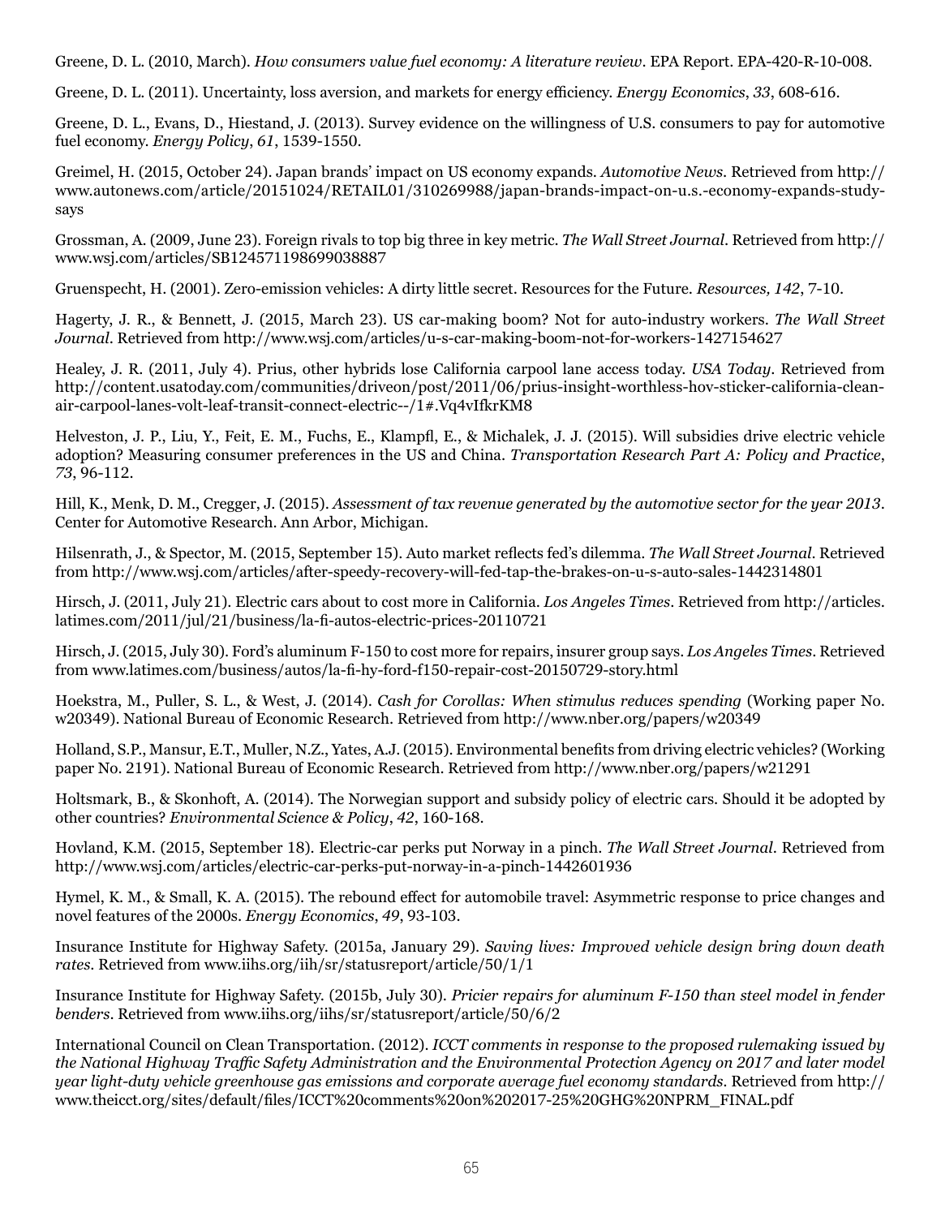Greene, D. L. (2010, March). *How consumers value fuel economy: A literature review*. EPA Report. EPA-420-R-10-008.

Greene, D. L. (2011). Uncertainty, loss aversion, and markets for energy efficiency. *Energy Economics*, *33*, 608-616.

Greene, D. L., Evans, D., Hiestand, J. (2013). Survey evidence on the willingness of U.S. consumers to pay for automotive fuel economy. *Energy Policy*, *61*, 1539-1550.

Greimel, H. (2015, October 24). Japan brands' impact on US economy expands. *Automotive News*. Retrieved from http://www.autonews.com/article/20151024/RETAIL01/310269988/japan-brands-impact-on-u.s.-economy-expands-study-says

Grossman, A. (2009, June 23). Foreign rivals to top big three in key metric. *The Wall Street Journal*. Retrieved from http://www.wsj.com/articles/SB124571198699038887

Gruenspecht, H. (2001). Zero-emission vehicles: A dirty little secret. Resources for the Future. *Resources, 142*, 7-10.

Hagerty, J. R., & Bennett, J. (2015, March 23). US car-making boom? Not for auto-industry workers. *The Wall Street Journal*. Retrieved from http://www.wsj.com/articles/u-s-car-making-boom-not-for-workers-1427154627

Healey, J. R. (2011, July 4). Prius, other hybrids lose California carpool lane access today. *USA Today*. Retrieved from http://content.usatoday.com/communities/driveon/post/2011/06/prius-insight-worthless-hov-sticker-california-clean-air-carpool-lanes-volt-leaf-transit-connect-electric--/1#.Vq4vIfkrKM8

Helveston, J. P., Liu, Y., Feit, E. M., Fuchs, E., Klampfl, E., & Michalek, J. J. (2015). Will subsidies drive electric vehicle adoption? Measuring consumer preferences in the US and China. *Transportation Research Part A: Policy and Practice*, *73*, 96-112.

Hill, K., Menk, D. M., Cregger, J. (2015). *Assessment of tax revenue generated by the automotive sector for the year 2013*. Center for Automotive Research. Ann Arbor, Michigan.

Hilsenrath, J., & Spector, M. (2015, September 15). Auto market reflects fed's dilemma. *The Wall Street Journal*. Retrieved from http://www.wsj.com/articles/after-speedy-recovery-will-fed-tap-the-brakes-on-u-s-auto-sales-1442314801

Hirsch, J. (2011, July 21). Electric cars about to cost more in California. *Los Angeles Times*. Retrieved from http://articles.latimes.com/2011/jul/21/business/la-fi-autos-electric-prices-20110721

Hirsch, J. (2015, July 30). Ford's aluminum F-150 to cost more for repairs, insurer group says. *Los Angeles Times*. Retrieved from www.latimes.com/business/autos/la-fi-hy-ford-f150-repair-cost-20150729-story.html

Hoekstra, M., Puller, S. L., & West, J. (2014). *Cash for Corollas: When stimulus reduces spending* (Working paper No. w20349). National Bureau of Economic Research. Retrieved from http://www.nber.org/papers/w20349

Holland, S.P., Mansur, E.T., Muller, N.Z., Yates, A.J. (2015). Environmental benefits from driving electric vehicles? (Working paper No. 2191). National Bureau of Economic Research. Retrieved from http://www.nber.org/papers/w21291

Holtsmark, B., & Skonhoft, A. (2014). The Norwegian support and subsidy policy of electric cars. Should it be adopted by other countries? *Environmental Science & Policy*, *42*, 160-168.

Hovland, K.M. (2015, September 18). Electric-car perks put Norway in a pinch. *The Wall Street Journal*. Retrieved from http://www.wsj.com/articles/electric-car-perks-put-norway-in-a-pinch-1442601936

Hymel, K. M., & Small, K. A. (2015). The rebound effect for automobile travel: Asymmetric response to price changes and novel features of the 2000s. *Energy Economics*, *49*, 93-103.

Insurance Institute for Highway Safety. (2015a, January 29). *Saving lives: Improved vehicle design bring down death rates*. Retrieved from www.iihs.org/iih/sr/statusreport/article/50/1/1

Insurance Institute for Highway Safety. (2015b, July 30). *Pricier repairs for aluminum F-150 than steel model in fender benders*. Retrieved from www.iihs.org/iihs/sr/statusreport/article/50/6/2

International Council on Clean Transportation. (2012). *ICCT comments in response to the proposed rulemaking issued by the National Highway Traffic Safety Administration and the Environmental Protection Agency on 2017 and later model year light-duty vehicle greenhouse gas emissions and corporate average fuel economy standards.* Retrieved from http://www.theicct.org/sites/default/files/ICCT%20comments%20on%202017-25%20GHG%20NPRM_FINAL.pdf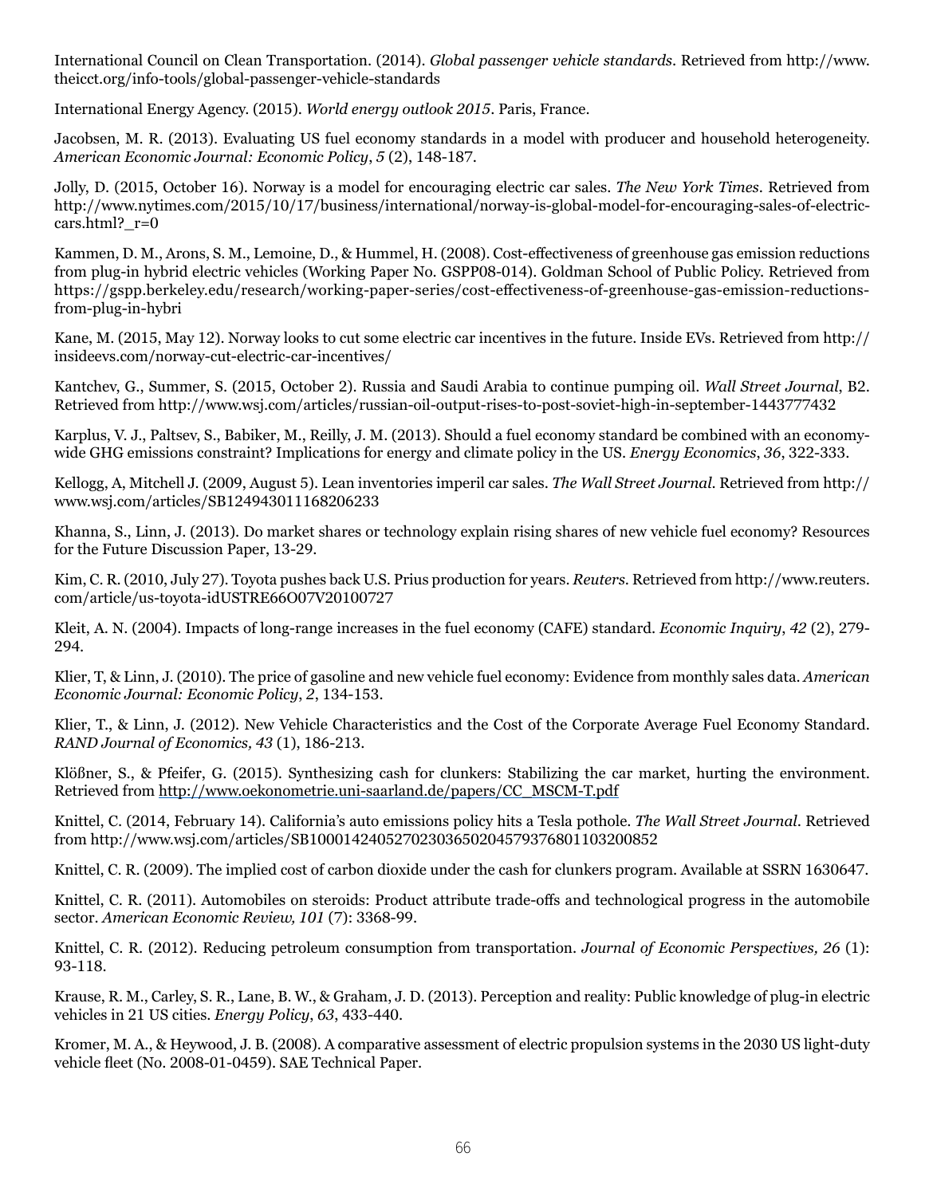International Council on Clean Transportation. (2014). *Global passenger vehicle standards*. Retrieved from http://www.theicct.org/info-tools/global-passenger-vehicle-standards

International Energy Agency. (2015). *World energy outlook 2015*. Paris, France.

Jacobsen, M. R. (2013). Evaluating US fuel economy standards in a model with producer and household heterogeneity. *American Economic Journal: Economic Policy*, *5* (2), 148-187.

Jolly, D. (2015, October 16). Norway is a model for encouraging electric car sales. *The New York Times*. Retrieved from http://www.nytimes.com/2015/10/17/business/international/norway-is-global-model-for-encouraging-sales-of-electric-cars.html?_r=0

Kammen, D. M., Arons, S. M., Lemoine, D., & Hummel, H. (2008). Cost-effectiveness of greenhouse gas emission reductions from plug-in hybrid electric vehicles (Working Paper No. GSPP08-014). Goldman School of Public Policy. Retrieved from https://gspp.berkeley.edu/research/working-paper-series/cost-effectiveness-of-greenhouse-gas-emission-reductions-from-plug-in-hybri

Kane, M. (2015, May 12). Norway looks to cut some electric car incentives in the future. Inside EVs. Retrieved from http://insideevs.com/norway-cut-electric-car-incentives/

Kantchev, G., Summer, S. (2015, October 2). Russia and Saudi Arabia to continue pumping oil. *Wall Street Journal*, B2. Retrieved from http://www.wsj.com/articles/russian-oil-output-rises-to-post-soviet-high-in-september-1443777432

Karplus, V. J., Paltsev, S., Babiker, M., Reilly, J. M. (2013). Should a fuel economy standard be combined with an economy-wide GHG emissions constraint? Implications for energy and climate policy in the US. *Energy Economics*, *36*, 322-333.

Kellogg, A, Mitchell J. (2009, August 5). Lean inventories imperil car sales. *The Wall Street Journal*. Retrieved from http://www.wsj.com/articles/SB124943011168206233

Khanna, S., Linn, J. (2013). Do market shares or technology explain rising shares of new vehicle fuel economy? Resources for the Future Discussion Paper, 13-29.

Kim, C. R. (2010, July 27). Toyota pushes back U.S. Prius production for years. *Reuters*. Retrieved from http://www.reuters.com/article/us-toyota-idUSTRE66O07V20100727

Kleit, A. N. (2004). Impacts of long-range increases in the fuel economy (CAFE) standard. *Economic Inquiry*, *42* (2), 279-294.

Klier, T, & Linn, J. (2010). The price of gasoline and new vehicle fuel economy: Evidence from monthly sales data. *American Economic Journal: Economic Policy*, *2*, 134-153.

Klier, T., & Linn, J. (2012). New Vehicle Characteristics and the Cost of the Corporate Average Fuel Economy Standard. *RAND Journal of Economics, 43* (1), 186-213.

Klößner, S., & Pfeifer, G. (2015). Synthesizing cash for clunkers: Stabilizing the car market, hurting the environment. Retrieved from http://www.oekonometrie.uni-saarland.de/papers/CC_MSCM-T.pdf

Knittel, C. (2014, February 14). California's auto emissions policy hits a Tesla pothole. *The Wall Street Journal*. Retrieved from http://www.wsj.com/articles/SB10001424052702303650204579376801103200852

Knittel, C. R. (2009). The implied cost of carbon dioxide under the cash for clunkers program. Available at SSRN 1630647.

Knittel, C. R. (2011). Automobiles on steroids: Product attribute trade-offs and technological progress in the automobile sector. *American Economic Review, 101* (7): 3368-99.

Knittel, C. R. (2012). Reducing petroleum consumption from transportation. *Journal of Economic Perspectives, 26* (1): 93-118.

Krause, R. M., Carley, S. R., Lane, B. W., & Graham, J. D. (2013). Perception and reality: Public knowledge of plug-in electric vehicles in 21 US cities. *Energy Policy*, *63*, 433-440.

Kromer, M. A., & Heywood, J. B. (2008). A comparative assessment of electric propulsion systems in the 2030 US light-duty vehicle fleet (No. 2008-01-0459). SAE Technical Paper.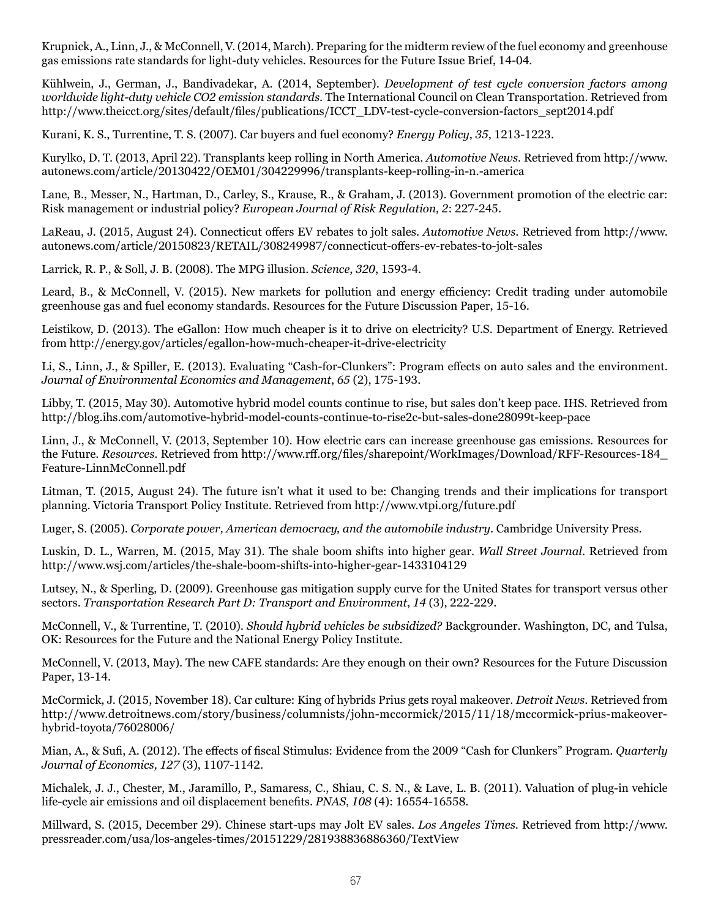Krupnick, A., Linn, J., & McConnell, V. (2014, March). Preparing for the midterm review of the fuel economy and greenhouse gas emissions rate standards for light-duty vehicles. Resources for the Future Issue Brief, 14-04.

Kühlwein, J., German, J., Bandivadekar, A. (2014, September). *Development of test cycle conversion factors among worldwide light-duty vehicle CO2 emission standards*. The International Council on Clean Transportation. Retrieved from http://www.theicct.org/sites/default/files/publications/ICCT_LDV-test-cycle-conversion-factors_sept2014.pdf

Kurani, K. S., Turrentine, T. S. (2007). Car buyers and fuel economy? *Energy Policy*, *35*, 1213-1223.

Kurylko, D. T. (2013, April 22). Transplants keep rolling in North America. *Automotive News*. Retrieved from http://www.autonews.com/article/20130422/OEM01/304229996/transplants-keep-rolling-in-n.-america

Lane, B., Messer, N., Hartman, D., Carley, S., Krause, R., & Graham, J. (2013). Government promotion of the electric car: Risk management or industrial policy? *European Journal of Risk Regulation, 2*: 227-245.

LaReau, J. (2015, August 24). Connecticut offers EV rebates to jolt sales. *Automotive News*. Retrieved from http://www.autonews.com/article/20150823/RETAIL/308249987/connecticut-offers-ev-rebates-to-jolt-sales

Larrick, R. P., & Soll, J. B. (2008). The MPG illusion. *Science*, *320*, 1593-4.

Leard, B., & McConnell, V. (2015). New markets for pollution and energy efficiency: Credit trading under automobile greenhouse gas and fuel economy standards. Resources for the Future Discussion Paper, 15-16.

Leistikow, D. (2013). The eGallon: How much cheaper is it to drive on electricity? U.S. Department of Energy. Retrieved from http://energy.gov/articles/egallon-how-much-cheaper-it-drive-electricity

Li, S., Linn, J., & Spiller, E. (2013). Evaluating "Cash-for-Clunkers": Program effects on auto sales and the environment. *Journal of Environmental Economics and Management*, *65* (2), 175-193.

Libby, T. (2015, May 30). Automotive hybrid model counts continue to rise, but sales don't keep pace. IHS. Retrieved from http://blog.ihs.com/automotive-hybrid-model-counts-continue-to-rise2c-but-sales-done28099t-keep-pace

Linn, J., & McConnell, V. (2013, September 10). How electric cars can increase greenhouse gas emissions. Resources for the Future. *Resources*. Retrieved from http://www.rff.org/files/sharepoint/WorkImages/Download/RFF-Resources-184_Feature-LinnMcConnell.pdf

Litman, T. (2015, August 24). The future isn't what it used to be: Changing trends and their implications for transport planning. Victoria Transport Policy Institute. Retrieved from http://www.vtpi.org/future.pdf

Luger, S. (2005). *Corporate power, American democracy, and the automobile industry*. Cambridge University Press.

Luskin, D. L., Warren, M. (2015, May 31). The shale boom shifts into higher gear. *Wall Street Journal*. Retrieved from http://www.wsj.com/articles/the-shale-boom-shifts-into-higher-gear-1433104129

Lutsey, N., & Sperling, D. (2009). Greenhouse gas mitigation supply curve for the United States for transport versus other sectors. *Transportation Research Part D: Transport and Environment*, *14* (3), 222-229.

McConnell, V., & Turrentine, T. (2010). *Should hybrid vehicles be subsidized?* Backgrounder. Washington, DC, and Tulsa, OK: Resources for the Future and the National Energy Policy Institute.

McConnell, V. (2013, May). The new CAFE standards: Are they enough on their own? Resources for the Future Discussion Paper, 13-14.

McCormick, J. (2015, November 18). Car culture: King of hybrids Prius gets royal makeover. *Detroit News*. Retrieved from http://www.detroitnews.com/story/business/columnists/john-mccormick/2015/11/18/mccormick-prius-makeover-hybrid-toyota/76028006/

Mian, A., & Sufi, A. (2012). The effects of fiscal Stimulus: Evidence from the 2009 "Cash for Clunkers" Program. *Quarterly Journal of Economics, 127* (3), 1107-1142.

Michalek, J. J., Chester, M., Jaramillo, P., Samaress, C., Shiau, C. S. N., & Lave, L. B. (2011). Valuation of plug-in vehicle life-cycle air emissions and oil displacement benefits. *PNAS*, *108* (4): 16554-16558.

Millward, S. (2015, December 29). Chinese start-ups may Jolt EV sales. *Los Angeles Times*. Retrieved from http://www.pressreader.com/usa/los-angeles-times/20151229/281938836886360/TextView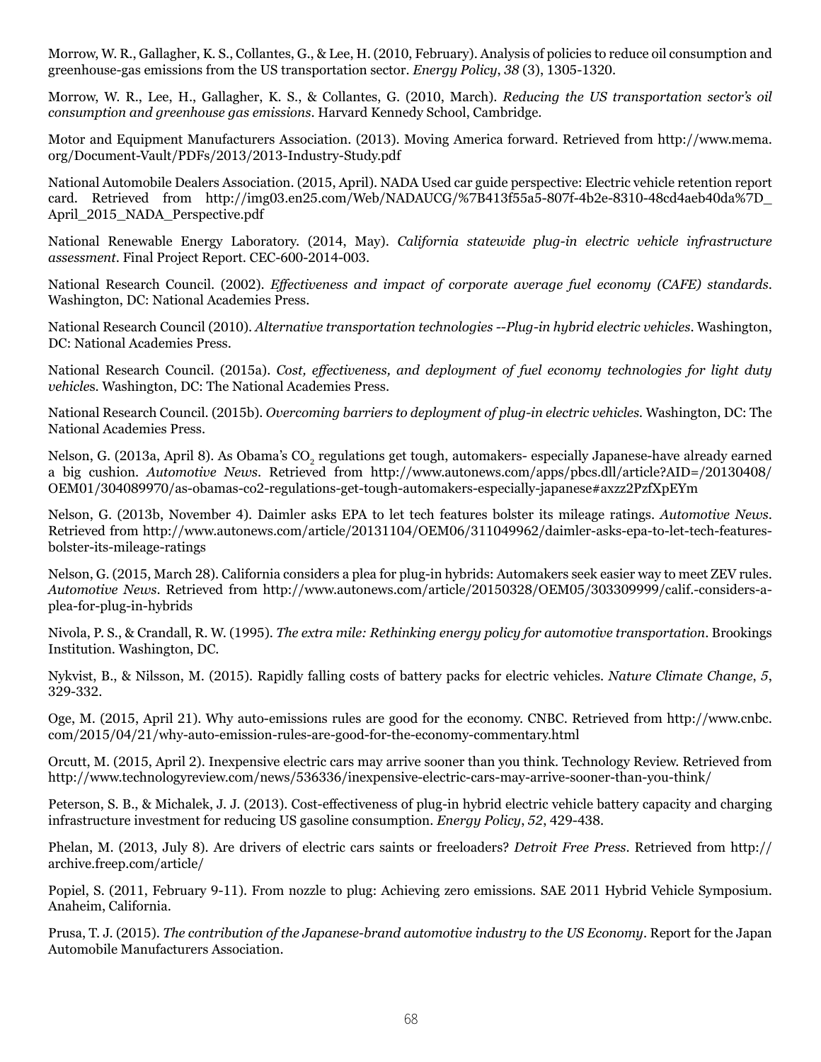Morrow, W. R., Gallagher, K. S., Collantes, G., & Lee, H. (2010, February). Analysis of policies to reduce oil consumption and greenhouse-gas emissions from the US transportation sector. *Energy Policy*, *38* (3), 1305-1320.

Morrow, W. R., Lee, H., Gallagher, K. S., & Collantes, G. (2010, March). *Reducing the US transportation sector's oil consumption and greenhouse gas emissions*. Harvard Kennedy School, Cambridge.

Motor and Equipment Manufacturers Association. (2013). Moving America forward. Retrieved from http://www.mema.org/Document-Vault/PDFs/2013/2013-Industry-Study.pdf

National Automobile Dealers Association. (2015, April). NADA Used car guide perspective: Electric vehicle retention report card. Retrieved from http://img03.en25.com/Web/NADAUCG/%7B413f55a5-807f-4b2e-8310-48cd4aeb40da%7D_April_2015_NADA_Perspective.pdf

National Renewable Energy Laboratory. (2014, May). *California statewide plug-in electric vehicle infrastructure assessment*. Final Project Report. CEC-600-2014-003.

National Research Council. (2002). *Effectiveness and impact of corporate average fuel economy (CAFE) standards*. Washington, DC: National Academies Press.

National Research Council (2010). *Alternative transportation technologies --Plug-in hybrid electric vehicles*. Washington, DC: National Academies Press.

National Research Council. (2015a). *Cost, effectiveness, and deployment of fuel economy technologies for light duty vehicles*. Washington, DC: The National Academies Press.

National Research Council. (2015b). *Overcoming barriers to deployment of plug-in electric vehicles*. Washington, DC: The National Academies Press.

Nelson, G. (2013a, April 8). As Obama's $CO_2$ regulations get tough, automakers- especially Japanese-have already earned a big cushion. *Automotive News*. Retrieved from http://www.autonews.com/apps/pbcs.dll/article?AID=/20130408/OEM01/304089970/as-obamas-co2-regulations-get-tough-automakers-especially-japanese#axzz2PzfXpEYm

Nelson, G. (2013b, November 4). Daimler asks EPA to let tech features bolster its mileage ratings. *Automotive News*. Retrieved from http://www.autonews.com/article/20131104/OEM06/311049962/daimler-asks-epa-to-let-tech-features-bolster-its-mileage-ratings

Nelson, G. (2015, March 28). California considers a plea for plug-in hybrids: Automakers seek easier way to meet ZEV rules. *Automotive News*. Retrieved from http://www.autonews.com/article/20150328/OEM05/303309999/calif.-considers-a-plea-for-plug-in-hybrids

Nivola, P. S., & Crandall, R. W. (1995). *The extra mile: Rethinking energy policy for automotive transportation*. Brookings Institution. Washington, DC.

Nykvist, B., & Nilsson, M. (2015). Rapidly falling costs of battery packs for electric vehicles. *Nature Climate Change*, *5*, 329-332.

Oge, M. (2015, April 21). Why auto-emissions rules are good for the economy. CNBC. Retrieved from http://www.cnbc.com/2015/04/21/why-auto-emission-rules-are-good-for-the-economy-commentary.html

Orcutt, M. (2015, April 2). Inexpensive electric cars may arrive sooner than you think. Technology Review. Retrieved from http://www.technologyreview.com/news/536336/inexpensive-electric-cars-may-arrive-sooner-than-you-think/

Peterson, S. B., & Michalek, J. J. (2013). Cost-effectiveness of plug-in hybrid electric vehicle battery capacity and charging infrastructure investment for reducing US gasoline consumption. *Energy Policy*, *52*, 429-438.

Phelan, M. (2013, July 8). Are drivers of electric cars saints or freeloaders? *Detroit Free Press*. Retrieved from http://archive.freep.com/article/

Popiel, S. (2011, February 9-11). From nozzle to plug: Achieving zero emissions. SAE 2011 Hybrid Vehicle Symposium. Anaheim, California.

Prusa, T. J. (2015). *The contribution of the Japanese-brand automotive industry to the US Economy*. Report for the Japan Automobile Manufacturers Association.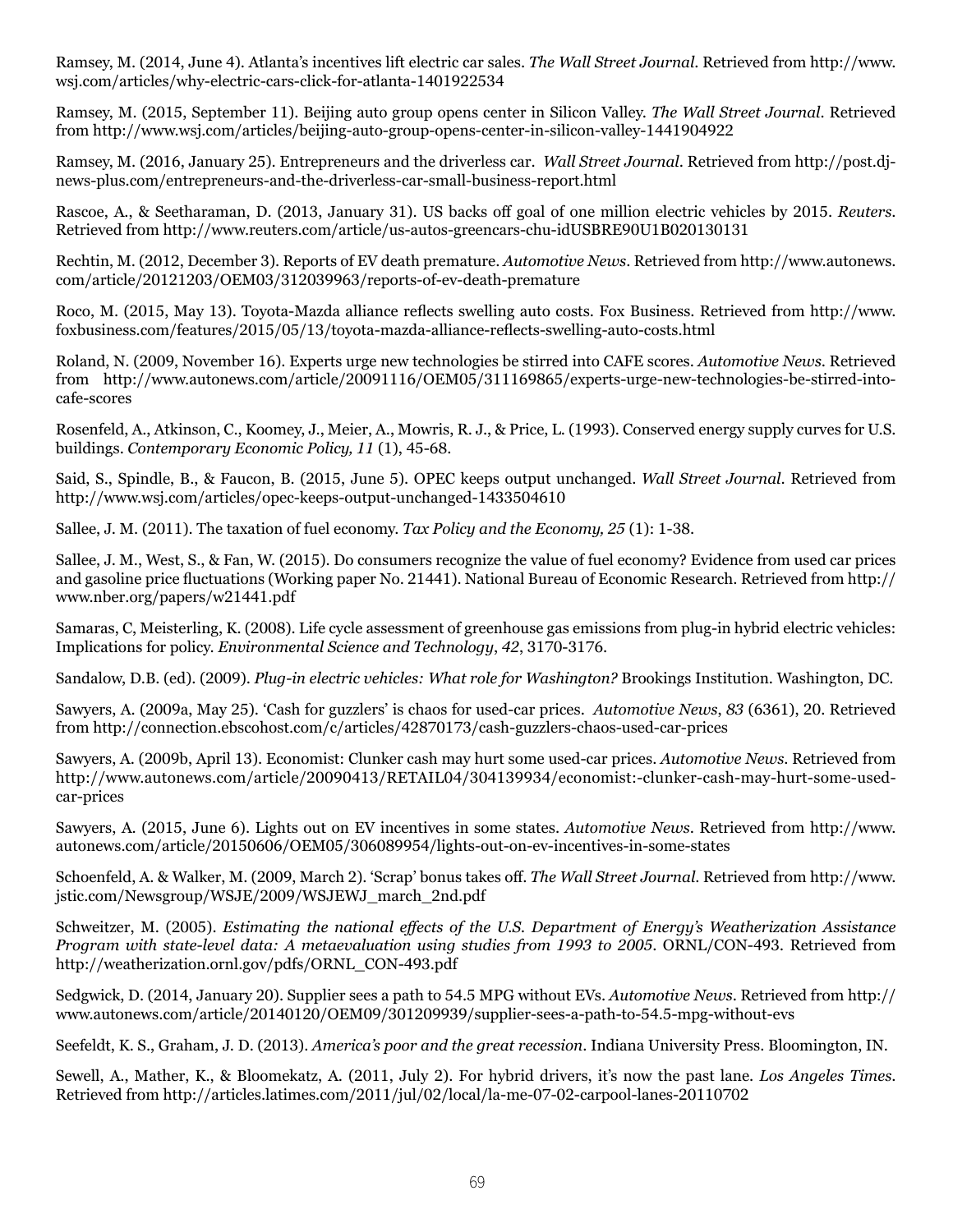Ramsey, M. (2014, June 4). Atlanta's incentives lift electric car sales. *The Wall Street Journal*. Retrieved from http://www.wsj.com/articles/why-electric-cars-click-for-atlanta-1401922534

Ramsey, M. (2015, September 11). Beijing auto group opens center in Silicon Valley. *The Wall Street Journal*. Retrieved from http://www.wsj.com/articles/beijing-auto-group-opens-center-in-silicon-valley-1441904922

Ramsey, M. (2016, January 25). Entrepreneurs and the driverless car. *Wall Street Journal*. Retrieved from http://post.dj-news-plus.com/entrepreneurs-and-the-driverless-car-small-business-report.html

Rascoe, A., & Seetharaman, D. (2013, January 31). US backs off goal of one million electric vehicles by 2015. *Reuters*. Retrieved from http://www.reuters.com/article/us-autos-greencars-chu-idUSBRE90U1B020130131

Rechtin, M. (2012, December 3). Reports of EV death premature. *Automotive News*. Retrieved from http://www.autonews.com/article/20121203/OEM03/312039963/reports-of-ev-death-premature

Roco, M. (2015, May 13). Toyota-Mazda alliance reflects swelling auto costs. Fox Business. Retrieved from http://www.foxbusiness.com/features/2015/05/13/toyota-mazda-alliance-reflects-swelling-auto-costs.html

Roland, N. (2009, November 16). Experts urge new technologies be stirred into CAFE scores. *Automotive News*. Retrieved from http://www.autonews.com/article/20091116/OEM05/311169865/experts-urge-new-technologies-be-stirred-into-cafe-scores

Rosenfeld, A., Atkinson, C., Koomey, J., Meier, A., Mowris, R. J., & Price, L. (1993). Conserved energy supply curves for U.S. buildings. *Contemporary Economic Policy, 11* (1), 45-68.

Said, S., Spindle, B., & Faucon, B. (2015, June 5). OPEC keeps output unchanged. *Wall Street Journal*. Retrieved from http://www.wsj.com/articles/opec-keeps-output-unchanged-1433504610

Sallee, J. M. (2011). The taxation of fuel economy. *Tax Policy and the Economy, 25* (1): 1-38.

Sallee, J. M., West, S., & Fan, W. (2015). Do consumers recognize the value of fuel economy? Evidence from used car prices and gasoline price fluctuations (Working paper No. 21441). National Bureau of Economic Research. Retrieved from http://www.nber.org/papers/w21441.pdf

Samaras, C, Meisterling, K. (2008). Life cycle assessment of greenhouse gas emissions from plug-in hybrid electric vehicles: Implications for policy. *Environmental Science and Technology*, *42*, 3170-3176.

Sandalow, D.B. (ed). (2009). *Plug-in electric vehicles: What role for Washington?* Brookings Institution. Washington, DC.

Sawyers, A. (2009a, May 25). 'Cash for guzzlers' is chaos for used-car prices. *Automotive News*, *83* (6361), 20. Retrieved from http://connection.ebscohost.com/c/articles/42870173/cash-guzzlers-chaos-used-car-prices

Sawyers, A. (2009b, April 13). Economist: Clunker cash may hurt some used-car prices. *Automotive News*. Retrieved from http://www.autonews.com/article/20090413/RETAIL04/304139934/economist:-clunker-cash-may-hurt-some-used-car-prices

Sawyers, A. (2015, June 6). Lights out on EV incentives in some states. *Automotive News*. Retrieved from http://www.autonews.com/article/20150606/OEM05/306089954/lights-out-on-ev-incentives-in-some-states

Schoenfeld, A. & Walker, M. (2009, March 2). 'Scrap' bonus takes off. *The Wall Street Journal*. Retrieved from http://www.jstic.com/Newsgroup/WSJE/2009/WSJEWJ_march_2nd.pdf

Schweitzer, M. (2005). *Estimating the national effects of the U.S. Department of Energy's Weatherization Assistance Program with state-level data: A metaevaluation using studies from 1993 to 2005*. ORNL/CON-493. Retrieved from http://weatherization.ornl.gov/pdfs/ORNL_CON-493.pdf

Sedgwick, D. (2014, January 20). Supplier sees a path to 54.5 MPG without EVs. *Automotive News*. Retrieved from http://www.autonews.com/article/20140120/OEM09/301209939/supplier-sees-a-path-to-54.5-mpg-without-evs

Seefeldt, K. S., Graham, J. D. (2013). *America's poor and the great recession*. Indiana University Press. Bloomington, IN.

Sewell, A., Mather, K., & Bloomekatz, A. (2011, July 2). For hybrid drivers, it's now the past lane. *Los Angeles Times*. Retrieved from http://articles.latimes.com/2011/jul/02/local/la-me-07-02-carpool-lanes-20110702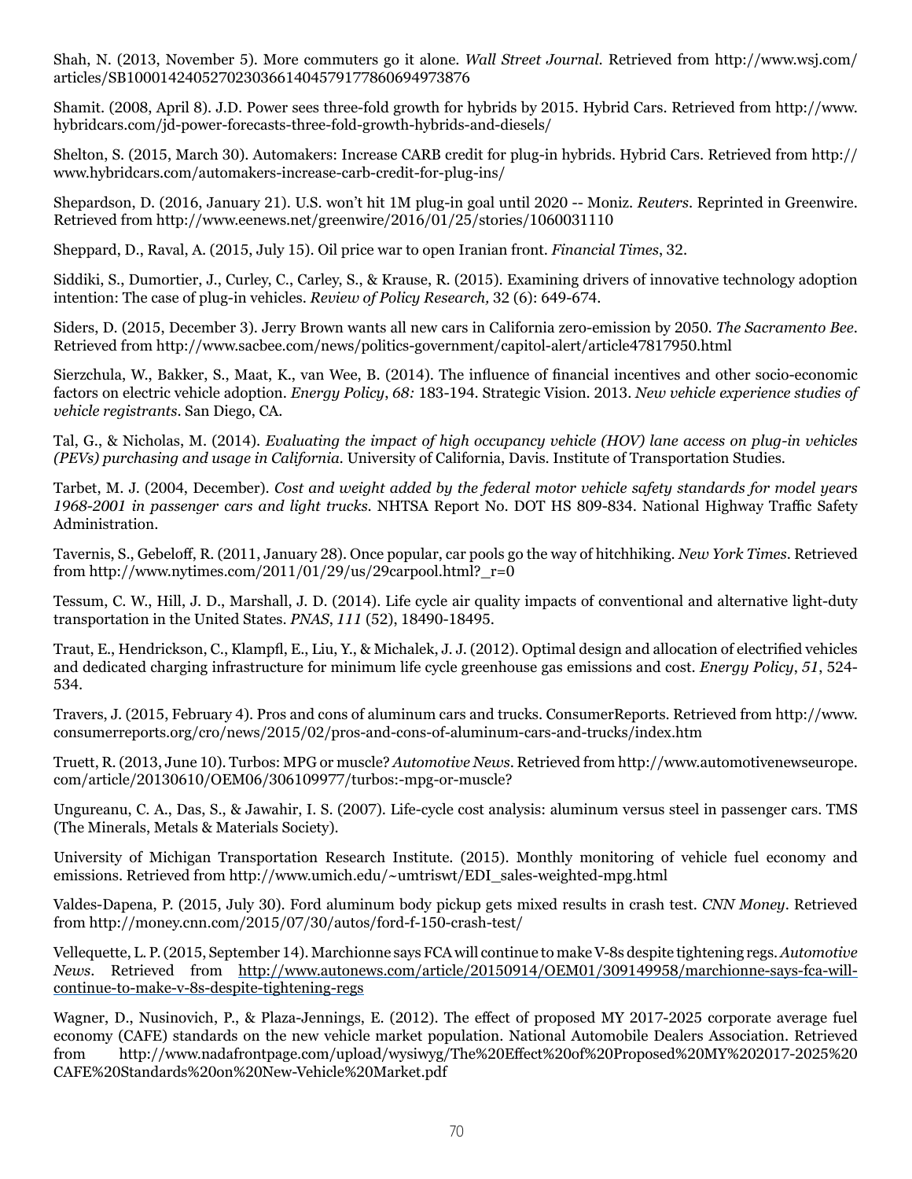Shah, N. (2013, November 5). More commuters go it alone. *Wall Street Journal*. Retrieved from http://www.wsj.com/articles/SB10001424052702303661404579177860694973876

Shamit. (2008, April 8). J.D. Power sees three-fold growth for hybrids by 2015. Hybrid Cars. Retrieved from http://www.hybridcars.com/jd-power-forecasts-three-fold-growth-hybrids-and-diesels/

Shelton, S. (2015, March 30). Automakers: Increase CARB credit for plug-in hybrids. Hybrid Cars. Retrieved from http://www.hybridcars.com/automakers-increase-carb-credit-for-plug-ins/

Shepardson, D. (2016, January 21). U.S. won't hit 1M plug-in goal until 2020 -- Moniz. *Reuters*. Reprinted in Greenwire. Retrieved from http://www.eenews.net/greenwire/2016/01/25/stories/1060031110

Sheppard, D., Raval, A. (2015, July 15). Oil price war to open Iranian front. *Financial Times*, 32.

Siddiki, S., Dumortier, J., Curley, C., Carley, S., & Krause, R. (2015). Examining drivers of innovative technology adoption intention: The case of plug-in vehicles. *Review of Policy Research,* 32 (6): 649-674.

Siders, D. (2015, December 3). Jerry Brown wants all new cars in California zero-emission by 2050. *The Sacramento Bee*. Retrieved from http://www.sacbee.com/news/politics-government/capitol-alert/article47817950.html

Sierzchula, W., Bakker, S., Maat, K., van Wee, B. (2014). The influence of financial incentives and other socio-economic factors on electric vehicle adoption. *Energy Policy*, *68:* 183-194. Strategic Vision. 2013. *New vehicle experience studies of vehicle registrants*. San Diego, CA.

Tal, G., & Nicholas, M. (2014). *Evaluating the impact of high occupancy vehicle (HOV) lane access on plug-in vehicles (PEVs) purchasing and usage in California.* University of California, Davis. Institute of Transportation Studies.

Tarbet, M. J. (2004, December). *Cost and weight added by the federal motor vehicle safety standards for model years 1968-2001 in passenger cars and light trucks*. NHTSA Report No. DOT HS 809-834. National Highway Traffic Safety Administration.

Tavernis, S., Gebeloff, R. (2011, January 28). Once popular, car pools go the way of hitchhiking. *New York Times*. Retrieved from http://www.nytimes.com/2011/01/29/us/29carpool.html?_r=0

Tessum, C. W., Hill, J. D., Marshall, J. D. (2014). Life cycle air quality impacts of conventional and alternative light-duty transportation in the United States. *PNAS*, *111* (52), 18490-18495.

Traut, E., Hendrickson, C., Klampfl, E., Liu, Y., & Michalek, J. J. (2012). Optimal design and allocation of electrified vehicles and dedicated charging infrastructure for minimum life cycle greenhouse gas emissions and cost. *Energy Policy*, *51*, 524-534.

Travers, J. (2015, February 4). Pros and cons of aluminum cars and trucks. ConsumerReports. Retrieved from http://www.consumerreports.org/cro/news/2015/02/pros-and-cons-of-aluminum-cars-and-trucks/index.htm

Truett, R. (2013, June 10). Turbos: MPG or muscle? *Automotive News*. Retrieved from http://www.automotivenewseurope.com/article/20130610/OEM06/306109977/turbos:-mpg-or-muscle?

Ungureanu, C. A., Das, S., & Jawahir, I. S. (2007). Life-cycle cost analysis: aluminum versus steel in passenger cars. TMS (The Minerals, Metals & Materials Society).

University of Michigan Transportation Research Institute. (2015). Monthly monitoring of vehicle fuel economy and emissions. Retrieved from http://www.umich.edu/~umtriswt/EDI_sales-weighted-mpg.html

Valdes-Dapena, P. (2015, July 30). Ford aluminum body pickup gets mixed results in crash test. *CNN Money*. Retrieved from http://money.cnn.com/2015/07/30/autos/ford-f-150-crash-test/

Vellequette, L. P. (2015, September 14). Marchionne says FCA will continue to make V-8s despite tightening regs. *Automotive News*. Retrieved from http://www.autonews.com/article/20150914/OEM01/309149958/marchionne-says-fca-will-continue-to-make-v-8s-despite-tightening-regs

Wagner, D., Nusinovich, P., & Plaza-Jennings, E. (2012). The effect of proposed MY 2017-2025 corporate average fuel economy (CAFE) standards on the new vehicle market population. National Automobile Dealers Association. Retrieved from http://www.nadafrontpage.com/upload/wysiwyg/The%20Effect%20of%20Proposed%20MY%202017-2025%20CAFE%20Standards%20on%20New-Vehicle%20Market.pdf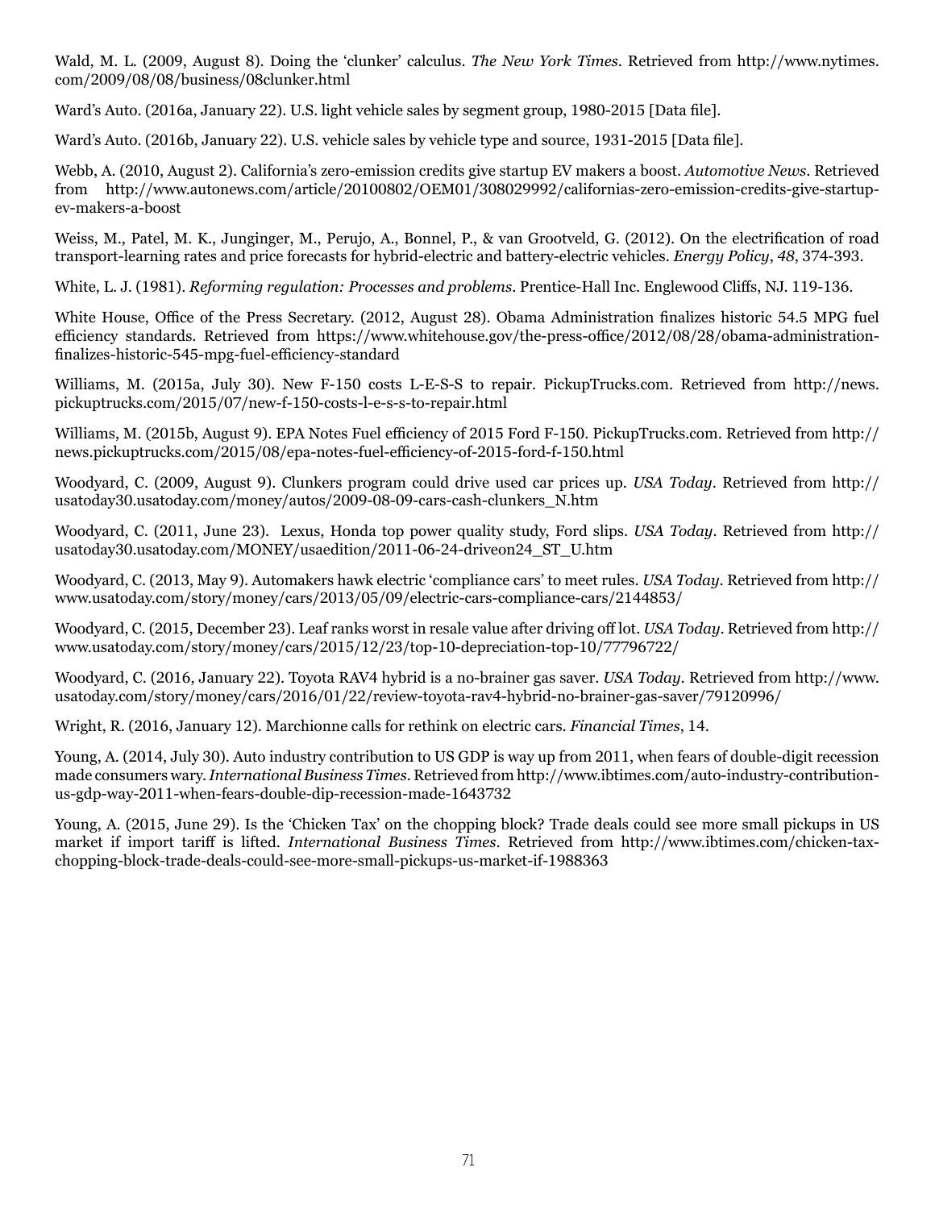Wald, M. L. (2009, August 8). Doing the 'clunker' calculus. *The New York Times*. Retrieved from http://www.nytimes.com/2009/08/08/business/08clunker.html

Ward's Auto. (2016a, January 22). U.S. light vehicle sales by segment group, 1980-2015 [Data file].

Ward's Auto. (2016b, January 22). U.S. vehicle sales by vehicle type and source, 1931-2015 [Data file].

Webb, A. (2010, August 2). California's zero-emission credits give startup EV makers a boost. *Automotive News*. Retrieved from http://www.autonews.com/article/20100802/OEM01/308029992/californias-zero-emission-credits-give-startup-ev-makers-a-boost

Weiss, M., Patel, M. K., Junginger, M., Perujo, A., Bonnel, P., & van Grootveld, G. (2012). On the electrification of road transport-learning rates and price forecasts for hybrid-electric and battery-electric vehicles. *Energy Policy*, *48*, 374-393.

White, L. J. (1981). *Reforming regulation: Processes and problems*. Prentice-Hall Inc. Englewood Cliffs, NJ. 119-136.

White House, Office of the Press Secretary. (2012, August 28). Obama Administration finalizes historic 54.5 MPG fuel efficiency standards. Retrieved from https://www.whitehouse.gov/the-press-office/2012/08/28/obama-administration-finalizes-historic-545-mpg-fuel-efficiency-standard

Williams, M. (2015a, July 30). New F-150 costs L-E-S-S to repair. PickupTrucks.com. Retrieved from http://news.pickuptrucks.com/2015/07/new-f-150-costs-l-e-s-s-to-repair.html

Williams, M. (2015b, August 9). EPA Notes Fuel efficiency of 2015 Ford F-150. PickupTrucks.com. Retrieved from http://news.pickuptrucks.com/2015/08/epa-notes-fuel-efficiency-of-2015-ford-f-150.html

Woodyard, C. (2009, August 9). Clunkers program could drive used car prices up. *USA Today*. Retrieved from http://usatoday30.usatoday.com/money/autos/2009-08-09-cars-cash-clunkers_N.htm

Woodyard, C. (2011, June 23). Lexus, Honda top power quality study, Ford slips. *USA Today*. Retrieved from http://usatoday30.usatoday.com/MONEY/usaedition/2011-06-24-driveon24_ST_U.htm

Woodyard, C. (2013, May 9). Automakers hawk electric 'compliance cars' to meet rules. *USA Today*. Retrieved from http://www.usatoday.com/story/money/cars/2013/05/09/electric-cars-compliance-cars/2144853/

Woodyard, C. (2015, December 23). Leaf ranks worst in resale value after driving off lot. *USA Today*. Retrieved from http://www.usatoday.com/story/money/cars/2015/12/23/top-10-depreciation-top-10/77796722/

Woodyard, C. (2016, January 22). Toyota RAV4 hybrid is a no-brainer gas saver. *USA Today*. Retrieved from http://www.usatoday.com/story/money/cars/2016/01/22/review-toyota-rav4-hybrid-no-brainer-gas-saver/79120996/

Wright, R. (2016, January 12). Marchionne calls for rethink on electric cars. *Financial Times*, 14.

Young, A. (2014, July 30). Auto industry contribution to US GDP is way up from 2011, when fears of double-digit recession made consumers wary. *International Business Times*. Retrieved from http://www.ibtimes.com/auto-industry-contribution-us-gdp-way-2011-when-fears-double-dip-recession-made-1643732

Young, A. (2015, June 29). Is the 'Chicken Tax' on the chopping block? Trade deals could see more small pickups in US market if import tariff is lifted. *International Business Times*. Retrieved from http://www.ibtimes.com/chicken-tax-chopping-block-trade-deals-could-see-more-small-pickups-us-market-if-1988363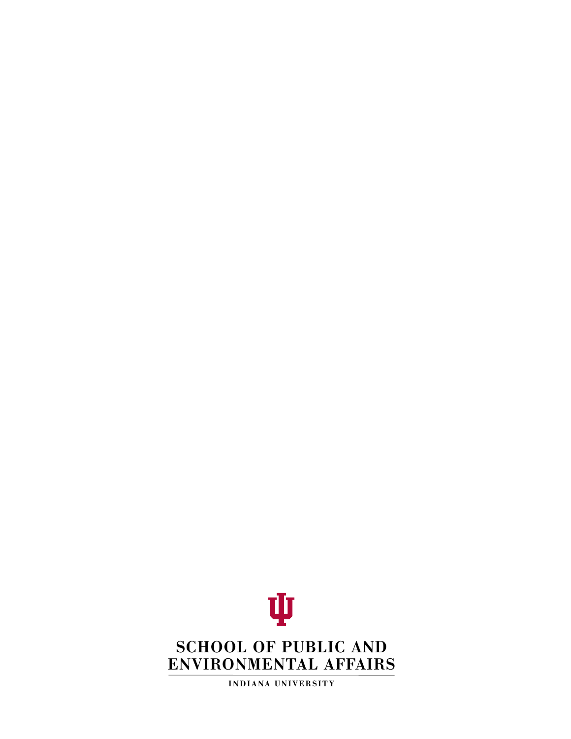SCHOOL OF PUBLIC AND ENVIRONMENTAL AFFAIRS

INDIANA UNIVERSITY